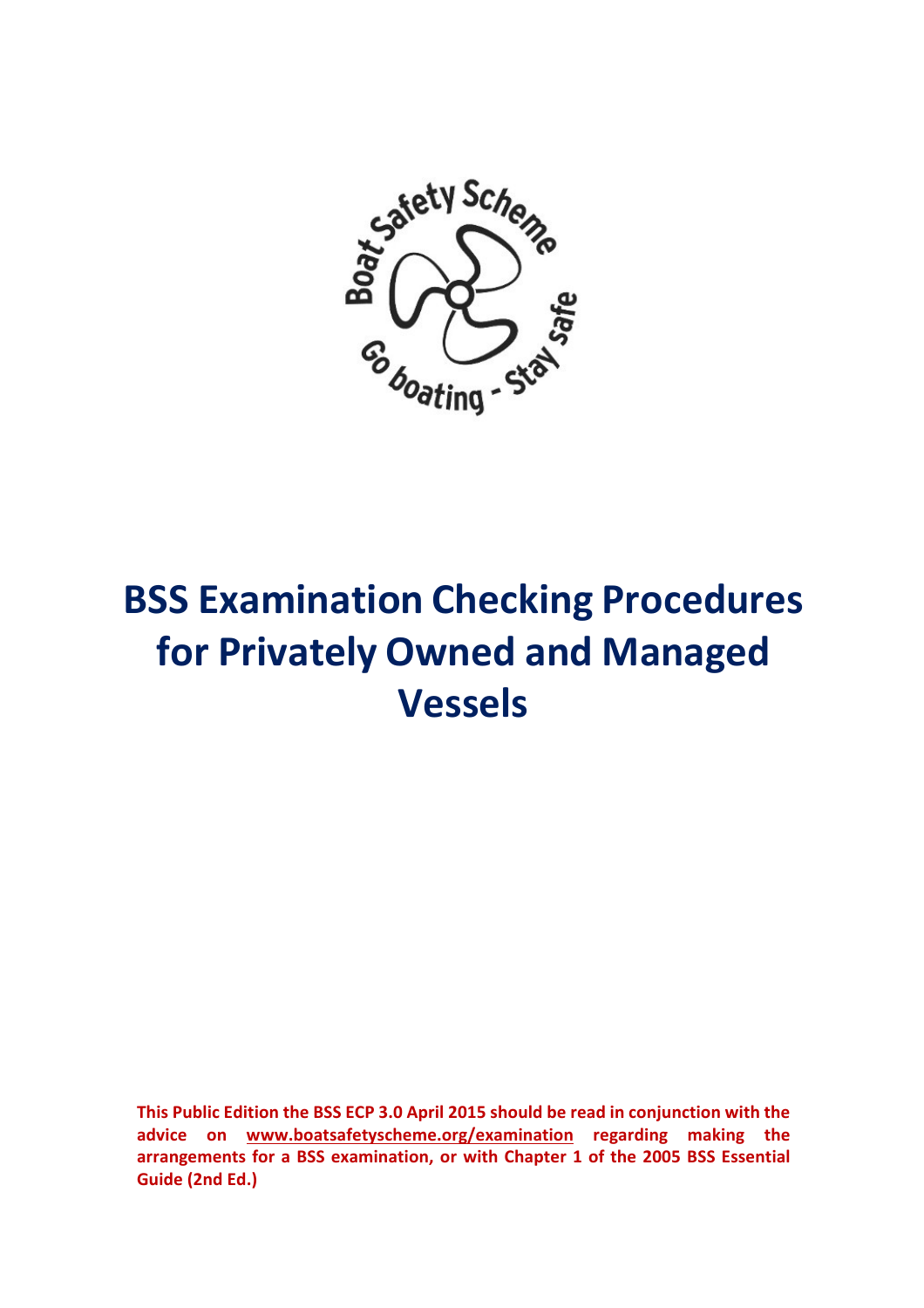# BSS Examination Checking Procedures for Privately Owned and Managed Vessels

**This Public Edition the BSS ECP 3.0 April 2015 should be read in conjunction with the advice on www.boatsafetyscheme.org/examination regarding making the arrangements for a BSS examination, or with Chapter 1 of the 2005 BSS Essential Guide (2nd Ed.)**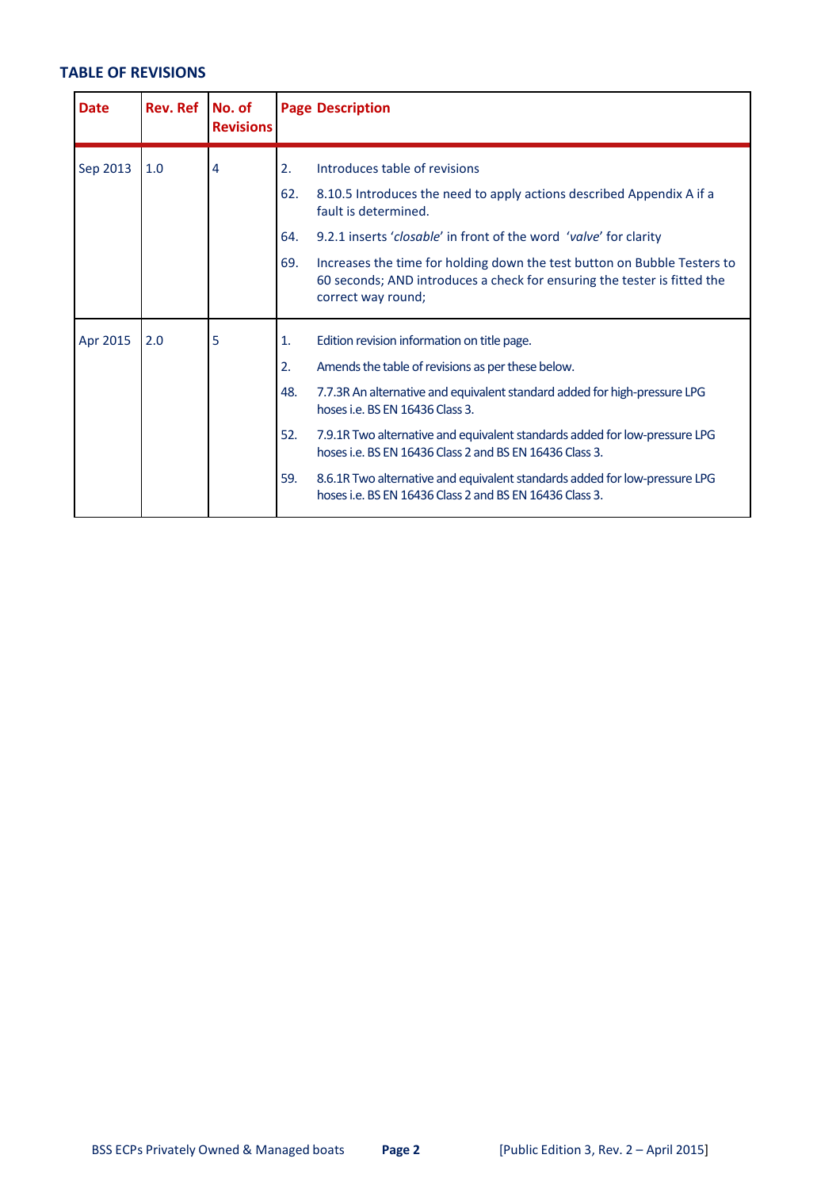## TABLE OF REVISIONS

| Date | Rev. Ref | No. of Revisions | Page | Description |
|---|---|---|---|---|
| Sep 2013 | 1.0 | 4 | 2. | Introduces table of revisions |
| | | | 62. | 8.10.5 Introduces the need to apply actions described Appendix A if a fault is determined. |
| | | | 64. | 9.2.1 inserts '*closable*' in front of the word '*valve*' for clarity |
| | | | 69. | Increases the time for holding down the test button on Bubble Testers to 60 seconds; AND introduces a check for ensuring the tester is fitted the correct way round; |
| Apr 2015 | 2.0 | 5 | 1. | Edition revision information on title page. |
| | | | 2. | Amends the table of revisions as per these below. |
| | | | 48. | 7.7.3R An alternative and equivalent standard added for high-pressure LPG hoses i.e. BS EN 16436 Class 3. |
| | | | 52. | 7.9.1R Two alternative and equivalent standards added for low-pressure LPG hoses i.e. BS EN 16436 Class 2 and BS EN 16436 Class 3. |
| | | | 59. | 8.6.1R Two alternative and equivalent standards added for low-pressure LPG hoses i.e. BS EN 16436 Class 2 and BS EN 16436 Class 3. |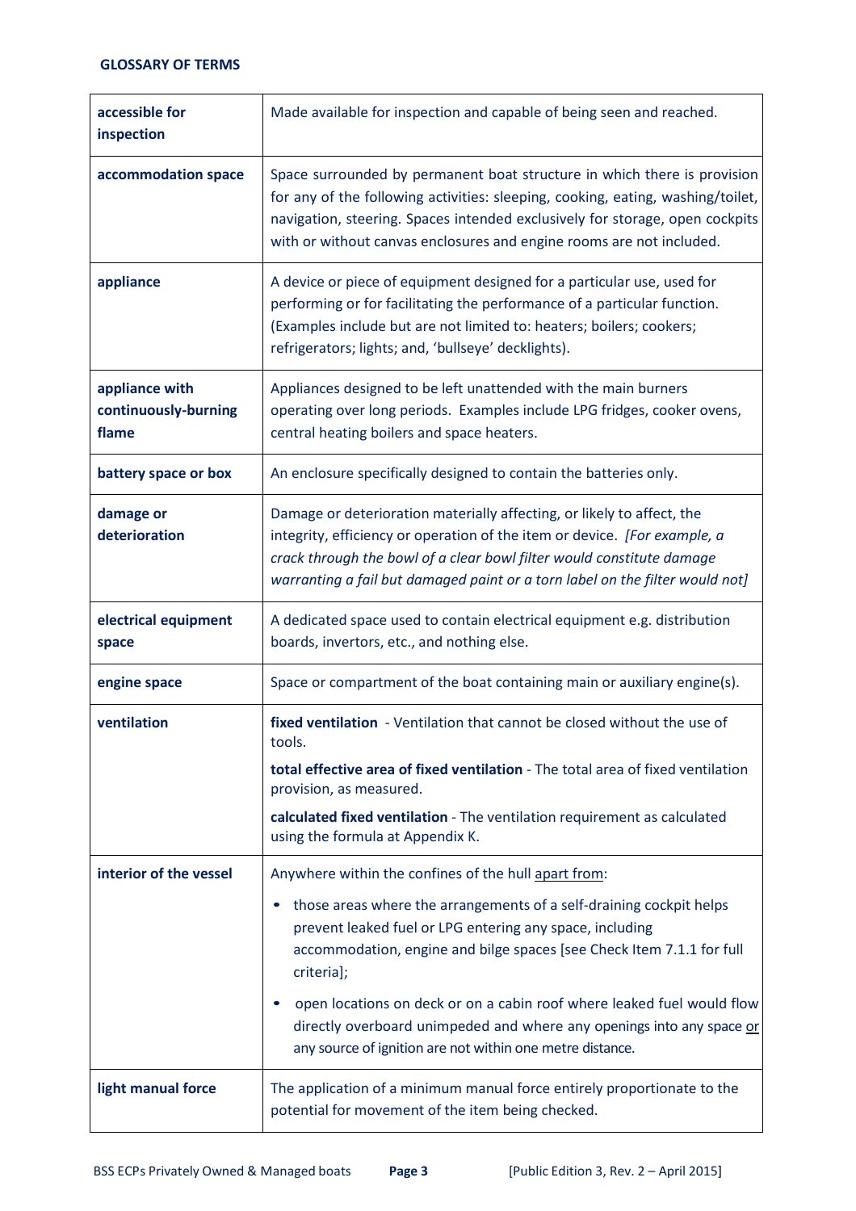## GLOSSARY OF TERMS

| | |
|---|---|
| **accessible for inspection** | Made available for inspection and capable of being seen and reached. |
| **accommodation space** | Space surrounded by permanent boat structure in which there is provision for any of the following activities: sleeping, cooking, eating, washing/toilet, navigation, steering. Spaces intended exclusively for storage, open cockpits with or without canvas enclosures and engine rooms are not included. |
| **appliance** | A device or piece of equipment designed for a particular use, used for performing or for facilitating the performance of a particular function. (Examples include but are not limited to: heaters; boilers; cookers; refrigerators; lights; and, 'bullseye' decklights). |
| **appliance with continuously-burning flame** | Appliances designed to be left unattended with the main burners operating over long periods. Examples include LPG fridges, cooker ovens, central heating boilers and space heaters. |
| **battery space or box** | An enclosure specifically designed to contain the batteries only. |
| **damage or deterioration** | Damage or deterioration materially affecting, or likely to affect, the integrity, efficiency or operation of the item or device. *[For example, a crack through the bowl of a clear bowl filter would constitute damage warranting a fail but damaged paint or a torn label on the filter would not]* |
| **electrical equipment space** | A dedicated space used to contain electrical equipment e.g. distribution boards, invertors, etc., and nothing else. |
| **engine space** | Space or compartment of the boat containing main or auxiliary engine(s). |
| **ventilation** | **fixed ventilation** - Ventilation that cannot be closed without the use of tools.<br>**total effective area of fixed ventilation** - The total area of fixed ventilation provision, as measured.<br>**calculated fixed ventilation** - The ventilation requirement as calculated using the formula at Appendix K. |
| **interior of the vessel** | Anywhere within the confines of the hull <u>apart from</u>:<br>• those areas where the arrangements of a self-draining cockpit helps prevent leaked fuel or LPG entering any space, including accommodation, engine and bilge spaces [see Check Item 7.1.1 for full criteria];<br>• open locations on deck or on a cabin roof where leaked fuel would flow directly overboard unimpeded and where any openings into any space <u>or</u> any source of ignition are not within one metre distance. |
| **light manual force** | The application of a minimum manual force entirely proportionate to the potential for movement of the item being checked. |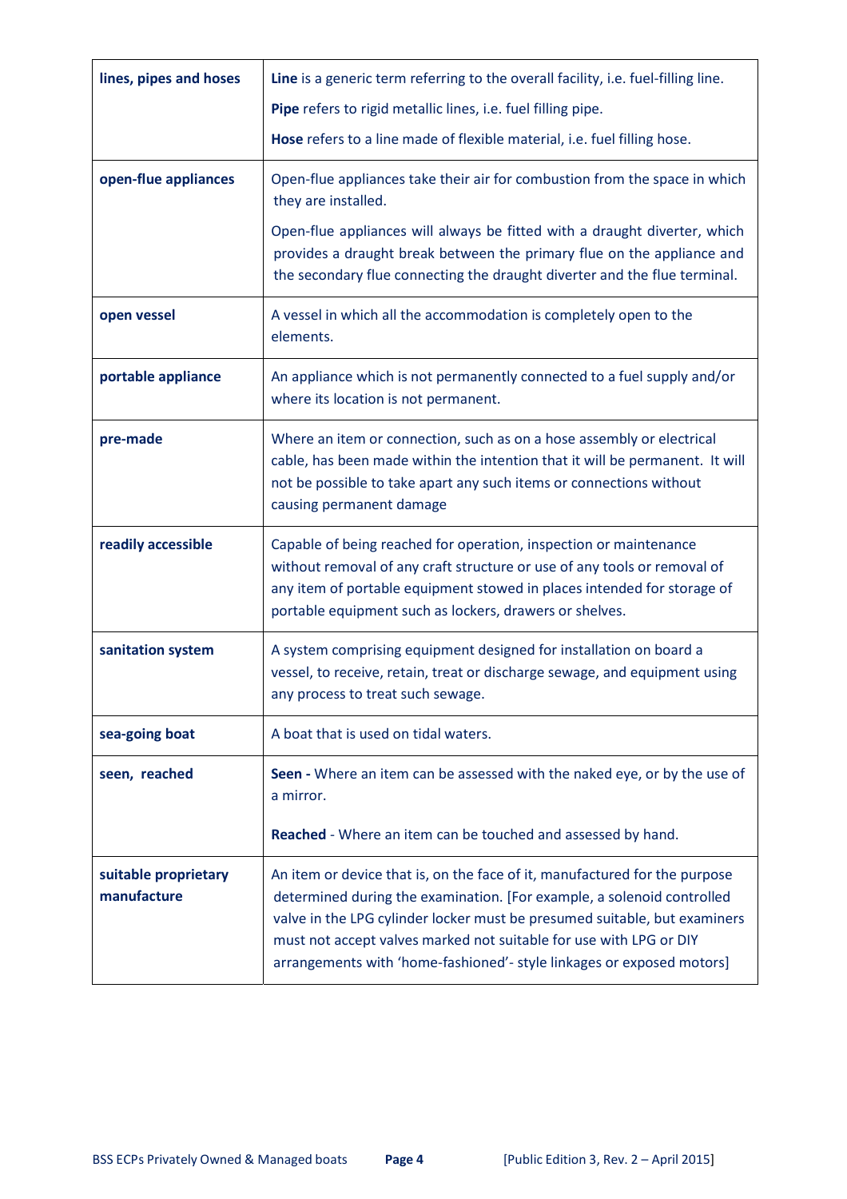| | |
|---|---|
| **lines, pipes and hoses** | **Line** is a generic term referring to the overall facility, i.e. fuel-filling line.<br><br>**Pipe** refers to rigid metallic lines, i.e. fuel filling pipe.<br><br>**Hose** refers to a line made of flexible material, i.e. fuel filling hose. |
| **open-flue appliances** | Open-flue appliances take their air for combustion from the space in which they are installed.<br><br>Open-flue appliances will always be fitted with a draught diverter, which provides a draught break between the primary flue on the appliance and the secondary flue connecting the draught diverter and the flue terminal. |
| **open vessel** | A vessel in which all the accommodation is completely open to the elements. |
| **portable appliance** | An appliance which is not permanently connected to a fuel supply and/or where its location is not permanent. |
| **pre-made** | Where an item or connection, such as on a hose assembly or electrical cable, has been made within the intention that it will be permanent. It will not be possible to take apart any such items or connections without causing permanent damage |
| **readily accessible** | Capable of being reached for operation, inspection or maintenance without removal of any craft structure or use of any tools or removal of any item of portable equipment stowed in places intended for storage of portable equipment such as lockers, drawers or shelves. |
| **sanitation system** | A system comprising equipment designed for installation on board a vessel, to receive, retain, treat or discharge sewage, and equipment using any process to treat such sewage. |
| **sea-going boat** | A boat that is used on tidal waters. |
| **seen, reached** | **Seen -** Where an item can be assessed with the naked eye, or by the use of a mirror.<br><br>**Reached** - Where an item can be touched and assessed by hand. |
| **suitable proprietary manufacture** | An item or device that is, on the face of it, manufactured for the purpose determined during the examination. [For example, a solenoid controlled valve in the LPG cylinder locker must be presumed suitable, but examiners must not accept valves marked not suitable for use with LPG or DIY arrangements with 'home-fashioned'- style linkages or exposed motors] |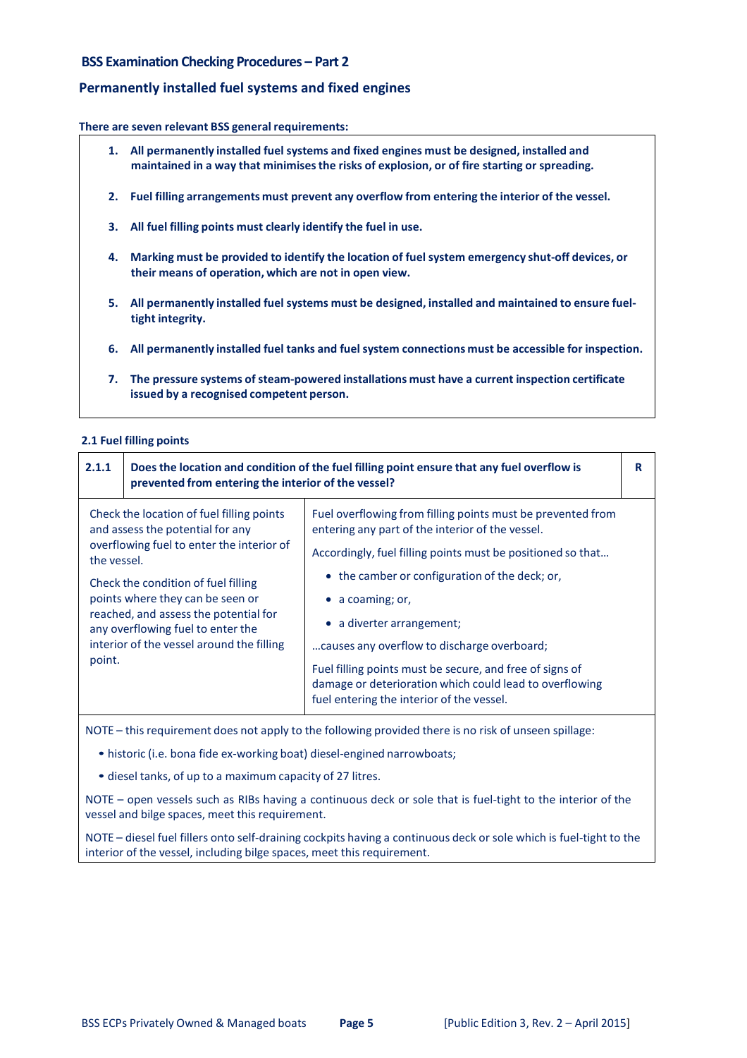## BSS Examination Checking Procedures – Part 2

### Permanently installed fuel systems and fixed engines

**There are seven relevant BSS general requirements:**

1. **All permanently installed fuel systems and fixed engines must be designed, installed and maintained in a way that minimises the risks of explosion, or of fire starting or spreading.**
2. **Fuel filling arrangements must prevent any overflow from entering the interior of the vessel.**
3. **All fuel filling points must clearly identify the fuel in use.**
4. **Marking must be provided to identify the location of fuel system emergency shut-off devices, or their means of operation, which are not in open view.**
5. **All permanently installed fuel systems must be designed, installed and maintained to ensure fuel-tight integrity.**
6. **All permanently installed fuel tanks and fuel system connections must be accessible for inspection.**
7. **The pressure systems of steam-powered installations must have a current inspection certificate issued by a recognised competent person.**

#### 2.1 Fuel filling points

| **2.1.1** | **Does the location and condition of the fuel filling point ensure that any fuel overflow is prevented from entering the interior of the vessel?** | **R** |
|---|---|---|
| Check the location of fuel filling points and assess the potential for any overflowing fuel to enter the interior of the vessel.<br><br>Check the condition of fuel filling points where they can be seen or reached, and assess the potential for any overflowing fuel to enter the interior of the vessel around the filling point. | Fuel overflowing from filling points must be prevented from entering any part of the interior of the vessel.<br><br>Accordingly, fuel filling points must be positioned so that…<br>• the camber or configuration of the deck; or,<br>• a coaming; or,<br>• a diverter arrangement;<br>…causes any overflow to discharge overboard;<br><br>Fuel filling points must be secure, and free of signs of damage or deterioration which could lead to overflowing fuel entering the interior of the vessel. | |

NOTE – this requirement does not apply to the following provided there is no risk of unseen spillage:

- historic (i.e. bona fide ex-working boat) diesel-engined narrowboats;
- diesel tanks, of up to a maximum capacity of 27 litres.

NOTE – open vessels such as RIBs having a continuous deck or sole that is fuel-tight to the interior of the vessel and bilge spaces, meet this requirement.

NOTE – diesel fuel fillers onto self-draining cockpits having a continuous deck or sole which is fuel-tight to the interior of the vessel, including bilge spaces, meet this requirement.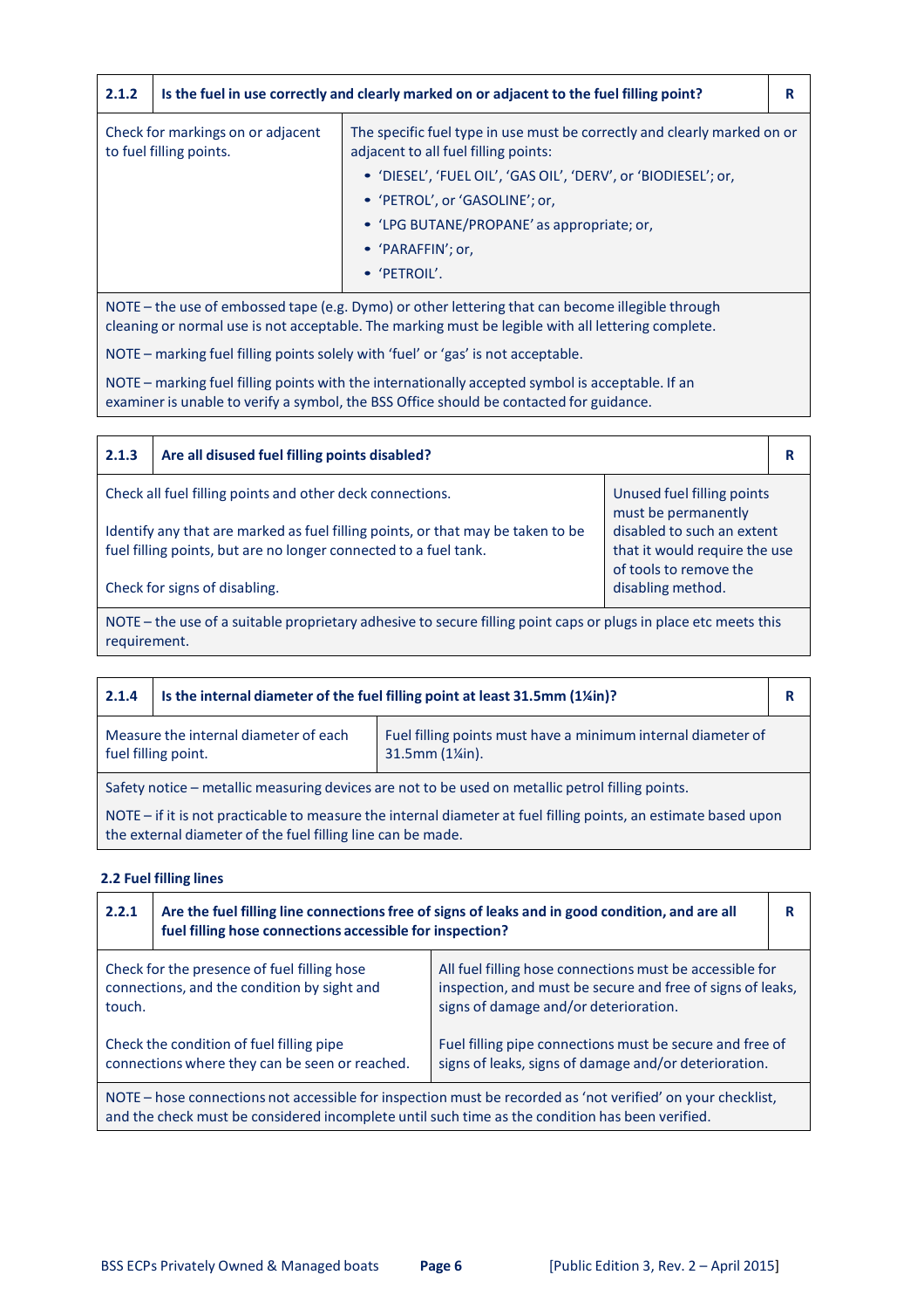| 2.1.2 | Is the fuel in use correctly and clearly marked on or adjacent to the fuel filling point? | R |
|---|---|---|
| Check for markings on or adjacent to fuel filling points. | The specific fuel type in use must be correctly and clearly marked on or adjacent to all fuel filling points:<br>• 'DIESEL', 'FUEL OIL', 'GAS OIL', 'DERV', or 'BIODIESEL'; or,<br>• 'PETROL', or 'GASOLINE'; or,<br>• 'LPG BUTANE/PROPANE' as appropriate; or,<br>• 'PARAFFIN'; or,<br>• 'PETROIL'. | |

NOTE – the use of embossed tape (e.g. Dymo) or other lettering that can become illegible through cleaning or normal use is not acceptable. The marking must be legible with all lettering complete.

NOTE – marking fuel filling points solely with 'fuel' or 'gas' is not acceptable.

NOTE – marking fuel filling points with the internationally accepted symbol is acceptable. If an examiner is unable to verify a symbol, the BSS Office should be contacted for guidance.

| 2.1.3 | Are all disused fuel filling points disabled? | R |
|---|---|---|
| Check all fuel filling points and other deck connections.<br><br>Identify any that are marked as fuel filling points, or that may be taken to be fuel filling points, but are no longer connected to a fuel tank.<br><br>Check for signs of disabling. | Unused fuel filling points must be permanently disabled to such an extent that it would require the use of tools to remove the disabling method. | |

NOTE – the use of a suitable proprietary adhesive to secure filling point caps or plugs in place etc meets this requirement.

| 2.1.4 | Is the internal diameter of the fuel filling point at least 31.5mm (1¼in)? | R |
|---|---|---|
| Measure the internal diameter of each fuel filling point. | Fuel filling points must have a minimum internal diameter of 31.5mm (1¼in). | |

Safety notice – metallic measuring devices are not to be used on metallic petrol filling points.

NOTE – if it is not practicable to measure the internal diameter at fuel filling points, an estimate based upon the external diameter of the fuel filling line can be made.

### 2.2 Fuel filling lines

| 2.2.1 | Are the fuel filling line connections free of signs of leaks and in good condition, and are all fuel filling hose connections accessible for inspection? | R |
|---|---|---|
| Check for the presence of fuel filling hose connections, and the condition by sight and touch. | All fuel filling hose connections must be accessible for inspection, and must be secure and free of signs of leaks, signs of damage and/or deterioration. | |
| Check the condition of fuel filling pipe connections where they can be seen or reached. | Fuel filling pipe connections must be secure and free of signs of leaks, signs of damage and/or deterioration. | |

NOTE – hose connections not accessible for inspection must be recorded as 'not verified' on your checklist, and the check must be considered incomplete until such time as the condition has been verified.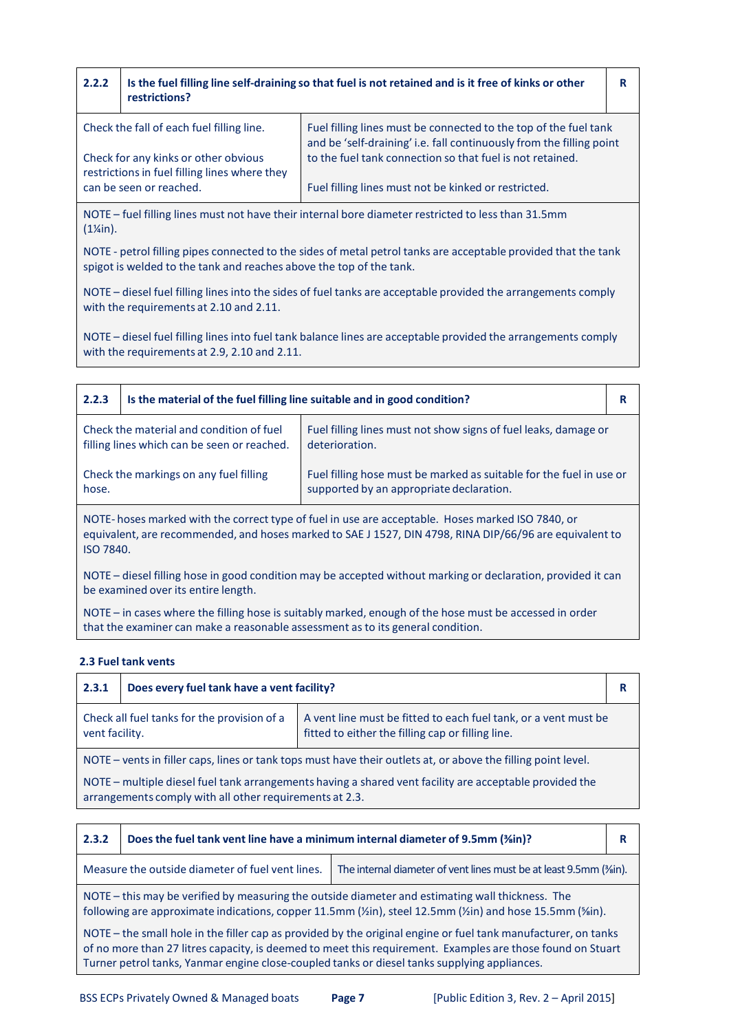| 2.2.2 | Is the fuel filling line self-draining so that fuel is not retained and is it free of kinks or other restrictions? | R |
|---|---|---|
| Check the fall of each fuel filling line.<br><br>Check for any kinks or other obvious restrictions in fuel filling lines where they can be seen or reached. | Fuel filling lines must be connected to the top of the fuel tank and be 'self-draining' i.e. fall continuously from the filling point to the fuel tank connection so that fuel is not retained.<br><br>Fuel filling lines must not be kinked or restricted. | |

NOTE – fuel filling lines must not have their internal bore diameter restricted to less than 31.5mm (1¼in).

NOTE - petrol filling pipes connected to the sides of metal petrol tanks are acceptable provided that the tank spigot is welded to the tank and reaches above the top of the tank.

NOTE – diesel fuel filling lines into the sides of fuel tanks are acceptable provided the arrangements comply with the requirements at 2.10 and 2.11.

NOTE – diesel fuel filling lines into fuel tank balance lines are acceptable provided the arrangements comply with the requirements at 2.9, 2.10 and 2.11.

| 2.2.3 | Is the material of the fuel filling line suitable and in good condition? | R |
|---|---|---|
| Check the material and condition of fuel filling lines which can be seen or reached.<br><br>Check the markings on any fuel filling hose. | Fuel filling lines must not show signs of fuel leaks, damage or deterioration.<br><br>Fuel filling hose must be marked as suitable for the fuel in use or supported by an appropriate declaration. | |

NOTE- hoses marked with the correct type of fuel in use are acceptable. Hoses marked ISO 7840, or equivalent, are recommended, and hoses marked to SAE J 1527, DIN 4798, RINA DIP/66/96 are equivalent to ISO 7840.

NOTE – diesel filling hose in good condition may be accepted without marking or declaration, provided it can be examined over its entire length.

NOTE – in cases where the filling hose is suitably marked, enough of the hose must be accessed in order that the examiner can make a reasonable assessment as to its general condition.

### 2.3 Fuel tank vents

| 2.3.1 | Does every fuel tank have a vent facility? | R |
|---|---|---|
| Check all fuel tanks for the provision of a vent facility. | A vent line must be fitted to each fuel tank, or a vent must be fitted to either the filling cap or filling line. | |

NOTE – vents in filler caps, lines or tank tops must have their outlets at, or above the filling point level.

NOTE – multiple diesel fuel tank arrangements having a shared vent facility are acceptable provided the arrangements comply with all other requirements at 2.3.

| 2.3.2 | Does the fuel tank vent line have a minimum internal diameter of 9.5mm (⅜in)? | R |
|---|---|---|
| Measure the outside diameter of fuel vent lines. | The internal diameter of vent lines must be at least 9.5mm (⅜in). | |

NOTE – this may be verified by measuring the outside diameter and estimating wall thickness. The following are approximate indications, copper 11.5mm (½in), steel 12.5mm (½in) and hose 15.5mm (⅝in).

NOTE – the small hole in the filler cap as provided by the original engine or fuel tank manufacturer, on tanks of no more than 27 litres capacity, is deemed to meet this requirement. Examples are those found on Stuart Turner petrol tanks, Yanmar engine close-coupled tanks or diesel tanks supplying appliances.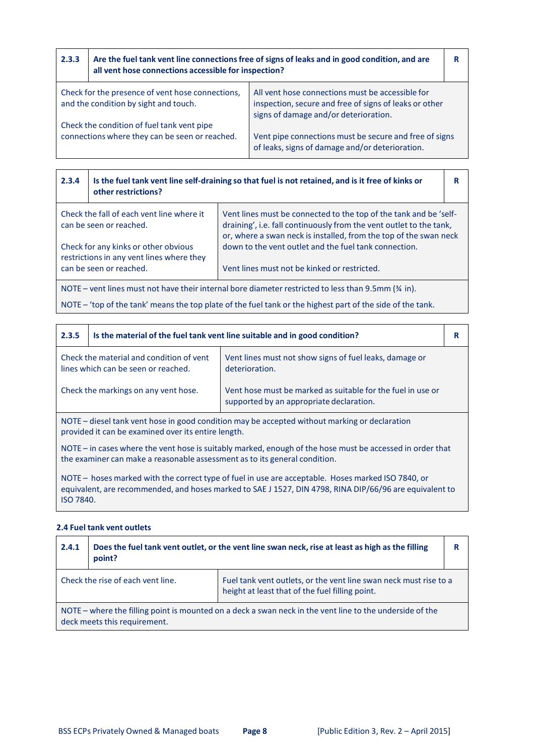| 2.3.3 | Are the fuel tank vent line connections free of signs of leaks and in good condition, and are all vent hose connections accessible for inspection? | R |
|---|---|---|
| Check for the presence of vent hose connections, and the condition by sight and touch.<br><br>Check the condition of fuel tank vent pipe connections where they can be seen or reached. | All vent hose connections must be accessible for inspection, secure and free of signs of leaks or other signs of damage and/or deterioration.<br><br>Vent pipe connections must be secure and free of signs of leaks, signs of damage and/or deterioration. | |

| 2.3.4 | Is the fuel tank vent line self-draining so that fuel is not retained, and is it free of kinks or other restrictions? | R |
|---|---|---|
| Check the fall of each vent line where it can be seen or reached.<br><br>Check for any kinks or other obvious restrictions in any vent lines where they can be seen or reached. | Vent lines must be connected to the top of the tank and be 'self-draining', i.e. fall continuously from the vent outlet to the tank, or, where a swan neck is installed, from the top of the swan neck down to the vent outlet and the fuel tank connection.<br><br>Vent lines must not be kinked or restricted. | |
| NOTE – vent lines must not have their internal bore diameter restricted to less than 9.5mm (¾ in).<br><br>NOTE – 'top of the tank' means the top plate of the fuel tank or the highest part of the side of the tank. | | |

| 2.3.5 | Is the material of the fuel tank vent line suitable and in good condition? | R |
|---|---|---|
| Check the material and condition of vent lines which can be seen or reached.<br><br>Check the markings on any vent hose. | Vent lines must not show signs of fuel leaks, damage or deterioration.<br><br>Vent hose must be marked as suitable for the fuel in use or supported by an appropriate declaration. | |
| NOTE – diesel tank vent hose in good condition may be accepted without marking or declaration provided it can be examined over its entire length.<br><br>NOTE – in cases where the vent hose is suitably marked, enough of the hose must be accessed in order that the examiner can make a reasonable assessment as to its general condition.<br><br>NOTE – hoses marked with the correct type of fuel in use are acceptable. Hoses marked ISO 7840, or equivalent, are recommended, and hoses marked to SAE J 1527, DIN 4798, RINA DIP/66/96 are equivalent to ISO 7840. | | |

#### 2.4 Fuel tank vent outlets

| 2.4.1 | Does the fuel tank vent outlet, or the vent line swan neck, rise at least as high as the filling point? | R |
|---|---|---|
| Check the rise of each vent line. | Fuel tank vent outlets, or the vent line swan neck must rise to a height at least that of the fuel filling point. | |
| NOTE – where the filling point is mounted on a deck a swan neck in the vent line to the underside of the deck meets this requirement. | | |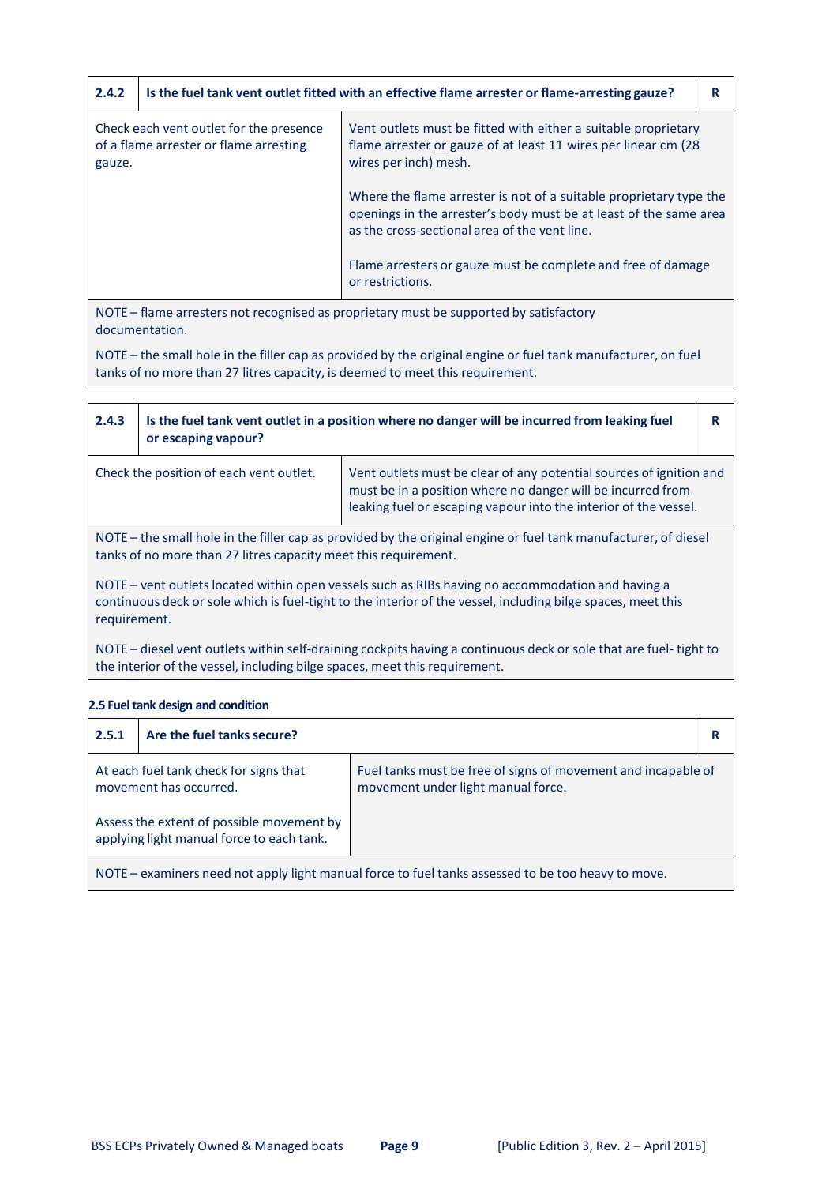| 2.4.2 | Is the fuel tank vent outlet fitted with an effective flame arrester or flame-arresting gauze? | R |
|---|---|---|
| Check each vent outlet for the presence of a flame arrester or flame arresting gauze. | Vent outlets must be fitted with either a suitable proprietary flame arrester or gauze of at least 11 wires per linear cm (28 wires per inch) mesh.<br><br>Where the flame arrester is not of a suitable proprietary type the openings in the arrester's body must be at least of the same area as the cross-sectional area of the vent line.<br><br>Flame arresters or gauze must be complete and free of damage or restrictions. | |
| NOTE – flame arresters not recognised as proprietary must be supported by satisfactory documentation.<br><br>NOTE – the small hole in the filler cap as provided by the original engine or fuel tank manufacturer, on fuel tanks of no more than 27 litres capacity, is deemed to meet this requirement. | | |

| 2.4.3 | Is the fuel tank vent outlet in a position where no danger will be incurred from leaking fuel or escaping vapour? | R |
|---|---|---|
| Check the position of each vent outlet. | Vent outlets must be clear of any potential sources of ignition and must be in a position where no danger will be incurred from leaking fuel or escaping vapour into the interior of the vessel. | |
| NOTE – the small hole in the filler cap as provided by the original engine or fuel tank manufacturer, of diesel tanks of no more than 27 litres capacity meet this requirement.<br><br>NOTE – vent outlets located within open vessels such as RIBs having no accommodation and having a continuous deck or sole which is fuel-tight to the interior of the vessel, including bilge spaces, meet this requirement.<br><br>NOTE – diesel vent outlets within self-draining cockpits having a continuous deck or sole that are fuel- tight to the interior of the vessel, including bilge spaces, meet this requirement. | | |

#### 2.5 Fuel tank design and condition

| 2.5.1 | Are the fuel tanks secure? | R |
|---|---|---|
| At each fuel tank check for signs that movement has occurred.<br><br>Assess the extent of possible movement by applying light manual force to each tank. | Fuel tanks must be free of signs of movement and incapable of movement under light manual force. | |
| NOTE – examiners need not apply light manual force to fuel tanks assessed to be too heavy to move. | | |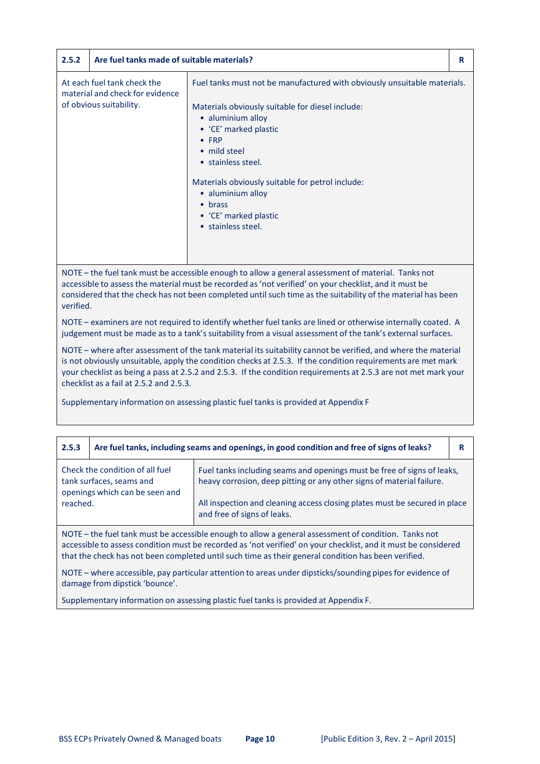| 2.5.2 | Are fuel tanks made of suitable materials? | R |
|---|---|---|
| At each fuel tank check the material and check for evidence of obvious suitability. | Fuel tanks must not be manufactured with obviously unsuitable materials.<br><br>Materials obviously suitable for diesel include:<br>• aluminium alloy<br>• 'CE' marked plastic<br>• FRP<br>• mild steel<br>• stainless steel.<br><br>Materials obviously suitable for petrol include:<br>• aluminium alloy<br>• brass<br>• 'CE' marked plastic<br>• stainless steel. | |

NOTE – the fuel tank must be accessible enough to allow a general assessment of material. Tanks not accessible to assess the material must be recorded as 'not verified' on your checklist, and it must be considered that the check has not been completed until such time as the suitability of the material has been verified.

NOTE – examiners are not required to identify whether fuel tanks are lined or otherwise internally coated. A judgement must be made as to a tank's suitability from a visual assessment of the tank's external surfaces.

NOTE – where after assessment of the tank material its suitability cannot be verified, and where the material is not obviously unsuitable, apply the condition checks at 2.5.3. If the condition requirements are met mark your checklist as being a pass at 2.5.2 and 2.5.3. If the condition requirements at 2.5.3 are not met mark your checklist as a fail at 2.5.2 and 2.5.3.

Supplementary information on assessing plastic fuel tanks is provided at Appendix F

| 2.5.3 | Are fuel tanks, including seams and openings, in good condition and free of signs of leaks? | R |
|---|---|---|
| Check the condition of all fuel tank surfaces, seams and openings which can be seen and reached. | Fuel tanks including seams and openings must be free of signs of leaks, heavy corrosion, deep pitting or any other signs of material failure.<br><br>All inspection and cleaning access closing plates must be secured in place and free of signs of leaks. | |

NOTE – the fuel tank must be accessible enough to allow a general assessment of condition. Tanks not accessible to assess condition must be recorded as 'not verified' on your checklist, and it must be considered that the check has not been completed until such time as their general condition has been verified.

NOTE – where accessible, pay particular attention to areas under dipsticks/sounding pipes for evidence of damage from dipstick 'bounce'.

Supplementary information on assessing plastic fuel tanks is provided at Appendix F.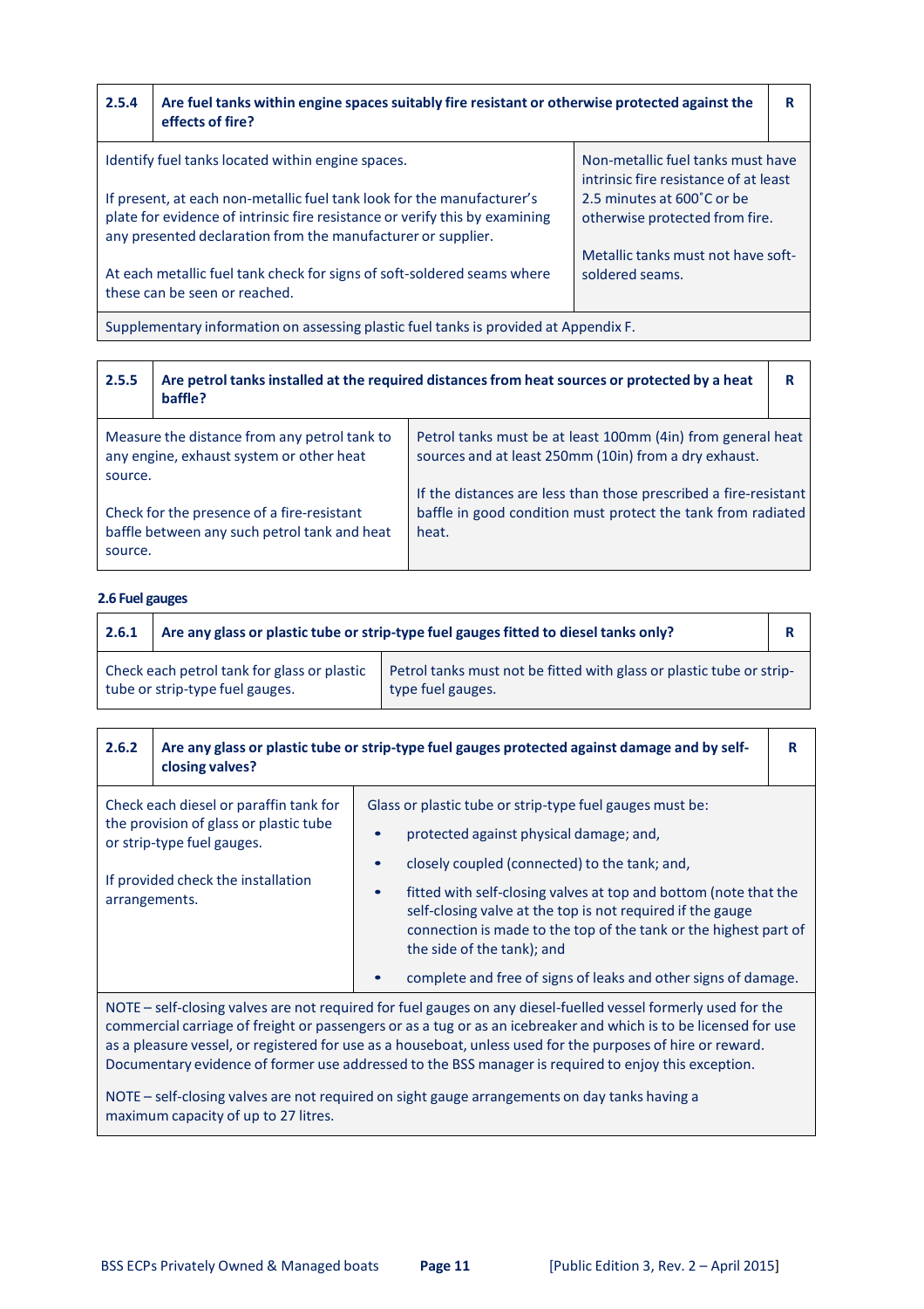| 2.5.4 | Are fuel tanks within engine spaces suitably fire resistant or otherwise protected against the effects of fire? | R |
|---|---|---|
| Identify fuel tanks located within engine spaces.<br><br>If present, at each non-metallic fuel tank look for the manufacturer's plate for evidence of intrinsic fire resistance or verify this by examining any presented declaration from the manufacturer or supplier.<br><br>At each metallic fuel tank check for signs of soft-soldered seams where these can be seen or reached. | Non-metallic fuel tanks must have intrinsic fire resistance of at least 2.5 minutes at 600˚C or be otherwise protected from fire.<br><br>Metallic tanks must not have soft-soldered seams. | |
| Supplementary information on assessing plastic fuel tanks is provided at Appendix F. | | |

| 2.5.5 | Are petrol tanks installed at the required distances from heat sources or protected by a heat baffle? | R |
|---|---|---|
| Measure the distance from any petrol tank to any engine, exhaust system or other heat source.<br><br>Check for the presence of a fire-resistant baffle between any such petrol tank and heat source. | Petrol tanks must be at least 100mm (4in) from general heat sources and at least 250mm (10in) from a dry exhaust.<br><br>If the distances are less than those prescribed a fire-resistant baffle in good condition must protect the tank from radiated heat. | |

### 2.6 Fuel gauges

| 2.6.1 | Are any glass or plastic tube or strip-type fuel gauges fitted to diesel tanks only? | R |
|---|---|---|
| Check each petrol tank for glass or plastic tube or strip-type fuel gauges. | Petrol tanks must not be fitted with glass or plastic tube or strip-type fuel gauges. | |

| 2.6.2 | Are any glass or plastic tube or strip-type fuel gauges protected against damage and by self-closing valves? | R |
|---|---|---|
| Check each diesel or paraffin tank for the provision of glass or plastic tube or strip-type fuel gauges.<br><br>If provided check the installation arrangements. | Glass or plastic tube or strip-type fuel gauges must be:<br>• protected against physical damage; and,<br>• closely coupled (connected) to the tank; and,<br>• fitted with self-closing valves at top and bottom (note that the self-closing valve at the top is not required if the gauge connection is made to the top of the tank or the highest part of the side of the tank); and<br>• complete and free of signs of leaks and other signs of damage. | |
| NOTE – self-closing valves are not required for fuel gauges on any diesel-fuelled vessel formerly used for the commercial carriage of freight or passengers or as a tug or as an icebreaker and which is to be licensed for use as a pleasure vessel, or registered for use as a houseboat, unless used for the purposes of hire or reward. Documentary evidence of former use addressed to the BSS manager is required to enjoy this exception.<br><br>NOTE – self-closing valves are not required on sight gauge arrangements on day tanks having a maximum capacity of up to 27 litres. | | |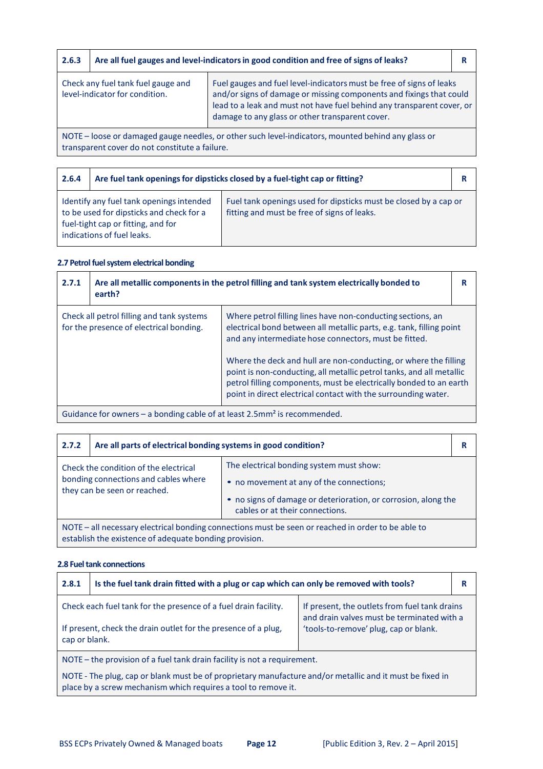| 2.6.3 | Are all fuel gauges and level-indicators in good condition and free of signs of leaks? | R |
|---|---|---|
| Check any fuel tank fuel gauge and level-indicator for condition. | Fuel gauges and fuel level-indicators must be free of signs of leaks and/or signs of damage or missing components and fixings that could lead to a leak and must not have fuel behind any transparent cover, or damage to any glass or other transparent cover. | |
| NOTE – loose or damaged gauge needles, or other such level-indicators, mounted behind any glass or transparent cover do not constitute a failure. | | |

| 2.6.4 | Are fuel tank openings for dipsticks closed by a fuel-tight cap or fitting? | R |
|---|---|---|
| Identify any fuel tank openings intended to be used for dipsticks and check for a fuel-tight cap or fitting, and for indications of fuel leaks. | Fuel tank openings used for dipsticks must be closed by a cap or fitting and must be free of signs of leaks. | |

### 2.7 Petrol fuel system electrical bonding

| 2.7.1 | Are all metallic components in the petrol filling and tank system electrically bonded to earth? | R |
|---|---|---|
| Check all petrol filling and tank systems for the presence of electrical bonding. | Where petrol filling lines have non-conducting sections, an electrical bond between all metallic parts, e.g. tank, filling point and any intermediate hose connectors, must be fitted.<br><br>Where the deck and hull are non-conducting, or where the filling point is non-conducting, all metallic petrol tanks, and all metallic petrol filling components, must be electrically bonded to an earth point in direct electrical contact with the surrounding water. | |
| Guidance for owners – a bonding cable of at least 2.5mm² is recommended. | | |

| 2.7.2 | Are all parts of electrical bonding systems in good condition? | R |
|---|---|---|
| Check the condition of the electrical bonding connections and cables where they can be seen or reached. | The electrical bonding system must show:<br>• no movement at any of the connections;<br>• no signs of damage or deterioration, or corrosion, along the cables or at their connections. | |
| NOTE – all necessary electrical bonding connections must be seen or reached in order to be able to establish the existence of adequate bonding provision. | | |

### 2.8 Fuel tank connections

| 2.8.1 | Is the fuel tank drain fitted with a plug or cap which can only be removed with tools? | R |
|---|---|---|
| Check each fuel tank for the presence of a fuel drain facility.<br><br>If present, check the drain outlet for the presence of a plug, cap or blank. | If present, the outlets from fuel tank drains and drain valves must be terminated with a 'tools-to-remove' plug, cap or blank. | |
| NOTE – the provision of a fuel tank drain facility is not a requirement.<br><br>NOTE - The plug, cap or blank must be of proprietary manufacture and/or metallic and it must be fixed in place by a screw mechanism which requires a tool to remove it. | | |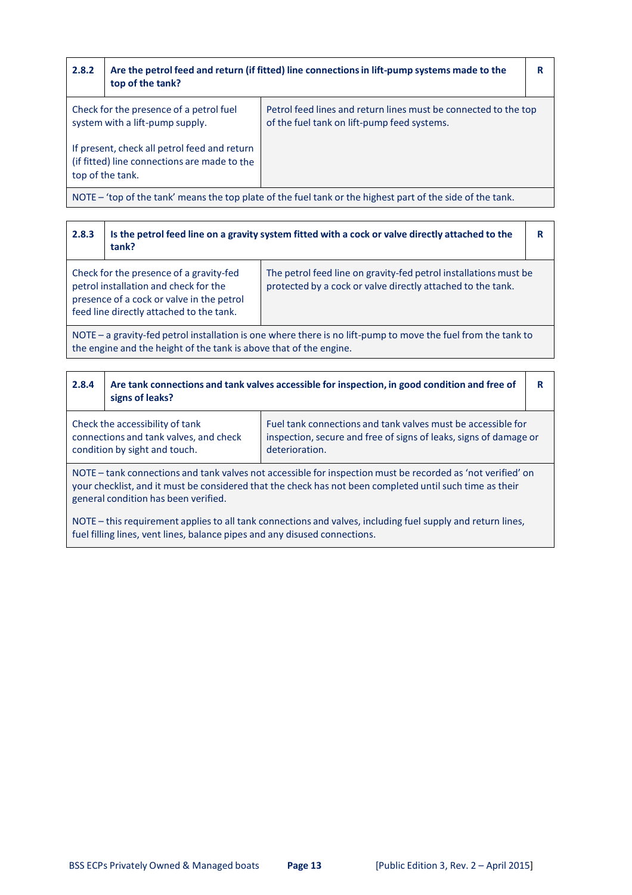| 2.8.2 | Are the petrol feed and return (if fitted) line connections in lift-pump systems made to the top of the tank? | R |
|---|---|---|
| Check for the presence of a petrol fuel system with a lift-pump supply.<br><br>If present, check all petrol feed and return (if fitted) line connections are made to the top of the tank. | Petrol feed lines and return lines must be connected to the top of the fuel tank on lift-pump feed systems. | |
| NOTE – 'top of the tank' means the top plate of the fuel tank or the highest part of the side of the tank. | | |

| 2.8.3 | Is the petrol feed line on a gravity system fitted with a cock or valve directly attached to the tank? | R |
|---|---|---|
| Check for the presence of a gravity-fed petrol installation and check for the presence of a cock or valve in the petrol feed line directly attached to the tank. | The petrol feed line on gravity-fed petrol installations must be protected by a cock or valve directly attached to the tank. | |
| NOTE – a gravity-fed petrol installation is one where there is no lift-pump to move the fuel from the tank to the engine and the height of the tank is above that of the engine. | | |

| 2.8.4 | Are tank connections and tank valves accessible for inspection, in good condition and free of signs of leaks? | R |
|---|---|---|
| Check the accessibility of tank connections and tank valves, and check condition by sight and touch. | Fuel tank connections and tank valves must be accessible for inspection, secure and free of signs of leaks, signs of damage or deterioration. | |
| NOTE – tank connections and tank valves not accessible for inspection must be recorded as 'not verified' on your checklist, and it must be considered that the check has not been completed until such time as their general condition has been verified.<br><br>NOTE – this requirement applies to all tank connections and valves, including fuel supply and return lines, fuel filling lines, vent lines, balance pipes and any disused connections. | | |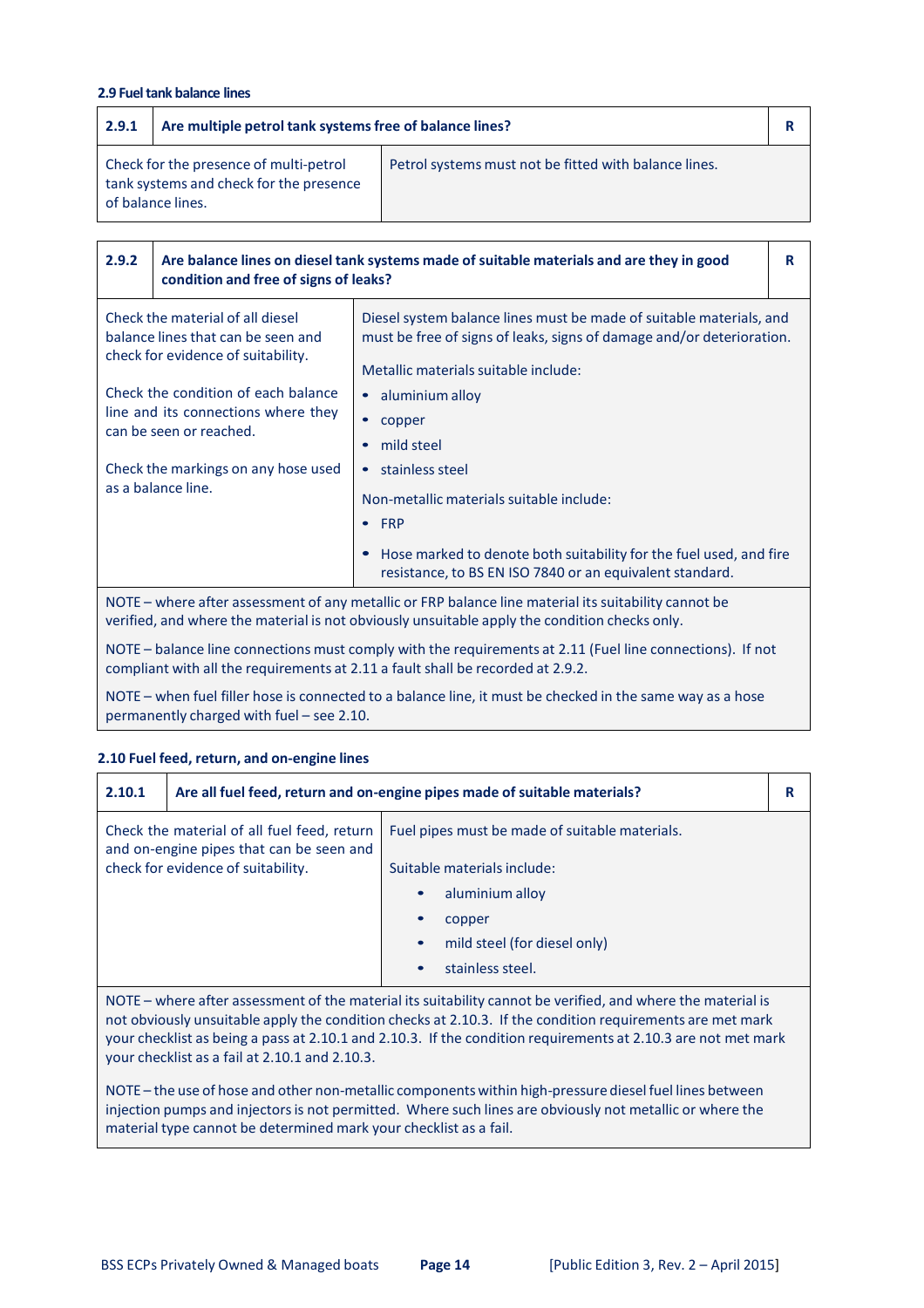### 2.9 Fuel tank balance lines

| 2.9.1 | Are multiple petrol tank systems free of balance lines? | R |
|---|---|---|
| Check for the presence of multi-petrol tank systems and check for the presence of balance lines. | Petrol systems must not be fitted with balance lines. | |

| 2.9.2 | Are balance lines on diesel tank systems made of suitable materials and are they in good condition and free of signs of leaks? | R |
|---|---|---|
| Check the material of all diesel balance lines that can be seen and check for evidence of suitability.<br><br>Check the condition of each balance line and its connections where they can be seen or reached.<br><br>Check the markings on any hose used as a balance line. | Diesel system balance lines must be made of suitable materials, and must be free of signs of leaks, signs of damage and/or deterioration.<br><br>Metallic materials suitable include:<br>• aluminium alloy<br>• copper<br>• mild steel<br>• stainless steel<br><br>Non-metallic materials suitable include:<br>• FRP<br>• Hose marked to denote both suitability for the fuel used, and fire resistance, to BS EN ISO 7840 or an equivalent standard. | |

NOTE – where after assessment of any metallic or FRP balance line material its suitability cannot be verified, and where the material is not obviously unsuitable apply the condition checks only.

NOTE – balance line connections must comply with the requirements at 2.11 (Fuel line connections). If not compliant with all the requirements at 2.11 a fault shall be recorded at 2.9.2.

NOTE – when fuel filler hose is connected to a balance line, it must be checked in the same way as a hose permanently charged with fuel – see 2.10.

### 2.10 Fuel feed, return, and on-engine lines

| 2.10.1 | Are all fuel feed, return and on-engine pipes made of suitable materials? | R |
|---|---|---|
| Check the material of all fuel feed, return and on-engine pipes that can be seen and check for evidence of suitability. | Fuel pipes must be made of suitable materials.<br><br>Suitable materials include:<br>• aluminium alloy<br>• copper<br>• mild steel (for diesel only)<br>• stainless steel. | |

NOTE – where after assessment of the material its suitability cannot be verified, and where the material is not obviously unsuitable apply the condition checks at 2.10.3. If the condition requirements are met mark your checklist as being a pass at 2.10.1 and 2.10.3. If the condition requirements at 2.10.3 are not met mark your checklist as a fail at 2.10.1 and 2.10.3.

NOTE – the use of hose and other non-metallic components within high-pressure diesel fuel lines between injection pumps and injectors is not permitted. Where such lines are obviously not metallic or where the material type cannot be determined mark your checklist as a fail.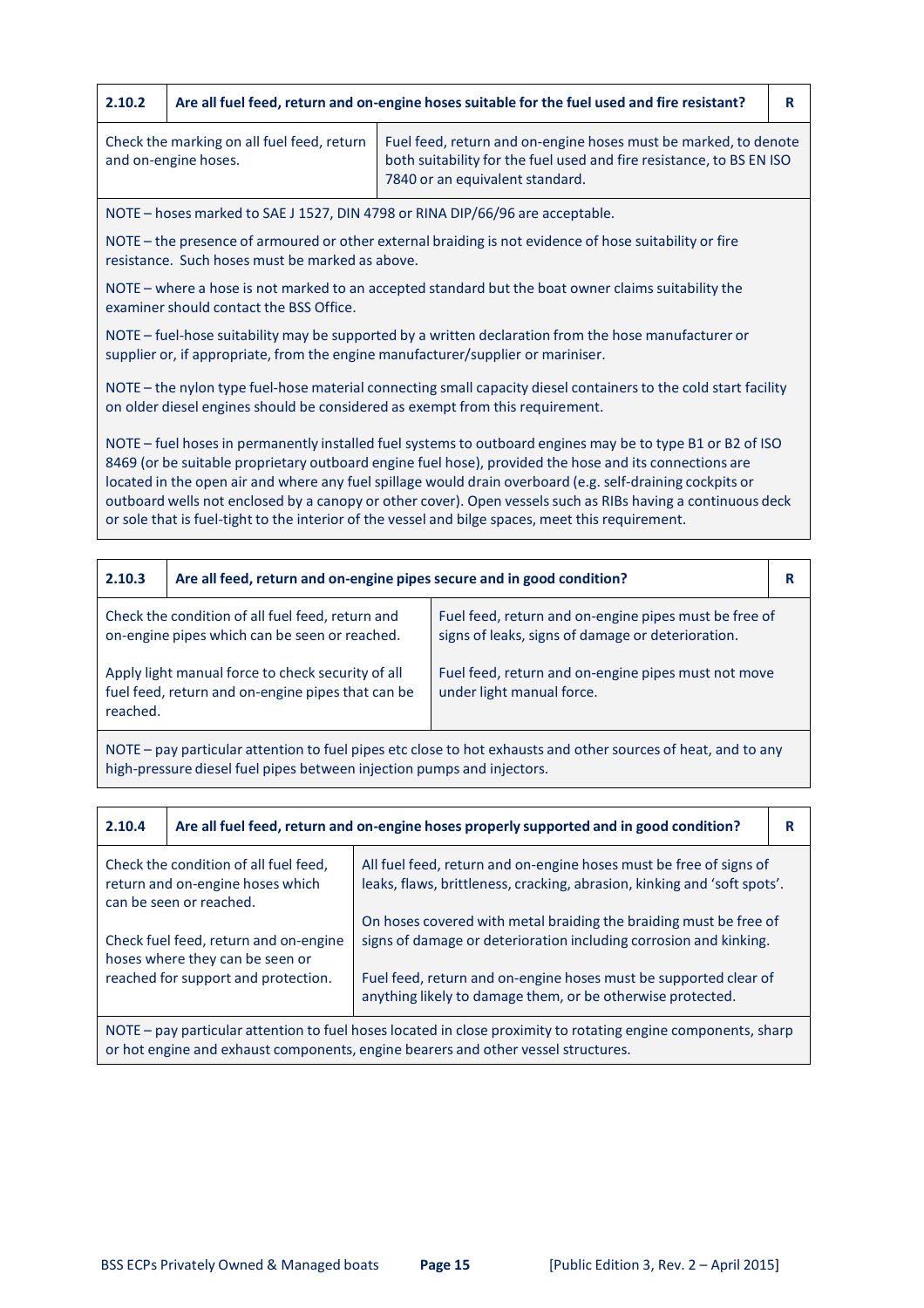| 2.10.2 | Are all fuel feed, return and on-engine hoses suitable for the fuel used and fire resistant? | R |
|---|---|---|
| Check the marking on all fuel feed, return and on-engine hoses. | Fuel feed, return and on-engine hoses must be marked, to denote both suitability for the fuel used and fire resistance, to BS EN ISO 7840 or an equivalent standard. | |

NOTE – hoses marked to SAE J 1527, DIN 4798 or RINA DIP/66/96 are acceptable.

NOTE – the presence of armoured or other external braiding is not evidence of hose suitability or fire resistance. Such hoses must be marked as above.

NOTE – where a hose is not marked to an accepted standard but the boat owner claims suitability the examiner should contact the BSS Office.

NOTE – fuel-hose suitability may be supported by a written declaration from the hose manufacturer or supplier or, if appropriate, from the engine manufacturer/supplier or mariniser.

NOTE – the nylon type fuel-hose material connecting small capacity diesel containers to the cold start facility on older diesel engines should be considered as exempt from this requirement.

NOTE – fuel hoses in permanently installed fuel systems to outboard engines may be to type B1 or B2 of ISO 8469 (or be suitable proprietary outboard engine fuel hose), provided the hose and its connections are located in the open air and where any fuel spillage would drain overboard (e.g. self-draining cockpits or outboard wells not enclosed by a canopy or other cover). Open vessels such as RIBs having a continuous deck or sole that is fuel-tight to the interior of the vessel and bilge spaces, meet this requirement.

| 2.10.3 | Are all feed, return and on-engine pipes secure and in good condition? | R |
|---|---|---|
| Check the condition of all fuel feed, return and on-engine pipes which can be seen or reached. | Fuel feed, return and on-engine pipes must be free of signs of leaks, signs of damage or deterioration. | |
| Apply light manual force to check security of all fuel feed, return and on-engine pipes that can be reached. | Fuel feed, return and on-engine pipes must not move under light manual force. | |

NOTE – pay particular attention to fuel pipes etc close to hot exhausts and other sources of heat, and to any high-pressure diesel fuel pipes between injection pumps and injectors.

| 2.10.4 | Are all fuel feed, return and on-engine hoses properly supported and in good condition? | R |
|---|---|---|
| Check the condition of all fuel feed, return and on-engine hoses which can be seen or reached. | All fuel feed, return and on-engine hoses must be free of signs of leaks, flaws, brittleness, cracking, abrasion, kinking and 'soft spots'. | |
| | On hoses covered with metal braiding the braiding must be free of signs of damage or deterioration including corrosion and kinking. | |
| Check fuel feed, return and on-engine hoses where they can be seen or reached for support and protection. | Fuel feed, return and on-engine hoses must be supported clear of anything likely to damage them, or be otherwise protected. | |

NOTE – pay particular attention to fuel hoses located in close proximity to rotating engine components, sharp or hot engine and exhaust components, engine bearers and other vessel structures.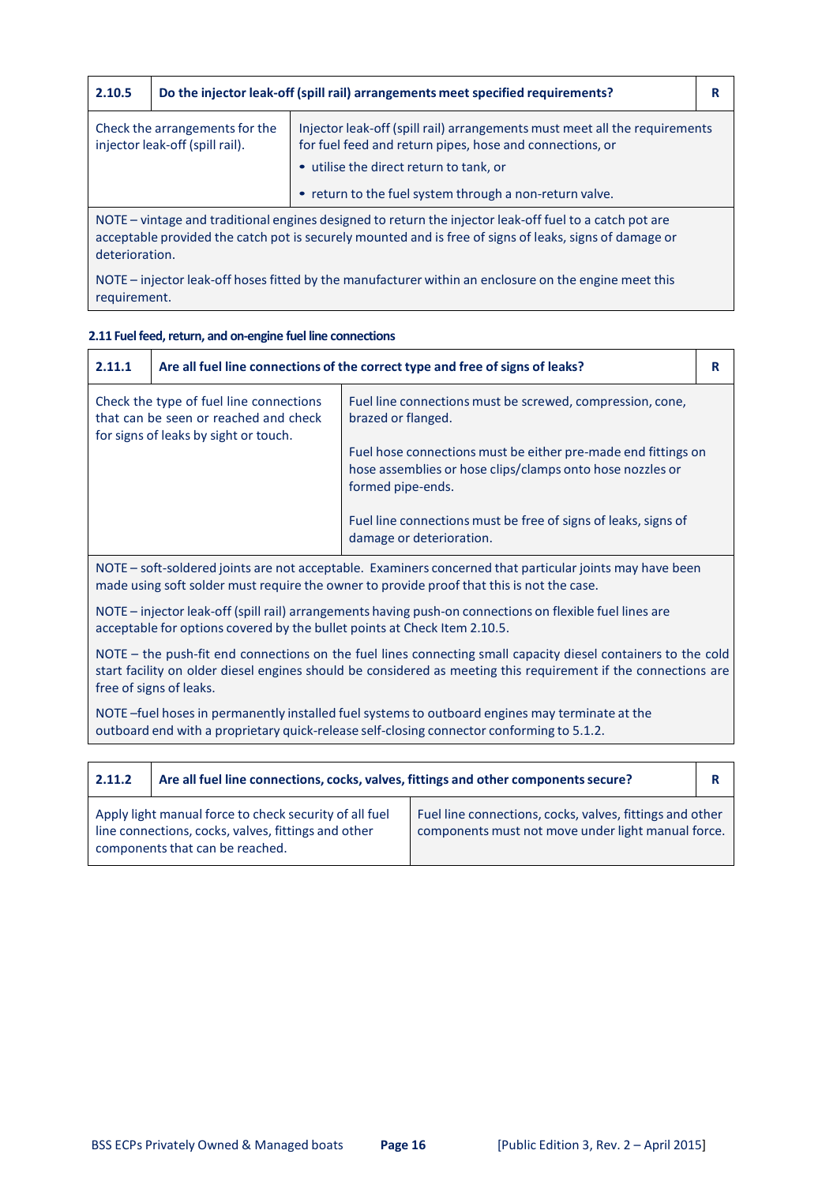| 2.10.5 | Do the injector leak-off (spill rail) arrangements meet specified requirements? | R |
|---|---|---|
| Check the arrangements for the injector leak-off (spill rail). | Injector leak-off (spill rail) arrangements must meet all the requirements for fuel feed and return pipes, hose and connections, or<br>• utilise the direct return to tank, or<br>• return to the fuel system through a non-return valve. | |

NOTE – vintage and traditional engines designed to return the injector leak-off fuel to a catch pot are acceptable provided the catch pot is securely mounted and is free of signs of leaks, signs of damage or deterioration.

NOTE – injector leak-off hoses fitted by the manufacturer within an enclosure on the engine meet this requirement.

### 2.11 Fuel feed, return, and on-engine fuel line connections

| 2.11.1 | Are all fuel line connections of the correct type and free of signs of leaks? | R |
|---|---|---|
| Check the type of fuel line connections that can be seen or reached and check for signs of leaks by sight or touch. | Fuel line connections must be screwed, compression, cone, brazed or flanged.<br><br>Fuel hose connections must be either pre-made end fittings on hose assemblies or hose clips/clamps onto hose nozzles or formed pipe-ends.<br><br>Fuel line connections must be free of signs of leaks, signs of damage or deterioration. | |

NOTE – soft-soldered joints are not acceptable. Examiners concerned that particular joints may have been made using soft solder must require the owner to provide proof that this is not the case.

NOTE – injector leak-off (spill rail) arrangements having push-on connections on flexible fuel lines are acceptable for options covered by the bullet points at Check Item 2.10.5.

NOTE – the push-fit end connections on the fuel lines connecting small capacity diesel containers to the cold start facility on older diesel engines should be considered as meeting this requirement if the connections are free of signs of leaks.

NOTE –fuel hoses in permanently installed fuel systems to outboard engines may terminate at the outboard end with a proprietary quick-release self-closing connector conforming to 5.1.2.

| 2.11.2 | Are all fuel line connections, cocks, valves, fittings and other components secure? | R |
|---|---|---|
| Apply light manual force to check security of all fuel line connections, cocks, valves, fittings and other components that can be reached. | Fuel line connections, cocks, valves, fittings and other components must not move under light manual force. | |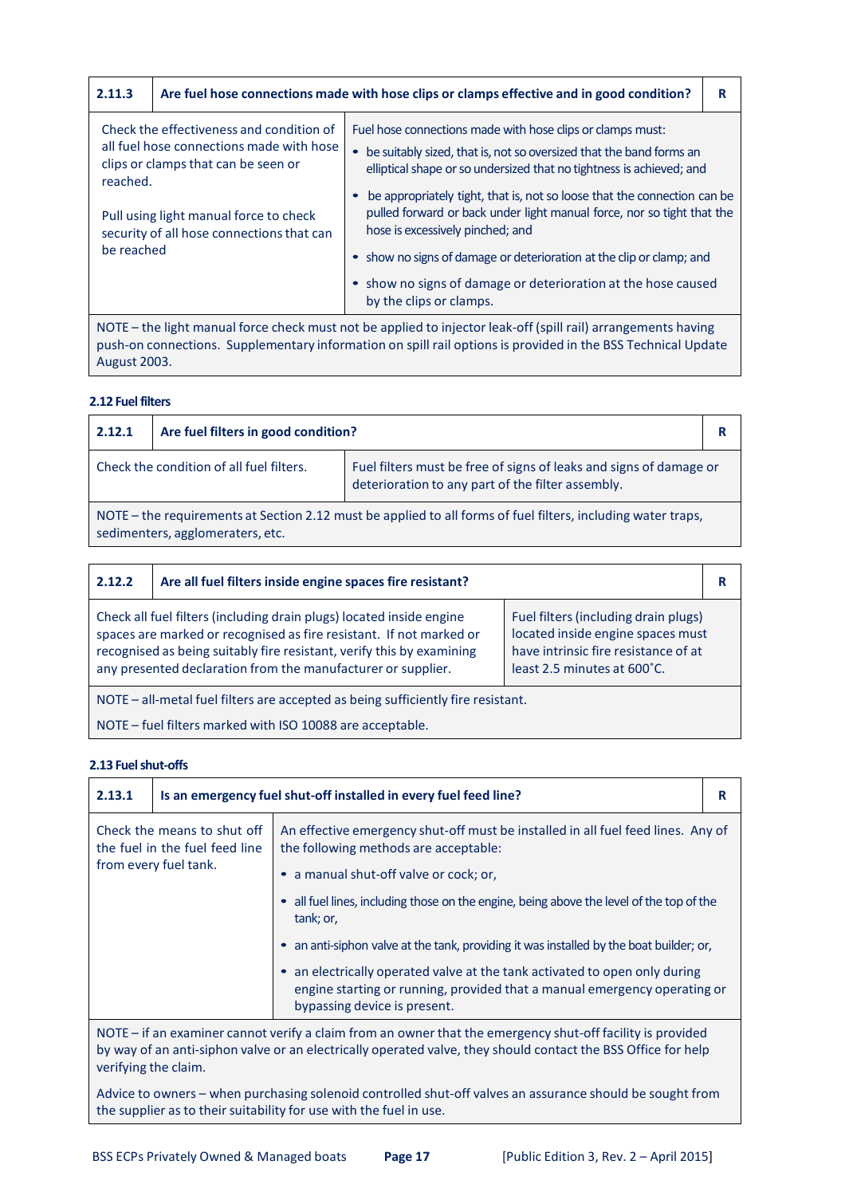| 2.11.3 | Are fuel hose connections made with hose clips or clamps effective and in good condition? | R |
|---|---|---|
| Check the effectiveness and condition of all fuel hose connections made with hose clips or clamps that can be seen or reached.<br><br>Pull using light manual force to check security of all hose connections that can be reached | Fuel hose connections made with hose clips or clamps must:<br>• be suitably sized, that is, not so oversized that the band forms an elliptical shape or so undersized that no tightness is achieved; and<br>• be appropriately tight, that is, not so loose that the connection can be pulled forward or back under light manual force, nor so tight that the hose is excessively pinched; and<br>• show no signs of damage or deterioration at the clip or clamp; and<br>• show no signs of damage or deterioration at the hose caused by the clips or clamps. | |
| NOTE – the light manual force check must not be applied to injector leak-off (spill rail) arrangements having push-on connections. Supplementary information on spill rail options is provided in the BSS Technical Update August 2003. | | |

### 2.12 Fuel filters

| 2.12.1 | Are fuel filters in good condition? | R |
|---|---|---|
| Check the condition of all fuel filters. | Fuel filters must be free of signs of leaks and signs of damage or deterioration to any part of the filter assembly. | |
| NOTE – the requirements at Section 2.12 must be applied to all forms of fuel filters, including water traps, sedimenters, agglomeraters, etc. | | |

| 2.12.2 | Are all fuel filters inside engine spaces fire resistant? | R |
|---|---|---|
| Check all fuel filters (including drain plugs) located inside engine spaces are marked or recognised as fire resistant. If not marked or recognised as being suitably fire resistant, verify this by examining any presented declaration from the manufacturer or supplier. | Fuel filters (including drain plugs) located inside engine spaces must have intrinsic fire resistance of at least 2.5 minutes at 600˚C. | |
| NOTE – all-metal fuel filters are accepted as being sufficiently fire resistant.<br><br>NOTE – fuel filters marked with ISO 10088 are acceptable. | | |

### 2.13 Fuel shut-offs

| 2.13.1 | Is an emergency fuel shut-off installed in every fuel feed line? | R |
|---|---|---|
| Check the means to shut off the fuel in the fuel feed line from every fuel tank. | An effective emergency shut-off must be installed in all fuel feed lines. Any of the following methods are acceptable:<br>• a manual shut-off valve or cock; or,<br>• all fuel lines, including those on the engine, being above the level of the top of the tank; or,<br>• an anti-siphon valve at the tank, providing it was installed by the boat builder; or,<br>• an electrically operated valve at the tank activated to open only during engine starting or running, provided that a manual emergency operating or bypassing device is present. | |
| NOTE – if an examiner cannot verify a claim from an owner that the emergency shut-off facility is provided by way of an anti-siphon valve or an electrically operated valve, they should contact the BSS Office for help verifying the claim.<br><br>Advice to owners – when purchasing solenoid controlled shut-off valves an assurance should be sought from the supplier as to their suitability for use with the fuel in use. | | |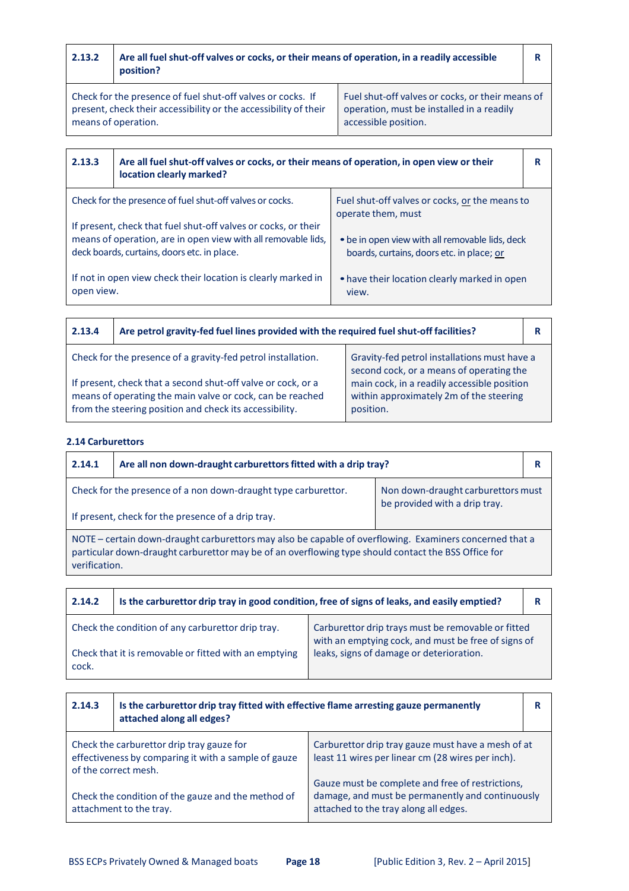| 2.13.2 | Are all fuel shut-off valves or cocks, or their means of operation, in a readily accessible position? | R |
|---|---|---|
| Check for the presence of fuel shut-off valves or cocks. If present, check their accessibility or the accessibility of their means of operation. | Fuel shut-off valves or cocks, or their means of operation, must be installed in a readily accessible position. | |

| 2.13.3 | Are all fuel shut-off valves or cocks, or their means of operation, in open view or their location clearly marked? | R |
|---|---|---|
| Check for the presence of fuel shut-off valves or cocks.<br><br>If present, check that fuel shut-off valves or cocks, or their means of operation, are in open view with all removable lids, deck boards, curtains, doors etc. in place.<br><br>If not in open view check their location is clearly marked in open view. | Fuel shut-off valves or cocks, <u>or</u> the means to operate them, must<br><br>• be in open view with all removable lids, deck boards, curtains, doors etc. in place; <u>or</u><br><br>• have their location clearly marked in open view. | |

| 2.13.4 | Are petrol gravity-fed fuel lines provided with the required fuel shut-off facilities? | R |
|---|---|---|
| Check for the presence of a gravity-fed petrol installation.<br><br>If present, check that a second shut-off valve or cock, or a means of operating the main valve or cock, can be reached from the steering position and check its accessibility. | Gravity-fed petrol installations must have a second cock, or a means of operating the main cock, in a readily accessible position within approximately 2m of the steering position. | |

### 2.14 Carburettors

| 2.14.1 | Are all non down-draught carburettors fitted with a drip tray? | R |
|---|---|---|
| Check for the presence of a non down-draught type carburettor.<br><br>If present, check for the presence of a drip tray. | Non down-draught carburettors must be provided with a drip tray. | |
| NOTE – certain down-draught carburettors may also be capable of overflowing. Examiners concerned that a particular down-draught carburettor may be of an overflowing type should contact the BSS Office for verification. | | |

| 2.14.2 | Is the carburettor drip tray in good condition, free of signs of leaks, and easily emptied? | R |
|---|---|---|
| Check the condition of any carburettor drip tray.<br><br>Check that it is removable or fitted with an emptying cock. | Carburettor drip trays must be removable or fitted with an emptying cock, and must be free of signs of leaks, signs of damage or deterioration. | |

| 2.14.3 | Is the carburettor drip tray fitted with effective flame arresting gauze permanently attached along all edges? | R |
|---|---|---|
| Check the carburettor drip tray gauze for effectiveness by comparing it with a sample of gauze of the correct mesh.<br><br>Check the condition of the gauze and the method of attachment to the tray. | Carburettor drip tray gauze must have a mesh of at least 11 wires per linear cm (28 wires per inch).<br><br>Gauze must be complete and free of restrictions, damage, and must be permanently and continuously attached to the tray along all edges. | |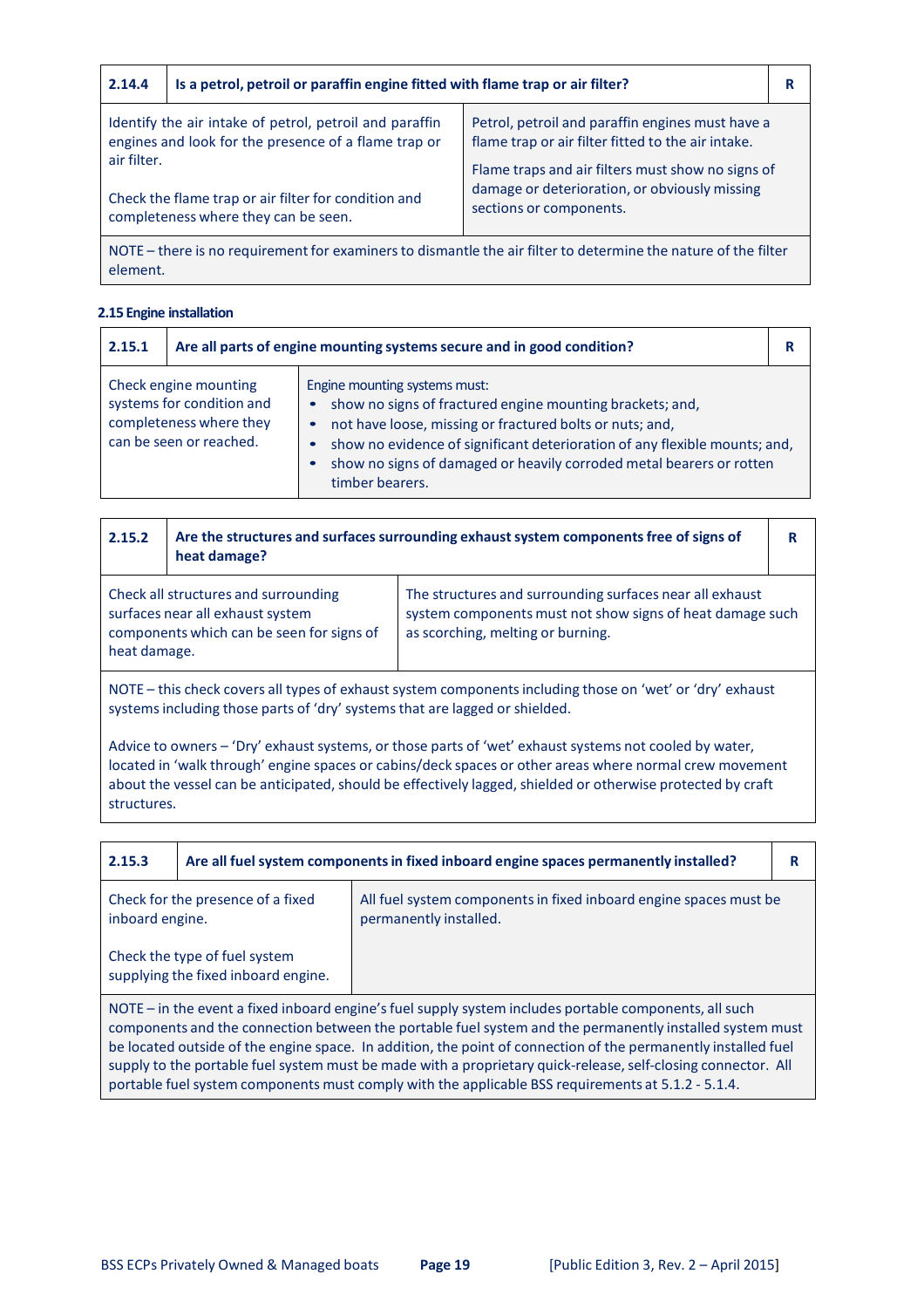| 2.14.4 | Is a petrol, petroil or paraffin engine fitted with flame trap or air filter? | R |
|---|---|---|
| Identify the air intake of petrol, petroil and paraffin engines and look for the presence of a flame trap or air filter.<br><br>Check the flame trap or air filter for condition and completeness where they can be seen. | Petrol, petroil and paraffin engines must have a flame trap or air filter fitted to the air intake.<br><br>Flame traps and air filters must show no signs of damage or deterioration, or obviously missing sections or components. | |
| NOTE – there is no requirement for examiners to dismantle the air filter to determine the nature of the filter element. | | |

### 2.15 Engine installation

| 2.15.1 | Are all parts of engine mounting systems secure and in good condition? | R |
|---|---|---|
| Check engine mounting systems for condition and completeness where they can be seen or reached. | Engine mounting systems must:<br>• show no signs of fractured engine mounting brackets; and,<br>• not have loose, missing or fractured bolts or nuts; and,<br>• show no evidence of significant deterioration of any flexible mounts; and,<br>• show no signs of damaged or heavily corroded metal bearers or rotten timber bearers. | |

| 2.15.2 | Are the structures and surfaces surrounding exhaust system components free of signs of heat damage? | R |
|---|---|---|
| Check all structures and surrounding surfaces near all exhaust system components which can be seen for signs of heat damage. | The structures and surrounding surfaces near all exhaust system components must not show signs of heat damage such as scorching, melting or burning. | |
| NOTE – this check covers all types of exhaust system components including those on 'wet' or 'dry' exhaust systems including those parts of 'dry' systems that are lagged or shielded.<br><br>Advice to owners – 'Dry' exhaust systems, or those parts of 'wet' exhaust systems not cooled by water, located in 'walk through' engine spaces or cabins/deck spaces or other areas where normal crew movement about the vessel can be anticipated, should be effectively lagged, shielded or otherwise protected by craft structures. | | |

| 2.15.3 | Are all fuel system components in fixed inboard engine spaces permanently installed? | R |
|---|---|---|
| Check for the presence of a fixed inboard engine.<br><br>Check the type of fuel system supplying the fixed inboard engine. | All fuel system components in fixed inboard engine spaces must be permanently installed. | |
| NOTE – in the event a fixed inboard engine's fuel supply system includes portable components, all such components and the connection between the portable fuel system and the permanently installed system must be located outside of the engine space. In addition, the point of connection of the permanently installed fuel supply to the portable fuel system must be made with a proprietary quick-release, self-closing connector. All portable fuel system components must comply with the applicable BSS requirements at 5.1.2 - 5.1.4. | | |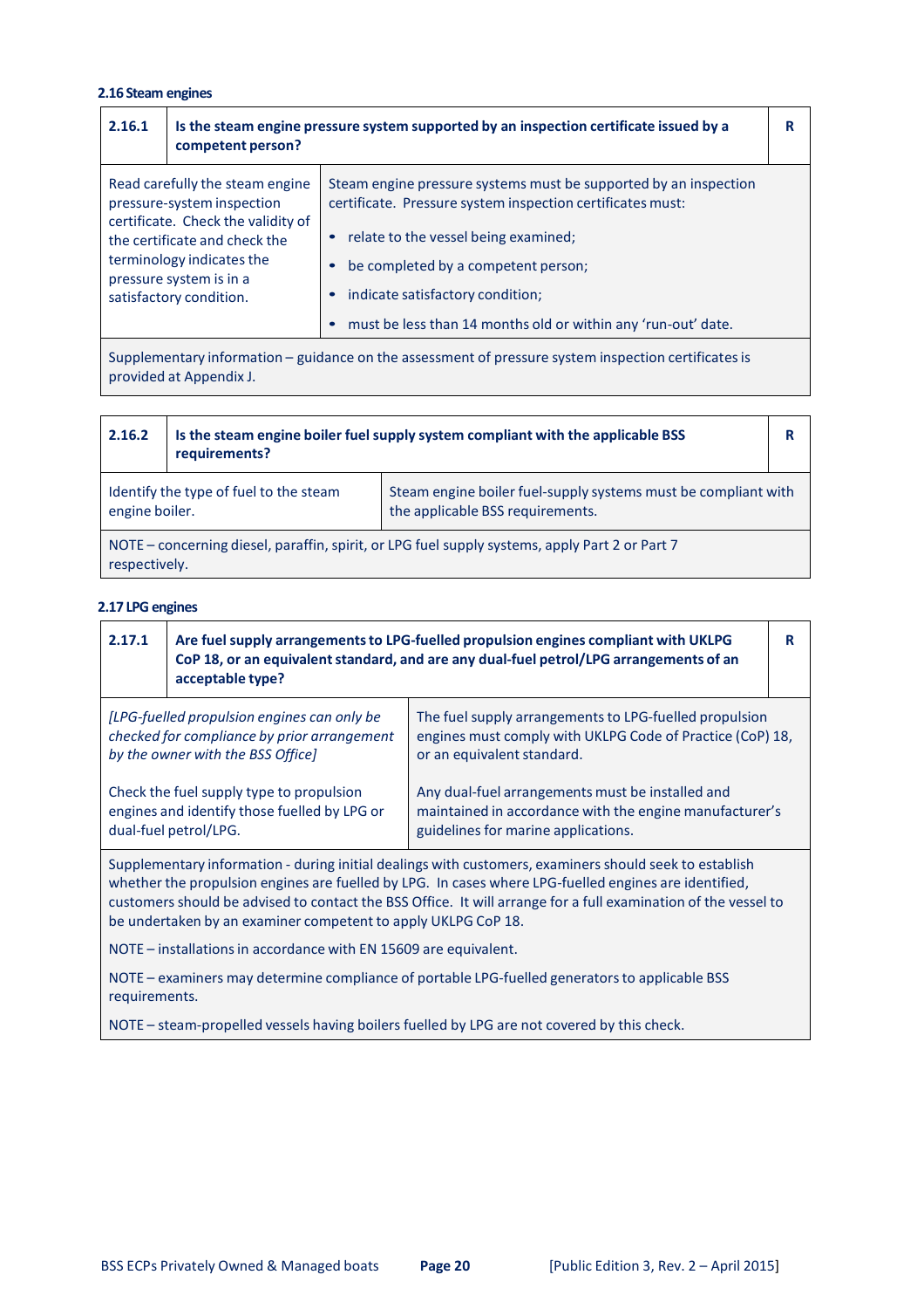### 2.16 Steam engines

| 2.16.1 | Is the steam engine pressure system supported by an inspection certificate issued by a competent person? | R |
|---|---|---|
| Read carefully the steam engine pressure-system inspection certificate. Check the validity of the certificate and check the terminology indicates the pressure system is in a satisfactory condition. | Steam engine pressure systems must be supported by an inspection certificate. Pressure system inspection certificates must:<br>• relate to the vessel being examined;<br>• be completed by a competent person;<br>• indicate satisfactory condition;<br>• must be less than 14 months old or within any 'run-out' date. | |
| Supplementary information – guidance on the assessment of pressure system inspection certificates is provided at Appendix J. | | |

| 2.16.2 | Is the steam engine boiler fuel supply system compliant with the applicable BSS requirements? | R |
|---|---|---|
| Identify the type of fuel to the steam engine boiler. | Steam engine boiler fuel-supply systems must be compliant with the applicable BSS requirements. | |
| NOTE – concerning diesel, paraffin, spirit, or LPG fuel supply systems, apply Part 2 or Part 7 respectively. | | |

### 2.17 LPG engines

| 2.17.1 | Are fuel supply arrangements to LPG-fuelled propulsion engines compliant with UKLPG CoP 18, or an equivalent standard, and are any dual-fuel petrol/LPG arrangements of an acceptable type? | R |
|---|---|---|
| *[LPG-fuelled propulsion engines can only be checked for compliance by prior arrangement by the owner with the BSS Office]*<br><br>Check the fuel supply type to propulsion engines and identify those fuelled by LPG or dual-fuel petrol/LPG. | The fuel supply arrangements to LPG-fuelled propulsion engines must comply with UKLPG Code of Practice (CoP) 18, or an equivalent standard.<br><br>Any dual-fuel arrangements must be installed and maintained in accordance with the engine manufacturer's guidelines for marine applications. | |
| Supplementary information - during initial dealings with customers, examiners should seek to establish whether the propulsion engines are fuelled by LPG. In cases where LPG-fuelled engines are identified, customers should be advised to contact the BSS Office. It will arrange for a full examination of the vessel to be undertaken by an examiner competent to apply UKLPG CoP 18.<br><br>NOTE – installations in accordance with EN 15609 are equivalent.<br><br>NOTE – examiners may determine compliance of portable LPG-fuelled generators to applicable BSS requirements.<br><br>NOTE – steam-propelled vessels having boilers fuelled by LPG are not covered by this check. | | |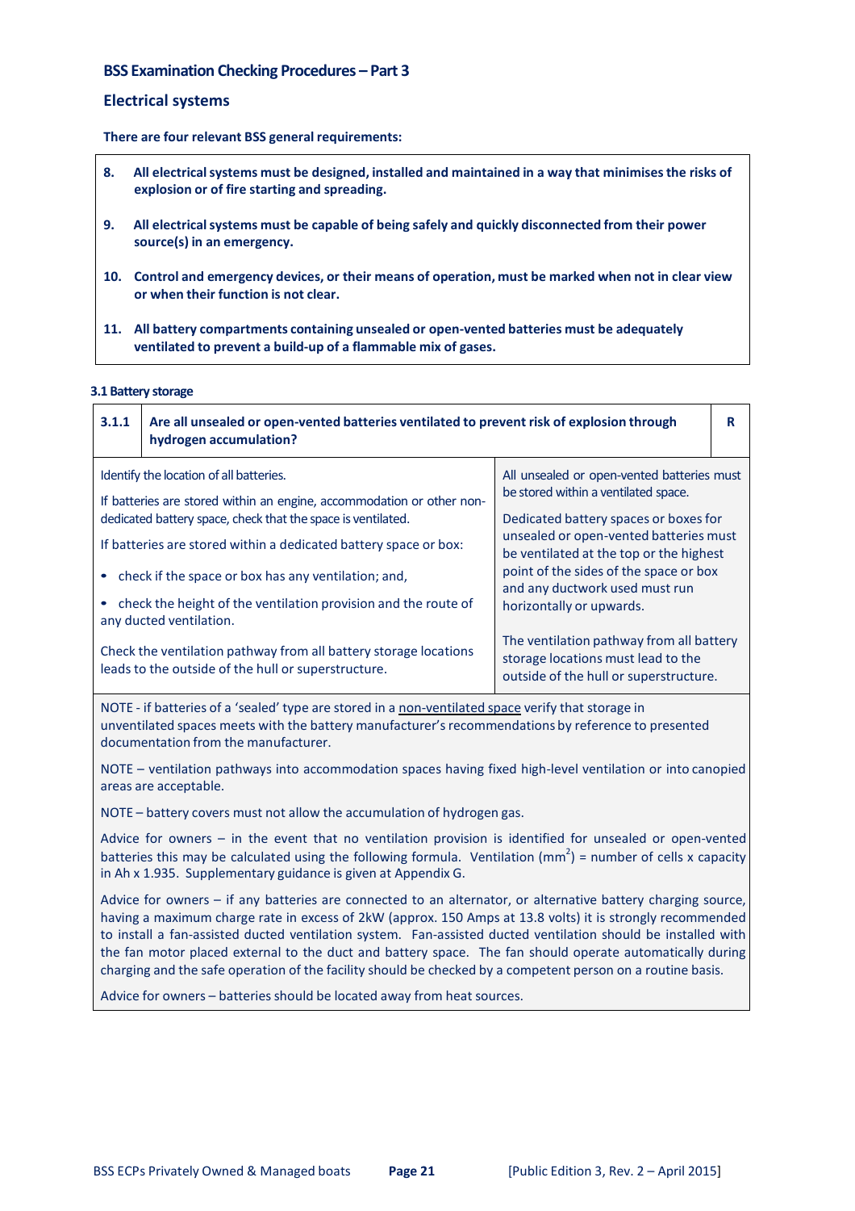## BSS Examination Checking Procedures – Part 3

## Electrical systems

**There are four relevant BSS general requirements:**

> **8. All electrical systems must be designed, installed and maintained in a way that minimises the risks of explosion or of fire starting and spreading.**
>
> **9. All electrical systems must be capable of being safely and quickly disconnected from their power source(s) in an emergency.**
>
> **10. Control and emergency devices, or their means of operation, must be marked when not in clear view or when their function is not clear.**
>
> **11. All battery compartments containing unsealed or open-vented batteries must be adequately ventilated to prevent a build-up of a flammable mix of gases.**

### 3.1 Battery storage

| **3.1.1** | **Are all unsealed or open-vented batteries ventilated to prevent risk of explosion through hydrogen accumulation?** | **R** |
|---|---|---|

| Check | Requirement |
|---|---|
| Identify the location of all batteries.<br><br>If batteries are stored within an engine, accommodation or other non-dedicated battery space, check that the space is ventilated.<br><br>If batteries are stored within a dedicated battery space or box:<br>• check if the space or box has any ventilation; and,<br>• check the height of the ventilation provision and the route of any ducted ventilation.<br><br>Check the ventilation pathway from all battery storage locations leads to the outside of the hull or superstructure. | All unsealed or open-vented batteries must be stored within a ventilated space.<br><br>Dedicated battery spaces or boxes for unsealed or open-vented batteries must be ventilated at the top or the highest point of the sides of the space or box and any ductwork used must run horizontally or upwards.<br><br>The ventilation pathway from all battery storage locations must lead to the outside of the hull or superstructure. |

NOTE - if batteries of a 'sealed' type are stored in a non-ventilated space verify that storage in unventilated spaces meets with the battery manufacturer's recommendations by reference to presented documentation from the manufacturer.

NOTE – ventilation pathways into accommodation spaces having fixed high-level ventilation or into canopied areas are acceptable.

NOTE – battery covers must not allow the accumulation of hydrogen gas.

Advice for owners – in the event that no ventilation provision is identified for unsealed or open-vented batteries this may be calculated using the following formula. Ventilation ($mm^2$) = number of cells x capacity in Ah x 1.935. Supplementary guidance is given at Appendix G.

Advice for owners – if any batteries are connected to an alternator, or alternative battery charging source, having a maximum charge rate in excess of 2kW (approx. 150 Amps at 13.8 volts) it is strongly recommended to install a fan-assisted ducted ventilation system. Fan-assisted ducted ventilation should be installed with the fan motor placed external to the duct and battery space. The fan should operate automatically during charging and the safe operation of the facility should be checked by a competent person on a routine basis.

Advice for owners – batteries should be located away from heat sources.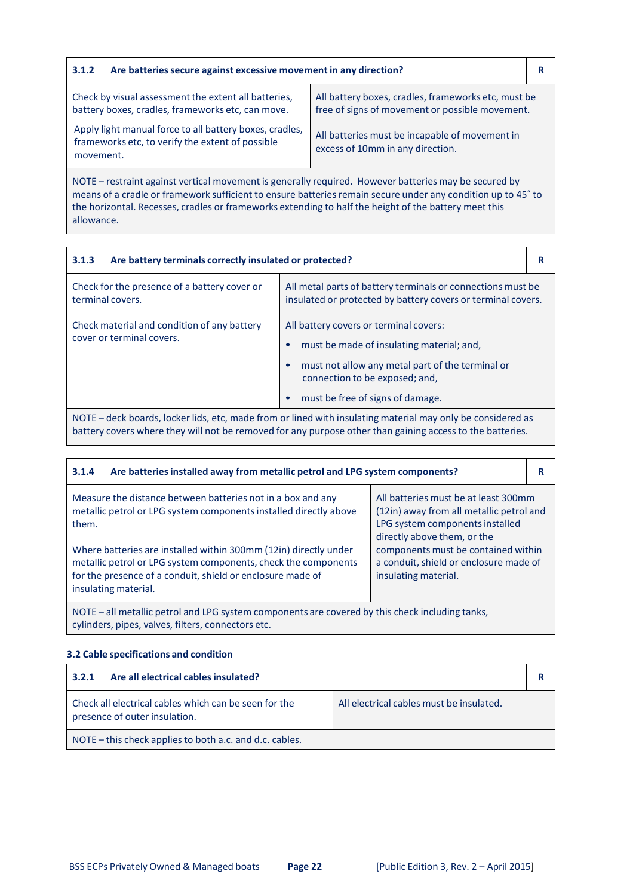| 3.1.2 | Are batteries secure against excessive movement in any direction? | R |
|---|---|---|
| Check by visual assessment the extent all batteries, battery boxes, cradles, frameworks etc, can move.<br><br>Apply light manual force to all battery boxes, cradles, frameworks etc, to verify the extent of possible movement. | All battery boxes, cradles, frameworks etc, must be free of signs of movement or possible movement.<br><br>All batteries must be incapable of movement in excess of 10mm in any direction. | |
| NOTE – restraint against vertical movement is generally required. However batteries may be secured by means of a cradle or framework sufficient to ensure batteries remain secure under any condition up to 45˚ to the horizontal. Recesses, cradles or frameworks extending to half the height of the battery meet this allowance. | | |

| 3.1.3 | Are battery terminals correctly insulated or protected? | R |
|---|---|---|
| Check for the presence of a battery cover or terminal covers. | All metal parts of battery terminals or connections must be insulated or protected by battery covers or terminal covers. | |
| Check material and condition of any battery cover or terminal covers. | All battery covers or terminal covers:<br>• must be made of insulating material; and,<br>• must not allow any metal part of the terminal or connection to be exposed; and,<br>• must be free of signs of damage. | |
| NOTE – deck boards, locker lids, etc, made from or lined with insulating material may only be considered as battery covers where they will not be removed for any purpose other than gaining access to the batteries. | | |

| 3.1.4 | Are batteries installed away from metallic petrol and LPG system components? | R |
|---|---|---|
| Measure the distance between batteries not in a box and any metallic petrol or LPG system components installed directly above them.<br><br>Where batteries are installed within 300mm (12in) directly under metallic petrol or LPG system components, check the components for the presence of a conduit, shield or enclosure made of insulating material. | All batteries must be at least 300mm (12in) away from all metallic petrol and LPG system components installed directly above them, or the components must be contained within a conduit, shield or enclosure made of insulating material. | |
| NOTE – all metallic petrol and LPG system components are covered by this check including tanks, cylinders, pipes, valves, filters, connectors etc. | | |

### 3.2 Cable specifications and condition

| 3.2.1 | Are all electrical cables insulated? | R |
|---|---|---|
| Check all electrical cables which can be seen for the presence of outer insulation. | All electrical cables must be insulated. | |
| NOTE – this check applies to both a.c. and d.c. cables. | | |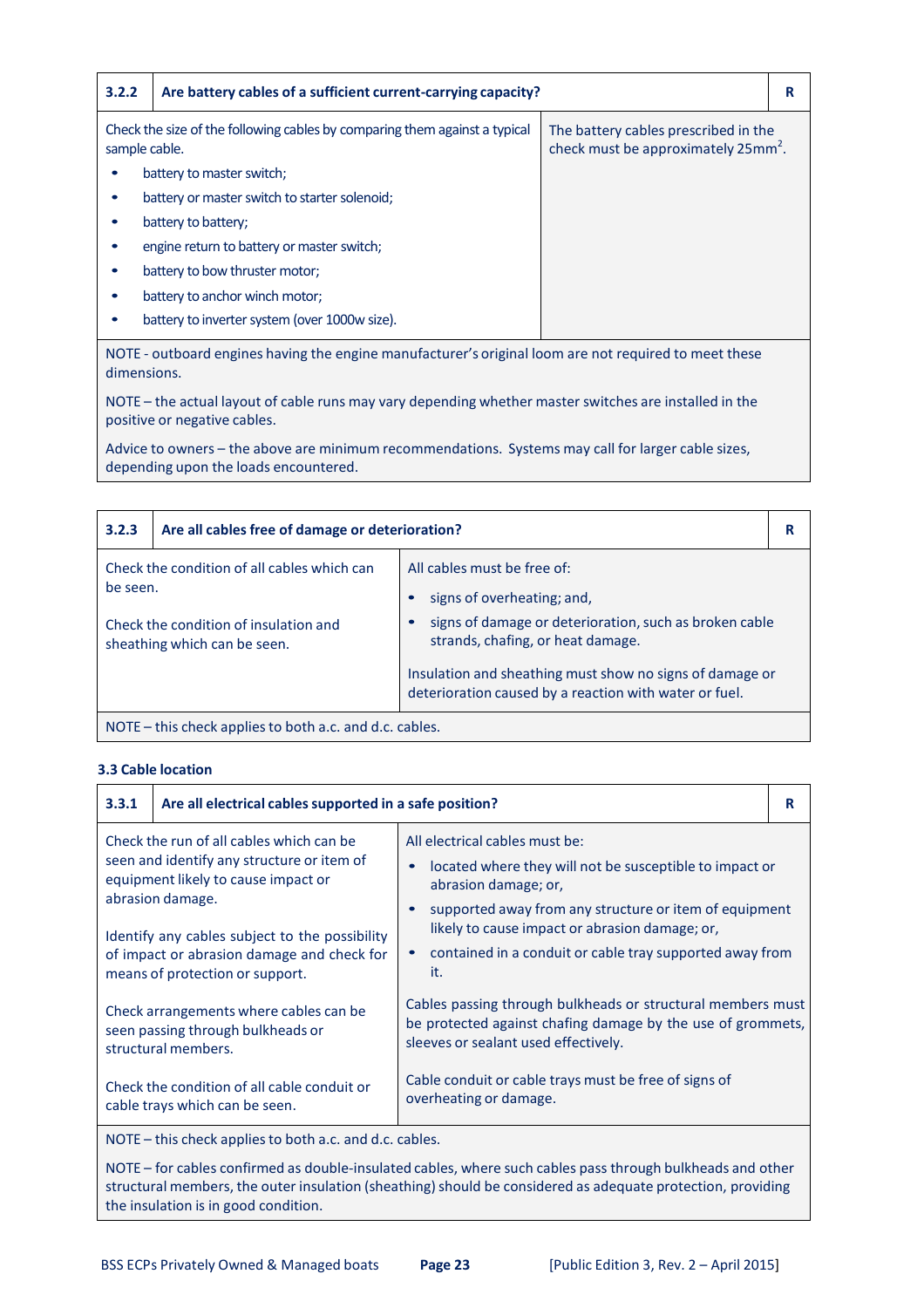| 3.2.2 | Are battery cables of a sufficient current-carrying capacity? | R |
|---|---|---|
| Check the size of the following cables by comparing them against a typical sample cable.<br>• battery to master switch;<br>• battery or master switch to starter solenoid;<br>• battery to battery;<br>• engine return to battery or master switch;<br>• battery to bow thruster motor;<br>• battery to anchor winch motor;<br>• battery to inverter system (over 1000w size). | The battery cables prescribed in the check must be approximately 25mm$^2$. | |
| NOTE - outboard engines having the engine manufacturer's original loom are not required to meet these dimensions.<br><br>NOTE – the actual layout of cable runs may vary depending whether master switches are installed in the positive or negative cables.<br><br>Advice to owners – the above are minimum recommendations. Systems may call for larger cable sizes, depending upon the loads encountered. | | |

| 3.2.3 | Are all cables free of damage or deterioration? | R |
|---|---|---|
| Check the condition of all cables which can be seen.<br><br>Check the condition of insulation and sheathing which can be seen. | All cables must be free of:<br>• signs of overheating; and,<br>• signs of damage or deterioration, such as broken cable strands, chafing, or heat damage.<br><br>Insulation and sheathing must show no signs of damage or deterioration caused by a reaction with water or fuel. | |
| NOTE – this check applies to both a.c. and d.c. cables. | | |

### 3.3 Cable location

| 3.3.1 | Are all electrical cables supported in a safe position? | R |
|---|---|---|
| Check the run of all cables which can be seen and identify any structure or item of equipment likely to cause impact or abrasion damage.<br><br>Identify any cables subject to the possibility of impact or abrasion damage and check for means of protection or support. | All electrical cables must be:<br>• located where they will not be susceptible to impact or abrasion damage; or,<br>• supported away from any structure or item of equipment likely to cause impact or abrasion damage; or,<br>• contained in a conduit or cable tray supported away from it. | |
| Check arrangements where cables can be seen passing through bulkheads or structural members. | Cables passing through bulkheads or structural members must be protected against chafing damage by the use of grommets, sleeves or sealant used effectively. | |
| Check the condition of all cable conduit or cable trays which can be seen. | Cable conduit or cable trays must be free of signs of overheating or damage. | |
| NOTE – this check applies to both a.c. and d.c. cables.<br><br>NOTE – for cables confirmed as double-insulated cables, where such cables pass through bulkheads and other structural members, the outer insulation (sheathing) should be considered as adequate protection, providing the insulation is in good condition. | | |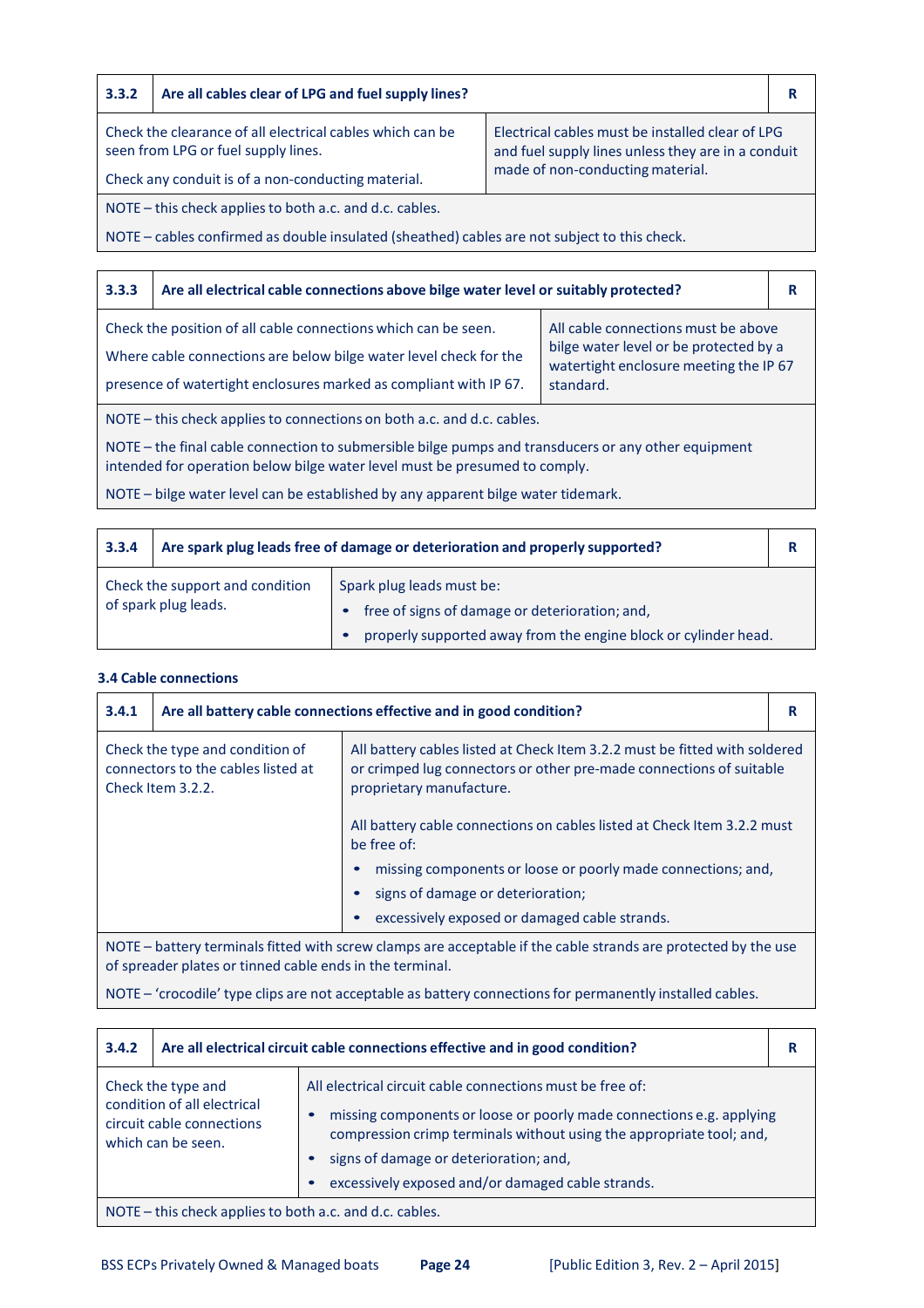| 3.3.2 | Are all cables clear of LPG and fuel supply lines? | R |
|---|---|---|
| Check the clearance of all electrical cables which can be seen from LPG or fuel supply lines.<br><br>Check any conduit is of a non-conducting material. | Electrical cables must be installed clear of LPG and fuel supply lines unless they are in a conduit made of non-conducting material. | |
| NOTE – this check applies to both a.c. and d.c. cables.<br><br>NOTE – cables confirmed as double insulated (sheathed) cables are not subject to this check. | | |

| 3.3.3 | Are all electrical cable connections above bilge water level or suitably protected? | R |
|---|---|---|
| Check the position of all cable connections which can be seen.<br><br>Where cable connections are below bilge water level check for the presence of watertight enclosures marked as compliant with IP 67. | All cable connections must be above bilge water level or be protected by a watertight enclosure meeting the IP 67 standard. | |
| NOTE – this check applies to connections on both a.c. and d.c. cables.<br><br>NOTE – the final cable connection to submersible bilge pumps and transducers or any other equipment intended for operation below bilge water level must be presumed to comply.<br><br>NOTE – bilge water level can be established by any apparent bilge water tidemark. | | |

| 3.3.4 | Are spark plug leads free of damage or deterioration and properly supported? | R |
|---|---|---|
| Check the support and condition of spark plug leads. | Spark plug leads must be:<br>• free of signs of damage or deterioration; and,<br>• properly supported away from the engine block or cylinder head. | |

### 3.4 Cable connections

| 3.4.1 | Are all battery cable connections effective and in good condition? | R |
|---|---|---|
| Check the type and condition of connectors to the cables listed at Check Item 3.2.2. | All battery cables listed at Check Item 3.2.2 must be fitted with soldered or crimped lug connectors or other pre-made connections of suitable proprietary manufacture.<br><br>All battery cable connections on cables listed at Check Item 3.2.2 must be free of:<br>• missing components or loose or poorly made connections; and,<br>• signs of damage or deterioration;<br>• excessively exposed or damaged cable strands. | |
| NOTE – battery terminals fitted with screw clamps are acceptable if the cable strands are protected by the use of spreader plates or tinned cable ends in the terminal.<br><br>NOTE – 'crocodile' type clips are not acceptable as battery connections for permanently installed cables. | | |

| 3.4.2 | Are all electrical circuit cable connections effective and in good condition? | R |
|---|---|---|
| Check the type and condition of all electrical circuit cable connections which can be seen. | All electrical circuit cable connections must be free of:<br>• missing components or loose or poorly made connections e.g. applying compression crimp terminals without using the appropriate tool; and,<br>• signs of damage or deterioration; and,<br>• excessively exposed and/or damaged cable strands. | |
| NOTE – this check applies to both a.c. and d.c. cables. | | |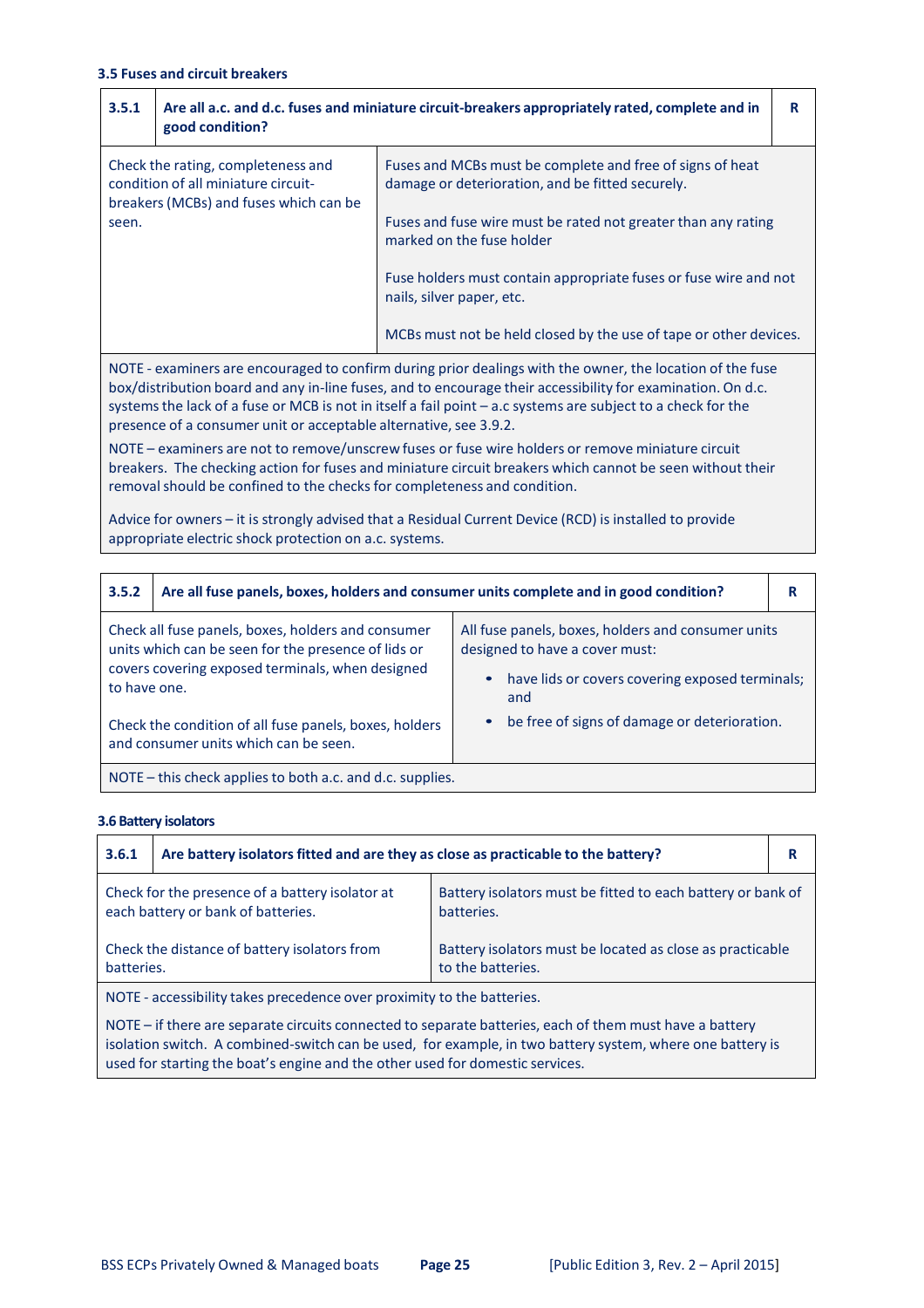### 3.5 Fuses and circuit breakers

| 3.5.1 | Are all a.c. and d.c. fuses and miniature circuit-breakers appropriately rated, complete and in good condition? | R |
|---|---|---|
| Check the rating, completeness and condition of all miniature circuit-breakers (MCBs) and fuses which can be seen. | Fuses and MCBs must be complete and free of signs of heat damage or deterioration, and be fitted securely.<br><br>Fuses and fuse wire must be rated not greater than any rating marked on the fuse holder<br><br>Fuse holders must contain appropriate fuses or fuse wire and not nails, silver paper, etc.<br><br>MCBs must not be held closed by the use of tape or other devices. | |

NOTE - examiners are encouraged to confirm during prior dealings with the owner, the location of the fuse box/distribution board and any in-line fuses, and to encourage their accessibility for examination. On d.c. systems the lack of a fuse or MCB is not in itself a fail point – a.c systems are subject to a check for the presence of a consumer unit or acceptable alternative, see 3.9.2.

NOTE – examiners are not to remove/unscrew fuses or fuse wire holders or remove miniature circuit breakers. The checking action for fuses and miniature circuit breakers which cannot be seen without their removal should be confined to the checks for completeness and condition.

Advice for owners – it is strongly advised that a Residual Current Device (RCD) is installed to provide appropriate electric shock protection on a.c. systems.

| 3.5.2 | Are all fuse panels, boxes, holders and consumer units complete and in good condition? | R |
|---|---|---|
| Check all fuse panels, boxes, holders and consumer units which can be seen for the presence of lids or covers covering exposed terminals, when designed to have one.<br><br>Check the condition of all fuse panels, boxes, holders and consumer units which can be seen. | All fuse panels, boxes, holders and consumer units designed to have a cover must:<br>• have lids or covers covering exposed terminals; and<br>• be free of signs of damage or deterioration. | |

NOTE – this check applies to both a.c. and d.c. supplies.

### 3.6 Battery isolators

| 3.6.1 | Are battery isolators fitted and are they as close as practicable to the battery? | R |
|---|---|---|
| Check for the presence of a battery isolator at each battery or bank of batteries.<br><br>Check the distance of battery isolators from batteries. | Battery isolators must be fitted to each battery or bank of batteries.<br><br>Battery isolators must be located as close as practicable to the batteries. | |

NOTE - accessibility takes precedence over proximity to the batteries.

NOTE – if there are separate circuits connected to separate batteries, each of them must have a battery isolation switch. A combined-switch can be used, for example, in two battery system, where one battery is used for starting the boat's engine and the other used for domestic services.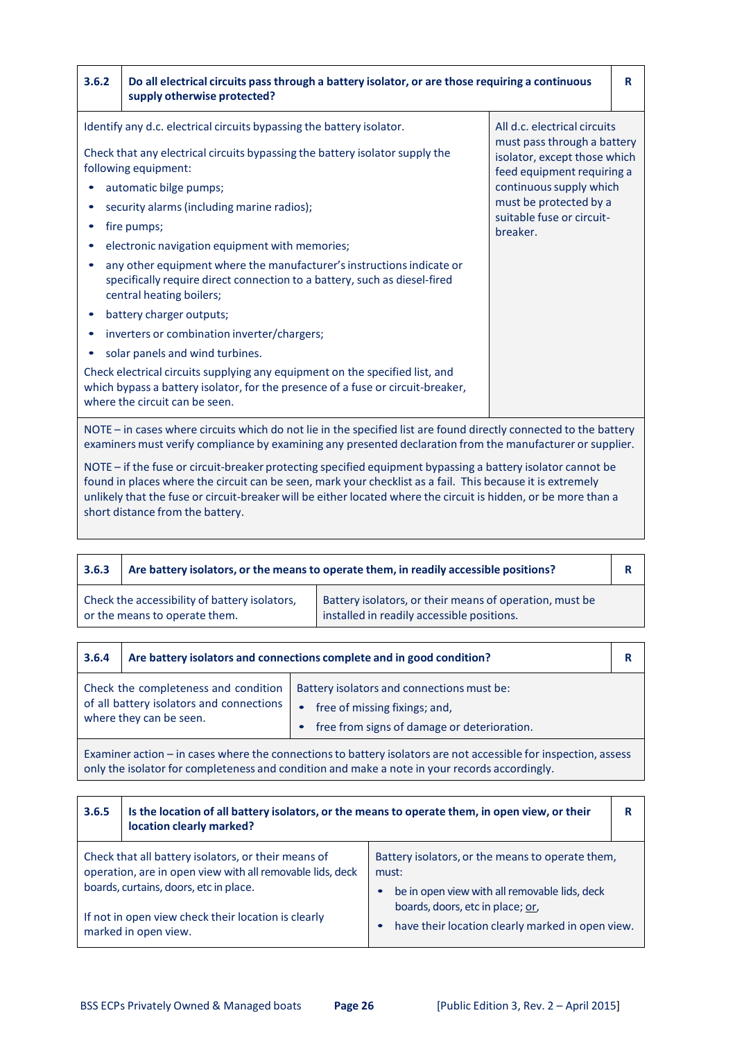| 3.6.2 | **Do all electrical circuits pass through a battery isolator, or are those requiring a continuous supply otherwise protected?** | **R** |
|---|---|---|

Identify any d.c. electrical circuits bypassing the battery isolator.

Check that any electrical circuits bypassing the battery isolator supply the following equipment:

- automatic bilge pumps;
- security alarms (including marine radios);
- fire pumps;
- electronic navigation equipment with memories;
- any other equipment where the manufacturer's instructions indicate or specifically require direct connection to a battery, such as diesel-fired central heating boilers;
- battery charger outputs;
- inverters or combination inverter/chargers;
- solar panels and wind turbines.

Check electrical circuits supplying any equipment on the specified list, and which bypass a battery isolator, for the presence of a fuse or circuit-breaker, where the circuit can be seen.

All d.c. electrical circuits must pass through a battery isolator, except those which feed equipment requiring a continuous supply which must be protected by a suitable fuse or circuit-breaker.

NOTE – in cases where circuits which do not lie in the specified list are found directly connected to the battery examiners must verify compliance by examining any presented declaration from the manufacturer or supplier.

NOTE – if the fuse or circuit-breaker protecting specified equipment bypassing a battery isolator cannot be found in places where the circuit can be seen, mark your checklist as a fail. This because it is extremely unlikely that the fuse or circuit-breaker will be either located where the circuit is hidden, or be more than a short distance from the battery.

| 3.6.3 | **Are battery isolators, or the means to operate them, in readily accessible positions?** | **R** |
|---|---|---|
| Check the accessibility of battery isolators, or the means to operate them. | Battery isolators, or their means of operation, must be installed in readily accessible positions. | |

| 3.6.4 | **Are battery isolators and connections complete and in good condition?** | **R** |
|---|---|---|
| Check the completeness and condition of all battery isolators and connections where they can be seen. | Battery isolators and connections must be:<br>• free of missing fixings; and,<br>• free from signs of damage or deterioration. | |

Examiner action – in cases where the connections to battery isolators are not accessible for inspection, assess only the isolator for completeness and condition and make a note in your records accordingly.

| 3.6.5 | **Is the location of all battery isolators, or the means to operate them, in open view, or their location clearly marked?** | **R** |
|---|---|---|
| Check that all battery isolators, or their means of operation, are in open view with all removable lids, deck boards, curtains, doors, etc in place.<br><br>If not in open view check their location is clearly marked in open view. | Battery isolators, or the means to operate them, must:<br>• be in open view with all removable lids, deck boards, doors, etc in place; or,<br>• have their location clearly marked in open view. | |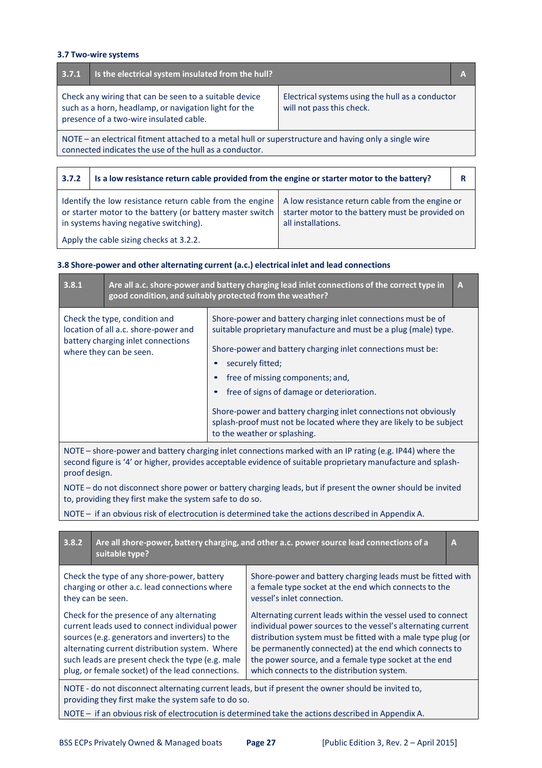### 3.7 Two-wire systems

| 3.7.1 | Is the electrical system insulated from the hull? | A |
|---|---|---|
| Check any wiring that can be seen to a suitable device such as a horn, headlamp, or navigation light for the presence of a two-wire insulated cable. | Electrical systems using the hull as a conductor will not pass this check. | |
| NOTE – an electrical fitment attached to a metal hull or superstructure and having only a single wire connected indicates the use of the hull as a conductor. | | |

| 3.7.2 | Is a low resistance return cable provided from the engine or starter motor to the battery? | R |
|---|---|---|
| Identify the low resistance return cable from the engine or starter motor to the battery (or battery master switch in systems having negative switching).<br><br>Apply the cable sizing checks at 3.2.2. | A low resistance return cable from the engine or starter motor to the battery must be provided on all installations. | |

### 3.8 Shore-power and other alternating current (a.c.) electrical inlet and lead connections

| 3.8.1 | Are all a.c. shore-power and battery charging lead inlet connections of the correct type in good condition, and suitably protected from the weather? | A |
|---|---|---|
| Check the type, condition and location of all a.c. shore-power and battery charging inlet connections where they can be seen. | Shore-power and battery charging inlet connections must be of suitable proprietary manufacture and must be a plug (male) type.<br><br>Shore-power and battery charging inlet connections must be:<br>• securely fitted;<br>• free of missing components; and,<br>• free of signs of damage or deterioration.<br><br>Shore-power and battery charging inlet connections not obviously splash-proof must not be located where they are likely to be subject to the weather or splashing. | |
| NOTE – shore-power and battery charging inlet connections marked with an IP rating (e.g. IP44) where the second figure is '4' or higher, provides acceptable evidence of suitable proprietary manufacture and splash-proof design.<br><br>NOTE – do not disconnect shore power or battery charging leads, but if present the owner should be invited to, providing they first make the system safe to do so.<br><br>NOTE – if an obvious risk of electrocution is determined take the actions described in Appendix A. | | |

| 3.8.2 | Are all shore-power, battery charging, and other a.c. power source lead connections of a suitable type? | A |
|---|---|---|
| Check the type of any shore-power, battery charging or other a.c. lead connections where they can be seen. | Shore-power and battery charging leads must be fitted with a female type socket at the end which connects to the vessel's inlet connection. | |
| Check for the presence of any alternating current leads used to connect individual power sources (e.g. generators and inverters) to the alternating current distribution system. Where such leads are present check the type (e.g. male plug, or female socket) of the lead connections. | Alternating current leads within the vessel used to connect individual power sources to the vessel's alternating current distribution system must be fitted with a male type plug (or be permanently connected) at the end which connects to the power source, and a female type socket at the end which connects to the distribution system. | |
| NOTE - do not disconnect alternating current leads, but if present the owner should be invited to, providing they first make the system safe to do so.<br><br>NOTE – if an obvious risk of electrocution is determined take the actions described in Appendix A. | | |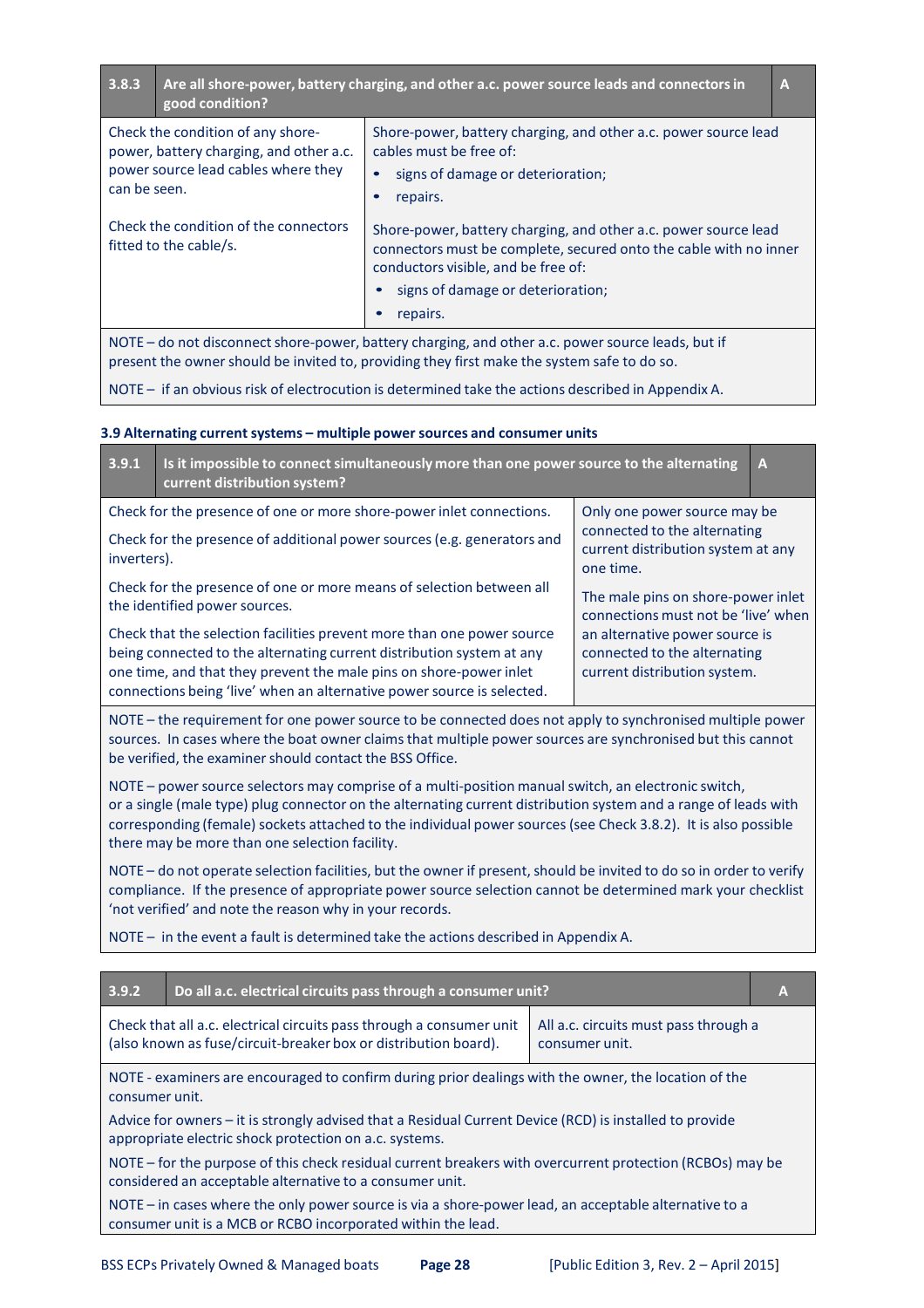| 3.8.3 | Are all shore-power, battery charging, and other a.c. power source leads and connectors in good condition? | A |
|---|---|---|
| Check the condition of any shore-power, battery charging, and other a.c. power source lead cables where they can be seen. | Shore-power, battery charging, and other a.c. power source lead cables must be free of:<br>• signs of damage or deterioration;<br>• repairs. | |
| Check the condition of the connectors fitted to the cable/s. | Shore-power, battery charging, and other a.c. power source lead connectors must be complete, secured onto the cable with no inner conductors visible, and be free of:<br>• signs of damage or deterioration;<br>• repairs. | |

NOTE – do not disconnect shore-power, battery charging, and other a.c. power source leads, but if present the owner should be invited to, providing they first make the system safe to do so.

NOTE – if an obvious risk of electrocution is determined take the actions described in Appendix A.

### 3.9 Alternating current systems – multiple power sources and consumer units

| 3.9.1 | Is it impossible to connect simultaneously more than one power source to the alternating current distribution system? | A |
|---|---|---|
| Check for the presence of one or more shore-power inlet connections.<br><br>Check for the presence of additional power sources (e.g. generators and inverters).<br><br>Check for the presence of one or more means of selection between all the identified power sources.<br><br>Check that the selection facilities prevent more than one power source being connected to the alternating current distribution system at any one time, and that they prevent the male pins on shore-power inlet connections being 'live' when an alternative power source is selected. | Only one power source may be connected to the alternating current distribution system at any one time.<br><br>The male pins on shore-power inlet connections must not be 'live' when an alternative power source is connected to the alternating current distribution system. | |

NOTE – the requirement for one power source to be connected does not apply to synchronised multiple power sources. In cases where the boat owner claims that multiple power sources are synchronised but this cannot be verified, the examiner should contact the BSS Office.

NOTE – power source selectors may comprise of a multi-position manual switch, an electronic switch, or a single (male type) plug connector on the alternating current distribution system and a range of leads with corresponding (female) sockets attached to the individual power sources (see Check 3.8.2). It is also possible there may be more than one selection facility.

NOTE – do not operate selection facilities, but the owner if present, should be invited to do so in order to verify compliance. If the presence of appropriate power source selection cannot be determined mark your checklist 'not verified' and note the reason why in your records.

NOTE – in the event a fault is determined take the actions described in Appendix A.

| 3.9.2 | Do all a.c. electrical circuits pass through a consumer unit? | A |
|---|---|---|
| Check that all a.c. electrical circuits pass through a consumer unit (also known as fuse/circuit-breaker box or distribution board). | All a.c. circuits must pass through a consumer unit. | |

NOTE - examiners are encouraged to confirm during prior dealings with the owner, the location of the consumer unit.

Advice for owners – it is strongly advised that a Residual Current Device (RCD) is installed to provide appropriate electric shock protection on a.c. systems.

NOTE – for the purpose of this check residual current breakers with overcurrent protection (RCBOs) may be considered an acceptable alternative to a consumer unit.

NOTE – in cases where the only power source is via a shore-power lead, an acceptable alternative to a consumer unit is a MCB or RCBO incorporated within the lead.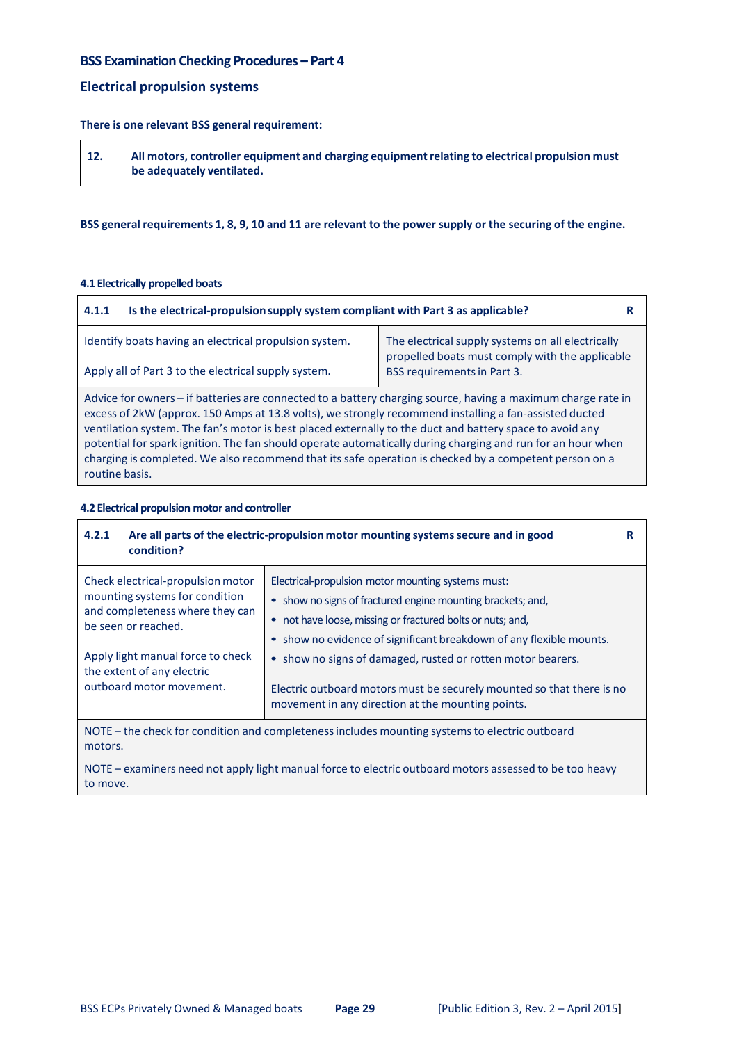## BSS Examination Checking Procedures – Part 4

## Electrical propulsion systems

**There is one relevant BSS general requirement:**

| **12.** | **All motors, controller equipment and charging equipment relating to electrical propulsion must be adequately ventilated.** |
|---|---|

**BSS general requirements 1, 8, 9, 10 and 11 are relevant to the power supply or the securing of the engine.**

#### 4.1 Electrically propelled boats

| **4.1.1** | **Is the electrical-propulsion supply system compliant with Part 3 as applicable?** | **R** |
|---|---|---|
| Identify boats having an electrical propulsion system.<br><br>Apply all of Part 3 to the electrical supply system. | The electrical supply systems on all electrically propelled boats must comply with the applicable BSS requirements in Part 3. | |
| Advice for owners – if batteries are connected to a battery charging source, having a maximum charge rate in excess of 2kW (approx. 150 Amps at 13.8 volts), we strongly recommend installing a fan-assisted ducted ventilation system. The fan's motor is best placed externally to the duct and battery space to avoid any potential for spark ignition. The fan should operate automatically during charging and run for an hour when charging is completed. We also recommend that its safe operation is checked by a competent person on a routine basis. | | |

#### 4.2 Electrical propulsion motor and controller

| **4.2.1** | **Are all parts of the electric-propulsion motor mounting systems secure and in good condition?** | **R** |
|---|---|---|
| Check electrical-propulsion motor mounting systems for condition and completeness where they can be seen or reached.<br><br>Apply light manual force to check the extent of any electric outboard motor movement. | Electrical-propulsion motor mounting systems must:<br>• show no signs of fractured engine mounting brackets; and,<br>• not have loose, missing or fractured bolts or nuts; and,<br>• show no evidence of significant breakdown of any flexible mounts.<br>• show no signs of damaged, rusted or rotten motor bearers.<br><br>Electric outboard motors must be securely mounted so that there is no movement in any direction at the mounting points. | |
| NOTE – the check for condition and completeness includes mounting systems to electric outboard motors.<br><br>NOTE – examiners need not apply light manual force to electric outboard motors assessed to be too heavy to move. | | |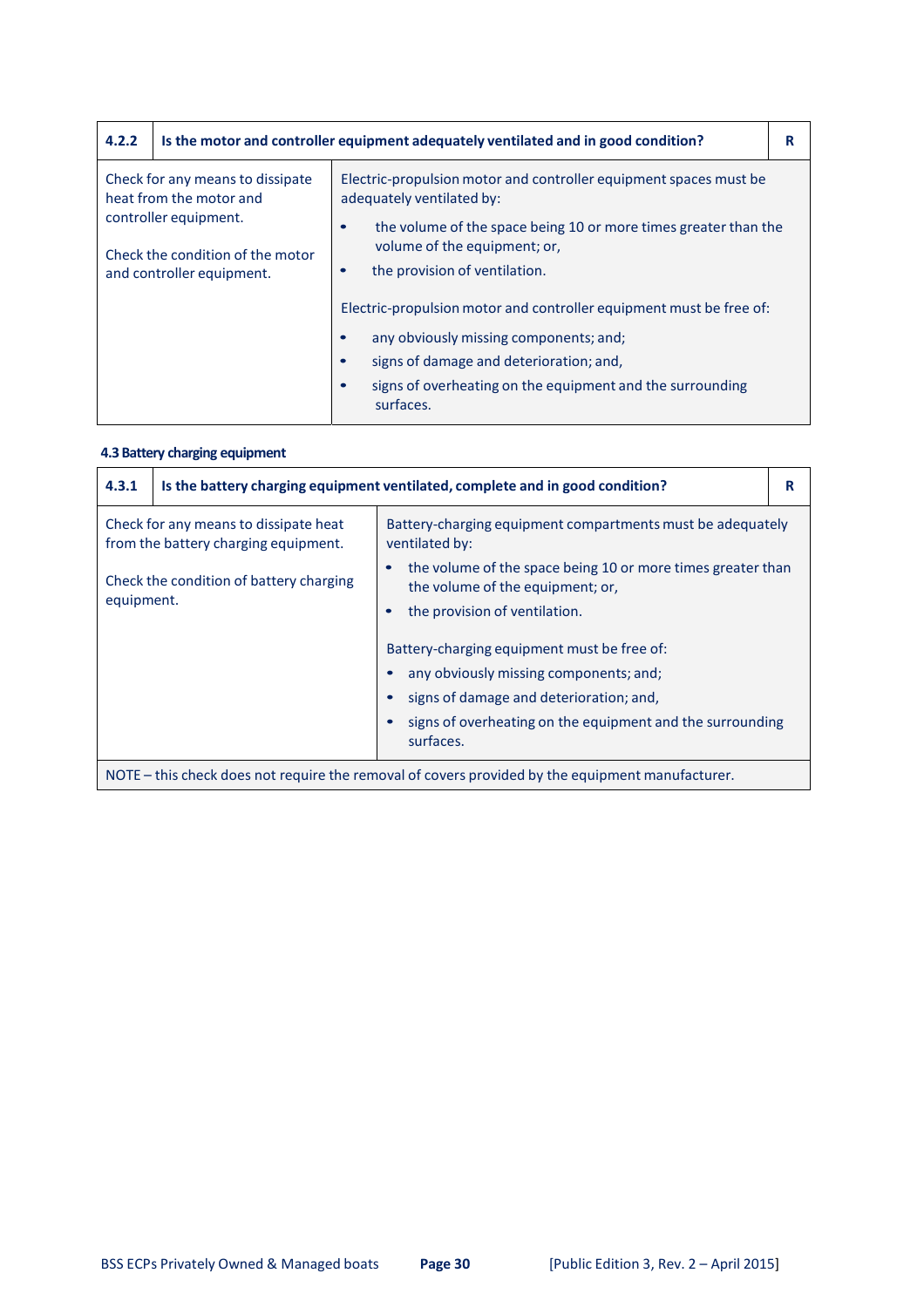| 4.2.2 | Is the motor and controller equipment adequately ventilated and in good condition? | R |
|---|---|---|
| Check for any means to dissipate heat from the motor and controller equipment.<br><br>Check the condition of the motor and controller equipment. | Electric-propulsion motor and controller equipment spaces must be adequately ventilated by:<br>• the volume of the space being 10 or more times greater than the volume of the equipment; or,<br>• the provision of ventilation.<br><br>Electric-propulsion motor and controller equipment must be free of:<br>• any obviously missing components; and;<br>• signs of damage and deterioration; and,<br>• signs of overheating on the equipment and the surrounding surfaces. | |

### 4.3 Battery charging equipment

| 4.3.1 | Is the battery charging equipment ventilated, complete and in good condition? | R |
|---|---|---|
| Check for any means to dissipate heat from the battery charging equipment.<br><br>Check the condition of battery charging equipment. | Battery-charging equipment compartments must be adequately ventilated by:<br>• the volume of the space being 10 or more times greater than the volume of the equipment; or,<br>• the provision of ventilation.<br><br>Battery-charging equipment must be free of:<br>• any obviously missing components; and;<br>• signs of damage and deterioration; and,<br>• signs of overheating on the equipment and the surrounding surfaces. | |
| NOTE – this check does not require the removal of covers provided by the equipment manufacturer. | | |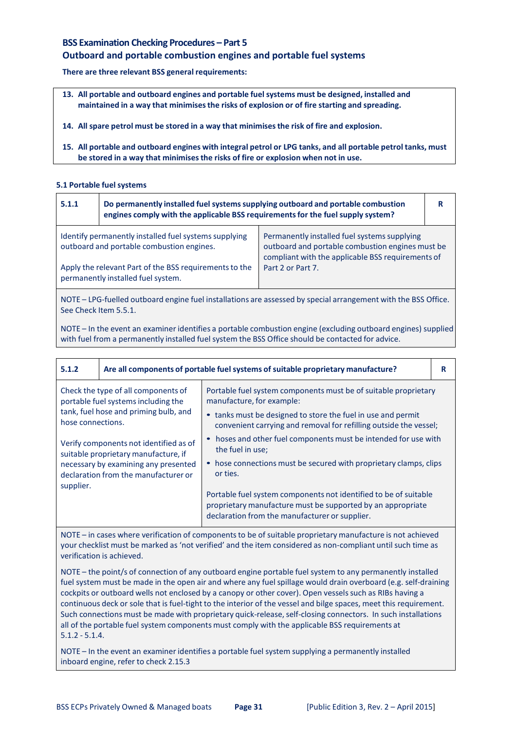## BSS Examination Checking Procedures – Part 5
## Outboard and portable combustion engines and portable fuel systems

**There are three relevant BSS general requirements:**

**13. All portable and outboard engines and portable fuel systems must be designed, installed and maintained in a way that minimises the risks of explosion or of fire starting and spreading.**

**14. All spare petrol must be stored in a way that minimises the risk of fire and explosion.**

**15. All portable and outboard engines with integral petrol or LPG tanks, and all portable petrol tanks, must be stored in a way that minimises the risks of fire or explosion when not in use.**

### 5.1 Portable fuel systems

| **5.1.1** | **Do permanently installed fuel systems supplying outboard and portable combustion engines comply with the applicable BSS requirements for the fuel supply system?** | **R** |
|---|---|---|
| Identify permanently installed fuel systems supplying outboard and portable combustion engines.<br><br>Apply the relevant Part of the BSS requirements to the permanently installed fuel system. | Permanently installed fuel systems supplying outboard and portable combustion engines must be compliant with the applicable BSS requirements of Part 2 or Part 7. | |
| NOTE – LPG-fuelled outboard engine fuel installations are assessed by special arrangement with the BSS Office. See Check Item 5.5.1.<br><br>NOTE – In the event an examiner identifies a portable combustion engine (excluding outboard engines) supplied with fuel from a permanently installed fuel system the BSS Office should be contacted for advice. | | |

| **5.1.2** | **Are all components of portable fuel systems of suitable proprietary manufacture?** | **R** |
|---|---|---|
| Check the type of all components of portable fuel systems including the tank, fuel hose and priming bulb, and hose connections.<br><br>Verify components not identified as of suitable proprietary manufacture, if necessary by examining any presented declaration from the manufacturer or supplier. | Portable fuel system components must be of suitable proprietary manufacture, for example:<br>• tanks must be designed to store the fuel in use and permit convenient carrying and removal for refilling outside the vessel;<br>• hoses and other fuel components must be intended for use with the fuel in use;<br>• hose connections must be secured with proprietary clamps, clips or ties.<br><br>Portable fuel system components not identified to be of suitable proprietary manufacture must be supported by an appropriate declaration from the manufacturer or supplier. | |
| NOTE – in cases where verification of components to be of suitable proprietary manufacture is not achieved your checklist must be marked as 'not verified' and the item considered as non-compliant until such time as verification is achieved.<br><br>NOTE – the point/s of connection of any outboard engine portable fuel system to any permanently installed fuel system must be made in the open air and where any fuel spillage would drain overboard (e.g. self-draining cockpits or outboard wells not enclosed by a canopy or other cover). Open vessels such as RIBs having a continuous deck or sole that is fuel-tight to the interior of the vessel and bilge spaces, meet this requirement. Such connections must be made with proprietary quick-release, self-closing connectors. In such installations all of the portable fuel system components must comply with the applicable BSS requirements at 5.1.2 - 5.1.4.<br><br>NOTE – In the event an examiner identifies a portable fuel system supplying a permanently installed inboard engine, refer to check 2.15.3 | | |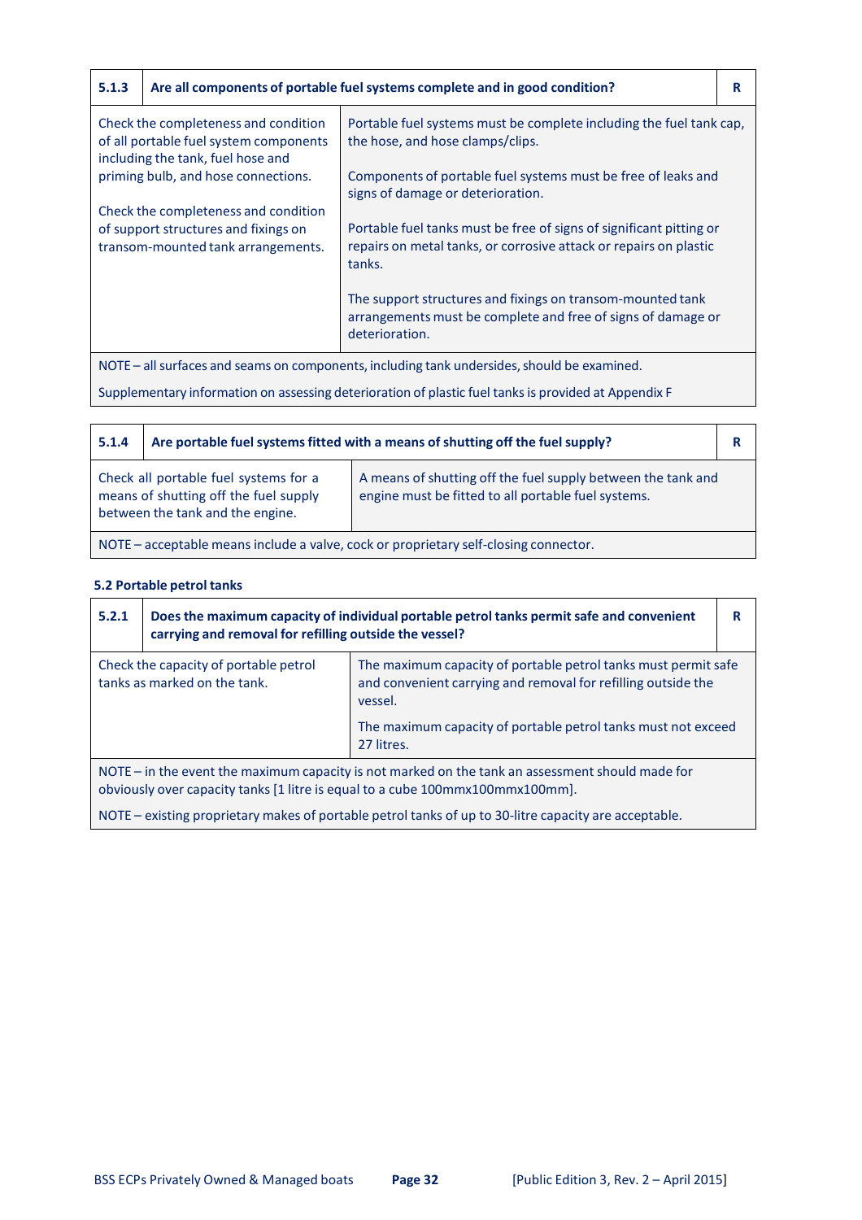| 5.1.3 | Are all components of portable fuel systems complete and in good condition? | R |
|---|---|---|
| Check the completeness and condition of all portable fuel system components including the tank, fuel hose and priming bulb, and hose connections.<br><br>Check the completeness and condition of support structures and fixings on transom-mounted tank arrangements. | Portable fuel systems must be complete including the fuel tank cap, the hose, and hose clamps/clips.<br><br>Components of portable fuel systems must be free of leaks and signs of damage or deterioration.<br><br>Portable fuel tanks must be free of signs of significant pitting or repairs on metal tanks, or corrosive attack or repairs on plastic tanks.<br><br>The support structures and fixings on transom-mounted tank arrangements must be complete and free of signs of damage or deterioration. | |
| NOTE – all surfaces and seams on components, including tank undersides, should be examined.<br><br>Supplementary information on assessing deterioration of plastic fuel tanks is provided at Appendix F | | |

| 5.1.4 | Are portable fuel systems fitted with a means of shutting off the fuel supply? | R |
|---|---|---|
| Check all portable fuel systems for a means of shutting off the fuel supply between the tank and the engine. | A means of shutting off the fuel supply between the tank and engine must be fitted to all portable fuel systems. | |
| NOTE – acceptable means include a valve, cock or proprietary self-closing connector. | | |

### 5.2 Portable petrol tanks

| 5.2.1 | Does the maximum capacity of individual portable petrol tanks permit safe and convenient carrying and removal for refilling outside the vessel? | R |
|---|---|---|
| Check the capacity of portable petrol tanks as marked on the tank. | The maximum capacity of portable petrol tanks must permit safe and convenient carrying and removal for refilling outside the vessel.<br><br>The maximum capacity of portable petrol tanks must not exceed 27 litres. | |
| NOTE – in the event the maximum capacity is not marked on the tank an assessment should made for obviously over capacity tanks [1 litre is equal to a cube 100mmx100mmx100mm].<br><br>NOTE – existing proprietary makes of portable petrol tanks of up to 30-litre capacity are acceptable. | | |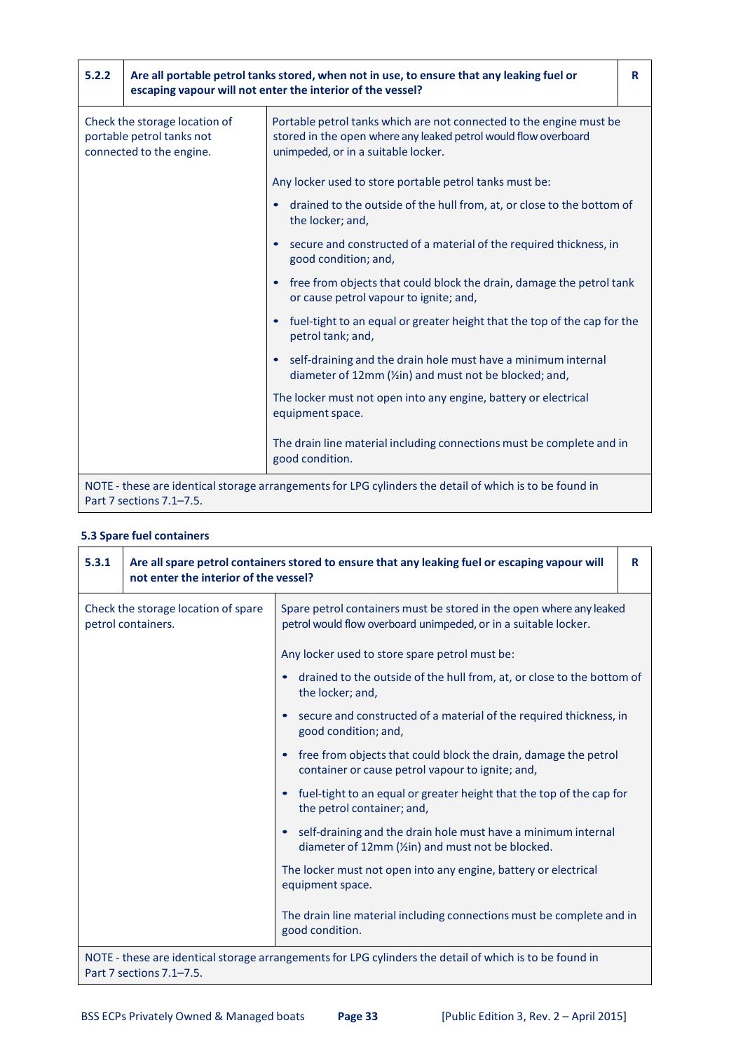| 5.2.2 | **Are all portable petrol tanks stored, when not in use, to ensure that any leaking fuel or escaping vapour will not enter the interior of the vessel?** | **R** |
|---|---|---|
| Check the storage location of portable petrol tanks not connected to the engine. | Portable petrol tanks which are not connected to the engine must be stored in the open where any leaked petrol would flow overboard unimpeded, or in a suitable locker.<br><br>Any locker used to store portable petrol tanks must be:<br><br>• drained to the outside of the hull from, at, or close to the bottom of the locker; and,<br>• secure and constructed of a material of the required thickness, in good condition; and,<br>• free from objects that could block the drain, damage the petrol tank or cause petrol vapour to ignite; and,<br>• fuel-tight to an equal or greater height that the top of the cap for the petrol tank; and,<br>• self-draining and the drain hole must have a minimum internal diameter of 12mm (½in) and must not be blocked; and,<br><br>The locker must not open into any engine, battery or electrical equipment space.<br><br>The drain line material including connections must be complete and in good condition. | |
| NOTE - these are identical storage arrangements for LPG cylinders the detail of which is to be found in Part 7 sections 7.1–7.5. | | |

### 5.3 Spare fuel containers

| 5.3.1 | **Are all spare petrol containers stored to ensure that any leaking fuel or escaping vapour will not enter the interior of the vessel?** | **R** |
|---|---|---|
| Check the storage location of spare petrol containers. | Spare petrol containers must be stored in the open where any leaked petrol would flow overboard unimpeded, or in a suitable locker.<br><br>Any locker used to store spare petrol must be:<br><br>• drained to the outside of the hull from, at, or close to the bottom of the locker; and,<br>• secure and constructed of a material of the required thickness, in good condition; and,<br>• free from objects that could block the drain, damage the petrol container or cause petrol vapour to ignite; and,<br>• fuel-tight to an equal or greater height that the top of the cap for the petrol container; and,<br>• self-draining and the drain hole must have a minimum internal diameter of 12mm (½in) and must not be blocked.<br><br>The locker must not open into any engine, battery or electrical equipment space.<br><br>The drain line material including connections must be complete and in good condition. | |
| NOTE - these are identical storage arrangements for LPG cylinders the detail of which is to be found in Part 7 sections 7.1–7.5. | | |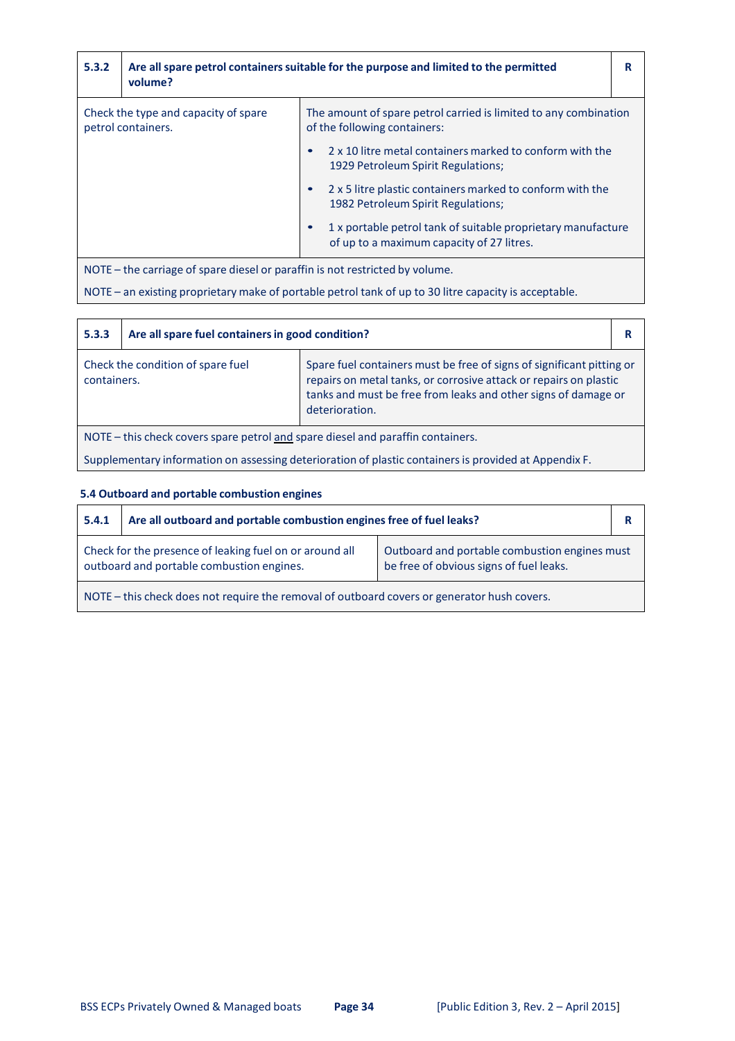| 5.3.2 | Are all spare petrol containers suitable for the purpose and limited to the permitted volume? | R |
|---|---|---|
| Check the type and capacity of spare petrol containers. | The amount of spare petrol carried is limited to any combination of the following containers:<br>• 2 x 10 litre metal containers marked to conform with the 1929 Petroleum Spirit Regulations;<br>• 2 x 5 litre plastic containers marked to conform with the 1982 Petroleum Spirit Regulations;<br>• 1 x portable petrol tank of suitable proprietary manufacture of up to a maximum capacity of 27 litres. | |
| NOTE – the carriage of spare diesel or paraffin is not restricted by volume.<br>NOTE – an existing proprietary make of portable petrol tank of up to 30 litre capacity is acceptable. | | |

| 5.3.3 | Are all spare fuel containers in good condition? | R |
|---|---|---|
| Check the condition of spare fuel containers. | Spare fuel containers must be free of signs of significant pitting or repairs on metal tanks, or corrosive attack or repairs on plastic tanks and must be free from leaks and other signs of damage or deterioration. | |
| NOTE – this check covers spare petrol <u>and</u> spare diesel and paraffin containers.<br>Supplementary information on assessing deterioration of plastic containers is provided at Appendix F. | | |

### 5.4 Outboard and portable combustion engines

| 5.4.1 | Are all outboard and portable combustion engines free of fuel leaks? | R |
|---|---|---|
| Check for the presence of leaking fuel on or around all outboard and portable combustion engines. | Outboard and portable combustion engines must be free of obvious signs of fuel leaks. | |
| NOTE – this check does not require the removal of outboard covers or generator hush covers. | | |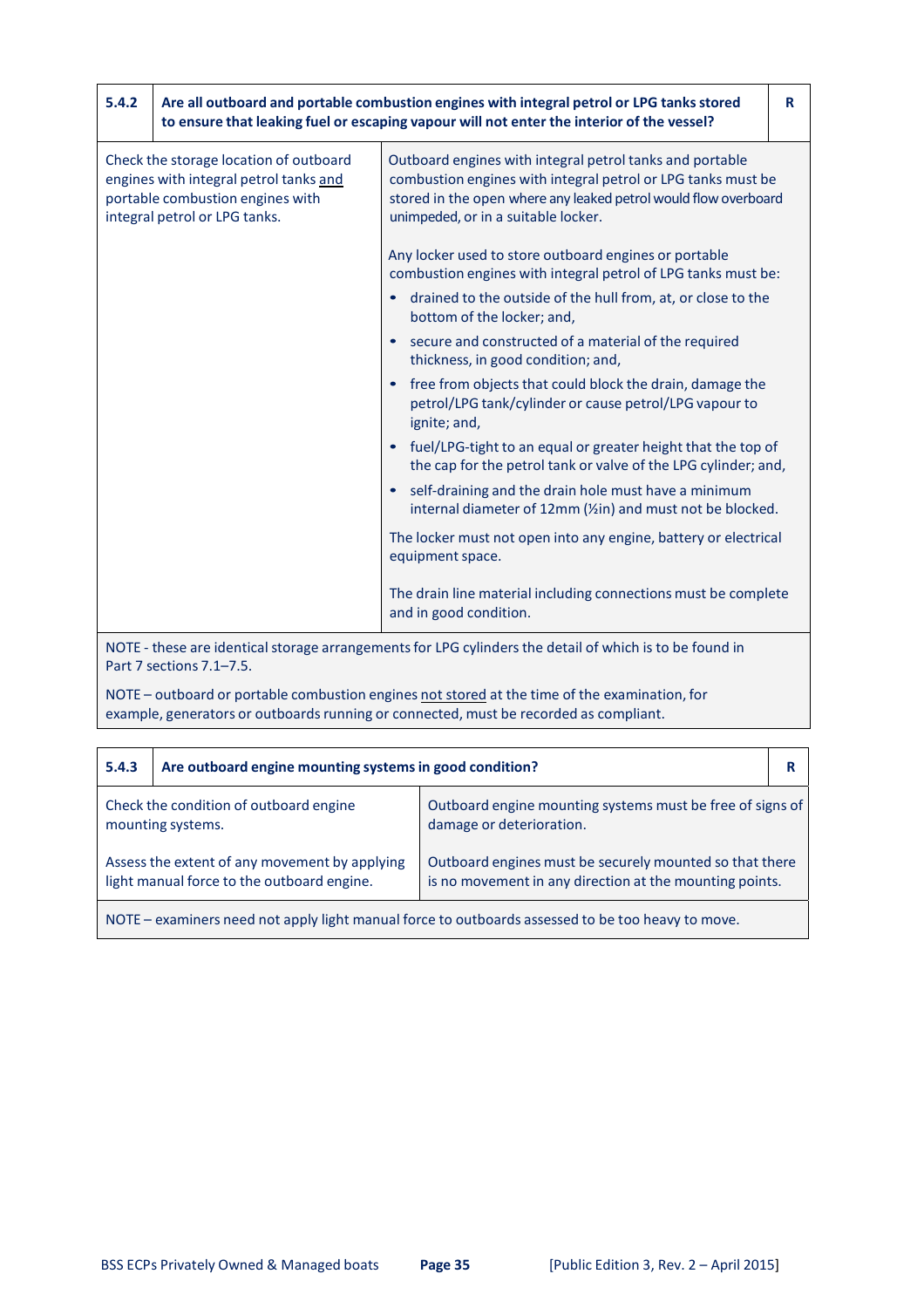| 5.4.2 | Are all outboard and portable combustion engines with integral petrol or LPG tanks stored to ensure that leaking fuel or escaping vapour will not enter the interior of the vessel? | R |
|---|---|---|

| Check | Requirement |
|---|---|
| Check the storage location of outboard engines with integral petrol tanks and portable combustion engines with integral petrol or LPG tanks. | Outboard engines with integral petrol tanks and portable combustion engines with integral petrol or LPG tanks must be stored in the open where any leaked petrol would flow overboard unimpeded, or in a suitable locker.<br><br>Any locker used to store outboard engines or portable combustion engines with integral petrol of LPG tanks must be:<br>• drained to the outside of the hull from, at, or close to the bottom of the locker; and,<br>• secure and constructed of a material of the required thickness, in good condition; and,<br>• free from objects that could block the drain, damage the petrol/LPG tank/cylinder or cause petrol/LPG vapour to ignite; and,<br>• fuel/LPG-tight to an equal or greater height that the top of the cap for the petrol tank or valve of the LPG cylinder; and,<br>• self-draining and the drain hole must have a minimum internal diameter of 12mm (½in) and must not be blocked.<br><br>The locker must not open into any engine, battery or electrical equipment space.<br><br>The drain line material including connections must be complete and in good condition. |

NOTE - these are identical storage arrangements for LPG cylinders the detail of which is to be found in Part 7 sections 7.1–7.5.

NOTE – outboard or portable combustion engines not stored at the time of the examination, for example, generators or outboards running or connected, must be recorded as compliant.

| 5.4.3 | Are outboard engine mounting systems in good condition? | R |
|---|---|---|

| Check | Requirement |
|---|---|
| Check the condition of outboard engine mounting systems. | Outboard engine mounting systems must be free of signs of damage or deterioration. |
| Assess the extent of any movement by applying light manual force to the outboard engine. | Outboard engines must be securely mounted so that there is no movement in any direction at the mounting points. |

NOTE – examiners need not apply light manual force to outboards assessed to be too heavy to move.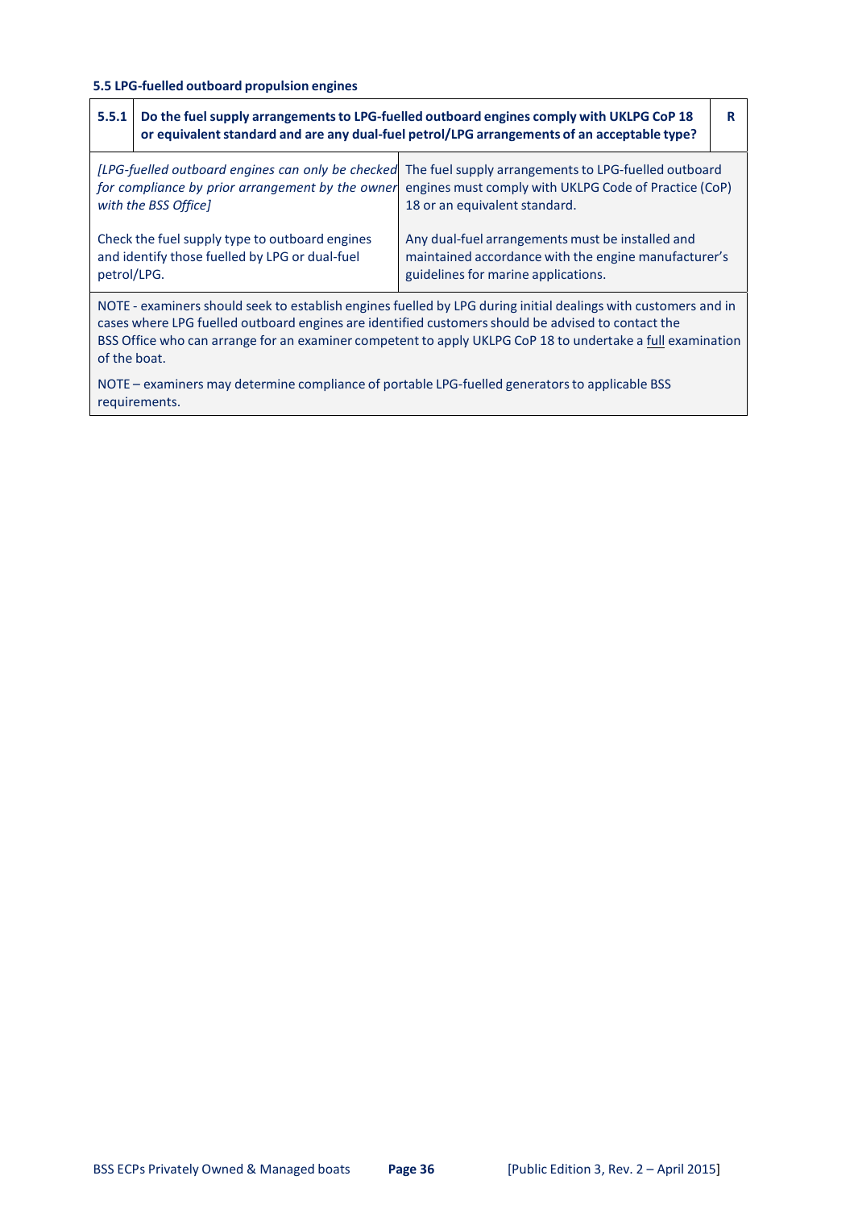### 5.5 LPG-fuelled outboard propulsion engines

| 5.5.1 | **Do the fuel supply arrangements to LPG-fuelled outboard engines comply with UKLPG CoP 18 or equivalent standard and are any dual-fuel petrol/LPG arrangements of an acceptable type?** | **R** |
|---|---|---|
| *[LPG-fuelled outboard engines can only be checked for compliance by prior arrangement by the owner with the BSS Office]*<br><br>Check the fuel supply type to outboard engines and identify those fuelled by LPG or dual-fuel petrol/LPG. | The fuel supply arrangements to LPG-fuelled outboard engines must comply with UKLPG Code of Practice (CoP) 18 or an equivalent standard.<br><br>Any dual-fuel arrangements must be installed and maintained accordance with the engine manufacturer's guidelines for marine applications. | |

NOTE - examiners should seek to establish engines fuelled by LPG during initial dealings with customers and in cases where LPG fuelled outboard engines are identified customers should be advised to contact the BSS Office who can arrange for an examiner competent to apply UKLPG CoP 18 to undertake a <u>full</u> examination of the boat.

NOTE – examiners may determine compliance of portable LPG-fuelled generators to applicable BSS requirements.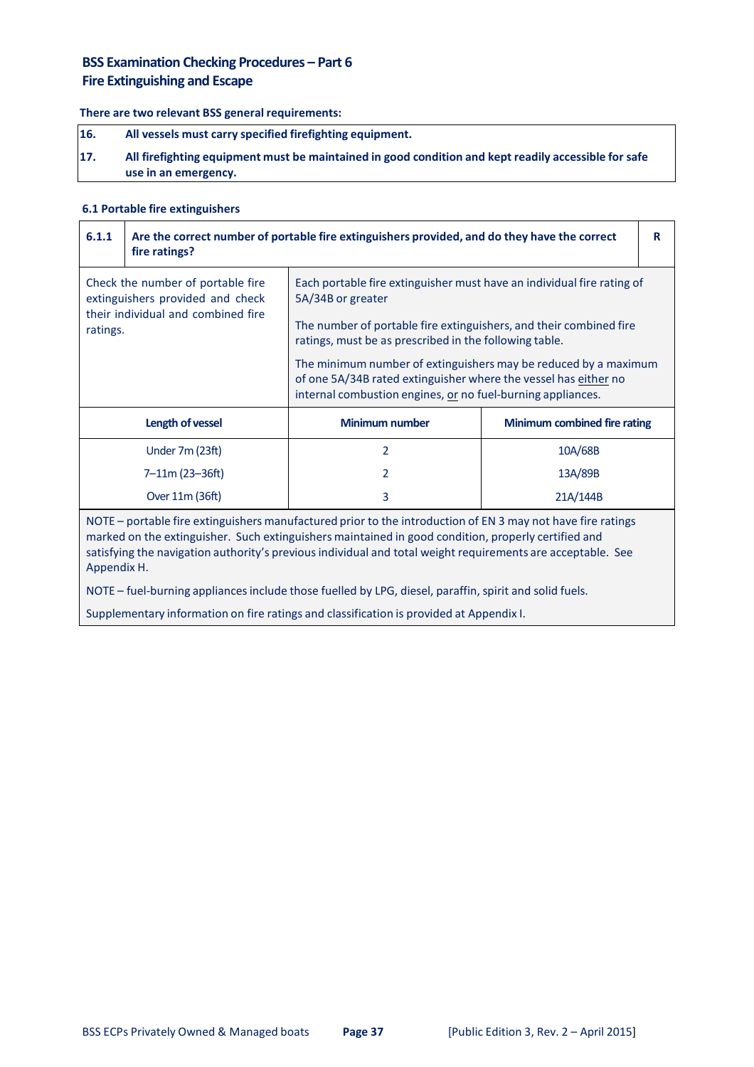## BSS Examination Checking Procedures – Part 6
## Fire Extinguishing and Escape

**There are two relevant BSS general requirements:**

| | |
|---|---|
| **16.** | **All vessels must carry specified firefighting equipment.** |
| **17.** | **All firefighting equipment must be maintained in good condition and kept readily accessible for safe use in an emergency.** |

### 6.1 Portable fire extinguishers

| **6.1.1** | **Are the correct number of portable fire extinguishers provided, and do they have the correct fire ratings?** | | **R** |
|---|---|---|---|
| Check the number of portable fire extinguishers provided and check their individual and combined fire ratings. | Each portable fire extinguisher must have an individual fire rating of 5A/34B or greater<br><br>The number of portable fire extinguishers, and their combined fire ratings, must be as prescribed in the following table.<br><br>The minimum number of extinguishers may be reduced by a maximum of one 5A/34B rated extinguisher where the vessel has either no internal combustion engines, or no fuel-burning appliances. | | |
| **Length of vessel** | **Minimum number** | **Minimum combined fire rating** | |
| Under 7m (23ft) | 2 | 10A/68B | |
| 7–11m (23–36ft) | 2 | 13A/89B | |
| Over 11m (36ft) | 3 | 21A/144B | |

NOTE – portable fire extinguishers manufactured prior to the introduction of EN 3 may not have fire ratings marked on the extinguisher. Such extinguishers maintained in good condition, properly certified and satisfying the navigation authority's previous individual and total weight requirements are acceptable. See Appendix H.

NOTE – fuel-burning appliances include those fuelled by LPG, diesel, paraffin, spirit and solid fuels.

Supplementary information on fire ratings and classification is provided at Appendix I.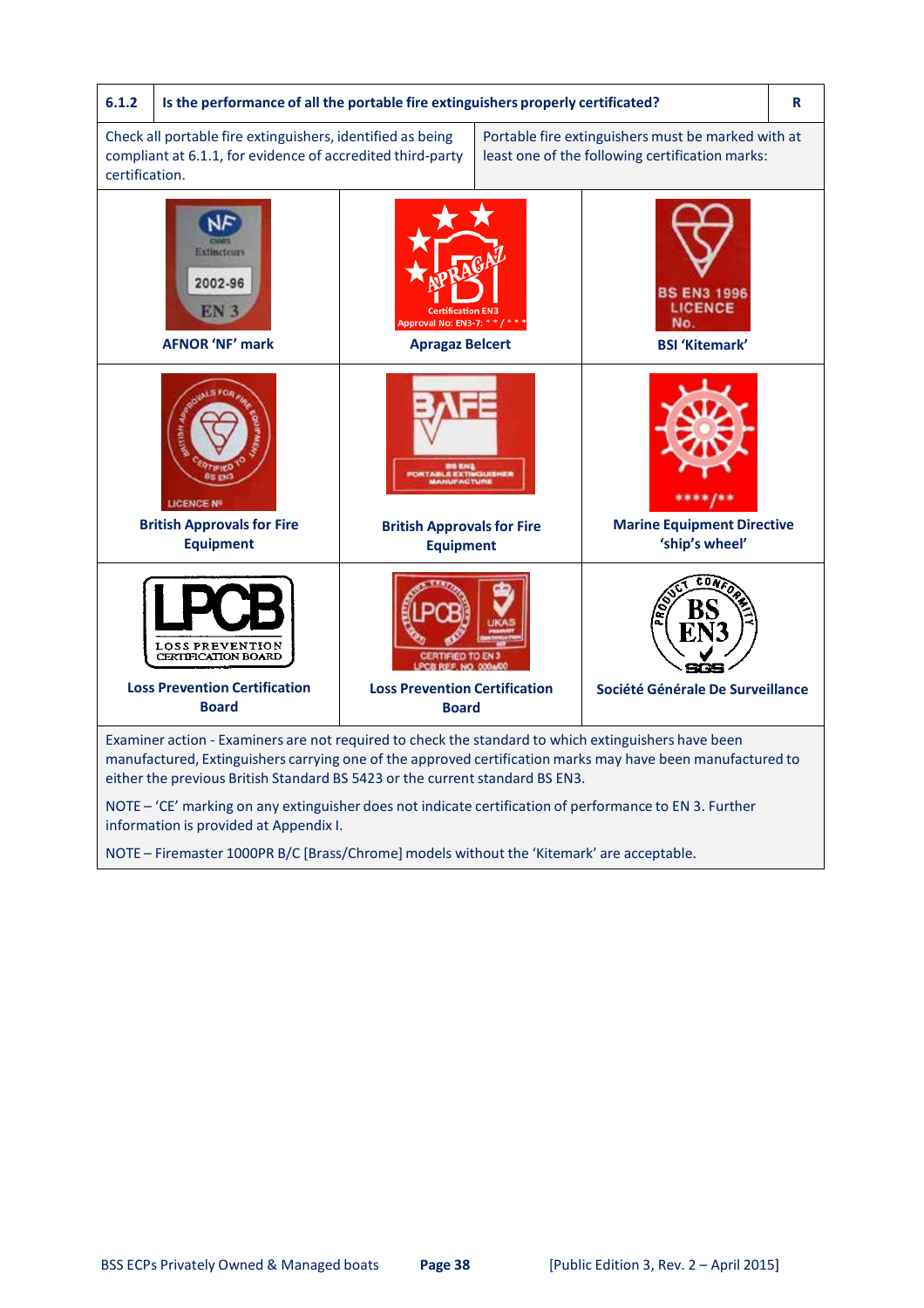| 6.1.2 | Is the performance of all the portable fire extinguishers properly certificated? | R |
|---|---|---|
| Check all portable fire extinguishers, identified as being compliant at 6.1.1, for evidence of accredited third-party certification. | Portable fire extinguishers must be marked with at least one of the following certification marks: | |

| | | |
|---|---|---|
| **AFNOR 'NF' mark** | **Apragaz Belcert** | **BSI 'Kitemark'** |
| **British Approvals for Fire Equipment** | **British Approvals for Fire Equipment** | **Marine Equipment Directive 'ship's wheel'** |
| **Loss Prevention Certification Board** | **Loss Prevention Certification Board** | **Société Générale De Surveillance** |

Examiner action - Examiners are not required to check the standard to which extinguishers have been manufactured, Extinguishers carrying one of the approved certification marks may have been manufactured to either the previous British Standard BS 5423 or the current standard BS EN3.

NOTE – 'CE' marking on any extinguisher does not indicate certification of performance to EN 3. Further information is provided at Appendix I.

NOTE – Firemaster 1000PR B/C [Brass/Chrome] models without the 'Kitemark' are acceptable.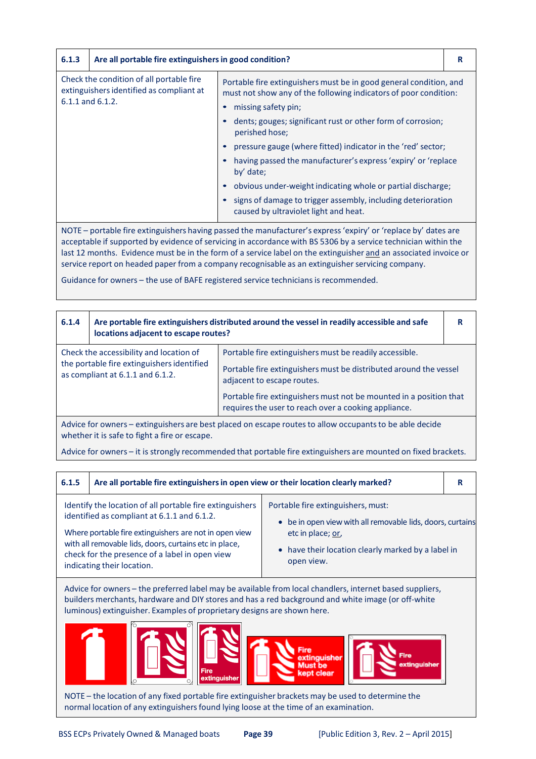| 6.1.3 | Are all portable fire extinguishers in good condition? | R |
|---|---|---|
| Check the condition of all portable fire extinguishers identified as compliant at 6.1.1 and 6.1.2. | Portable fire extinguishers must be in good general condition, and must not show any of the following indicators of poor condition:<br>• missing safety pin;<br>• dents; gouges; significant rust or other form of corrosion; perished hose;<br>• pressure gauge (where fitted) indicator in the 'red' sector;<br>• having passed the manufacturer's express 'expiry' or 'replace by' date;<br>• obvious under-weight indicating whole or partial discharge;<br>• signs of damage to trigger assembly, including deterioration caused by ultraviolet light and heat. | |

NOTE – portable fire extinguishers having passed the manufacturer's express 'expiry' or 'replace by' dates are acceptable if supported by evidence of servicing in accordance with BS 5306 by a service technician within the last 12 months. Evidence must be in the form of a service label on the extinguisher <u>and</u> an associated invoice or service report on headed paper from a company recognisable as an extinguisher servicing company.

Guidance for owners – the use of BAFE registered service technicians is recommended.

| 6.1.4 | Are portable fire extinguishers distributed around the vessel in readily accessible and safe locations adjacent to escape routes? | R |
|---|---|---|
| Check the accessibility and location of the portable fire extinguishers identified as compliant at 6.1.1 and 6.1.2. | Portable fire extinguishers must be readily accessible.<br><br>Portable fire extinguishers must be distributed around the vessel adjacent to escape routes.<br><br>Portable fire extinguishers must not be mounted in a position that requires the user to reach over a cooking appliance. | |

Advice for owners – extinguishers are best placed on escape routes to allow occupants to be able decide whether it is safe to fight a fire or escape.

Advice for owners – it is strongly recommended that portable fire extinguishers are mounted on fixed brackets.

| 6.1.5 | Are all portable fire extinguishers in open view or their location clearly marked? | R |
|---|---|---|
| Identify the location of all portable fire extinguishers identified as compliant at 6.1.1 and 6.1.2.<br><br>Where portable fire extinguishers are not in open view with all removable lids, doors, curtains etc in place, check for the presence of a label in open view indicating their location. | Portable fire extinguishers, must:<br>• be in open view with all removable lids, doors, curtains etc in place; <u>or</u>,<br>• have their location clearly marked by a label in open view. | |

Advice for owners – the preferred label may be available from local chandlers, internet based suppliers, builders merchants, hardware and DIY stores and has a red background and white image (or off-white luminous) extinguisher. Examples of proprietary designs are shown here.

NOTE – the location of any fixed portable fire extinguisher brackets may be used to determine the normal location of any extinguishers found lying loose at the time of an examination.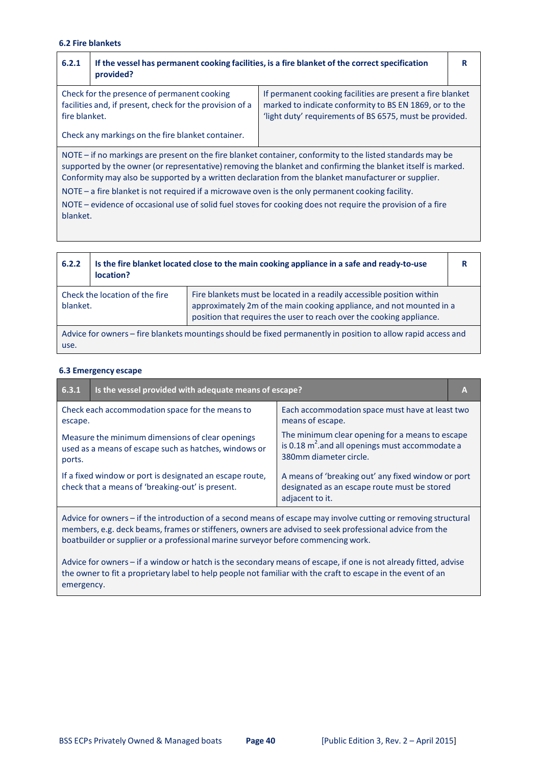### 6.2 Fire blankets

| 6.2.1 | If the vessel has permanent cooking facilities, is a fire blanket of the correct specification provided? | R |
|---|---|---|
| Check for the presence of permanent cooking facilities and, if present, check for the provision of a fire blanket.<br><br>Check any markings on the fire blanket container. | If permanent cooking facilities are present a fire blanket marked to indicate conformity to BS EN 1869, or to the 'light duty' requirements of BS 6575, must be provided. | |
| NOTE – if no markings are present on the fire blanket container, conformity to the listed standards may be supported by the owner (or representative) removing the blanket and confirming the blanket itself is marked. Conformity may also be supported by a written declaration from the blanket manufacturer or supplier.<br><br>NOTE – a fire blanket is not required if a microwave oven is the only permanent cooking facility.<br><br>NOTE – evidence of occasional use of solid fuel stoves for cooking does not require the provision of a fire blanket. | | |

| 6.2.2 | Is the fire blanket located close to the main cooking appliance in a safe and ready-to-use location? | R |
|---|---|---|
| Check the location of the fire blanket. | Fire blankets must be located in a readily accessible position within approximately 2m of the main cooking appliance, and not mounted in a position that requires the user to reach over the cooking appliance. | |
| Advice for owners – fire blankets mountings should be fixed permanently in position to allow rapid access and use. | | |

### 6.3 Emergency escape

| 6.3.1 | Is the vessel provided with adequate means of escape? | A |
|---|---|---|
| Check each accommodation space for the means to escape.<br><br>Measure the minimum dimensions of clear openings used as a means of escape such as hatches, windows or ports.<br><br>If a fixed window or port is designated an escape route, check that a means of 'breaking-out' is present. | Each accommodation space must have at least two means of escape.<br><br>The minimum clear opening for a means to escape is 0.18 $m^2$.and all openings must accommodate a 380mm diameter circle.<br><br>A means of 'breaking out' any fixed window or port designated as an escape route must be stored adjacent to it. | |
| Advice for owners – if the introduction of a second means of escape may involve cutting or removing structural members, e.g. deck beams, frames or stiffeners, owners are advised to seek professional advice from the boatbuilder or supplier or a professional marine surveyor before commencing work.<br><br>Advice for owners – if a window or hatch is the secondary means of escape, if one is not already fitted, advise the owner to fit a proprietary label to help people not familiar with the craft to escape in the event of an emergency. | | |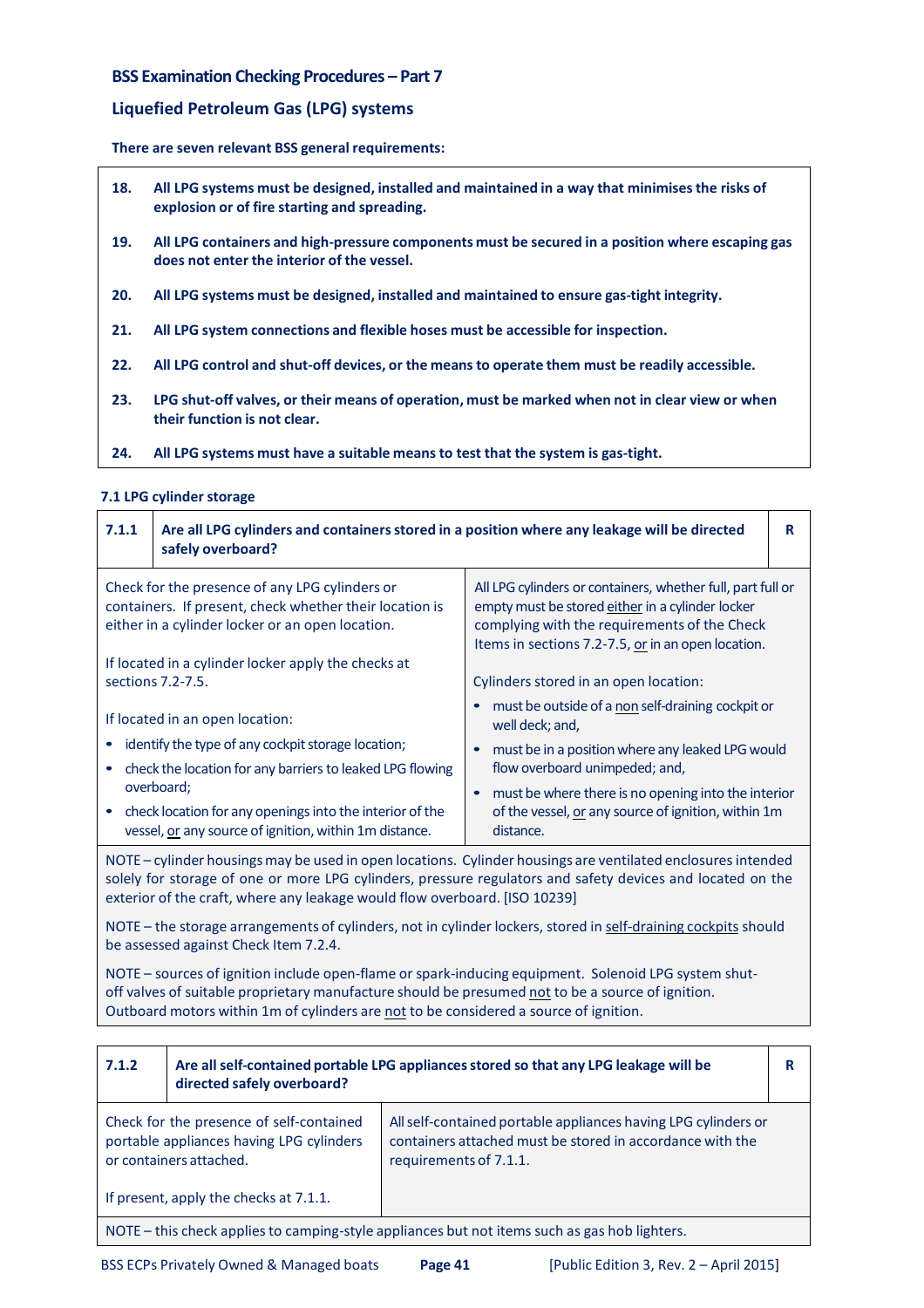## BSS Examination Checking Procedures – Part 7

## Liquefied Petroleum Gas (LPG) systems

**There are seven relevant BSS general requirements:**

| | |
|---|---|
| **18.** | **All LPG systems must be designed, installed and maintained in a way that minimises the risks of explosion or of fire starting and spreading.** |
| **19.** | **All LPG containers and high-pressure components must be secured in a position where escaping gas does not enter the interior of the vessel.** |
| **20.** | **All LPG systems must be designed, installed and maintained to ensure gas-tight integrity.** |
| **21.** | **All LPG system connections and flexible hoses must be accessible for inspection.** |
| **22.** | **All LPG control and shut-off devices, or the means to operate them must be readily accessible.** |
| **23.** | **LPG shut-off valves, or their means of operation, must be marked when not in clear view or when their function is not clear.** |
| **24.** | **All LPG systems must have a suitable means to test that the system is gas-tight.** |

### 7.1 LPG cylinder storage

| **7.1.1** | **Are all LPG cylinders and containers stored in a position where any leakage will be directed safely overboard?** | **R** |
|---|---|---|
| Check for the presence of any LPG cylinders or containers. If present, check whether their location is either in a cylinder locker or an open location.<br><br>If located in a cylinder locker apply the checks at sections 7.2-7.5.<br><br>If located in an open location:<br>• identify the type of any cockpit storage location;<br>• check the location for any barriers to leaked LPG flowing overboard;<br>• check location for any openings into the interior of the vessel, or any source of ignition, within 1m distance. | All LPG cylinders or containers, whether full, part full or empty must be stored either in a cylinder locker complying with the requirements of the Check Items in sections 7.2-7.5, or in an open location.<br><br>Cylinders stored in an open location:<br>• must be outside of a non self-draining cockpit or well deck; and,<br>• must be in a position where any leaked LPG would flow overboard unimpeded; and,<br>• must be where there is no opening into the interior of the vessel, or any source of ignition, within 1m distance. | |
| NOTE – cylinder housings may be used in open locations. Cylinder housings are ventilated enclosures intended solely for storage of one or more LPG cylinders, pressure regulators and safety devices and located on the exterior of the craft, where any leakage would flow overboard. [ISO 10239]<br><br>NOTE – the storage arrangements of cylinders, not in cylinder lockers, stored in self-draining cockpits should be assessed against Check Item 7.2.4.<br><br>NOTE – sources of ignition include open-flame or spark-inducing equipment. Solenoid LPG system shut-off valves of suitable proprietary manufacture should be presumed not to be a source of ignition. Outboard motors within 1m of cylinders are not to be considered a source of ignition. | | |

| **7.1.2** | **Are all self-contained portable LPG appliances stored so that any LPG leakage will be directed safely overboard?** | **R** |
|---|---|---|
| Check for the presence of self-contained portable appliances having LPG cylinders or containers attached.<br><br>If present, apply the checks at 7.1.1. | All self-contained portable appliances having LPG cylinders or containers attached must be stored in accordance with the requirements of 7.1.1. | |
| NOTE – this check applies to camping-style appliances but not items such as gas hob lighters. | | |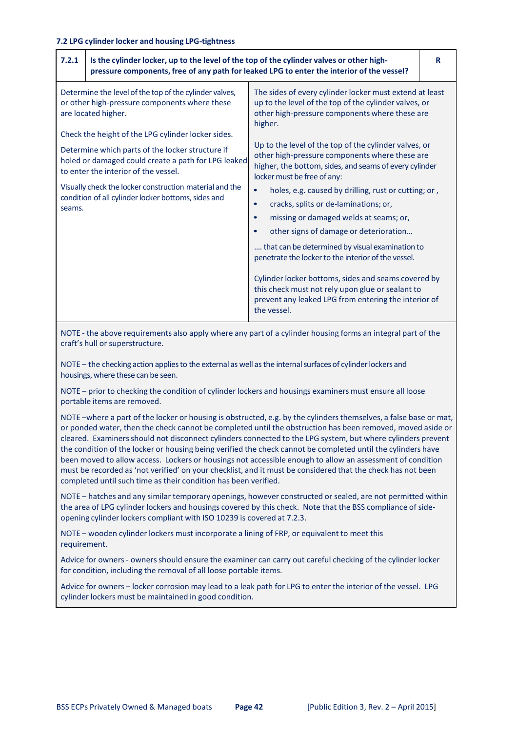### 7.2 LPG cylinder locker and housing LPG-tightness

| 7.2.1 | Is the cylinder locker, up to the level of the top of the cylinder valves or other high-pressure components, free of any path for leaked LPG to enter the interior of the vessel? | R |
|---|---|---|

| Checking action | Requirement |
|---|---|
| Determine the level of the top of the cylinder valves, or other high-pressure components where these are located higher.<br><br>Check the height of the LPG cylinder locker sides.<br><br>Determine which parts of the locker structure if holed or damaged could create a path for LPG leaked to enter the interior of the vessel.<br><br>Visually check the locker construction material and the condition of all cylinder locker bottoms, sides and seams. | The sides of every cylinder locker must extend at least up to the level of the top of the cylinder valves, or other high-pressure components where these are higher.<br><br>Up to the level of the top of the cylinder valves, or other high-pressure components where these are higher, the bottom, sides, and seams of every cylinder locker must be free of any:<br>• holes, e.g. caused by drilling, rust or cutting; or ,<br>• cracks, splits or de-laminations; or,<br>• missing or damaged welds at seams; or,<br>• other signs of damage or deterioration…<br><br>…. that can be determined by visual examination to penetrate the locker to the interior of the vessel.<br><br>Cylinder locker bottoms, sides and seams covered by this check must not rely upon glue or sealant to prevent any leaked LPG from entering the interior of the vessel. |

NOTE - the above requirements also apply where any part of a cylinder housing forms an integral part of the craft's hull or superstructure.

NOTE – the checking action applies to the external as well as the internal surfaces of cylinder lockers and housings, where these can be seen.

NOTE – prior to checking the condition of cylinder lockers and housings examiners must ensure all loose portable items are removed.

NOTE –where a part of the locker or housing is obstructed, e.g. by the cylinders themselves, a false base or mat, or ponded water, then the check cannot be completed until the obstruction has been removed, moved aside or cleared. Examiners should not disconnect cylinders connected to the LPG system, but where cylinders prevent the condition of the locker or housing being verified the check cannot be completed until the cylinders have been moved to allow access. Lockers or housings not accessible enough to allow an assessment of condition must be recorded as 'not verified' on your checklist, and it must be considered that the check has not been completed until such time as their condition has been verified.

NOTE – hatches and any similar temporary openings, however constructed or sealed, are not permitted within the area of LPG cylinder lockers and housings covered by this check. Note that the BSS compliance of side-opening cylinder lockers compliant with ISO 10239 is covered at 7.2.3.

NOTE – wooden cylinder lockers must incorporate a lining of FRP, or equivalent to meet this requirement.

Advice for owners - owners should ensure the examiner can carry out careful checking of the cylinder locker for condition, including the removal of all loose portable items.

Advice for owners – locker corrosion may lead to a leak path for LPG to enter the interior of the vessel. LPG cylinder lockers must be maintained in good condition.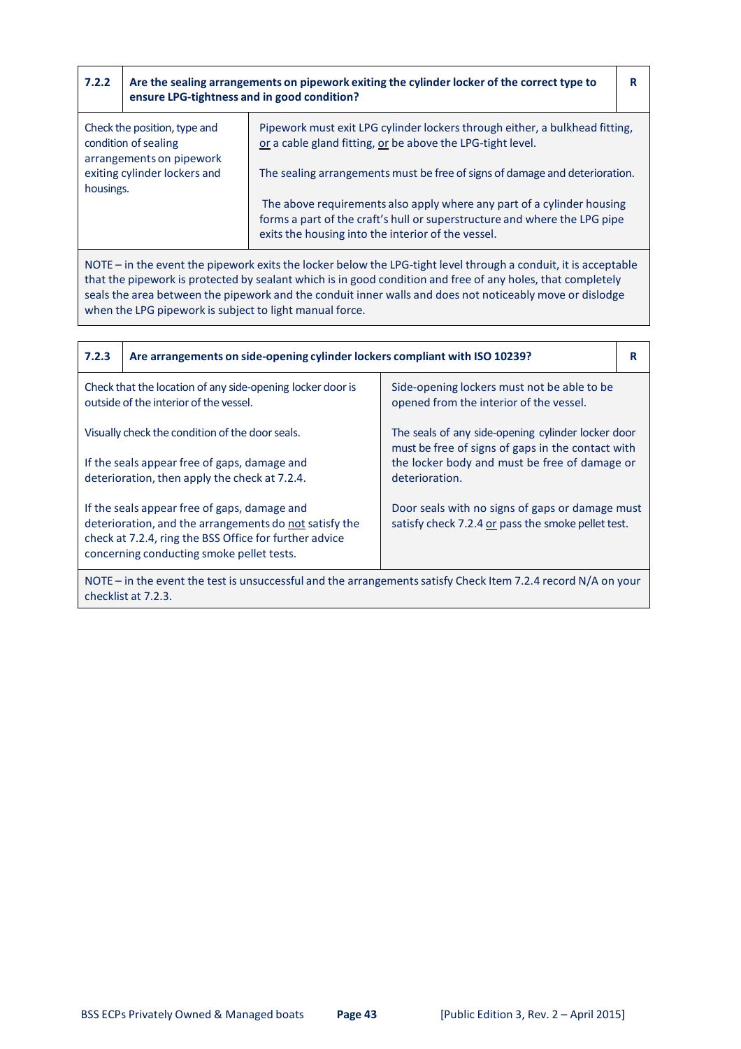| 7.2.2 | Are the sealing arrangements on pipework exiting the cylinder locker of the correct type to ensure LPG-tightness and in good condition? | R |
|---|---|---|
| Check the position, type and condition of sealing arrangements on pipework exiting cylinder lockers and housings. | Pipework must exit LPG cylinder lockers through either, a bulkhead fitting, <u>or</u> a cable gland fitting, <u>or</u> be above the LPG-tight level.<br><br>The sealing arrangements must be free of signs of damage and deterioration.<br><br>The above requirements also apply where any part of a cylinder housing forms a part of the craft's hull or superstructure and where the LPG pipe exits the housing into the interior of the vessel. | |
| NOTE – in the event the pipework exits the locker below the LPG-tight level through a conduit, it is acceptable that the pipework is protected by sealant which is in good condition and free of any holes, that completely seals the area between the pipework and the conduit inner walls and does not noticeably move or dislodge when the LPG pipework is subject to light manual force. | | |

| 7.2.3 | Are arrangements on side-opening cylinder lockers compliant with ISO 10239? | R |
|---|---|---|
| Check that the location of any side-opening locker door is outside of the interior of the vessel. | Side-opening lockers must not be able to be opened from the interior of the vessel. | |
| Visually check the condition of the door seals.<br><br>If the seals appear free of gaps, damage and deterioration, then apply the check at 7.2.4. | The seals of any side-opening cylinder locker door must be free of signs of gaps in the contact with the locker body and must be free of damage or deterioration. | |
| If the seals appear free of gaps, damage and deterioration, and the arrangements do <u>not</u> satisfy the check at 7.2.4, ring the BSS Office for further advice concerning conducting smoke pellet tests. | Door seals with no signs of gaps or damage must satisfy check 7.2.4 <u>or</u> pass the smoke pellet test. | |
| NOTE – in the event the test is unsuccessful and the arrangements satisfy Check Item 7.2.4 record N/A on your checklist at 7.2.3. | | |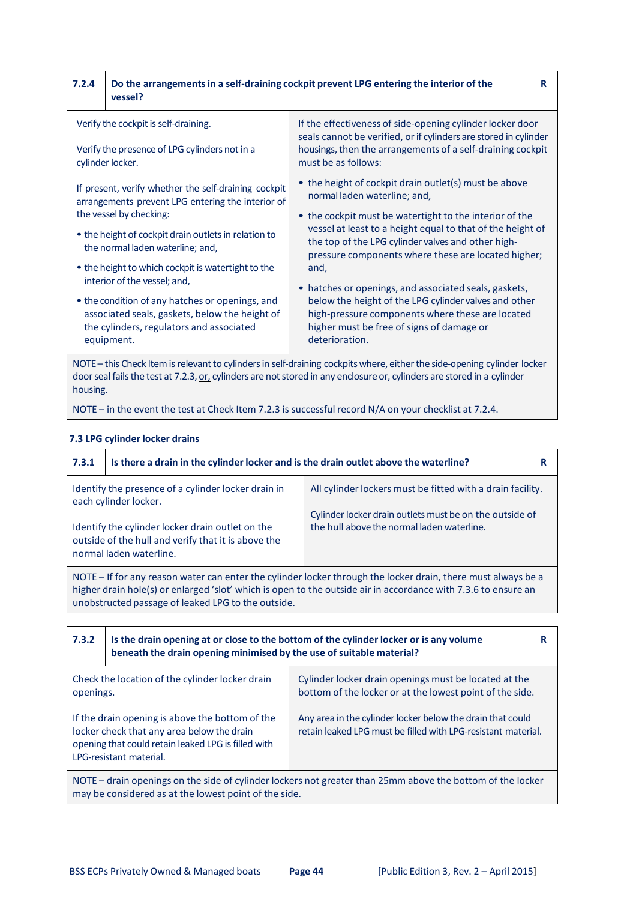| 7.2.4 | Do the arrangements in a self-draining cockpit prevent LPG entering the interior of the vessel? | R |
|---|---|---|
| Verify the cockpit is self-draining.<br><br>Verify the presence of LPG cylinders not in a cylinder locker.<br><br>If present, verify whether the self-draining cockpit arrangements prevent LPG entering the interior of the vessel by checking:<br><br>• the height of cockpit drain outlets in relation to the normal laden waterline; and,<br><br>• the height to which cockpit is watertight to the interior of the vessel; and,<br><br>• the condition of any hatches or openings, and associated seals, gaskets, below the height of the cylinders, regulators and associated equipment. | If the effectiveness of side-opening cylinder locker door seals cannot be verified, or if cylinders are stored in cylinder housings, then the arrangements of a self-draining cockpit must be as follows:<br><br>• the height of cockpit drain outlet(s) must be above normal laden waterline; and,<br><br>• the cockpit must be watertight to the interior of the vessel at least to a height equal to that of the height of the top of the LPG cylinder valves and other high-pressure components where these are located higher; and,<br><br>• hatches or openings, and associated seals, gaskets, below the height of the LPG cylinder valves and other high-pressure components where these are located higher must be free of signs of damage or deterioration. | |
| NOTE – this Check Item is relevant to cylinders in self-draining cockpits where, either the side-opening cylinder locker door seal fails the test at 7.2.3, or, cylinders are not stored in any enclosure or, cylinders are stored in a cylinder housing.<br><br>NOTE – in the event the test at Check Item 7.2.3 is successful record N/A on your checklist at 7.2.4. | | |

### 7.3 LPG cylinder locker drains

| 7.3.1 | Is there a drain in the cylinder locker and is the drain outlet above the waterline? | R |
|---|---|---|
| Identify the presence of a cylinder locker drain in each cylinder locker.<br><br>Identify the cylinder locker drain outlet on the outside of the hull and verify that it is above the normal laden waterline. | All cylinder lockers must be fitted with a drain facility.<br><br>Cylinder locker drain outlets must be on the outside of the hull above the normal laden waterline. | |
| NOTE – If for any reason water can enter the cylinder locker through the locker drain, there must always be a higher drain hole(s) or enlarged 'slot' which is open to the outside air in accordance with 7.3.6 to ensure an unobstructed passage of leaked LPG to the outside. | | |

| 7.3.2 | Is the drain opening at or close to the bottom of the cylinder locker or is any volume beneath the drain opening minimised by the use of suitable material? | R |
|---|---|---|
| Check the location of the cylinder locker drain openings.<br><br>If the drain opening is above the bottom of the locker check that any area below the drain opening that could retain leaked LPG is filled with LPG-resistant material. | Cylinder locker drain openings must be located at the bottom of the locker or at the lowest point of the side.<br><br>Any area in the cylinder locker below the drain that could retain leaked LPG must be filled with LPG-resistant material. | |
| NOTE – drain openings on the side of cylinder lockers not greater than 25mm above the bottom of the locker may be considered as at the lowest point of the side. | | |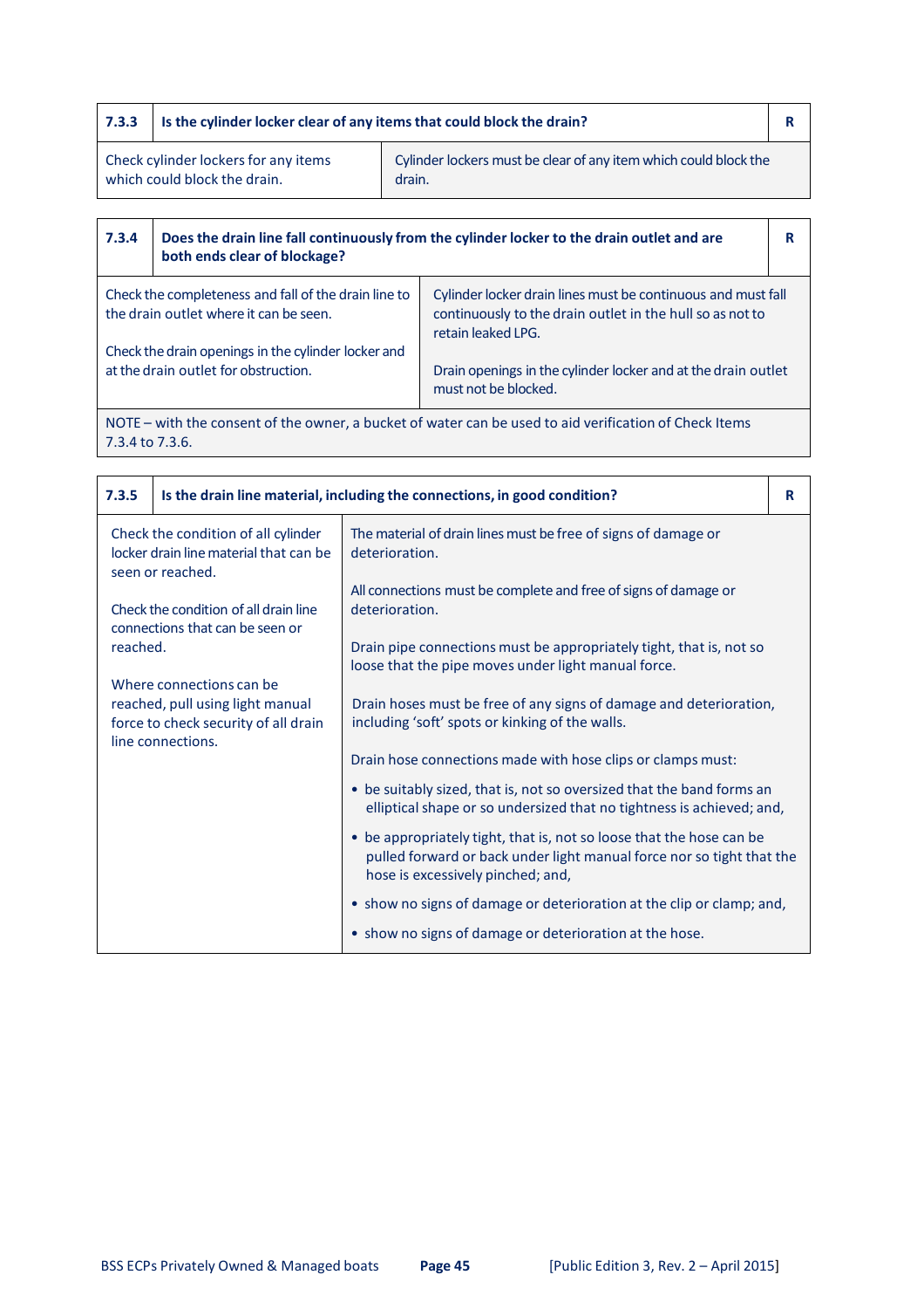| 7.3.3 | Is the cylinder locker clear of any items that could block the drain? | R |
|---|---|---|
| Check cylinder lockers for any items which could block the drain. | Cylinder lockers must be clear of any item which could block the drain. | |

| 7.3.4 | Does the drain line fall continuously from the cylinder locker to the drain outlet and are both ends clear of blockage? | R |
|---|---|---|
| Check the completeness and fall of the drain line to the drain outlet where it can be seen.<br><br>Check the drain openings in the cylinder locker and at the drain outlet for obstruction. | Cylinder locker drain lines must be continuous and must fall continuously to the drain outlet in the hull so as not to retain leaked LPG.<br><br>Drain openings in the cylinder locker and at the drain outlet must not be blocked. | |
| NOTE – with the consent of the owner, a bucket of water can be used to aid verification of Check Items 7.3.4 to 7.3.6. | | |

| 7.3.5 | Is the drain line material, including the connections, in good condition? | R |
|---|---|---|
| Check the condition of all cylinder locker drain line material that can be seen or reached.<br><br>Check the condition of all drain line connections that can be seen or reached.<br><br>Where connections can be reached, pull using light manual force to check security of all drain line connections. | The material of drain lines must be free of signs of damage or deterioration.<br><br>All connections must be complete and free of signs of damage or deterioration.<br><br>Drain pipe connections must be appropriately tight, that is, not so loose that the pipe moves under light manual force.<br><br>Drain hoses must be free of any signs of damage and deterioration, including 'soft' spots or kinking of the walls.<br><br>Drain hose connections made with hose clips or clamps must:<br><br>• be suitably sized, that is, not so oversized that the band forms an elliptical shape or so undersized that no tightness is achieved; and,<br><br>• be appropriately tight, that is, not so loose that the hose can be pulled forward or back under light manual force nor so tight that the hose is excessively pinched; and,<br><br>• show no signs of damage or deterioration at the clip or clamp; and,<br><br>• show no signs of damage or deterioration at the hose. | |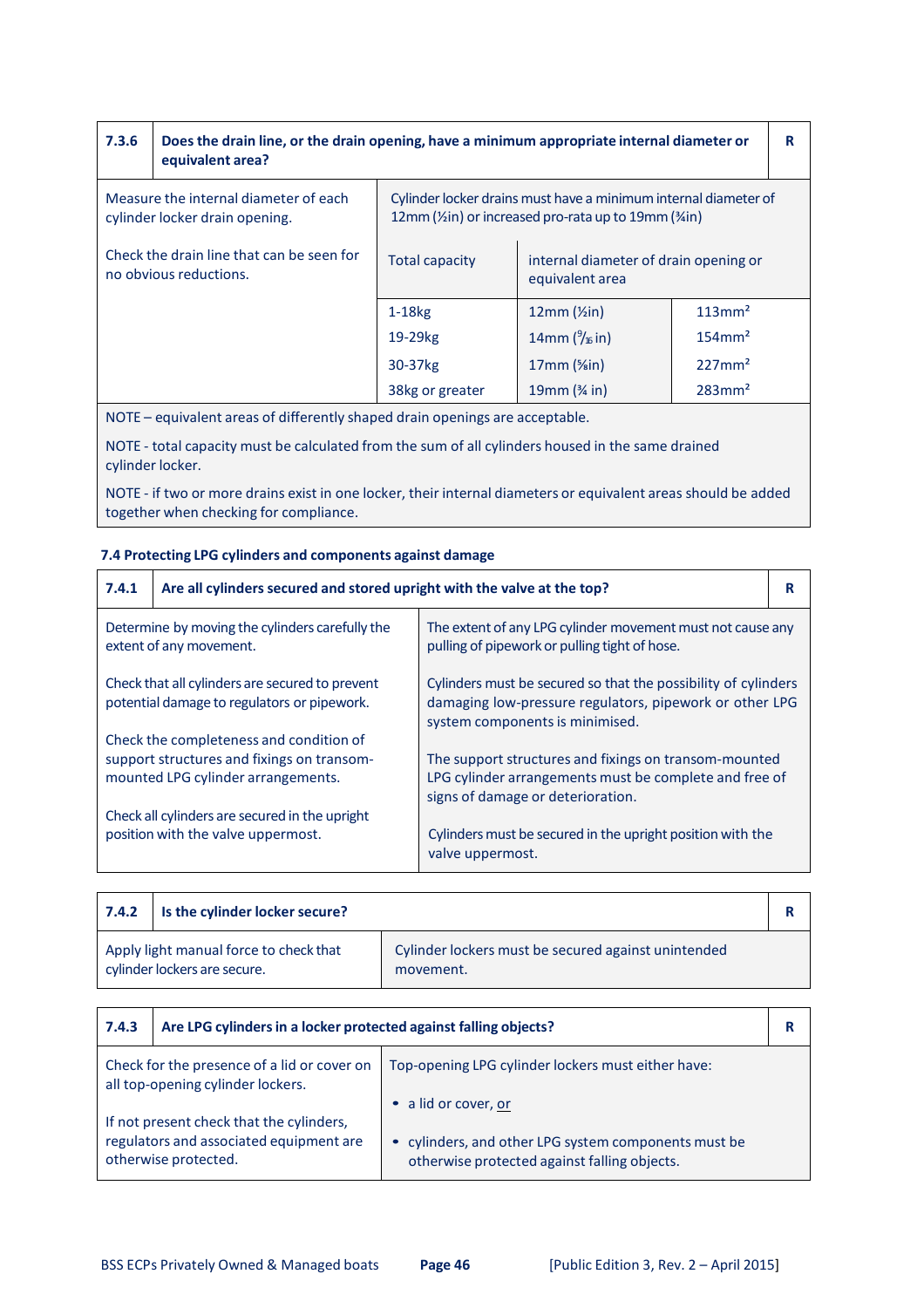| 7.3.6 | Does the drain line, or the drain opening, have a minimum appropriate internal diameter or equivalent area? | | | R |
|---|---|---|---|---|
| Measure the internal diameter of each cylinder locker drain opening.<br><br>Check the drain line that can be seen for no obvious reductions. | Cylinder locker drains must have a minimum internal diameter of 12mm (½in) or increased pro-rata up to 19mm (¾in) | | | |
| | Total capacity | internal diameter of drain opening or equivalent area | | |
| | 1-18kg | 12mm (½in) | 113mm² | |
| | 19-29kg | 14mm (9/16 in) | 154mm² | |
| | 30-37kg | 17mm (⅝in) | 227mm² | |
| | 38kg or greater | 19mm (¾ in) | 283mm² | |

NOTE – equivalent areas of differently shaped drain openings are acceptable.

NOTE - total capacity must be calculated from the sum of all cylinders housed in the same drained cylinder locker.

NOTE - if two or more drains exist in one locker, their internal diameters or equivalent areas should be added together when checking for compliance.

### 7.4 Protecting LPG cylinders and components against damage

| 7.4.1 | Are all cylinders secured and stored upright with the valve at the top? | R |
|---|---|---|
| Determine by moving the cylinders carefully the extent of any movement.<br><br>Check that all cylinders are secured to prevent potential damage to regulators or pipework.<br><br>Check the completeness and condition of support structures and fixings on transom-mounted LPG cylinder arrangements.<br><br>Check all cylinders are secured in the upright position with the valve uppermost. | The extent of any LPG cylinder movement must not cause any pulling of pipework or pulling tight of hose.<br><br>Cylinders must be secured so that the possibility of cylinders damaging low-pressure regulators, pipework or other LPG system components is minimised.<br><br>The support structures and fixings on transom-mounted LPG cylinder arrangements must be complete and free of signs of damage or deterioration.<br><br>Cylinders must be secured in the upright position with the valve uppermost. | |

| 7.4.2 | Is the cylinder locker secure? | R |
|---|---|---|
| Apply light manual force to check that cylinder lockers are secure. | Cylinder lockers must be secured against unintended movement. | |

| 7.4.3 | Are LPG cylinders in a locker protected against falling objects? | R |
|---|---|---|
| Check for the presence of a lid or cover on all top-opening cylinder lockers.<br><br>If not present check that the cylinders, regulators and associated equipment are otherwise protected. | Top-opening LPG cylinder lockers must either have:<br><br>• a lid or cover, or<br><br>• cylinders, and other LPG system components must be otherwise protected against falling objects. | |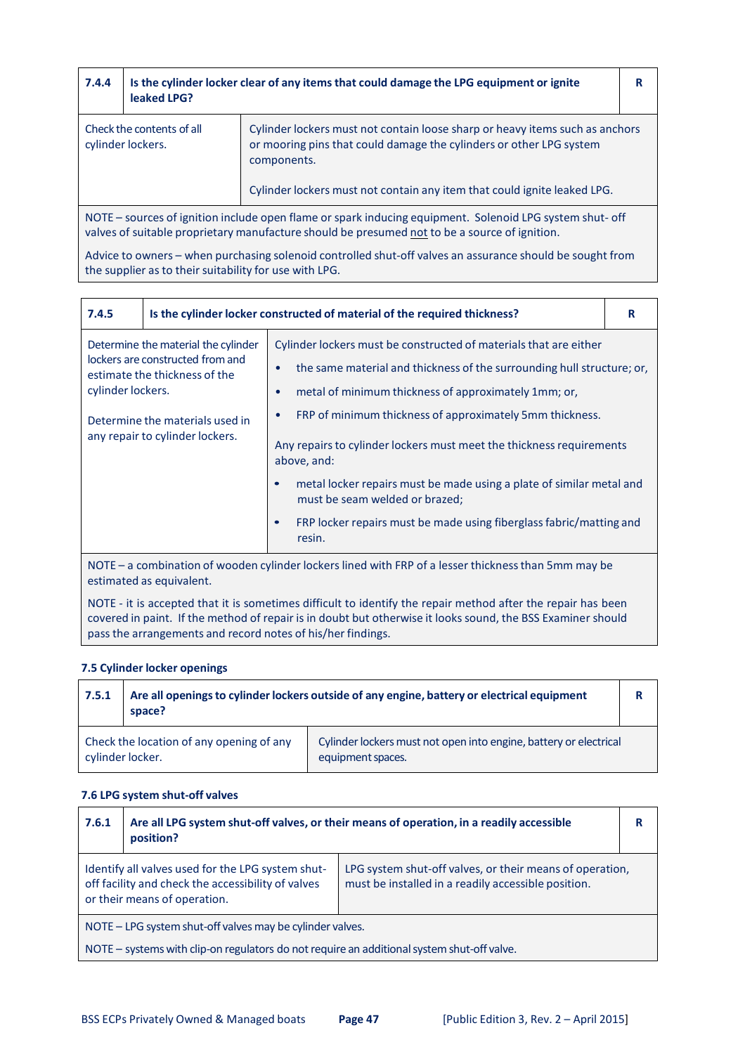| 7.4.4 | Is the cylinder locker clear of any items that could damage the LPG equipment or ignite leaked LPG? | R |
|---|---|---|
| Check the contents of all cylinder lockers. | Cylinder lockers must not contain loose sharp or heavy items such as anchors or mooring pins that could damage the cylinders or other LPG system components.<br><br>Cylinder lockers must not contain any item that could ignite leaked LPG. | |

NOTE – sources of ignition include open flame or spark inducing equipment. Solenoid LPG system shut- off valves of suitable proprietary manufacture should be presumed not to be a source of ignition.

Advice to owners – when purchasing solenoid controlled shut-off valves an assurance should be sought from the supplier as to their suitability for use with LPG.

| 7.4.5 | Is the cylinder locker constructed of material of the required thickness? | R |
|---|---|---|
| Determine the material the cylinder lockers are constructed from and estimate the thickness of the cylinder lockers.<br><br>Determine the materials used in any repair to cylinder lockers. | Cylinder lockers must be constructed of materials that are either<br>• the same material and thickness of the surrounding hull structure; or,<br>• metal of minimum thickness of approximately 1mm; or,<br>• FRP of minimum thickness of approximately 5mm thickness.<br><br>Any repairs to cylinder lockers must meet the thickness requirements above, and:<br>• metal locker repairs must be made using a plate of similar metal and must be seam welded or brazed;<br>• FRP locker repairs must be made using fiberglass fabric/matting and resin. | |

NOTE – a combination of wooden cylinder lockers lined with FRP of a lesser thickness than 5mm may be estimated as equivalent.

NOTE - it is accepted that it is sometimes difficult to identify the repair method after the repair has been covered in paint. If the method of repair is in doubt but otherwise it looks sound, the BSS Examiner should pass the arrangements and record notes of his/her findings.

### 7.5 Cylinder locker openings

| 7.5.1 | Are all openings to cylinder lockers outside of any engine, battery or electrical equipment space? | R |
|---|---|---|
| Check the location of any opening of any cylinder locker. | Cylinder lockers must not open into engine, battery or electrical equipment spaces. | |

### 7.6 LPG system shut-off valves

| 7.6.1 | Are all LPG system shut-off valves, or their means of operation, in a readily accessible position? | R |
|---|---|---|
| Identify all valves used for the LPG system shut-off facility and check the accessibility of valves or their means of operation. | LPG system shut-off valves, or their means of operation, must be installed in a readily accessible position. | |

NOTE – LPG system shut-off valves may be cylinder valves.

NOTE – systems with clip-on regulators do not require an additional system shut-off valve.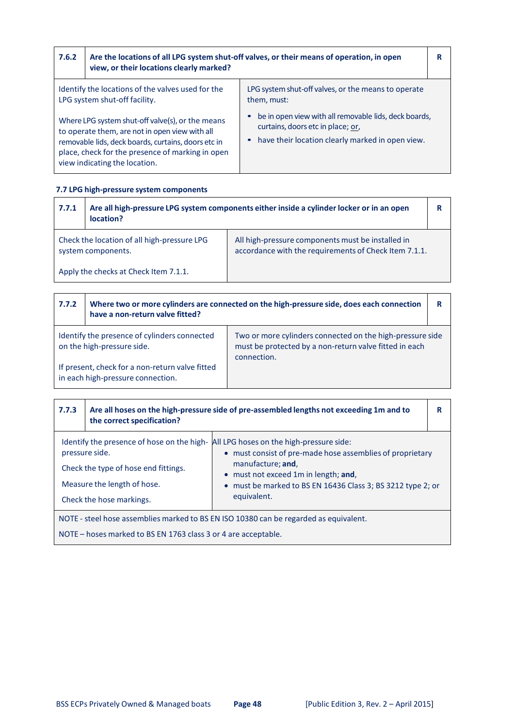| 7.6.2 | Are the locations of all LPG system shut-off valves, or their means of operation, in open view, or their locations clearly marked? | R |
|---|---|---|
| Identify the locations of the valves used for the LPG system shut-off facility.<br><br>Where LPG system shut-off valve(s), or the means to operate them, are not in open view with all removable lids, deck boards, curtains, doors etc in place, check for the presence of marking in open view indicating the location. | LPG system shut-off valves, or the means to operate them, must:<br>• be in open view with all removable lids, deck boards, curtains, doors etc in place; <u>or</u>,<br>• have their location clearly marked in open view. | |

### 7.7 LPG high-pressure system components

| 7.7.1 | Are all high-pressure LPG system components either inside a cylinder locker or in an open location? | R |
|---|---|---|
| Check the location of all high-pressure LPG system components.<br><br>Apply the checks at Check Item 7.1.1. | All high-pressure components must be installed in accordance with the requirements of Check Item 7.1.1. | |

| 7.7.2 | Where two or more cylinders are connected on the high-pressure side, does each connection have a non-return valve fitted? | R |
|---|---|---|
| Identify the presence of cylinders connected on the high-pressure side.<br><br>If present, check for a non-return valve fitted in each high-pressure connection. | Two or more cylinders connected on the high-pressure side must be protected by a non-return valve fitted in each connection. | |

| 7.7.3 | Are all hoses on the high-pressure side of pre-assembled lengths not exceeding 1m and to the correct specification? | R |
|---|---|---|
| Identify the presence of hose on the high-pressure side.<br><br>Check the type of hose end fittings.<br><br>Measure the length of hose.<br><br>Check the hose markings. | All LPG hoses on the high-pressure side:<br>• must consist of pre-made hose assemblies of proprietary manufacture; **and**,<br>• must not exceed 1m in length; **and**,<br>• must be marked to BS EN 16436 Class 3; BS 3212 type 2; or equivalent. | |
| NOTE - steel hose assemblies marked to BS EN ISO 10380 can be regarded as equivalent.<br><br>NOTE – hoses marked to BS EN 1763 class 3 or 4 are acceptable. | | |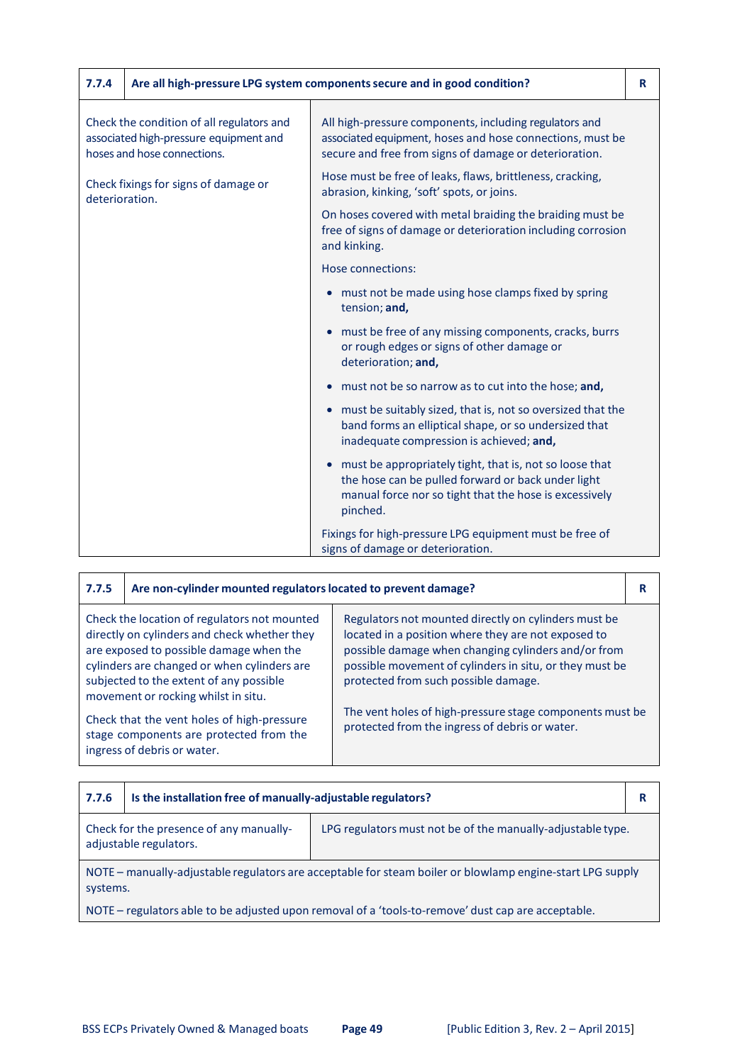| 7.7.4 | Are all high-pressure LPG system components secure and in good condition? | R |
|---|---|---|
| Check the condition of all regulators and associated high-pressure equipment and hoses and hose connections.<br><br>Check fixings for signs of damage or deterioration. | All high-pressure components, including regulators and associated equipment, hoses and hose connections, must be secure and free from signs of damage or deterioration.<br><br>Hose must be free of leaks, flaws, brittleness, cracking, abrasion, kinking, 'soft' spots, or joins.<br><br>On hoses covered with metal braiding the braiding must be free of signs of damage or deterioration including corrosion and kinking.<br><br>Hose connections:<br>• must not be made using hose clamps fixed by spring tension; **and,**<br>• must be free of any missing components, cracks, burrs or rough edges or signs of other damage or deterioration; **and,**<br>• must not be so narrow as to cut into the hose; **and,**<br>• must be suitably sized, that is, not so oversized that the band forms an elliptical shape, or so undersized that inadequate compression is achieved; **and,**<br>• must be appropriately tight, that is, not so loose that the hose can be pulled forward or back under light manual force nor so tight that the hose is excessively pinched.<br><br>Fixings for high-pressure LPG equipment must be free of signs of damage or deterioration. | |

| 7.7.5 | Are non-cylinder mounted regulators located to prevent damage? | R |
|---|---|---|
| Check the location of regulators not mounted directly on cylinders and check whether they are exposed to possible damage when the cylinders are changed or when cylinders are subjected to the extent of any possible movement or rocking whilst in situ.<br><br>Check that the vent holes of high-pressure stage components are protected from the ingress of debris or water. | Regulators not mounted directly on cylinders must be located in a position where they are not exposed to possible damage when changing cylinders and/or from possible movement of cylinders in situ, or they must be protected from such possible damage.<br><br>The vent holes of high-pressure stage components must be protected from the ingress of debris or water. | |

| 7.7.6 | Is the installation free of manually-adjustable regulators? | R |
|---|---|---|
| Check for the presence of any manually-adjustable regulators. | LPG regulators must not be of the manually-adjustable type. | |
| NOTE – manually-adjustable regulators are acceptable for steam boiler or blowlamp engine-start LPG supply systems.<br><br>NOTE – regulators able to be adjusted upon removal of a 'tools-to-remove' dust cap are acceptable. | | |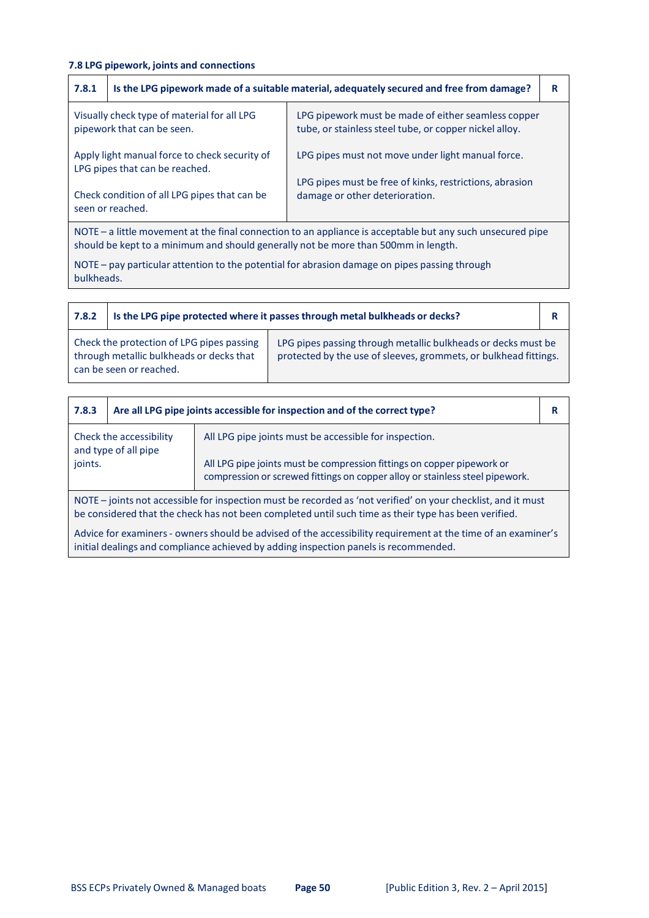**7.8 LPG pipework, joints and connections**

| 7.8.1 | Is the LPG pipework made of a suitable material, adequately secured and free from damage? | R |
|---|---|---|
| Visually check type of material for all LPG pipework that can be seen.<br><br>Apply light manual force to check security of LPG pipes that can be reached.<br><br>Check condition of all LPG pipes that can be seen or reached. | LPG pipework must be made of either seamless copper tube, or stainless steel tube, or copper nickel alloy.<br><br>LPG pipes must not move under light manual force.<br><br>LPG pipes must be free of kinks, restrictions, abrasion damage or other deterioration. | |
| NOTE – a little movement at the final connection to an appliance is acceptable but any such unsecured pipe should be kept to a minimum and should generally not be more than 500mm in length.<br><br>NOTE – pay particular attention to the potential for abrasion damage on pipes passing through bulkheads. | | |

| 7.8.2 | Is the LPG pipe protected where it passes through metal bulkheads or decks? | R |
|---|---|---|
| Check the protection of LPG pipes passing through metallic bulkheads or decks that can be seen or reached. | LPG pipes passing through metallic bulkheads or decks must be protected by the use of sleeves, grommets, or bulkhead fittings. | |

| 7.8.3 | Are all LPG pipe joints accessible for inspection and of the correct type? | R |
|---|---|---|
| Check the accessibility and type of all pipe joints. | All LPG pipe joints must be accessible for inspection.<br><br>All LPG pipe joints must be compression fittings on copper pipework or compression or screwed fittings on copper alloy or stainless steel pipework. | |
| NOTE – joints not accessible for inspection must be recorded as 'not verified' on your checklist, and it must be considered that the check has not been completed until such time as their type has been verified.<br><br>Advice for examiners - owners should be advised of the accessibility requirement at the time of an examiner's initial dealings and compliance achieved by adding inspection panels is recommended. | | |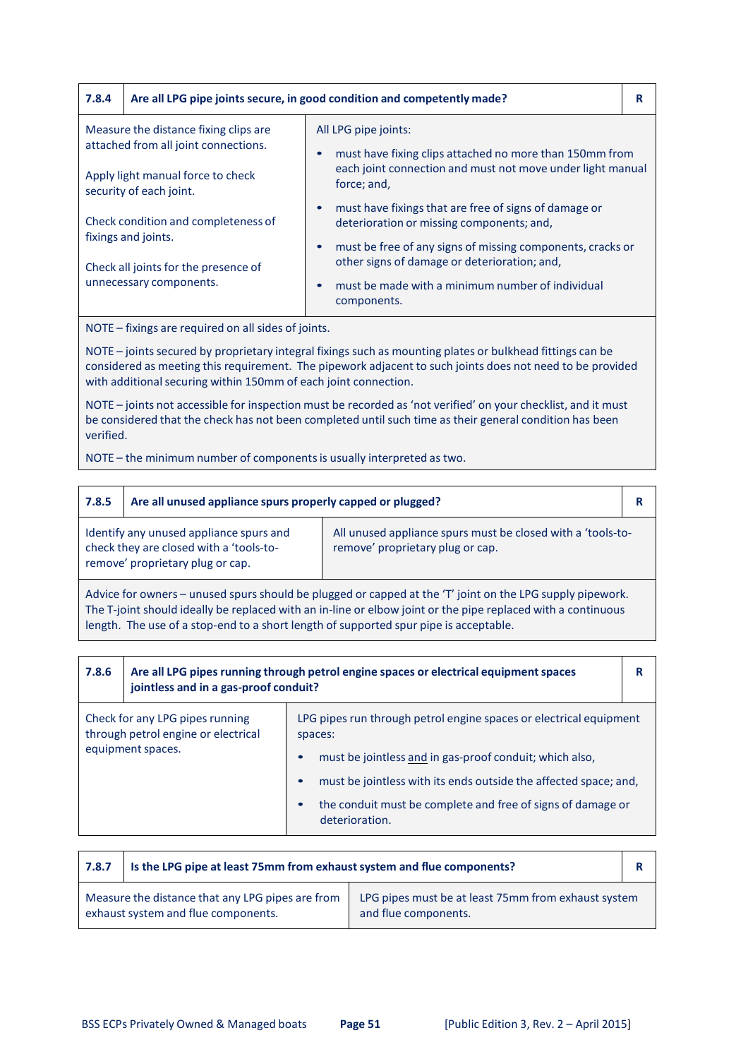| 7.8.4 | Are all LPG pipe joints secure, in good condition and competently made? | R |
|---|---|---|
| Measure the distance fixing clips are attached from all joint connections.<br><br>Apply light manual force to check security of each joint.<br><br>Check condition and completeness of fixings and joints.<br><br>Check all joints for the presence of unnecessary components. | All LPG pipe joints:<br>• must have fixing clips attached no more than 150mm from each joint connection and must not move under light manual force; and,<br>• must have fixings that are free of signs of damage or deterioration or missing components; and,<br>• must be free of any signs of missing components, cracks or other signs of damage or deterioration; and,<br>• must be made with a minimum number of individual components. | |

NOTE – fixings are required on all sides of joints.

NOTE – joints secured by proprietary integral fixings such as mounting plates or bulkhead fittings can be considered as meeting this requirement. The pipework adjacent to such joints does not need to be provided with additional securing within 150mm of each joint connection.

NOTE – joints not accessible for inspection must be recorded as 'not verified' on your checklist, and it must be considered that the check has not been completed until such time as their general condition has been verified.

NOTE – the minimum number of components is usually interpreted as two.

| 7.8.5 | Are all unused appliance spurs properly capped or plugged? | R |
|---|---|---|
| Identify any unused appliance spurs and check they are closed with a 'tools-to-remove' proprietary plug or cap. | All unused appliance spurs must be closed with a 'tools-to-remove' proprietary plug or cap. | |

Advice for owners – unused spurs should be plugged or capped at the 'T' joint on the LPG supply pipework. The T-joint should ideally be replaced with an in-line or elbow joint or the pipe replaced with a continuous length. The use of a stop-end to a short length of supported spur pipe is acceptable.

| 7.8.6 | Are all LPG pipes running through petrol engine spaces or electrical equipment spaces jointless and in a gas-proof conduit? | R |
|---|---|---|
| Check for any LPG pipes running through petrol engine or electrical equipment spaces. | LPG pipes run through petrol engine spaces or electrical equipment spaces:<br>• must be jointless and in gas-proof conduit; which also,<br>• must be jointless with its ends outside the affected space; and,<br>• the conduit must be complete and free of signs of damage or deterioration. | |

| 7.8.7 | Is the LPG pipe at least 75mm from exhaust system and flue components? | R |
|---|---|---|
| Measure the distance that any LPG pipes are from exhaust system and flue components. | LPG pipes must be at least 75mm from exhaust system and flue components. | |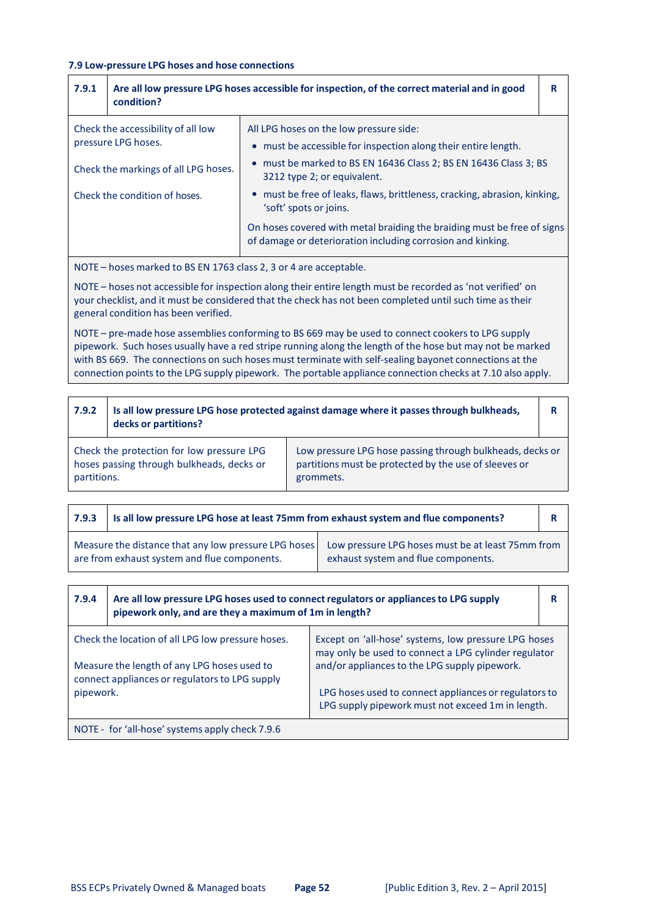### 7.9 Low-pressure LPG hoses and hose connections

| 7.9.1 | Are all low pressure LPG hoses accessible for inspection, of the correct material and in good condition? | R |
|---|---|---|

| Check | Requirement |
|---|---|
| Check the accessibility of all low pressure LPG hoses.<br><br>Check the markings of all LPG hoses.<br><br>Check the condition of hoses. | All LPG hoses on the low pressure side:<br>• must be accessible for inspection along their entire length.<br>• must be marked to BS EN 16436 Class 2; BS EN 16436 Class 3; BS 3212 type 2; or equivalent.<br>• must be free of leaks, flaws, brittleness, cracking, abrasion, kinking, 'soft' spots or joins.<br><br>On hoses covered with metal braiding the braiding must be free of signs of damage or deterioration including corrosion and kinking. |

NOTE – hoses marked to BS EN 1763 class 2, 3 or 4 are acceptable.

NOTE – hoses not accessible for inspection along their entire length must be recorded as 'not verified' on your checklist, and it must be considered that the check has not been completed until such time as their general condition has been verified.

NOTE – pre-made hose assemblies conforming to BS 669 may be used to connect cookers to LPG supply pipework. Such hoses usually have a red stripe running along the length of the hose but may not be marked with BS 669. The connections on such hoses must terminate with self-sealing bayonet connections at the connection points to the LPG supply pipework. The portable appliance connection checks at 7.10 also apply.

| 7.9.2 | Is all low pressure LPG hose protected against damage where it passes through bulkheads, decks or partitions? | R |
|---|---|---|

| Check | Requirement |
|---|---|
| Check the protection for low pressure LPG hoses passing through bulkheads, decks or partitions. | Low pressure LPG hose passing through bulkheads, decks or partitions must be protected by the use of sleeves or grommets. |

| 7.9.3 | Is all low pressure LPG hose at least 75mm from exhaust system and flue components? | R |
|---|---|---|

| Check | Requirement |
|---|---|
| Measure the distance that any low pressure LPG hoses are from exhaust system and flue components. | Low pressure LPG hoses must be at least 75mm from exhaust system and flue components. |

| 7.9.4 | Are all low pressure LPG hoses used to connect regulators or appliances to LPG supply pipework only, and are they a maximum of 1m in length? | R |
|---|---|---|

| Check | Requirement |
|---|---|
| Check the location of all LPG low pressure hoses.<br><br>Measure the length of any LPG hoses used to connect appliances or regulators to LPG supply pipework. | Except on 'all-hose' systems, low pressure LPG hoses may only be used to connect a LPG cylinder regulator and/or appliances to the LPG supply pipework.<br><br>LPG hoses used to connect appliances or regulators to LPG supply pipework must not exceed 1m in length. |

NOTE - for 'all-hose' systems apply check 7.9.6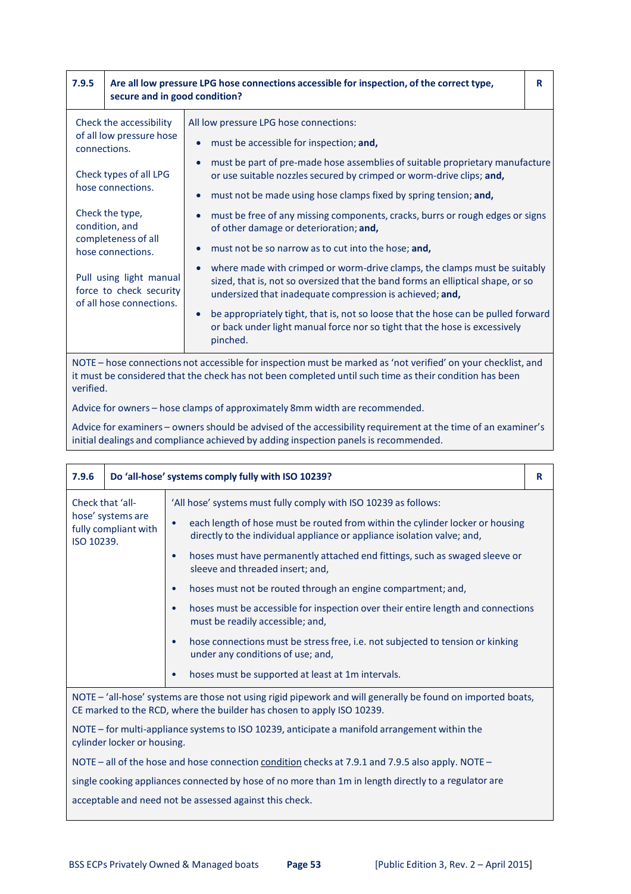| 7.9.5 | Are all low pressure LPG hose connections accessible for inspection, of the correct type, secure and in good condition? | R |
|---|---|---|

| | |
|---|---|
| Check the accessibility of all low pressure hose connections.<br><br>Check types of all LPG hose connections.<br><br>Check the type, condition, and completeness of all hose connections.<br><br>Pull using light manual force to check security of all hose connections. | All low pressure LPG hose connections:<br>• must be accessible for inspection; **and,**<br>• must be part of pre-made hose assemblies of suitable proprietary manufacture or use suitable nozzles secured by crimped or worm-drive clips; **and,**<br>• must not be made using hose clamps fixed by spring tension; **and,**<br>• must be free of any missing components, cracks, burrs or rough edges or signs of other damage or deterioration; **and,**<br>• must not be so narrow as to cut into the hose; **and,**<br>• where made with crimped or worm-drive clamps, the clamps must be suitably sized, that is, not so oversized that the band forms an elliptical shape, or so undersized that inadequate compression is achieved; **and,**<br>• be appropriately tight, that is, not so loose that the hose can be pulled forward or back under light manual force nor so tight that the hose is excessively pinched. |

NOTE – hose connections not accessible for inspection must be marked as 'not verified' on your checklist, and it must be considered that the check has not been completed until such time as their condition has been verified.

Advice for owners – hose clamps of approximately 8mm width are recommended.

Advice for examiners – owners should be advised of the accessibility requirement at the time of an examiner's initial dealings and compliance achieved by adding inspection panels is recommended.

| 7.9.6 | Do 'all-hose' systems comply fully with ISO 10239? | R |
|---|---|---|

| | |
|---|---|
| Check that 'all-hose' systems are fully compliant with ISO 10239. | 'All hose' systems must fully comply with ISO 10239 as follows:<br>• each length of hose must be routed from within the cylinder locker or housing directly to the individual appliance or appliance isolation valve; and,<br>• hoses must have permanently attached end fittings, such as swaged sleeve or sleeve and threaded insert; and,<br>• hoses must not be routed through an engine compartment; and,<br>• hoses must be accessible for inspection over their entire length and connections must be readily accessible; and,<br>• hose connections must be stress free, i.e. not subjected to tension or kinking under any conditions of use; and,<br>• hoses must be supported at least at 1m intervals. |

NOTE – 'all-hose' systems are those not using rigid pipework and will generally be found on imported boats, CE marked to the RCD, where the builder has chosen to apply ISO 10239.

NOTE – for multi-appliance systems to ISO 10239, anticipate a manifold arrangement within the cylinder locker or housing.

NOTE – all of the hose and hose connection condition checks at 7.9.1 and 7.9.5 also apply. NOTE – single cooking appliances connected by hose of no more than 1m in length directly to a regulator are acceptable and need not be assessed against this check.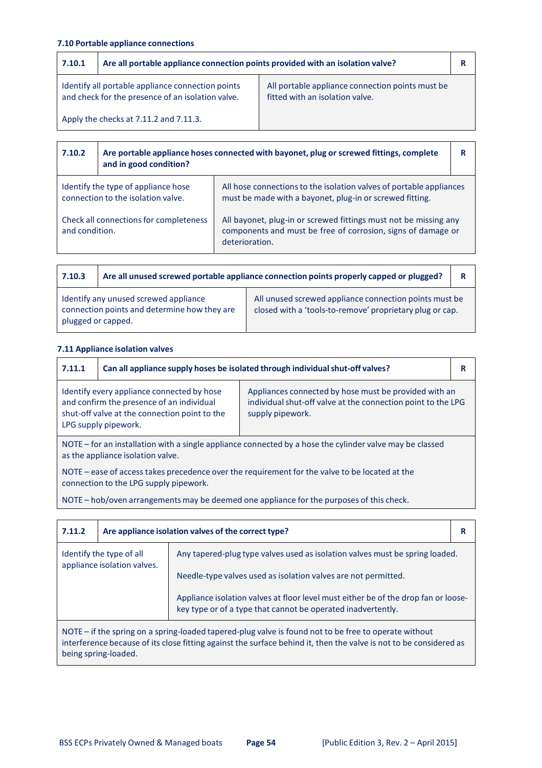#### 7.10 Portable appliance connections

| 7.10.1 | Are all portable appliance connection points provided with an isolation valve? | R |
|---|---|---|
| Identify all portable appliance connection points and check for the presence of an isolation valve.<br><br>Apply the checks at 7.11.2 and 7.11.3. | All portable appliance connection points must be fitted with an isolation valve. | |

| 7.10.2 | Are portable appliance hoses connected with bayonet, plug or screwed fittings, complete and in good condition? | R |
|---|---|---|
| Identify the type of appliance hose connection to the isolation valve. | All hose connections to the isolation valves of portable appliances must be made with a bayonet, plug-in or screwed fitting. | |
| Check all connections for completeness and condition. | All bayonet, plug-in or screwed fittings must not be missing any components and must be free of corrosion, signs of damage or deterioration. | |

| 7.10.3 | Are all unused screwed portable appliance connection points properly capped or plugged? | R |
|---|---|---|
| Identify any unused screwed appliance connection points and determine how they are plugged or capped. | All unused screwed appliance connection points must be closed with a 'tools-to-remove' proprietary plug or cap. | |

#### 7.11 Appliance isolation valves

| 7.11.1 | Can all appliance supply hoses be isolated through individual shut-off valves? | R |
|---|---|---|
| Identify every appliance connected by hose and confirm the presence of an individual shut-off valve at the connection point to the LPG supply pipework. | Appliances connected by hose must be provided with an individual shut-off valve at the connection point to the LPG supply pipework. | |
| NOTE – for an installation with a single appliance connected by a hose the cylinder valve may be classed as the appliance isolation valve.<br><br>NOTE – ease of access takes precedence over the requirement for the valve to be located at the connection to the LPG supply pipework.<br><br>NOTE – hob/oven arrangements may be deemed one appliance for the purposes of this check. | | |

| 7.11.2 | Are appliance isolation valves of the correct type? | R |
|---|---|---|
| Identify the type of all appliance isolation valves. | Any tapered-plug type valves used as isolation valves must be spring loaded.<br><br>Needle-type valves used as isolation valves are not permitted.<br><br>Appliance isolation valves at floor level must either be of the drop fan or loose-key type or of a type that cannot be operated inadvertently. | |
| NOTE – if the spring on a spring-loaded tapered-plug valve is found not to be free to operate without interference because of its close fitting against the surface behind it, then the valve is not to be considered as being spring-loaded. | | |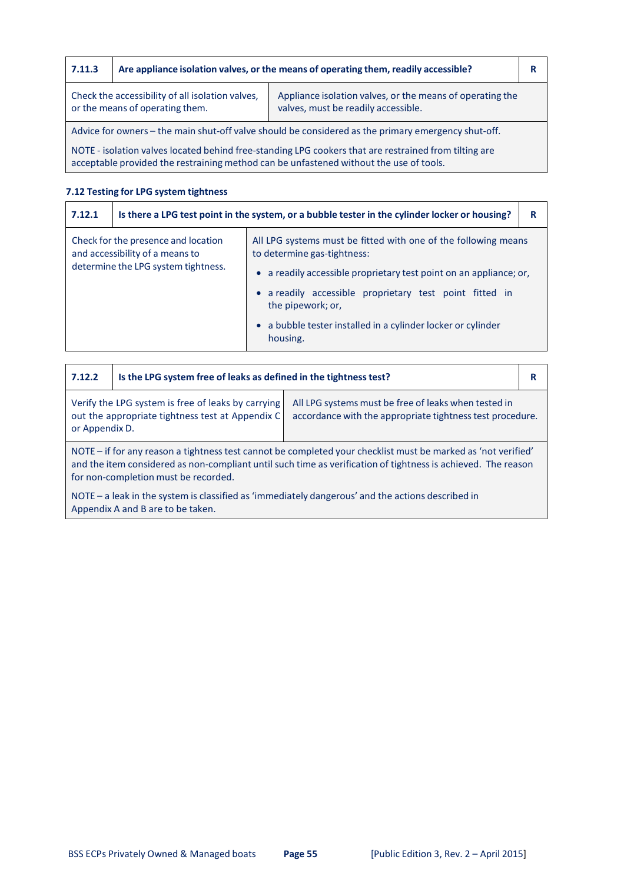| 7.11.3 | Are appliance isolation valves, or the means of operating them, readily accessible? | R |
|---|---|---|
| Check the accessibility of all isolation valves, or the means of operating them. | Appliance isolation valves, or the means of operating the valves, must be readily accessible. | |
| Advice for owners – the main shut-off valve should be considered as the primary emergency shut-off.<br><br>NOTE - isolation valves located behind free-standing LPG cookers that are restrained from tilting are acceptable provided the restraining method can be unfastened without the use of tools. | | |

### 7.12 Testing for LPG system tightness

| 7.12.1 | Is there a LPG test point in the system, or a bubble tester in the cylinder locker or housing? | R |
|---|---|---|
| Check for the presence and location and accessibility of a means to determine the LPG system tightness. | All LPG systems must be fitted with one of the following means to determine gas-tightness:<br>• a readily accessible proprietary test point on an appliance; or,<br>• a readily accessible proprietary test point fitted in the pipework; or,<br>• a bubble tester installed in a cylinder locker or cylinder housing. | |

| 7.12.2 | Is the LPG system free of leaks as defined in the tightness test? | R |
|---|---|---|
| Verify the LPG system is free of leaks by carrying out the appropriate tightness test at Appendix C or Appendix D. | All LPG systems must be free of leaks when tested in accordance with the appropriate tightness test procedure. | |
| NOTE – if for any reason a tightness test cannot be completed your checklist must be marked as 'not verified' and the item considered as non-compliant until such time as verification of tightness is achieved. The reason for non-completion must be recorded.<br><br>NOTE – a leak in the system is classified as 'immediately dangerous' and the actions described in Appendix A and B are to be taken. | | |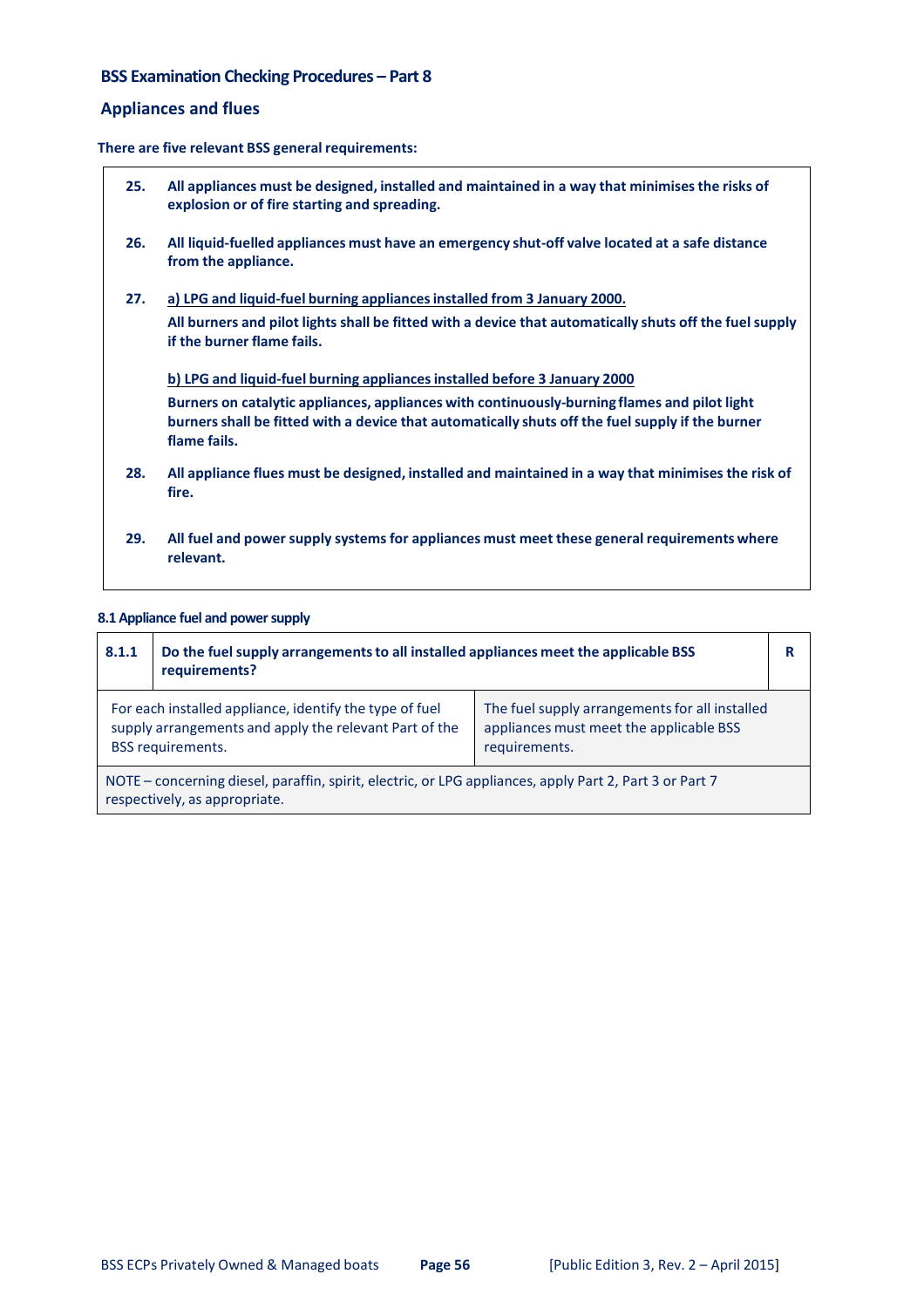## BSS Examination Checking Procedures – Part 8

### Appliances and flues

**There are five relevant BSS general requirements:**

**25.** **All appliances must be designed, installed and maintained in a way that minimises the risks of explosion or of fire starting and spreading.**

**26.** **All liquid-fuelled appliances must have an emergency shut-off valve located at a safe distance from the appliance.**

**27.** **a) LPG and liquid-fuel burning appliances installed from 3 January 2000.**

**All burners and pilot lights shall be fitted with a device that automatically shuts off the fuel supply if the burner flame fails.**

**b) LPG and liquid-fuel burning appliances installed before 3 January 2000**

**Burners on catalytic appliances, appliances with continuously-burning flames and pilot light burners shall be fitted with a device that automatically shuts off the fuel supply if the burner flame fails.**

**28.** **All appliance flues must be designed, installed and maintained in a way that minimises the risk of fire.**

**29.** **All fuel and power supply systems for appliances must meet these general requirements where relevant.**

#### 8.1 Appliance fuel and power supply

| **8.1.1** | **Do the fuel supply arrangements to all installed appliances meet the applicable BSS requirements?** | **R** |
|---|---|---|
| For each installed appliance, identify the type of fuel supply arrangements and apply the relevant Part of the BSS requirements. | The fuel supply arrangements for all installed appliances must meet the applicable BSS requirements. | |
| NOTE – concerning diesel, paraffin, spirit, electric, or LPG appliances, apply Part 2, Part 3 or Part 7 respectively, as appropriate. | | |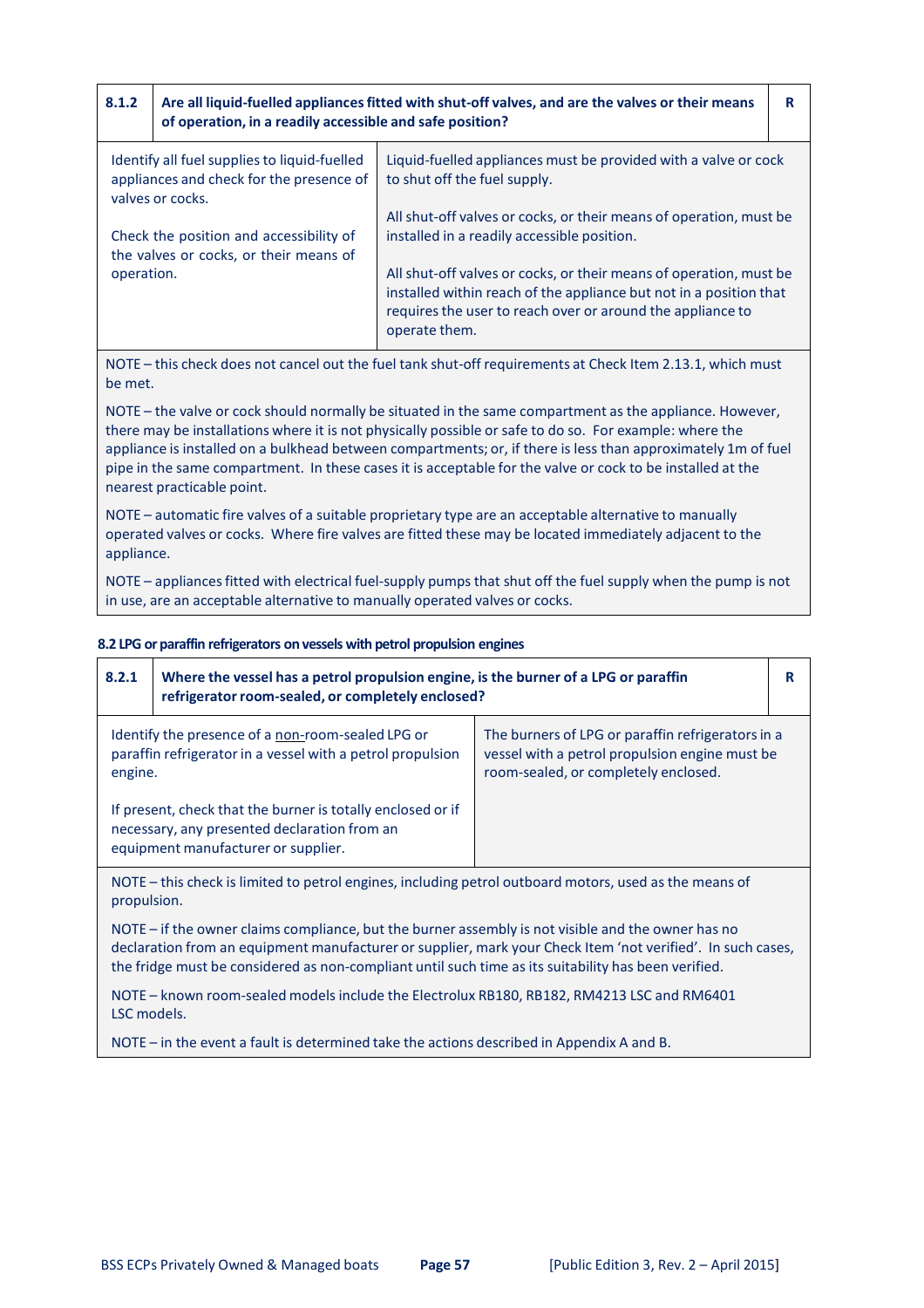| 8.1.2 | Are all liquid-fuelled appliances fitted with shut-off valves, and are the valves or their means of operation, in a readily accessible and safe position? | R |
|---|---|---|

| | |
|---|---|
| Identify all fuel supplies to liquid-fuelled appliances and check for the presence of valves or cocks.<br><br>Check the position and accessibility of the valves or cocks, or their means of operation. | Liquid-fuelled appliances must be provided with a valve or cock to shut off the fuel supply.<br><br>All shut-off valves or cocks, or their means of operation, must be installed in a readily accessible position.<br><br>All shut-off valves or cocks, or their means of operation, must be installed within reach of the appliance but not in a position that requires the user to reach over or around the appliance to operate them. |

NOTE – this check does not cancel out the fuel tank shut-off requirements at Check Item 2.13.1, which must be met.

NOTE – the valve or cock should normally be situated in the same compartment as the appliance. However, there may be installations where it is not physically possible or safe to do so. For example: where the appliance is installed on a bulkhead between compartments; or, if there is less than approximately 1m of fuel pipe in the same compartment. In these cases it is acceptable for the valve or cock to be installed at the nearest practicable point.

NOTE – automatic fire valves of a suitable proprietary type are an acceptable alternative to manually operated valves or cocks. Where fire valves are fitted these may be located immediately adjacent to the appliance.

NOTE – appliances fitted with electrical fuel-supply pumps that shut off the fuel supply when the pump is not in use, are an acceptable alternative to manually operated valves or cocks.

### 8.2 LPG or paraffin refrigerators on vessels with petrol propulsion engines

| 8.2.1 | Where the vessel has a petrol propulsion engine, is the burner of a LPG or paraffin refrigerator room-sealed, or completely enclosed? | R |
|---|---|---|

| | |
|---|---|
| Identify the presence of a <u>non-</u>room-sealed LPG or paraffin refrigerator in a vessel with a petrol propulsion engine.<br><br>If present, check that the burner is totally enclosed or if necessary, any presented declaration from an equipment manufacturer or supplier. | The burners of LPG or paraffin refrigerators in a vessel with a petrol propulsion engine must be room-sealed, or completely enclosed. |

NOTE – this check is limited to petrol engines, including petrol outboard motors, used as the means of propulsion.

NOTE – if the owner claims compliance, but the burner assembly is not visible and the owner has no declaration from an equipment manufacturer or supplier, mark your Check Item 'not verified'. In such cases, the fridge must be considered as non-compliant until such time as its suitability has been verified.

NOTE – known room-sealed models include the Electrolux RB180, RB182, RM4213 LSC and RM6401 LSC models.

NOTE – in the event a fault is determined take the actions described in Appendix A and B.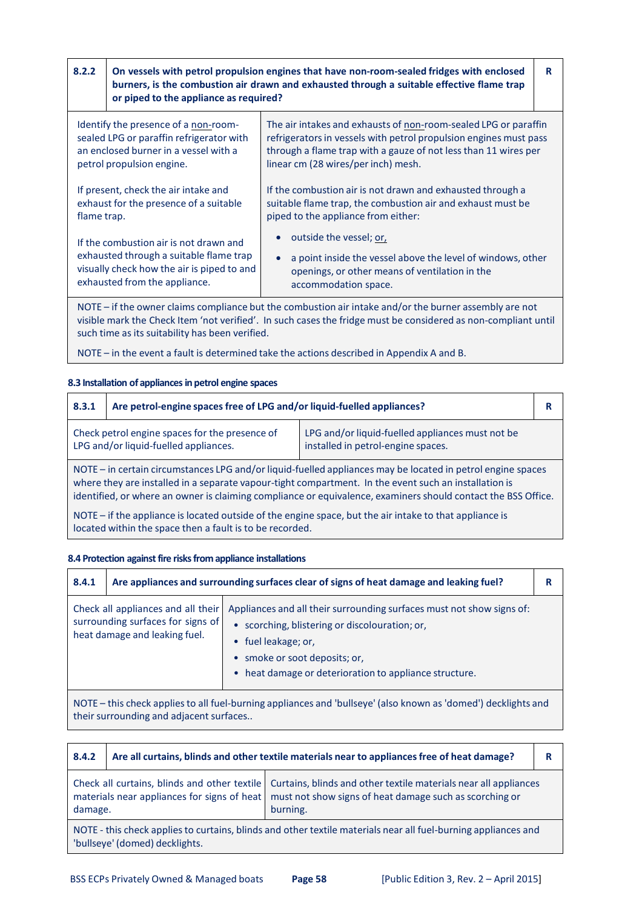| 8.2.2 | **On vessels with petrol propulsion engines that have non-room-sealed fridges with enclosed burners, is the combustion air drawn and exhausted through a suitable effective flame trap or piped to the appliance as required?** | **R** |
|---|---|---|
| Identify the presence of a non-room-sealed LPG or paraffin refrigerator with an enclosed burner in a vessel with a petrol propulsion engine.<br><br>If present, check the air intake and exhaust for the presence of a suitable flame trap.<br><br>If the combustion air is not drawn and exhausted through a suitable flame trap visually check how the air is piped to and exhausted from the appliance. | The air intakes and exhausts of non-room-sealed LPG or paraffin refrigerators in vessels with petrol propulsion engines must pass through a flame trap with a gauze of not less than 11 wires per linear cm (28 wires/per inch) mesh.<br><br>If the combustion air is not drawn and exhausted through a suitable flame trap, the combustion air and exhaust must be piped to the appliance from either:<br><br>• outside the vessel; or,<br>• a point inside the vessel above the level of windows, other openings, or other means of ventilation in the accommodation space. | |
| NOTE – if the owner claims compliance but the combustion air intake and/or the burner assembly are not visible mark the Check Item 'not verified'. In such cases the fridge must be considered as non-compliant until such time as its suitability has been verified.<br><br>NOTE – in the event a fault is determined take the actions described in Appendix A and B. | | |

**8.3 Installation of appliances in petrol engine spaces**

| 8.3.1 | **Are petrol-engine spaces free of LPG and/or liquid-fuelled appliances?** | **R** |
|---|---|---|
| Check petrol engine spaces for the presence of LPG and/or liquid-fuelled appliances. | LPG and/or liquid-fuelled appliances must not be installed in petrol-engine spaces. | |
| NOTE – in certain circumstances LPG and/or liquid-fuelled appliances may be located in petrol engine spaces where they are installed in a separate vapour-tight compartment. In the event such an installation is identified, or where an owner is claiming compliance or equivalence, examiners should contact the BSS Office.<br><br>NOTE – if the appliance is located outside of the engine space, but the air intake to that appliance is located within the space then a fault is to be recorded. | | |

**8.4 Protection against fire risks from appliance installations**

| 8.4.1 | **Are appliances and surrounding surfaces clear of signs of heat damage and leaking fuel?** | **R** |
|---|---|---|
| Check all appliances and all their surrounding surfaces for signs of heat damage and leaking fuel. | Appliances and all their surrounding surfaces must not show signs of:<br>• scorching, blistering or discolouration; or,<br>• fuel leakage; or,<br>• smoke or soot deposits; or,<br>• heat damage or deterioration to appliance structure. | |
| NOTE – this check applies to all fuel-burning appliances and 'bullseye' (also known as 'domed') decklights and their surrounding and adjacent surfaces.. | | |

| 8.4.2 | **Are all curtains, blinds and other textile materials near to appliances free of heat damage?** | **R** |
|---|---|---|
| Check all curtains, blinds and other textile materials near appliances for signs of heat damage. | Curtains, blinds and other textile materials near all appliances must not show signs of heat damage such as scorching or burning. | |
| NOTE - this check applies to curtains, blinds and other textile materials near all fuel-burning appliances and 'bullseye' (domed) decklights. | | |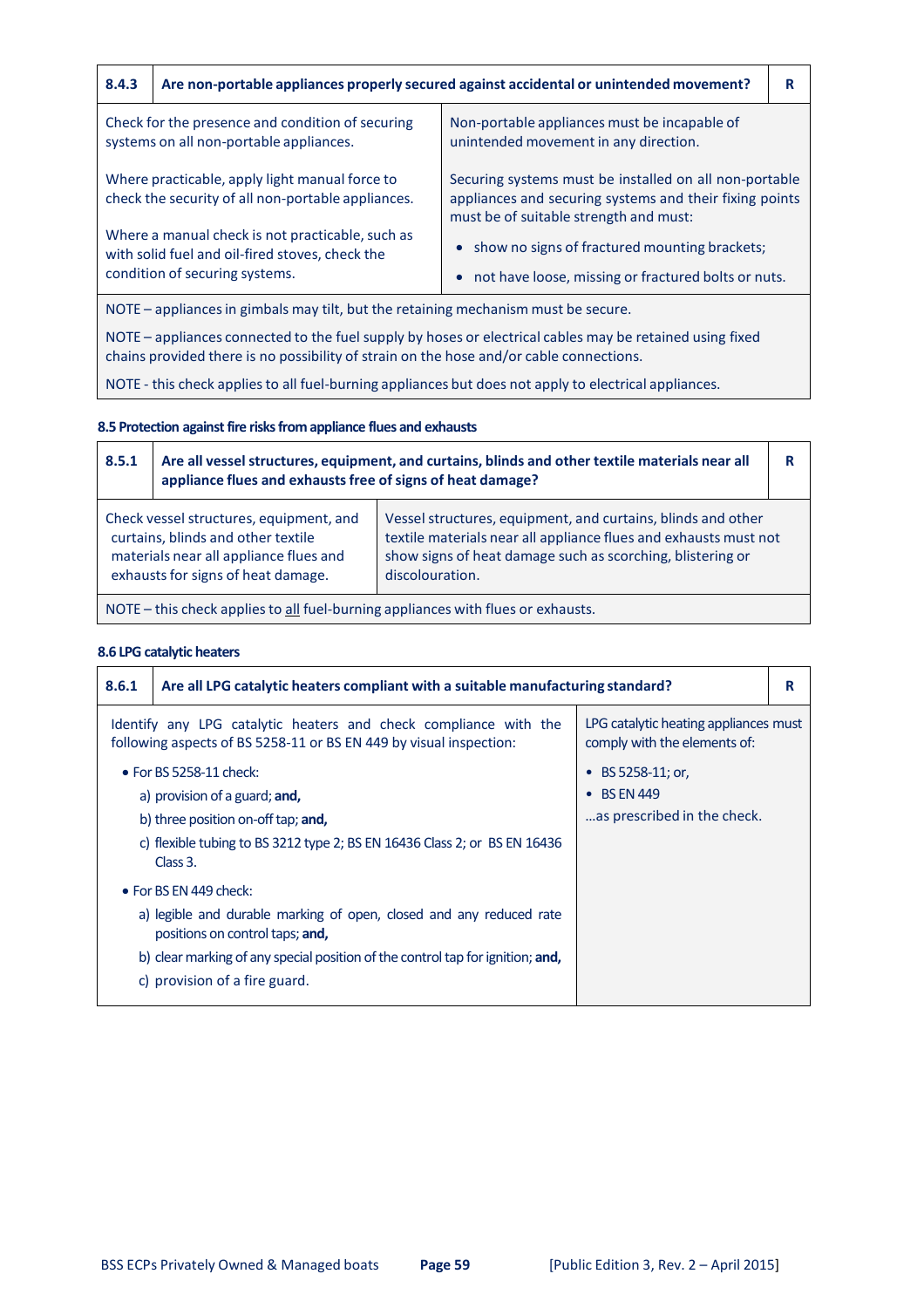| 8.4.3 | Are non-portable appliances properly secured against accidental or unintended movement? | R |
|---|---|---|
| Check for the presence and condition of securing systems on all non-portable appliances.<br><br>Where practicable, apply light manual force to check the security of all non-portable appliances.<br><br>Where a manual check is not practicable, such as with solid fuel and oil-fired stoves, check the condition of securing systems. | Non-portable appliances must be incapable of unintended movement in any direction.<br><br>Securing systems must be installed on all non-portable appliances and securing systems and their fixing points must be of suitable strength and must:<br><br>• show no signs of fractured mounting brackets;<br>• not have loose, missing or fractured bolts or nuts. | |
| NOTE – appliances in gimbals may tilt, but the retaining mechanism must be secure.<br><br>NOTE – appliances connected to the fuel supply by hoses or electrical cables may be retained using fixed chains provided there is no possibility of strain on the hose and/or cable connections.<br><br>NOTE - this check applies to all fuel-burning appliances but does not apply to electrical appliances. | | |

### 8.5 Protection against fire risks from appliance flues and exhausts

| 8.5.1 | Are all vessel structures, equipment, and curtains, blinds and other textile materials near all appliance flues and exhausts free of signs of heat damage? | R |
|---|---|---|
| Check vessel structures, equipment, and curtains, blinds and other textile materials near all appliance flues and exhausts for signs of heat damage. | Vessel structures, equipment, and curtains, blinds and other textile materials near all appliance flues and exhausts must not show signs of heat damage such as scorching, blistering or discolouration. | |
| NOTE – this check applies to all fuel-burning appliances with flues or exhausts. | | |

### 8.6 LPG catalytic heaters

| 8.6.1 | Are all LPG catalytic heaters compliant with a suitable manufacturing standard? | R |
|---|---|---|
| Identify any LPG catalytic heaters and check compliance with the following aspects of BS 5258-11 or BS EN 449 by visual inspection:<br><br>• For BS 5258-11 check:<br>a) provision of a guard; **and,**<br>b) three position on-off tap; **and,**<br>c) flexible tubing to BS 3212 type 2; BS EN 16436 Class 2; or BS EN 16436 Class 3.<br><br>• For BS EN 449 check:<br>a) legible and durable marking of open, closed and any reduced rate positions on control taps; **and,**<br>b) clear marking of any special position of the control tap for ignition; **and,**<br>c) provision of a fire guard. | LPG catalytic heating appliances must comply with the elements of:<br><br>• BS 5258-11; or,<br>• BS EN 449<br><br>…as prescribed in the check. | |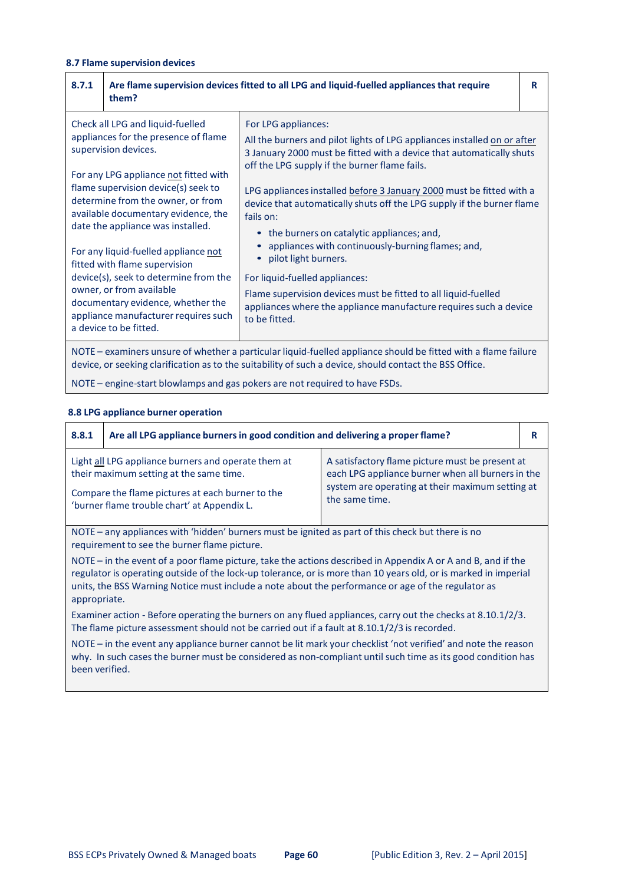#### 8.7 Flame supervision devices

| 8.7.1 | **Are flame supervision devices fitted to all LPG and liquid-fuelled appliances that require them?** | **R** |
|---|---|---|
| Check all LPG and liquid-fuelled appliances for the presence of flame supervision devices.<br><br>For any LPG appliance not fitted with flame supervision device(s) seek to determine from the owner, or from available documentary evidence, the date the appliance was installed.<br><br>For any liquid-fuelled appliance not fitted with flame supervision device(s), seek to determine from the owner, or from available documentary evidence, whether the appliance manufacturer requires such a device to be fitted. | For LPG appliances:<br>All the burners and pilot lights of LPG appliances installed on or after 3 January 2000 must be fitted with a device that automatically shuts off the LPG supply if the burner fails.<br><br>LPG appliances installed before 3 January 2000 must be fitted with a device that automatically shuts off the LPG supply if the burner flame fails on:<br>• the burners on catalytic appliances; and,<br>• appliances with continuously-burning flames; and,<br>• pilot light burners.<br><br>For liquid-fuelled appliances:<br>Flame supervision devices must be fitted to all liquid-fuelled appliances where the appliance manufacture requires such a device to be fitted. | |

NOTE – examiners unsure of whether a particular liquid-fuelled appliance should be fitted with a flame failure device, or seeking clarification as to the suitability of such a device, should contact the BSS Office.

NOTE – engine-start blowlamps and gas pokers are not required to have FSDs.

#### 8.8 LPG appliance burner operation

| 8.8.1 | **Are all LPG appliance burners in good condition and delivering a proper flame?** | **R** |
|---|---|---|
| Light all LPG appliance burners and operate them at their maximum setting at the same time.<br><br>Compare the flame pictures at each burner to the 'burner flame trouble chart' at Appendix L. | A satisfactory flame picture must be present at each LPG appliance burner when all burners in the system are operating at their maximum setting at the same time. | |

NOTE – any appliances with 'hidden' burners must be ignited as part of this check but there is no requirement to see the burner flame picture.

NOTE – in the event of a poor flame picture, take the actions described in Appendix A or A and B, and if the regulator is operating outside of the lock-up tolerance, or is more than 10 years old, or is marked in imperial units, the BSS Warning Notice must include a note about the performance or age of the regulator as appropriate.

Examiner action - Before operating the burners on any flued appliances, carry out the checks at 8.10.1/2/3. The flame picture assessment should not be carried out if a fault at 8.10.1/2/3 is recorded.

NOTE – in the event any appliance burner cannot be lit mark your checklist 'not verified' and note the reason why. In such cases the burner must be considered as non-compliant until such time as its good condition has been verified.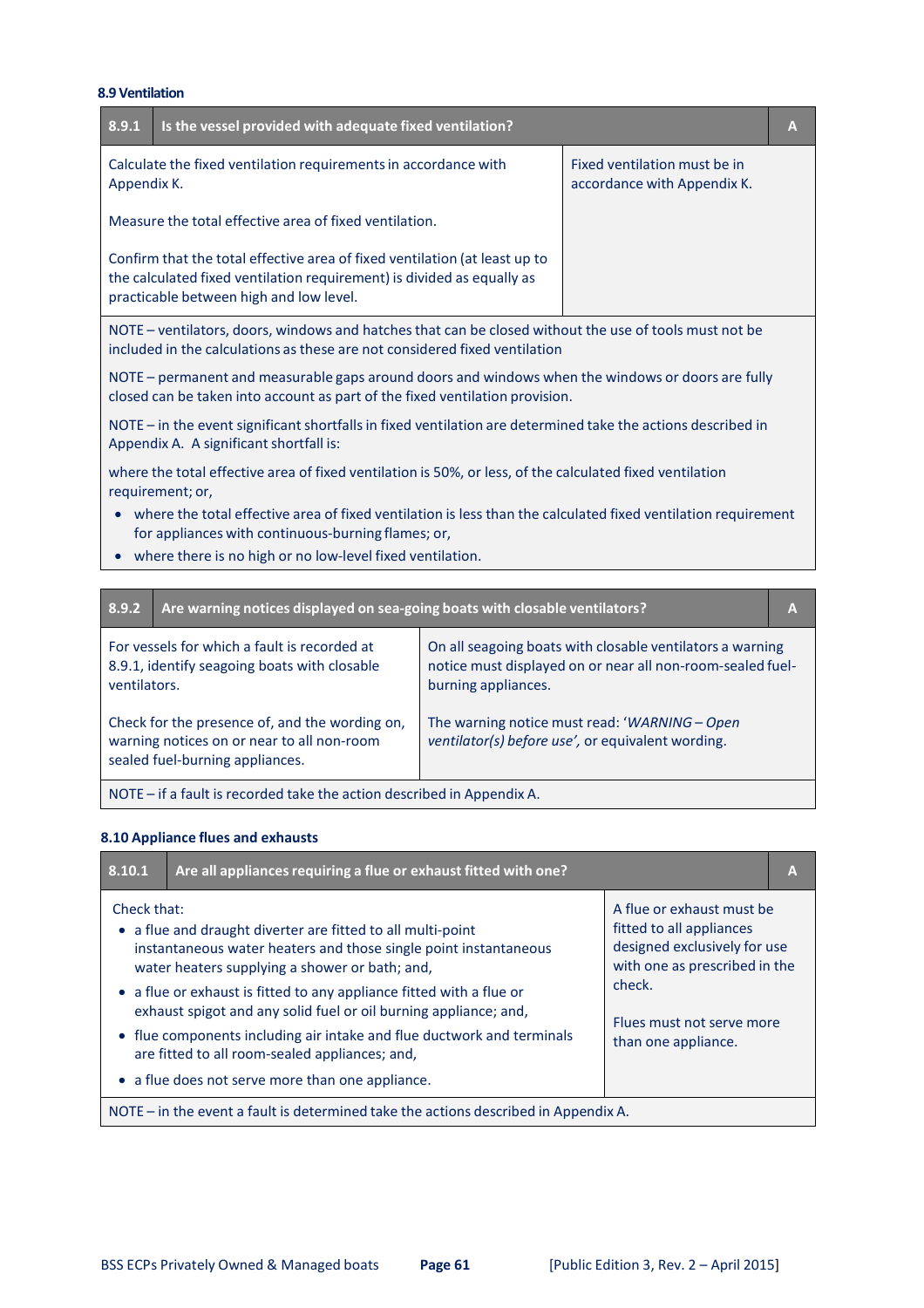#### 8.9 Ventilation

| 8.9.1 | Is the vessel provided with adequate fixed ventilation? | A |
|---|---|---|
| Calculate the fixed ventilation requirements in accordance with Appendix K.<br><br>Measure the total effective area of fixed ventilation.<br><br>Confirm that the total effective area of fixed ventilation (at least up to the calculated fixed ventilation requirement) is divided as equally as practicable between high and low level. | Fixed ventilation must be in accordance with Appendix K. | |

NOTE – ventilators, doors, windows and hatches that can be closed without the use of tools must not be included in the calculations as these are not considered fixed ventilation

NOTE – permanent and measurable gaps around doors and windows when the windows or doors are fully closed can be taken into account as part of the fixed ventilation provision.

NOTE – in the event significant shortfalls in fixed ventilation are determined take the actions described in Appendix A. A significant shortfall is:

where the total effective area of fixed ventilation is 50%, or less, of the calculated fixed ventilation requirement; or,

- where the total effective area of fixed ventilation is less than the calculated fixed ventilation requirement for appliances with continuous-burning flames; or,
- where there is no high or no low-level fixed ventilation.

| 8.9.2 | Are warning notices displayed on sea-going boats with closable ventilators? | A |
|---|---|---|
| For vessels for which a fault is recorded at 8.9.1, identify seagoing boats with closable ventilators.<br><br>Check for the presence of, and the wording on, warning notices on or near to all non-room sealed fuel-burning appliances. | On all seagoing boats with closable ventilators a warning notice must displayed on or near all non-room-sealed fuel-burning appliances.<br><br>The warning notice must read: '*WARNING – Open ventilator(s) before use'*, or equivalent wording. | |

NOTE – if a fault is recorded take the action described in Appendix A.

#### 8.10 Appliance flues and exhausts

| 8.10.1 | Are all appliances requiring a flue or exhaust fitted with one? | A |
|---|---|---|
| Check that:<br>• a flue and draught diverter are fitted to all multi-point instantaneous water heaters and those single point instantaneous water heaters supplying a shower or bath; and,<br>• a flue or exhaust is fitted to any appliance fitted with a flue or exhaust spigot and any solid fuel or oil burning appliance; and,<br>• flue components including air intake and flue ductwork and terminals are fitted to all room-sealed appliances; and,<br>• a flue does not serve more than one appliance. | A flue or exhaust must be fitted to all appliances designed exclusively for use with one as prescribed in the check.<br><br>Flues must not serve more than one appliance. | |

NOTE – in the event a fault is determined take the actions described in Appendix A.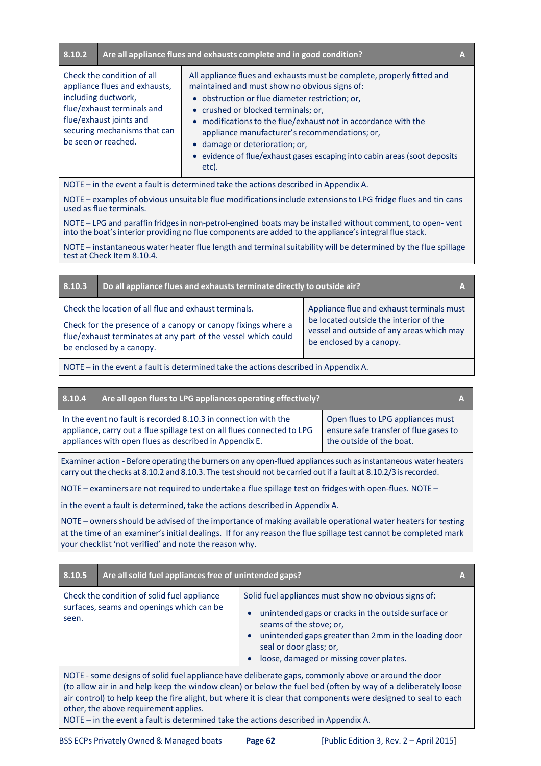| 8.10.2 | Are all appliance flues and exhausts complete and in good condition? | A |
|---|---|---|
| Check the condition of all appliance flues and exhausts, including ductwork, flue/exhaust terminals and flue/exhaust joints and securing mechanisms that can be seen or reached. | All appliance flues and exhausts must be complete, properly fitted and maintained and must show no obvious signs of: <br>• obstruction or flue diameter restriction; or, <br>• crushed or blocked terminals; or, <br>• modifications to the flue/exhaust not in accordance with the appliance manufacturer's recommendations; or, <br>• damage or deterioration; or, <br>• evidence of flue/exhaust gases escaping into cabin areas (soot deposits etc). | |

NOTE – in the event a fault is determined take the actions described in Appendix A.

NOTE – examples of obvious unsuitable flue modifications include extensions to LPG fridge flues and tin cans used as flue terminals.

NOTE – LPG and paraffin fridges in non-petrol-engined boats may be installed without comment, to open- vent into the boat's interior providing no flue components are added to the appliance's integral flue stack.

NOTE – instantaneous water heater flue length and terminal suitability will be determined by the flue spillage test at Check Item 8.10.4.

| 8.10.3 | Do all appliance flues and exhausts terminate directly to outside air? | A |
|---|---|---|
| Check the location of all flue and exhaust terminals. <br><br>Check for the presence of a canopy or canopy fixings where a flue/exhaust terminates at any part of the vessel which could be enclosed by a canopy. | Appliance flue and exhaust terminals must be located outside the interior of the vessel and outside of any areas which may be enclosed by a canopy. | |

NOTE – in the event a fault is determined take the actions described in Appendix A.

| 8.10.4 | Are all open flues to LPG appliances operating effectively? | A |
|---|---|---|
| In the event no fault is recorded 8.10.3 in connection with the appliance, carry out a flue spillage test on all flues connected to LPG appliances with open flues as described in Appendix E. | Open flues to LPG appliances must ensure safe transfer of flue gases to the outside of the boat. | |

Examiner action - Before operating the burners on any open-flued appliances such as instantaneous water heaters carry out the checks at 8.10.2 and 8.10.3. The test should not be carried out if a fault at 8.10.2/3 is recorded.

NOTE – examiners are not required to undertake a flue spillage test on fridges with open-flues. NOTE –

in the event a fault is determined, take the actions described in Appendix A.

NOTE – owners should be advised of the importance of making available operational water heaters for testing at the time of an examiner's initial dealings. If for any reason the flue spillage test cannot be completed mark your checklist 'not verified' and note the reason why.

| 8.10.5 | Are all solid fuel appliances free of unintended gaps? | A |
|---|---|---|
| Check the condition of solid fuel appliance surfaces, seams and openings which can be seen. | Solid fuel appliances must show no obvious signs of: <br>• unintended gaps or cracks in the outside surface or seams of the stove; or, <br>• unintended gaps greater than 2mm in the loading door seal or door glass; or, <br>• loose, damaged or missing cover plates. | |

NOTE - some designs of solid fuel appliance have deliberate gaps, commonly above or around the door (to allow air in and help keep the window clean) or below the fuel bed (often by way of a deliberately loose air control) to help keep the fire alight, but where it is clear that components were designed to seal to each other, the above requirement applies.
NOTE – in the event a fault is determined take the actions described in Appendix A.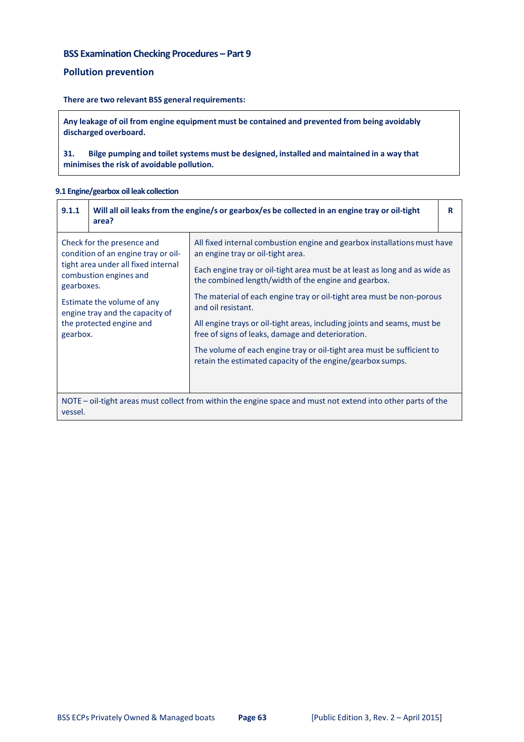## BSS Examination Checking Procedures – Part 9

## Pollution prevention

**There are two relevant BSS general requirements:**

> **Any leakage of oil from engine equipment must be contained and prevented from being avoidably discharged overboard.**
>
> **31. Bilge pumping and toilet systems must be designed, installed and maintained in a way that minimises the risk of avoidable pollution.**

### 9.1 Engine/gearbox oil leak collection

| 9.1.1 | Will all oil leaks from the engine/s or gearbox/es be collected in an engine tray or oil-tight area? | R |
|---|---|---|
| Check for the presence and condition of an engine tray or oil-tight area under all fixed internal combustion engines and gearboxes.<br><br>Estimate the volume of any engine tray and the capacity of the protected engine and gearbox. | All fixed internal combustion engine and gearbox installations must have an engine tray or oil-tight area.<br><br>Each engine tray or oil-tight area must be at least as long and as wide as the combined length/width of the engine and gearbox.<br><br>The material of each engine tray or oil-tight area must be non-porous and oil resistant.<br><br>All engine trays or oil-tight areas, including joints and seams, must be free of signs of leaks, damage and deterioration.<br><br>The volume of each engine tray or oil-tight area must be sufficient to retain the estimated capacity of the engine/gearbox sumps. | |
| NOTE – oil-tight areas must collect from within the engine space and must not extend into other parts of the vessel. | | |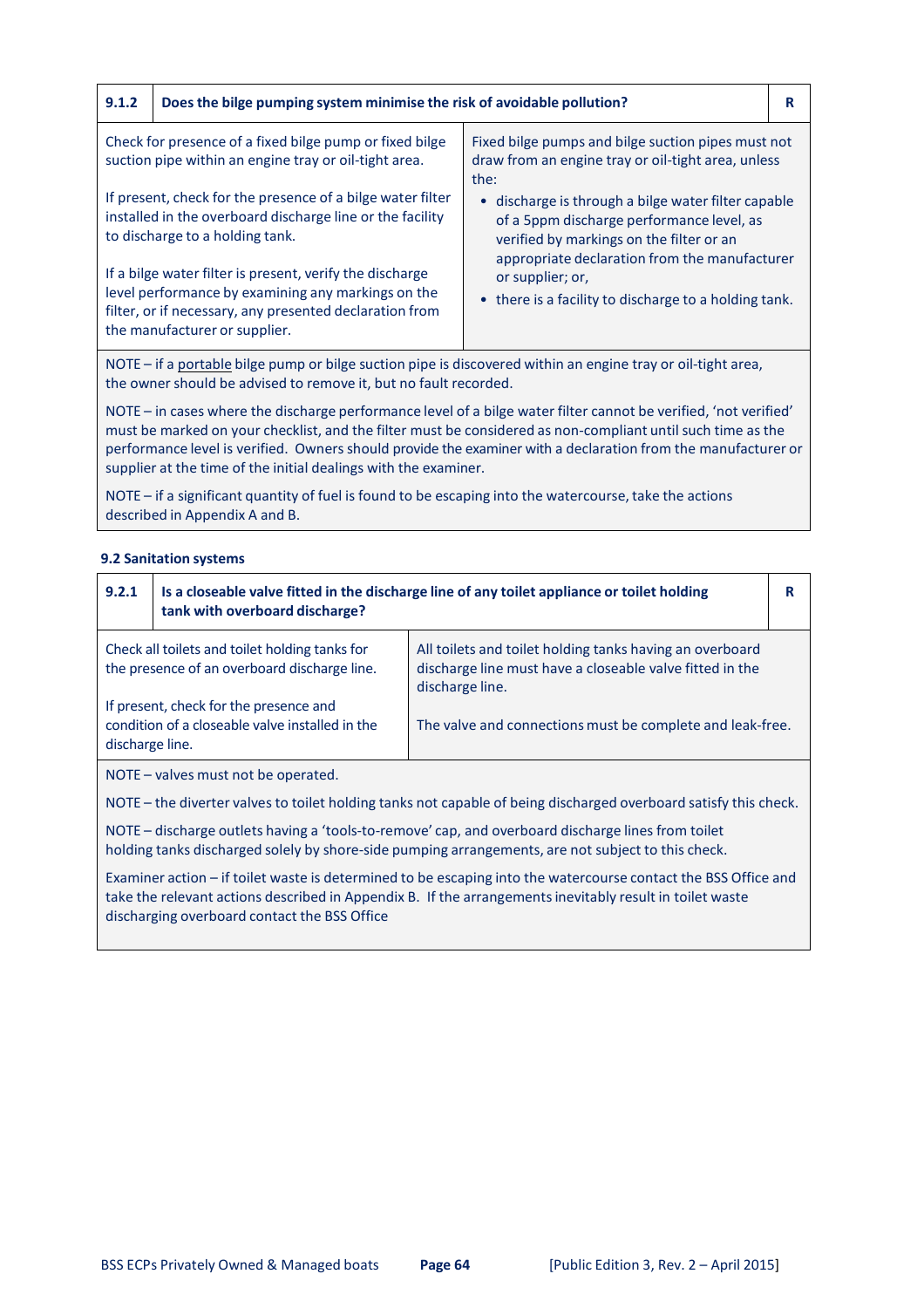| 9.1.2 | Does the bilge pumping system minimise the risk of avoidable pollution? | R |
|---|---|---|

| | |
|---|---|
| Check for presence of a fixed bilge pump or fixed bilge suction pipe within an engine tray or oil-tight area.<br><br>If present, check for the presence of a bilge water filter installed in the overboard discharge line or the facility to discharge to a holding tank.<br><br>If a bilge water filter is present, verify the discharge level performance by examining any markings on the filter, or if necessary, any presented declaration from the manufacturer or supplier. | Fixed bilge pumps and bilge suction pipes must not draw from an engine tray or oil-tight area, unless the:<br>• discharge is through a bilge water filter capable of a 5ppm discharge performance level, as verified by markings on the filter or an appropriate declaration from the manufacturer or supplier; or,<br>• there is a facility to discharge to a holding tank. |

NOTE – if a portable bilge pump or bilge suction pipe is discovered within an engine tray or oil-tight area, the owner should be advised to remove it, but no fault recorded.

NOTE – in cases where the discharge performance level of a bilge water filter cannot be verified, 'not verified' must be marked on your checklist, and the filter must be considered as non-compliant until such time as the performance level is verified. Owners should provide the examiner with a declaration from the manufacturer or supplier at the time of the initial dealings with the examiner.

NOTE – if a significant quantity of fuel is found to be escaping into the watercourse, take the actions described in Appendix A and B.

### 9.2 Sanitation systems

| 9.2.1 | Is a closeable valve fitted in the discharge line of any toilet appliance or toilet holding tank with overboard discharge? | R |
|---|---|---|

| | |
|---|---|
| Check all toilets and toilet holding tanks for the presence of an overboard discharge line.<br><br>If present, check for the presence and condition of a closeable valve installed in the discharge line. | All toilets and toilet holding tanks having an overboard discharge line must have a closeable valve fitted in the discharge line.<br><br>The valve and connections must be complete and leak-free. |

NOTE – valves must not be operated.

NOTE – the diverter valves to toilet holding tanks not capable of being discharged overboard satisfy this check.

NOTE – discharge outlets having a 'tools-to-remove' cap, and overboard discharge lines from toilet holding tanks discharged solely by shore-side pumping arrangements, are not subject to this check.

Examiner action – if toilet waste is determined to be escaping into the watercourse contact the BSS Office and take the relevant actions described in Appendix B. If the arrangements inevitably result in toilet waste discharging overboard contact the BSS Office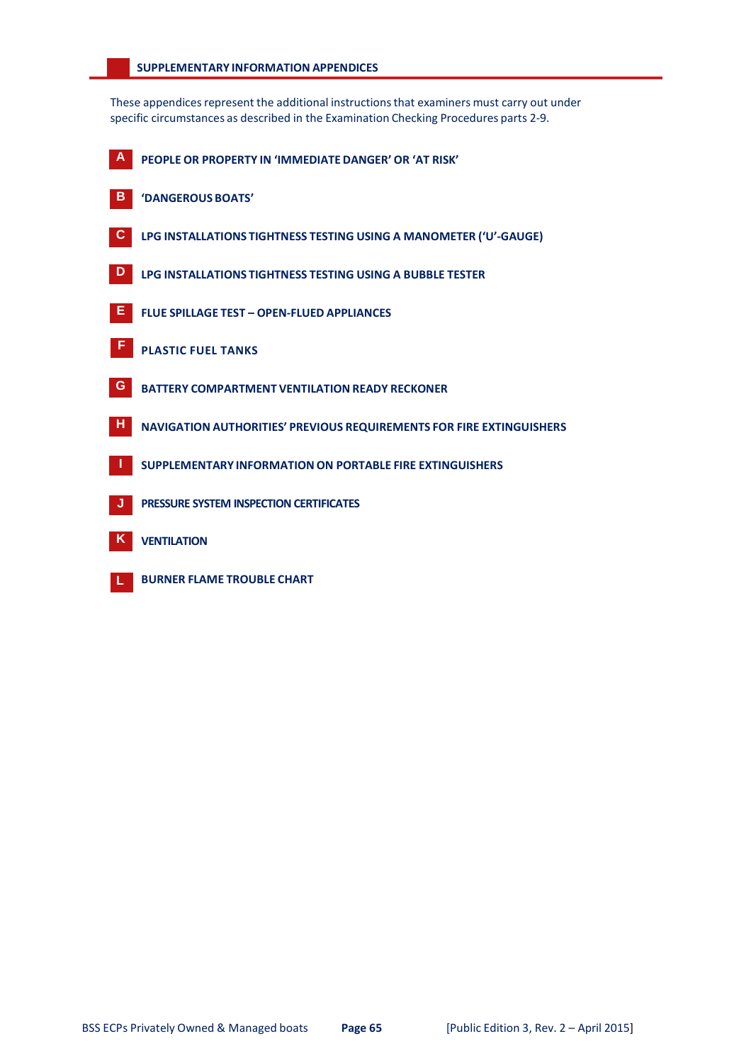## SUPPLEMENTARY INFORMATION APPENDICES

These appendices represent the additional instructions that examiners must carry out under specific circumstances as described in the Examination Checking Procedures parts 2-9.

- **A** PEOPLE OR PROPERTY IN 'IMMEDIATE DANGER' OR 'AT RISK'
- **B** 'DANGEROUS BOATS'
- **C** LPG INSTALLATIONS TIGHTNESS TESTING USING A MANOMETER ('U'-GAUGE)
- **D** LPG INSTALLATIONS TIGHTNESS TESTING USING A BUBBLE TESTER
- **E** FLUE SPILLAGE TEST – OPEN-FLUED APPLIANCES
- **F** PLASTIC FUEL TANKS
- **G** BATTERY COMPARTMENT VENTILATION READY RECKONER
- **H** NAVIGATION AUTHORITIES' PREVIOUS REQUIREMENTS FOR FIRE EXTINGUISHERS
- **I** SUPPLEMENTARY INFORMATION ON PORTABLE FIRE EXTINGUISHERS
- **J** PRESSURE SYSTEM INSPECTION CERTIFICATES
- **K** VENTILATION
- **L** BURNER FLAME TROUBLE CHART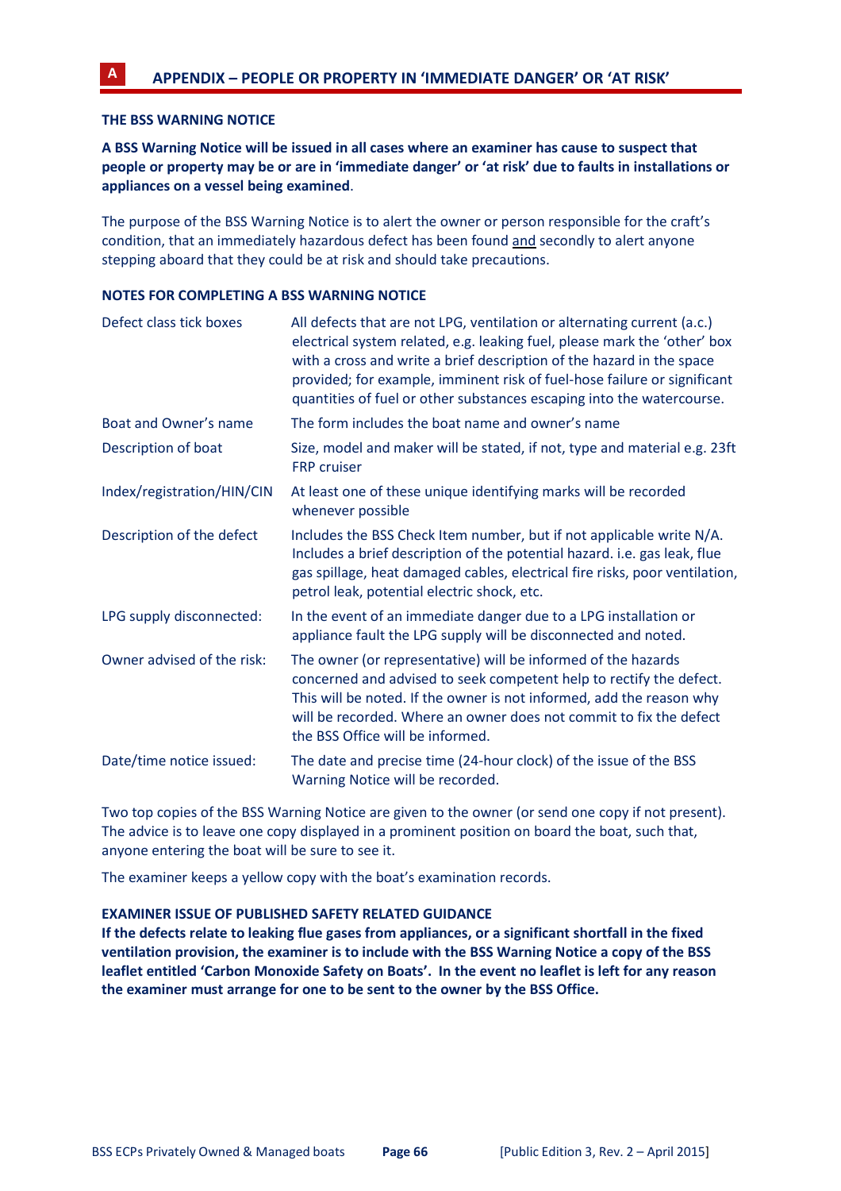## A APPENDIX – PEOPLE OR PROPERTY IN 'IMMEDIATE DANGER' OR 'AT RISK'

### THE BSS WARNING NOTICE

**A BSS Warning Notice will be issued in all cases where an examiner has cause to suspect that people or property may be or are in 'immediate danger' or 'at risk' due to faults in installations or appliances on a vessel being examined**.

The purpose of the BSS Warning Notice is to alert the owner or person responsible for the craft's condition, that an immediately hazardous defect has been found and secondly to alert anyone stepping aboard that they could be at risk and should take precautions.

### NOTES FOR COMPLETING A BSS WARNING NOTICE

| | |
|---|---|
| Defect class tick boxes | All defects that are not LPG, ventilation or alternating current (a.c.) electrical system related, e.g. leaking fuel, please mark the 'other' box with a cross and write a brief description of the hazard in the space provided; for example, imminent risk of fuel-hose failure or significant quantities of fuel or other substances escaping into the watercourse. |
| Boat and Owner's name | The form includes the boat name and owner's name |
| Description of boat | Size, model and maker will be stated, if not, type and material e.g. 23ft FRP cruiser |
| Index/registration/HIN/CIN | At least one of these unique identifying marks will be recorded whenever possible |
| Description of the defect | Includes the BSS Check Item number, but if not applicable write N/A. Includes a brief description of the potential hazard. i.e. gas leak, flue gas spillage, heat damaged cables, electrical fire risks, poor ventilation, petrol leak, potential electric shock, etc. |
| LPG supply disconnected: | In the event of an immediate danger due to a LPG installation or appliance fault the LPG supply will be disconnected and noted. |
| Owner advised of the risk: | The owner (or representative) will be informed of the hazards concerned and advised to seek competent help to rectify the defect. This will be noted. If the owner is not informed, add the reason why will be recorded. Where an owner does not commit to fix the defect the BSS Office will be informed. |
| Date/time notice issued: | The date and precise time (24-hour clock) of the issue of the BSS Warning Notice will be recorded. |

Two top copies of the BSS Warning Notice are given to the owner (or send one copy if not present). The advice is to leave one copy displayed in a prominent position on board the boat, such that, anyone entering the boat will be sure to see it.

The examiner keeps a yellow copy with the boat's examination records.

### EXAMINER ISSUE OF PUBLISHED SAFETY RELATED GUIDANCE

**If the defects relate to leaking flue gases from appliances, or a significant shortfall in the fixed ventilation provision, the examiner is to include with the BSS Warning Notice a copy of the BSS leaflet entitled 'Carbon Monoxide Safety on Boats'. In the event no leaflet is left for any reason the examiner must arrange for one to be sent to the owner by the BSS Office.**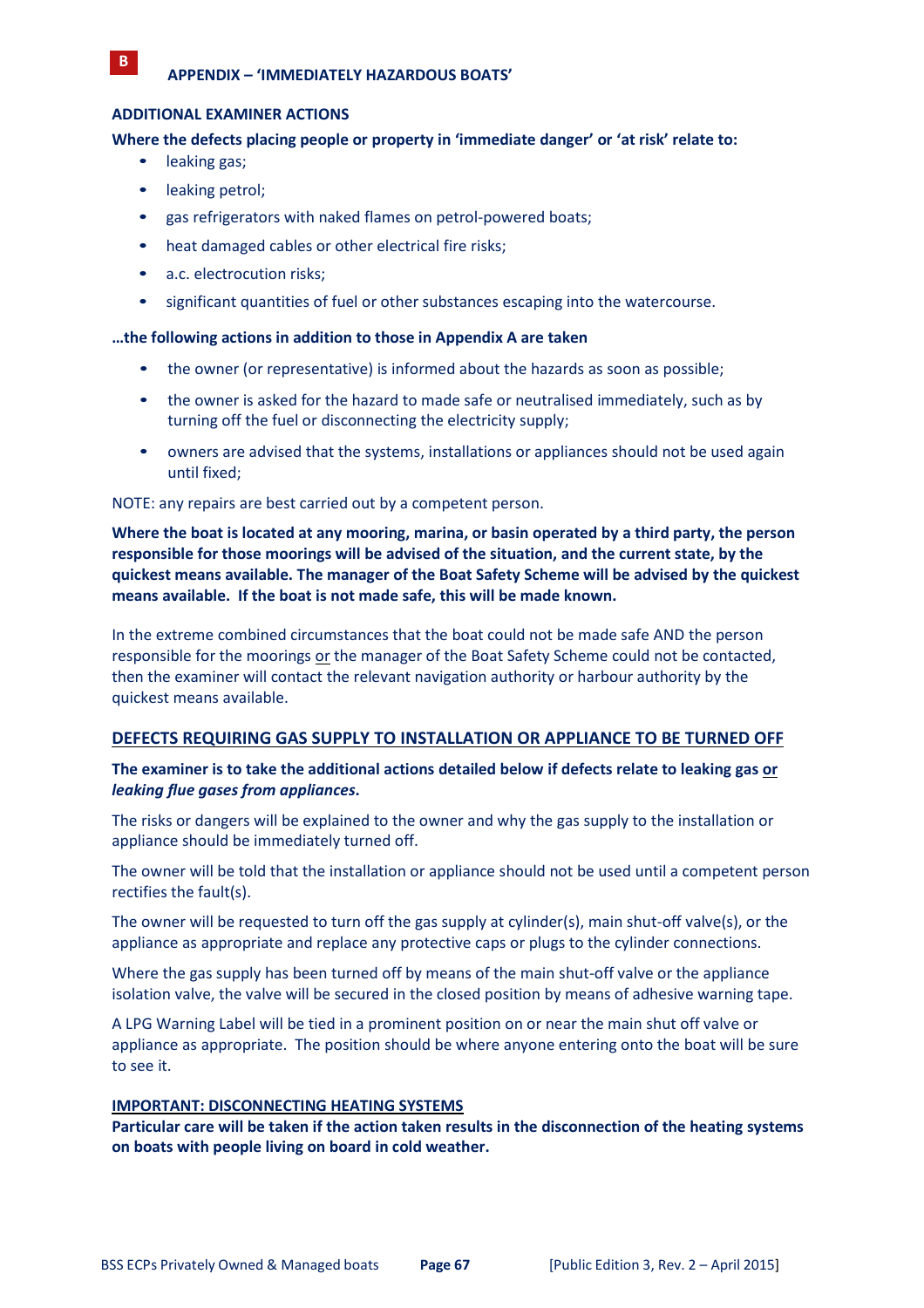**B**

## APPENDIX – 'IMMEDIATELY HAZARDOUS BOATS'

### ADDITIONAL EXAMINER ACTIONS

**Where the defects placing people or property in 'immediate danger' or 'at risk' relate to:**

- leaking gas;
- leaking petrol;
- gas refrigerators with naked flames on petrol-powered boats;
- heat damaged cables or other electrical fire risks;
- a.c. electrocution risks;
- significant quantities of fuel or other substances escaping into the watercourse.

**…the following actions in addition to those in Appendix A are taken**

- the owner (or representative) is informed about the hazards as soon as possible;
- the owner is asked for the hazard to made safe or neutralised immediately, such as by turning off the fuel or disconnecting the electricity supply;
- owners are advised that the systems, installations or appliances should not be used again until fixed;

NOTE: any repairs are best carried out by a competent person.

**Where the boat is located at any mooring, marina, or basin operated by a third party, the person responsible for those moorings will be advised of the situation, and the current state, by the quickest means available. The manager of the Boat Safety Scheme will be advised by the quickest means available. If the boat is not made safe, this will be made known.**

In the extreme combined circumstances that the boat could not be made safe AND the person responsible for the moorings <u>or</u> the manager of the Boat Safety Scheme could not be contacted, then the examiner will contact the relevant navigation authority or harbour authority by the quickest means available.

### <u>DEFECTS REQUIRING GAS SUPPLY TO INSTALLATION OR APPLIANCE TO BE TURNED OFF</u>

**The examiner is to take the additional actions detailed below if defects relate to leaking gas <u>or</u> *leaking flue gases from appliances*.**

The risks or dangers will be explained to the owner and why the gas supply to the installation or appliance should be immediately turned off.

The owner will be told that the installation or appliance should not be used until a competent person rectifies the fault(s).

The owner will be requested to turn off the gas supply at cylinder(s), main shut-off valve(s), or the appliance as appropriate and replace any protective caps or plugs to the cylinder connections.

Where the gas supply has been turned off by means of the main shut-off valve or the appliance isolation valve, the valve will be secured in the closed position by means of adhesive warning tape.

A LPG Warning Label will be tied in a prominent position on or near the main shut off valve or appliance as appropriate. The position should be where anyone entering onto the boat will be sure to see it.

#### <u>IMPORTANT: DISCONNECTING HEATING SYSTEMS</u>

**Particular care will be taken if the action taken results in the disconnection of the heating systems on boats with people living on board in cold weather.**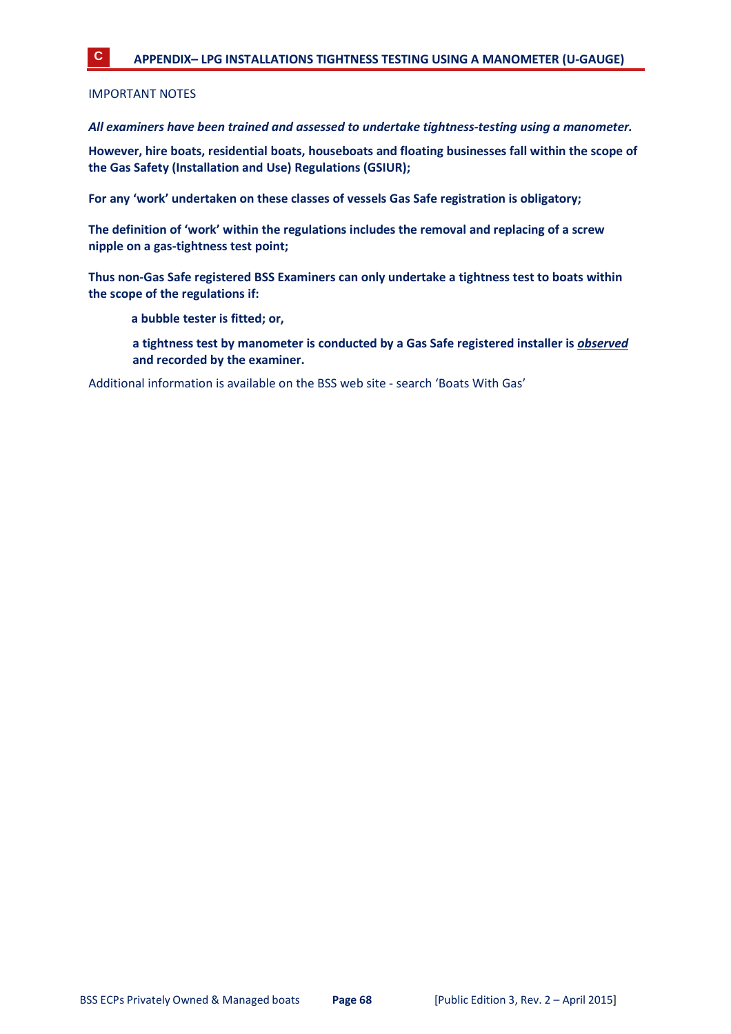# C APPENDIX– LPG INSTALLATIONS TIGHTNESS TESTING USING A MANOMETER (U-GAUGE)

IMPORTANT NOTES

***All examiners have been trained and assessed to undertake tightness-testing using a manometer.***

**However, hire boats, residential boats, houseboats and floating businesses fall within the scope of the Gas Safety (Installation and Use) Regulations (GSIUR);**

**For any 'work' undertaken on these classes of vessels Gas Safe registration is obligatory;**

**The definition of 'work' within the regulations includes the removal and replacing of a screw nipple on a gas-tightness test point;**

**Thus non-Gas Safe registered BSS Examiners can only undertake a tightness test to boats within the scope of the regulations if:**

> **a bubble tester is fitted; or,**
>
> **a tightness test by manometer is conducted by a Gas Safe registered installer is *<u>observed</u>* and recorded by the examiner.**

Additional information is available on the BSS web site - search 'Boats With Gas'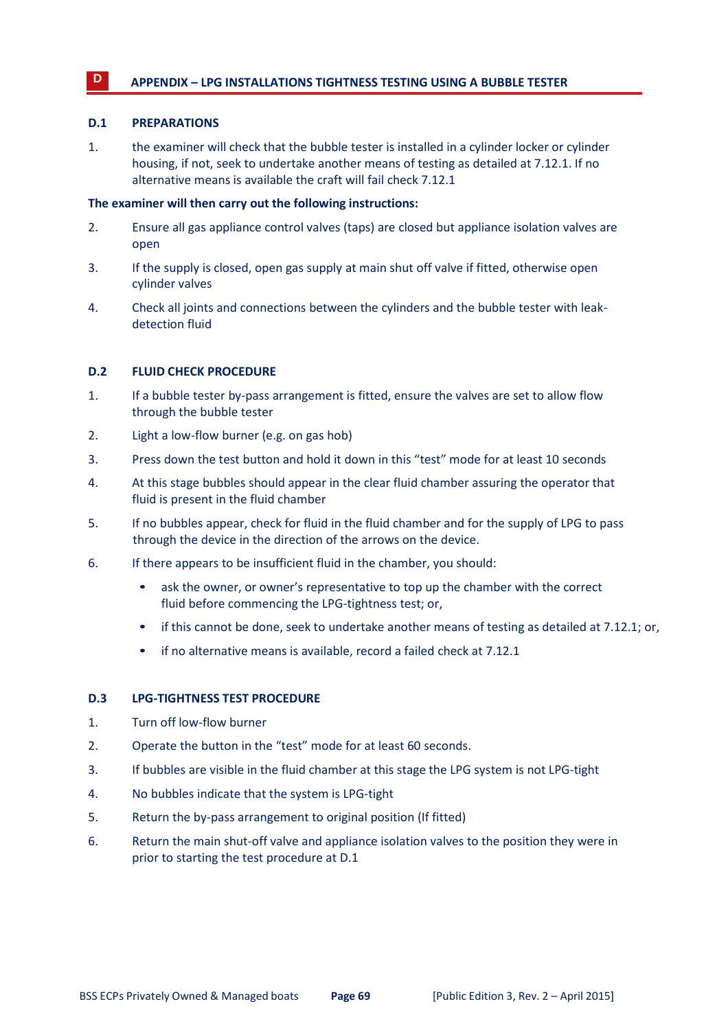# D APPENDIX – LPG INSTALLATIONS TIGHTNESS TESTING USING A BUBBLE TESTER

## D.1 PREPARATIONS

1. the examiner will check that the bubble tester is installed in a cylinder locker or cylinder housing, if not, seek to undertake another means of testing as detailed at 7.12.1. If no alternative means is available the craft will fail check 7.12.1

**The examiner will then carry out the following instructions:**

2. Ensure all gas appliance control valves (taps) are closed but appliance isolation valves are open
3. If the supply is closed, open gas supply at main shut off valve if fitted, otherwise open cylinder valves
4. Check all joints and connections between the cylinders and the bubble tester with leak-detection fluid

## D.2 FLUID CHECK PROCEDURE

1. If a bubble tester by-pass arrangement is fitted, ensure the valves are set to allow flow through the bubble tester
2. Light a low-flow burner (e.g. on gas hob)
3. Press down the test button and hold it down in this "test" mode for at least 10 seconds
4. At this stage bubbles should appear in the clear fluid chamber assuring the operator that fluid is present in the fluid chamber
5. If no bubbles appear, check for fluid in the fluid chamber and for the supply of LPG to pass through the device in the direction of the arrows on the device.
6. If there appears to be insufficient fluid in the chamber, you should:
   - ask the owner, or owner's representative to top up the chamber with the correct fluid before commencing the LPG-tightness test; or,
   - if this cannot be done, seek to undertake another means of testing as detailed at 7.12.1; or,
   - if no alternative means is available, record a failed check at 7.12.1

## D.3 LPG-TIGHTNESS TEST PROCEDURE

1. Turn off low-flow burner
2. Operate the button in the "test" mode for at least 60 seconds.
3. If bubbles are visible in the fluid chamber at this stage the LPG system is not LPG-tight
4. No bubbles indicate that the system is LPG-tight
5. Return the by-pass arrangement to original position (If fitted)
6. Return the main shut-off valve and appliance isolation valves to the position they were in prior to starting the test procedure at D.1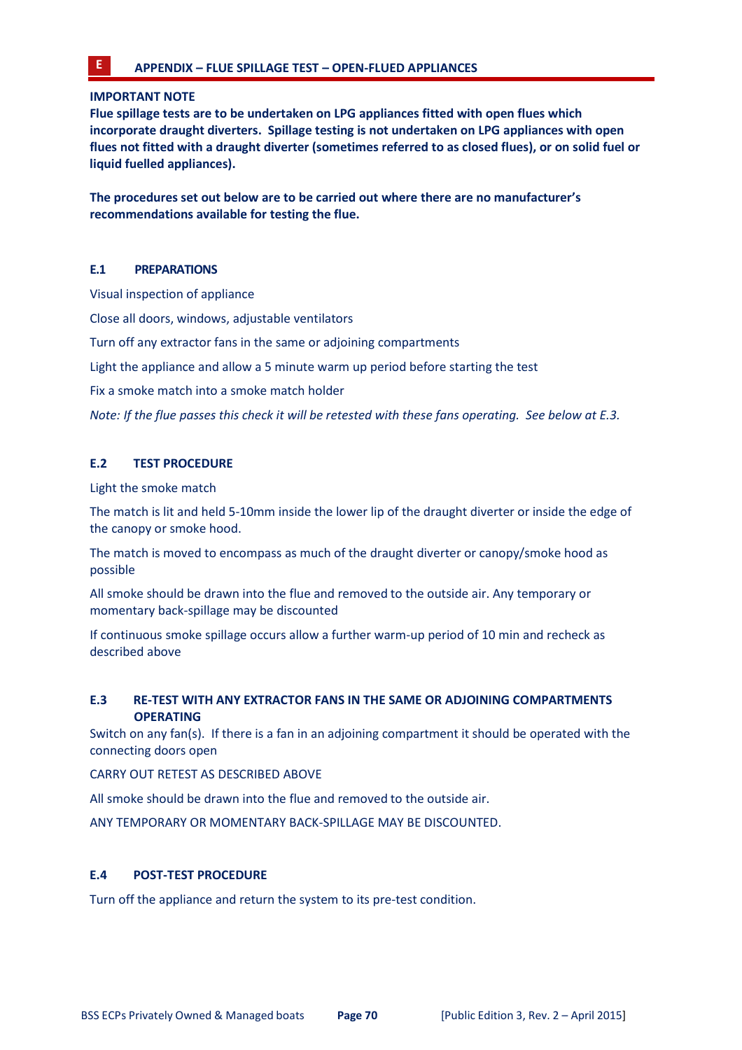# E APPENDIX – FLUE SPILLAGE TEST – OPEN-FLUED APPLIANCES

**IMPORTANT NOTE**

**Flue spillage tests are to be undertaken on LPG appliances fitted with open flues which incorporate draught diverters. Spillage testing is not undertaken on LPG appliances with open flues not fitted with a draught diverter (sometimes referred to as closed flues), or on solid fuel or liquid fuelled appliances).**

**The procedures set out below are to be carried out where there are no manufacturer's recommendations available for testing the flue.**

## E.1 PREPARATIONS

Visual inspection of appliance

Close all doors, windows, adjustable ventilators

Turn off any extractor fans in the same or adjoining compartments

Light the appliance and allow a 5 minute warm up period before starting the test

Fix a smoke match into a smoke match holder

*Note: If the flue passes this check it will be retested with these fans operating. See below at E.3.*

## E.2 TEST PROCEDURE

Light the smoke match

The match is lit and held 5-10mm inside the lower lip of the draught diverter or inside the edge of the canopy or smoke hood.

The match is moved to encompass as much of the draught diverter or canopy/smoke hood as possible

All smoke should be drawn into the flue and removed to the outside air. Any temporary or momentary back-spillage may be discounted

If continuous smoke spillage occurs allow a further warm-up period of 10 min and recheck as described above

## E.3 RE-TEST WITH ANY EXTRACTOR FANS IN THE SAME OR ADJOINING COMPARTMENTS OPERATING

Switch on any fan(s). If there is a fan in an adjoining compartment it should be operated with the connecting doors open

CARRY OUT RETEST AS DESCRIBED ABOVE

All smoke should be drawn into the flue and removed to the outside air.

ANY TEMPORARY OR MOMENTARY BACK-SPILLAGE MAY BE DISCOUNTED.

## E.4 POST-TEST PROCEDURE

Turn off the appliance and return the system to its pre-test condition.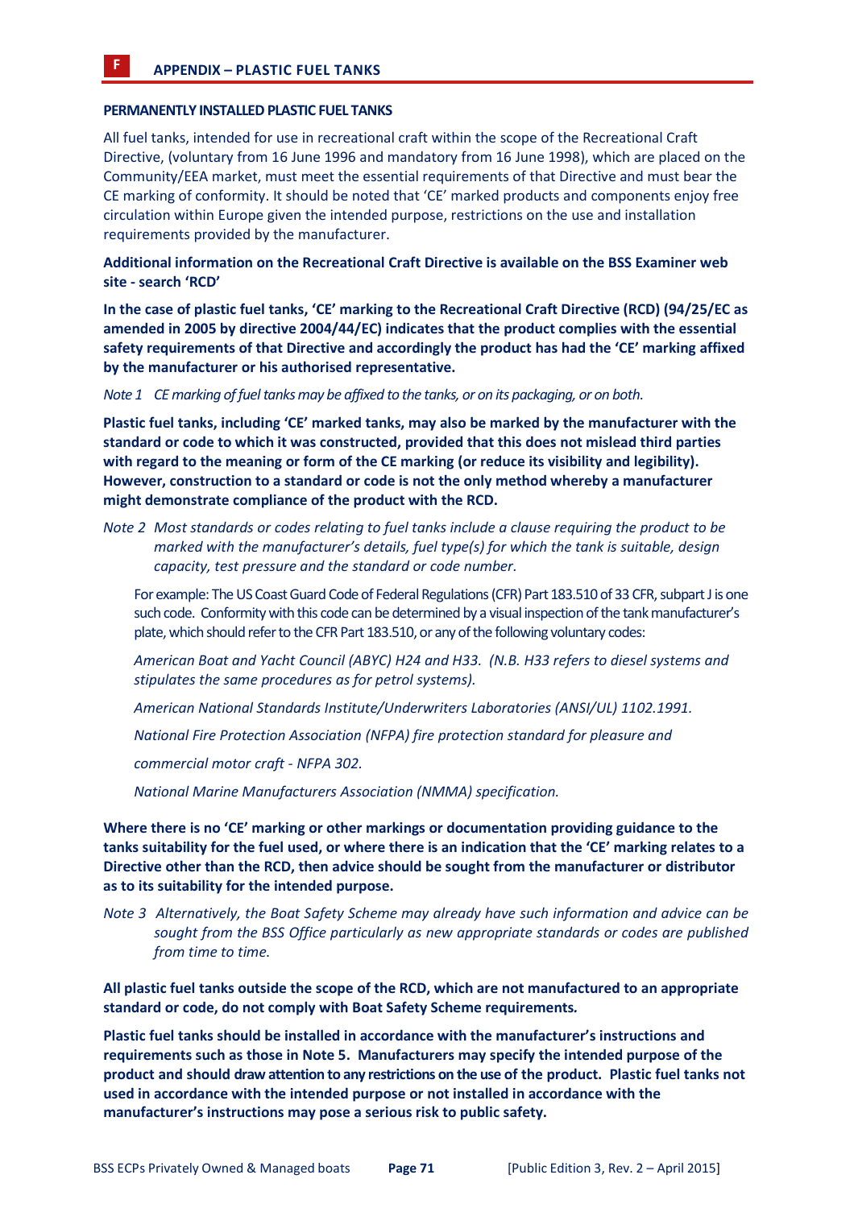## F APPENDIX – PLASTIC FUEL TANKS

**PERMANENTLY INSTALLED PLASTIC FUEL TANKS**

All fuel tanks, intended for use in recreational craft within the scope of the Recreational Craft Directive, (voluntary from 16 June 1996 and mandatory from 16 June 1998), which are placed on the Community/EEA market, must meet the essential requirements of that Directive and must bear the CE marking of conformity. It should be noted that 'CE' marked products and components enjoy free circulation within Europe given the intended purpose, restrictions on the use and installation requirements provided by the manufacturer.

**Additional information on the Recreational Craft Directive is available on the BSS Examiner web site - search 'RCD'**

**In the case of plastic fuel tanks, 'CE' marking to the Recreational Craft Directive (RCD) (94/25/EC as amended in 2005 by directive 2004/44/EC) indicates that the product complies with the essential safety requirements of that Directive and accordingly the product has had the 'CE' marking affixed by the manufacturer or his authorised representative.**

*Note 1 CE marking of fuel tanks may be affixed to the tanks, or on its packaging, or on both.*

**Plastic fuel tanks, including 'CE' marked tanks, may also be marked by the manufacturer with the standard or code to which it was constructed, provided that this does not mislead third parties with regard to the meaning or form of the CE marking (or reduce its visibility and legibility). However, construction to a standard or code is not the only method whereby a manufacturer might demonstrate compliance of the product with the RCD.**

*Note 2 Most standards or codes relating to fuel tanks include a clause requiring the product to be marked with the manufacturer's details, fuel type(s) for which the tank is suitable, design capacity, test pressure and the standard or code number.*

For example: The US Coast Guard Code of Federal Regulations (CFR) Part 183.510 of 33 CFR, subpart J is one such code. Conformity with this code can be determined by a visual inspection of the tank manufacturer's plate, which should refer to the CFR Part 183.510, or any of the following voluntary codes:

*American Boat and Yacht Council (ABYC) H24 and H33. (N.B. H33 refers to diesel systems and stipulates the same procedures as for petrol systems).*

*American National Standards Institute/Underwriters Laboratories (ANSI/UL) 1102.1991.*

*National Fire Protection Association (NFPA) fire protection standard for pleasure and commercial motor craft - NFPA 302.*

*National Marine Manufacturers Association (NMMA) specification.*

**Where there is no 'CE' marking or other markings or documentation providing guidance to the tanks suitability for the fuel used, or where there is an indication that the 'CE' marking relates to a Directive other than the RCD, then advice should be sought from the manufacturer or distributor as to its suitability for the intended purpose.**

*Note 3 Alternatively, the Boat Safety Scheme may already have such information and advice can be sought from the BSS Office particularly as new appropriate standards or codes are published from time to time.*

**All plastic fuel tanks outside the scope of the RCD, which are not manufactured to an appropriate standard or code, do not comply with Boat Safety Scheme requirements.**

**Plastic fuel tanks should be installed in accordance with the manufacturer's instructions and requirements such as those in Note 5. Manufacturers may specify the intended purpose of the product and should draw attention to any restrictions on the use of the product. Plastic fuel tanks not used in accordance with the intended purpose or not installed in accordance with the manufacturer's instructions may pose a serious risk to public safety.**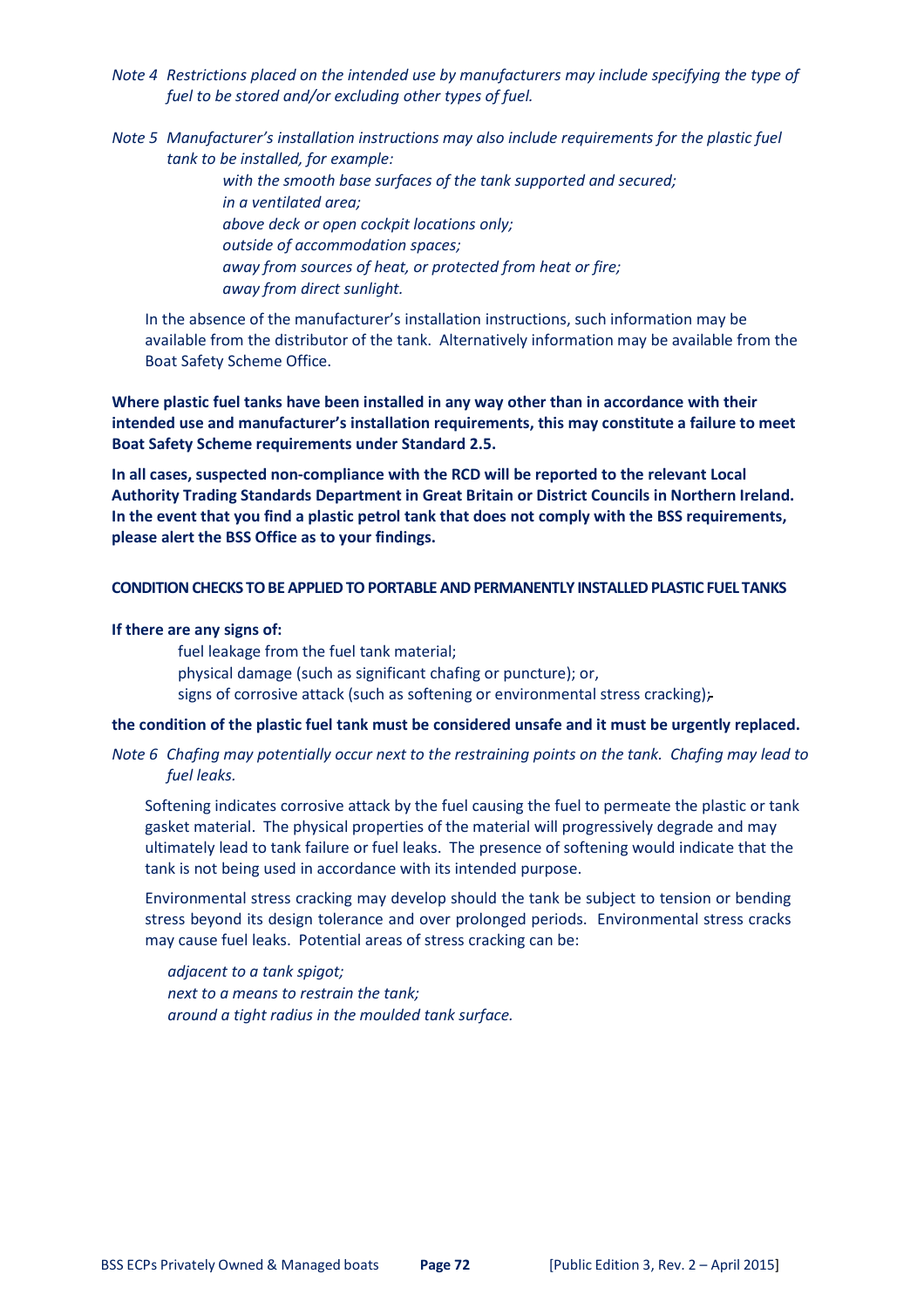*Note 4 Restrictions placed on the intended use by manufacturers may include specifying the type of fuel to be stored and/or excluding other types of fuel.*

*Note 5 Manufacturer's installation instructions may also include requirements for the plastic fuel tank to be installed, for example:*

*with the smooth base surfaces of the tank supported and secured;*
*in a ventilated area;*
*above deck or open cockpit locations only;*
*outside of accommodation spaces;*
*away from sources of heat, or protected from heat or fire;*
*away from direct sunlight.*

In the absence of the manufacturer's installation instructions, such information may be available from the distributor of the tank. Alternatively information may be available from the Boat Safety Scheme Office.

**Where plastic fuel tanks have been installed in any way other than in accordance with their intended use and manufacturer's installation requirements, this may constitute a failure to meet Boat Safety Scheme requirements under Standard 2.5.**

**In all cases, suspected non-compliance with the RCD will be reported to the relevant Local Authority Trading Standards Department in Great Britain or District Councils in Northern Ireland. In the event that you find a plastic petrol tank that does not comply with the BSS requirements, please alert the BSS Office as to your findings.**

**CONDITION CHECKS TO BE APPLIED TO PORTABLE AND PERMANENTLY INSTALLED PLASTIC FUEL TANKS**

**If there are any signs of:**

fuel leakage from the fuel tank material;
physical damage (such as significant chafing or puncture); or,
signs of corrosive attack (such as softening or environmental stress cracking);

**the condition of the plastic fuel tank must be considered unsafe and it must be urgently replaced.**

*Note 6 Chafing may potentially occur next to the restraining points on the tank. Chafing may lead to fuel leaks.*

Softening indicates corrosive attack by the fuel causing the fuel to permeate the plastic or tank gasket material. The physical properties of the material will progressively degrade and may ultimately lead to tank failure or fuel leaks. The presence of softening would indicate that the tank is not being used in accordance with its intended purpose.

Environmental stress cracking may develop should the tank be subject to tension or bending stress beyond its design tolerance and over prolonged periods. Environmental stress cracks may cause fuel leaks. Potential areas of stress cracking can be:

*adjacent to a tank spigot;*
*next to a means to restrain the tank;*
*around a tight radius in the moulded tank surface.*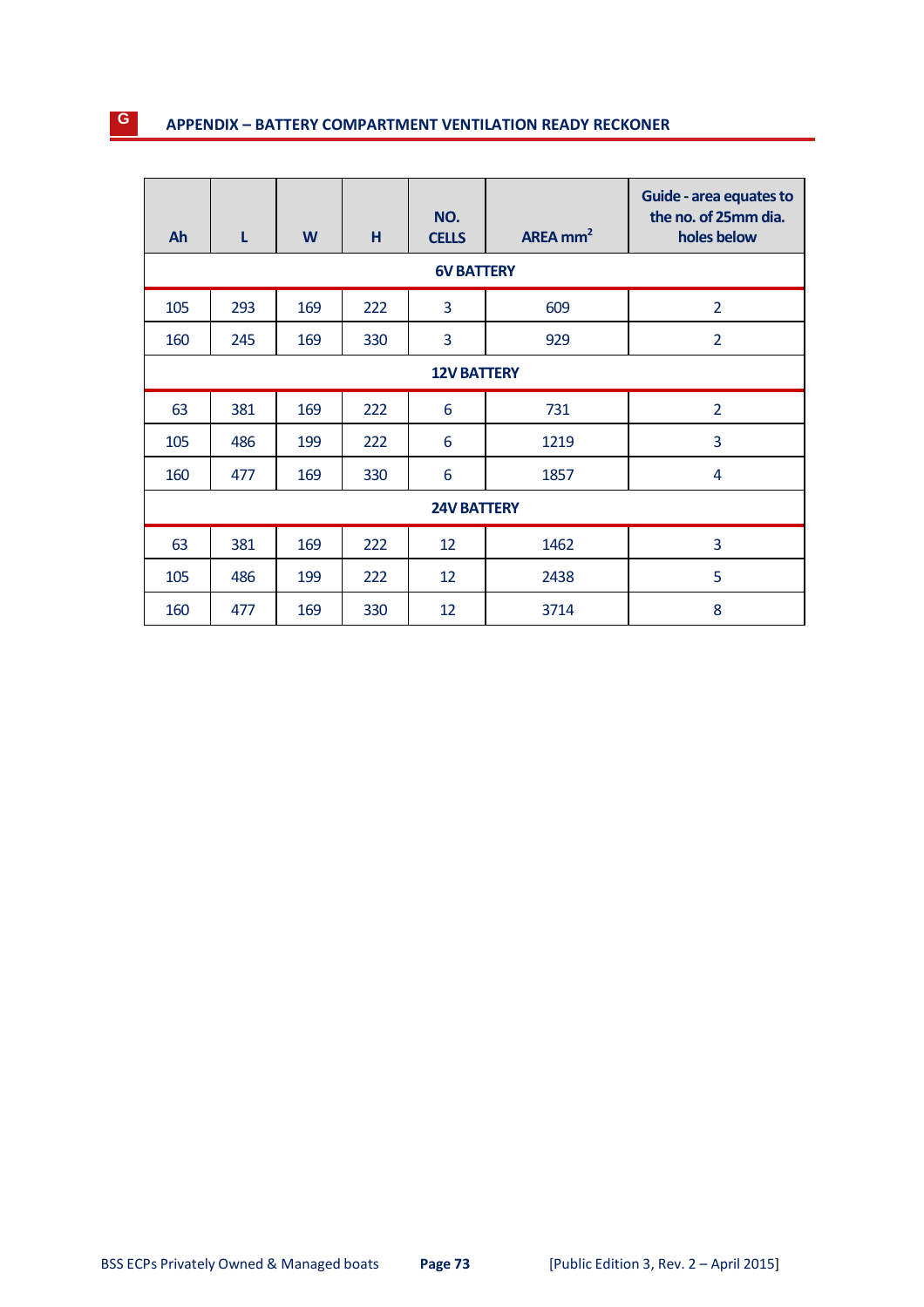## G APPENDIX – BATTERY COMPARTMENT VENTILATION READY RECKONER

| Ah | L | W | H | NO. CELLS | AREA $mm^2$ | Guide - area equates to the no. of 25mm dia. holes below |
|---|---|---|---|---|---|---|
| **6V BATTERY** | | | | | | |
| 105 | 293 | 169 | 222 | 3 | 609 | 2 |
| 160 | 245 | 169 | 330 | 3 | 929 | 2 |
| **12V BATTERY** | | | | | | |
| 63 | 381 | 169 | 222 | 6 | 731 | 2 |
| 105 | 486 | 199 | 222 | 6 | 1219 | 3 |
| 160 | 477 | 169 | 330 | 6 | 1857 | 4 |
| **24V BATTERY** | | | | | | |
| 63 | 381 | 169 | 222 | 12 | 1462 | 3 |
| 105 | 486 | 199 | 222 | 12 | 2438 | 5 |
| 160 | 477 | 169 | 330 | 12 | 3714 | 8 |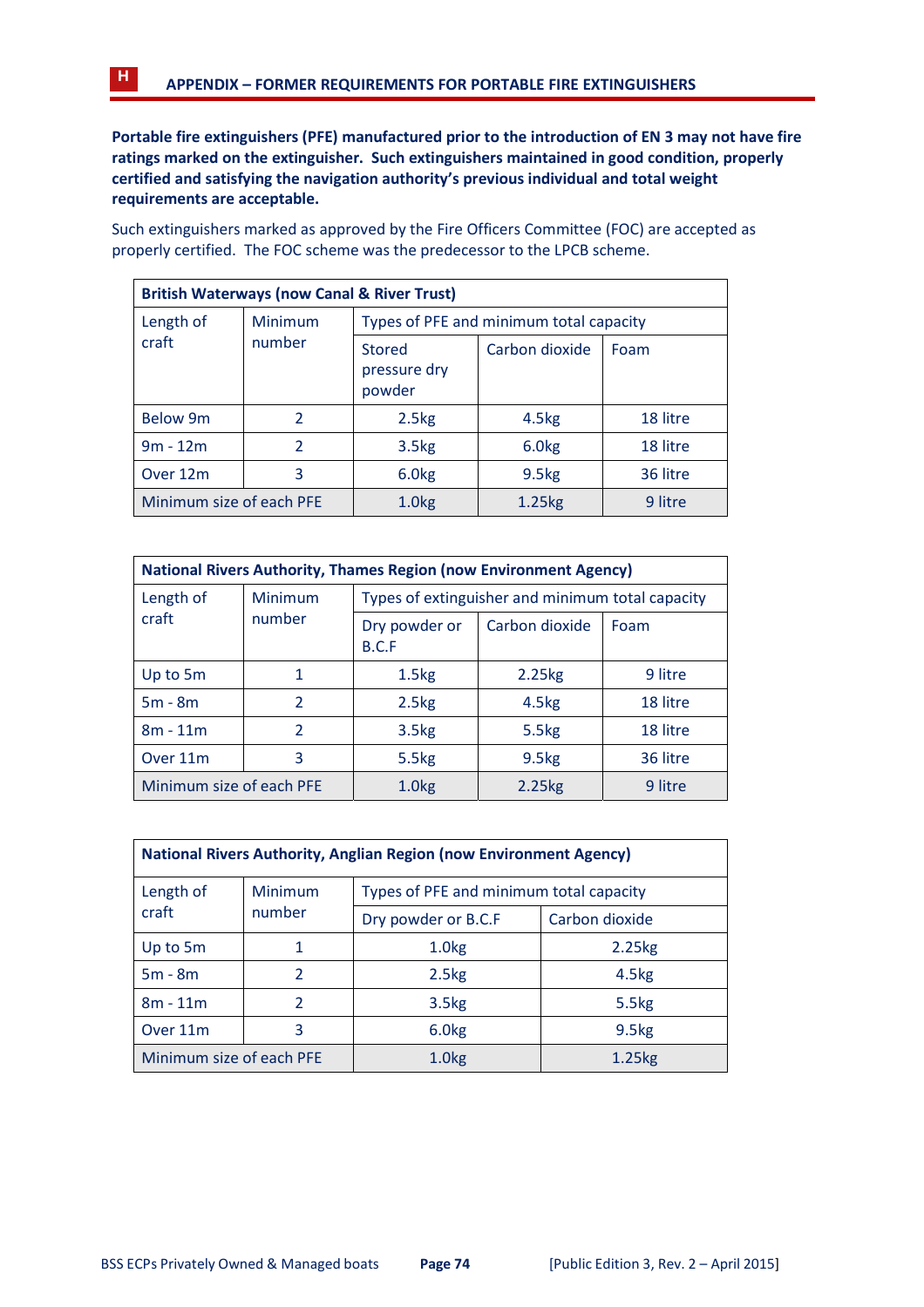## H APPENDIX – FORMER REQUIREMENTS FOR PORTABLE FIRE EXTINGUISHERS

**Portable fire extinguishers (PFE) manufactured prior to the introduction of EN 3 may not have fire ratings marked on the extinguisher. Such extinguishers maintained in good condition, properly certified and satisfying the navigation authority's previous individual and total weight requirements are acceptable.**

Such extinguishers marked as approved by the Fire Officers Committee (FOC) are accepted as properly certified. The FOC scheme was the predecessor to the LPCB scheme.

| **British Waterways (now Canal & River Trust)** | | | | |
|---|---|---|---|---|
| Length of craft | Minimum number | Types of PFE and minimum total capacity | | |
| | | Stored pressure dry powder | Carbon dioxide | Foam |
| Below 9m | 2 | 2.5kg | 4.5kg | 18 litre |
| 9m - 12m | 2 | 3.5kg | 6.0kg | 18 litre |
| Over 12m | 3 | 6.0kg | 9.5kg | 36 litre |
| Minimum size of each PFE | | 1.0kg | 1.25kg | 9 litre |

| **National Rivers Authority, Thames Region (now Environment Agency)** | | | | |
|---|---|---|---|---|
| Length of craft | Minimum number | Types of extinguisher and minimum total capacity | | |
| | | Dry powder or B.C.F | Carbon dioxide | Foam |
| Up to 5m | 1 | 1.5kg | 2.25kg | 9 litre |
| 5m - 8m | 2 | 2.5kg | 4.5kg | 18 litre |
| 8m - 11m | 2 | 3.5kg | 5.5kg | 18 litre |
| Over 11m | 3 | 5.5kg | 9.5kg | 36 litre |
| Minimum size of each PFE | | 1.0kg | 2.25kg | 9 litre |

| **National Rivers Authority, Anglian Region (now Environment Agency)** | | | |
|---|---|---|---|
| Length of craft | Minimum number | Types of PFE and minimum total capacity | |
| | | Dry powder or B.C.F | Carbon dioxide |
| Up to 5m | 1 | 1.0kg | 2.25kg |
| 5m - 8m | 2 | 2.5kg | 4.5kg |
| 8m - 11m | 2 | 3.5kg | 5.5kg |
| Over 11m | 3 | 6.0kg | 9.5kg |
| Minimum size of each PFE | | 1.0kg | 1.25kg |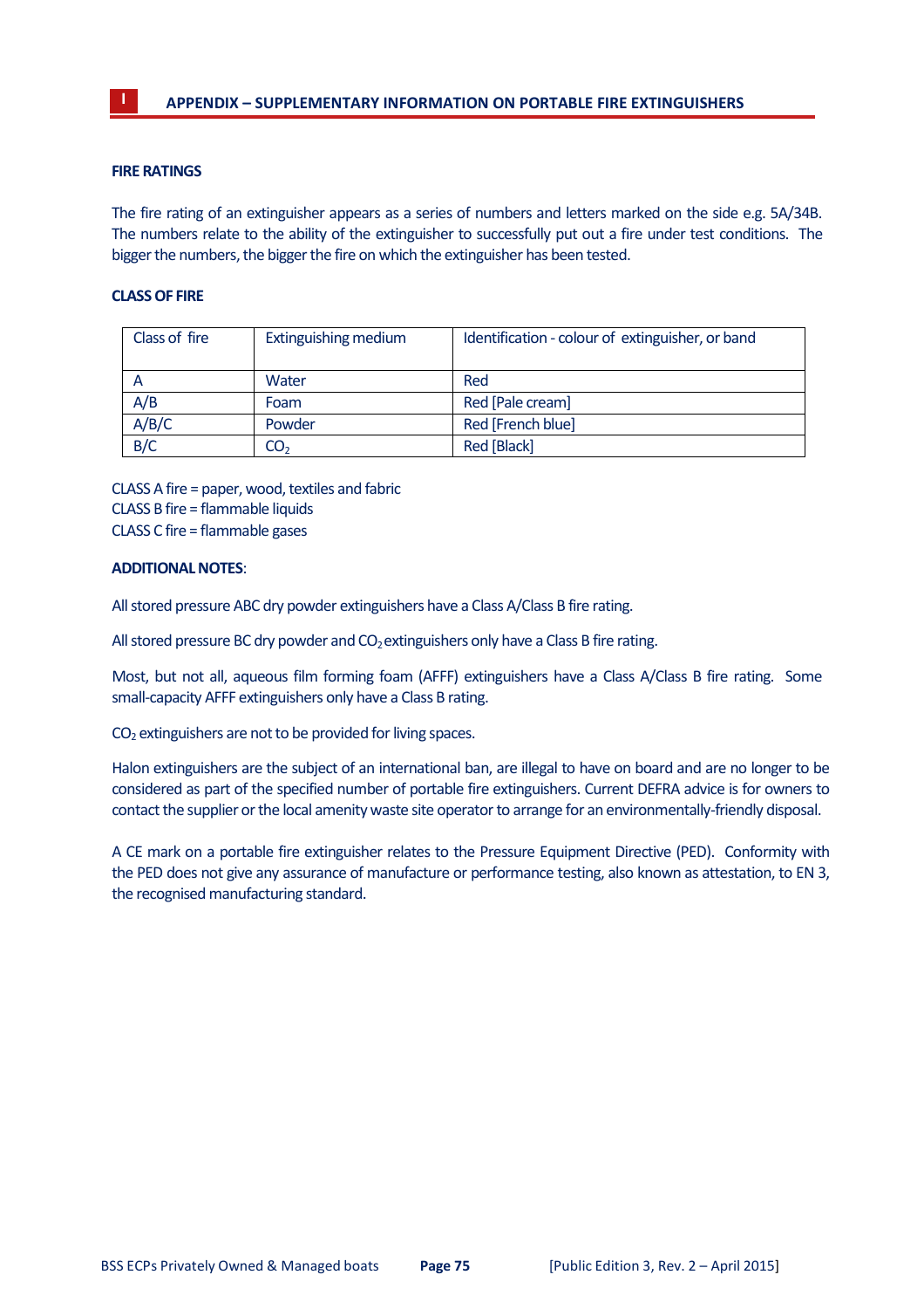## I APPENDIX – SUPPLEMENTARY INFORMATION ON PORTABLE FIRE EXTINGUISHERS

### FIRE RATINGS

The fire rating of an extinguisher appears as a series of numbers and letters marked on the side e.g. 5A/34B. The numbers relate to the ability of the extinguisher to successfully put out a fire under test conditions. The bigger the numbers, the bigger the fire on which the extinguisher has been tested.

### CLASS OF FIRE

| Class of fire | Extinguishing medium | Identification - colour of extinguisher, or band |
|---|---|---|
| A | Water | Red |
| A/B | Foam | Red [Pale cream] |
| A/B/C | Powder | Red [French blue] |
| B/C | $CO_2$ | Red [Black] |

CLASS A fire = paper, wood, textiles and fabric
CLASS B fire = flammable liquids
CLASS C fire = flammable gases

**ADDITIONAL NOTES**:

All stored pressure ABC dry powder extinguishers have a Class A/Class B fire rating.

All stored pressure BC dry powder and $CO_2$ extinguishers only have a Class B fire rating.

Most, but not all, aqueous film forming foam (AFFF) extinguishers have a Class A/Class B fire rating. Some small-capacity AFFF extinguishers only have a Class B rating.

$CO_2$ extinguishers are not to be provided for living spaces.

Halon extinguishers are the subject of an international ban, are illegal to have on board and are no longer to be considered as part of the specified number of portable fire extinguishers. Current DEFRA advice is for owners to contact the supplier or the local amenity waste site operator to arrange for an environmentally-friendly disposal.

A CE mark on a portable fire extinguisher relates to the Pressure Equipment Directive (PED). Conformity with the PED does not give any assurance of manufacture or performance testing, also known as attestation, to EN 3, the recognised manufacturing standard.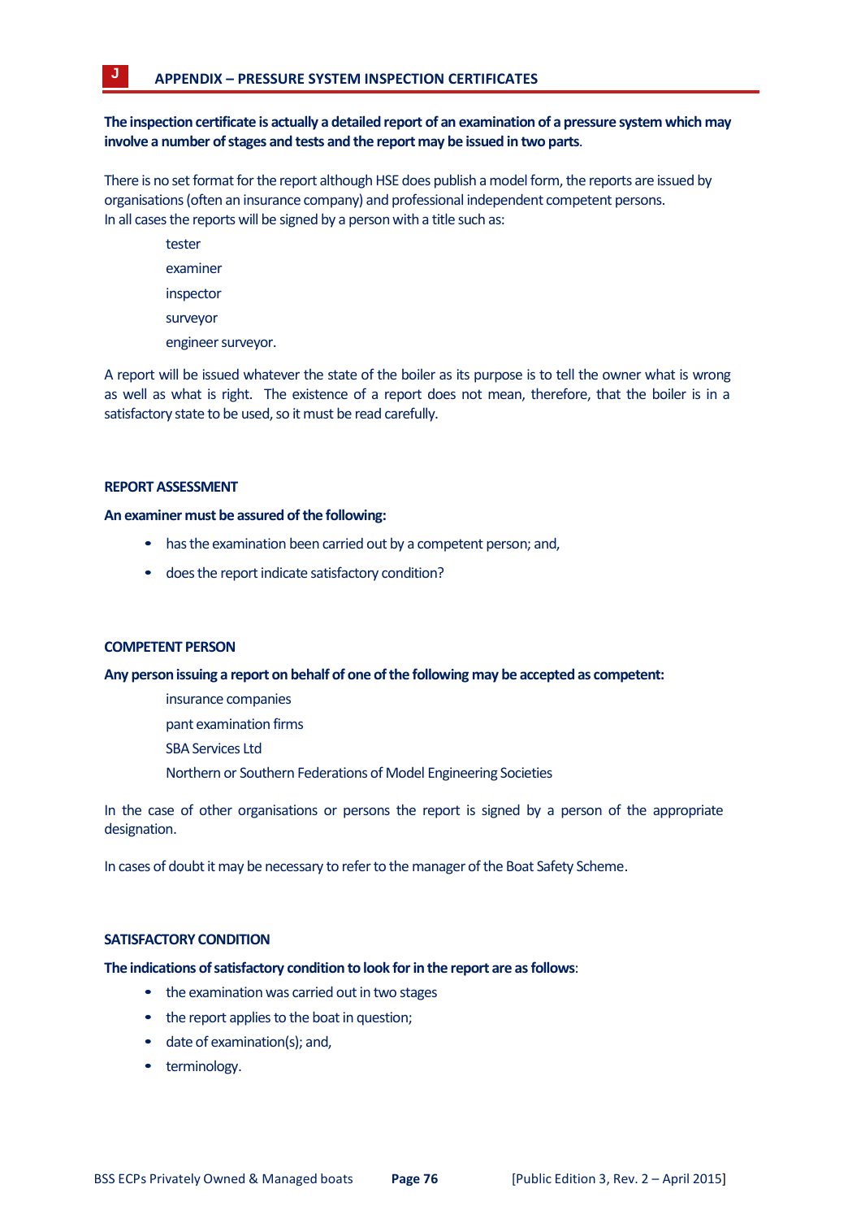# J APPENDIX – PRESSURE SYSTEM INSPECTION CERTIFICATES

**The inspection certificate is actually a detailed report of an examination of a pressure system which may involve a number of stages and tests and the report may be issued in two parts.**

There is no set format for the report although HSE does publish a model form, the reports are issued by organisations (often an insurance company) and professional independent competent persons.
In all cases the reports will be signed by a person with a title such as:

- tester
- examiner
- inspector
- surveyor
- engineer surveyor.

A report will be issued whatever the state of the boiler as its purpose is to tell the owner what is wrong as well as what is right. The existence of a report does not mean, therefore, that the boiler is in a satisfactory state to be used, so it must be read carefully.

## REPORT ASSESSMENT

**An examiner must be assured of the following:**

- has the examination been carried out by a competent person; and,
- does the report indicate satisfactory condition?

## COMPETENT PERSON

**Any person issuing a report on behalf of one of the following may be accepted as competent:**

- insurance companies
- pant examination firms
- SBA Services Ltd
- Northern or Southern Federations of Model Engineering Societies

In the case of other organisations or persons the report is signed by a person of the appropriate designation.

In cases of doubt it may be necessary to refer to the manager of the Boat Safety Scheme.

## SATISFACTORY CONDITION

**The indications of satisfactory condition to look for in the report are as follows**:

- the examination was carried out in two stages
- the report applies to the boat in question;
- date of examination(s); and,
- terminology.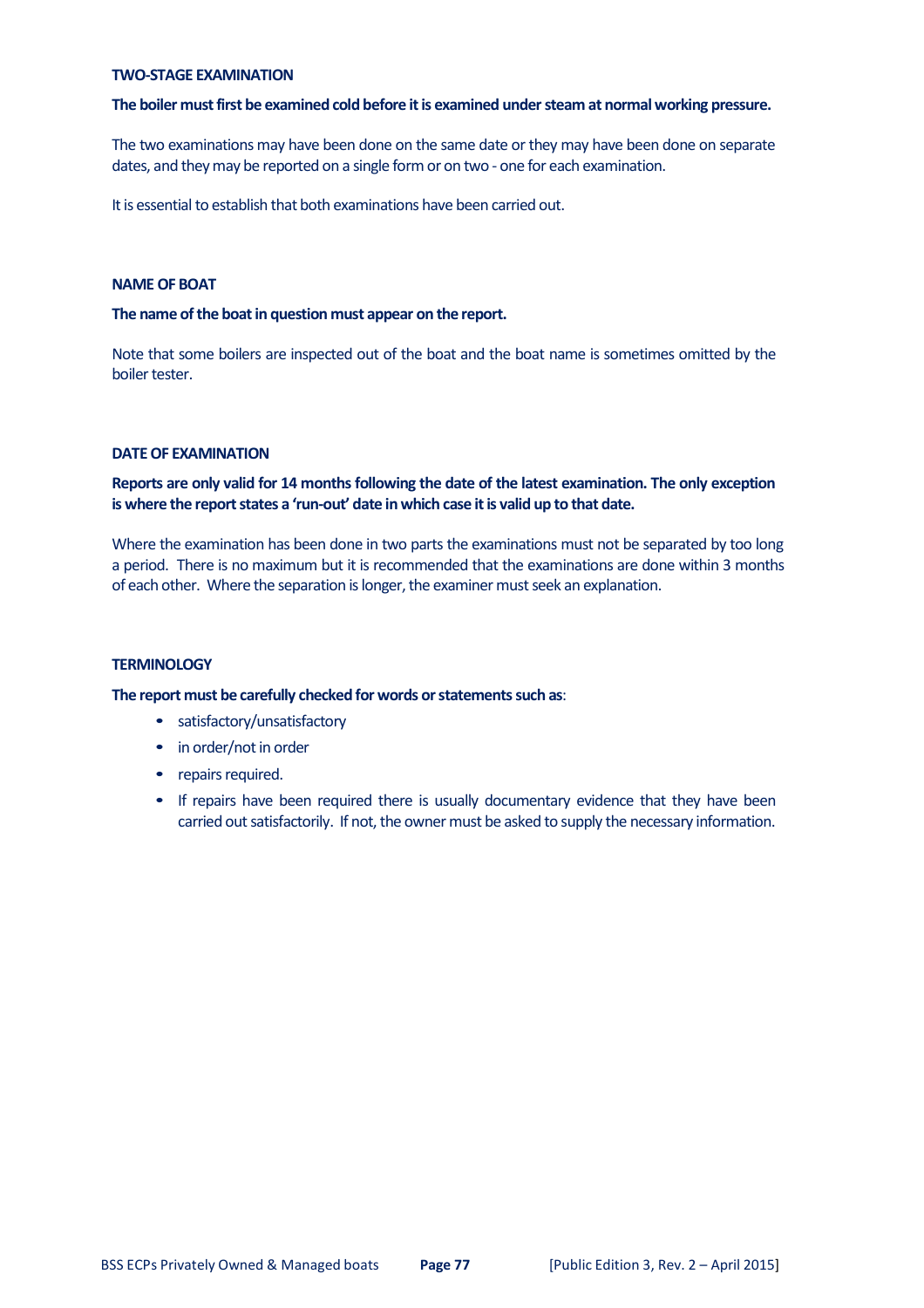### TWO-STAGE EXAMINATION

**The boiler must first be examined cold before it is examined under steam at normal working pressure.**

The two examinations may have been done on the same date or they may have been done on separate dates, and they may be reported on a single form or on two - one for each examination.

It is essential to establish that both examinations have been carried out.

### NAME OF BOAT

**The name of the boat in question must appear on the report.**

Note that some boilers are inspected out of the boat and the boat name is sometimes omitted by the boiler tester.

### DATE OF EXAMINATION

**Reports are only valid for 14 months following the date of the latest examination. The only exception is where the report states a 'run-out' date in which case it is valid up to that date.**

Where the examination has been done in two parts the examinations must not be separated by too long a period. There is no maximum but it is recommended that the examinations are done within 3 months of each other. Where the separation is longer, the examiner must seek an explanation.

### TERMINOLOGY

**The report must be carefully checked for words or statements such as**:

- satisfactory/unsatisfactory
- in order/not in order
- repairs required.
- If repairs have been required there is usually documentary evidence that they have been carried out satisfactorily. If not, the owner must be asked to supply the necessary information.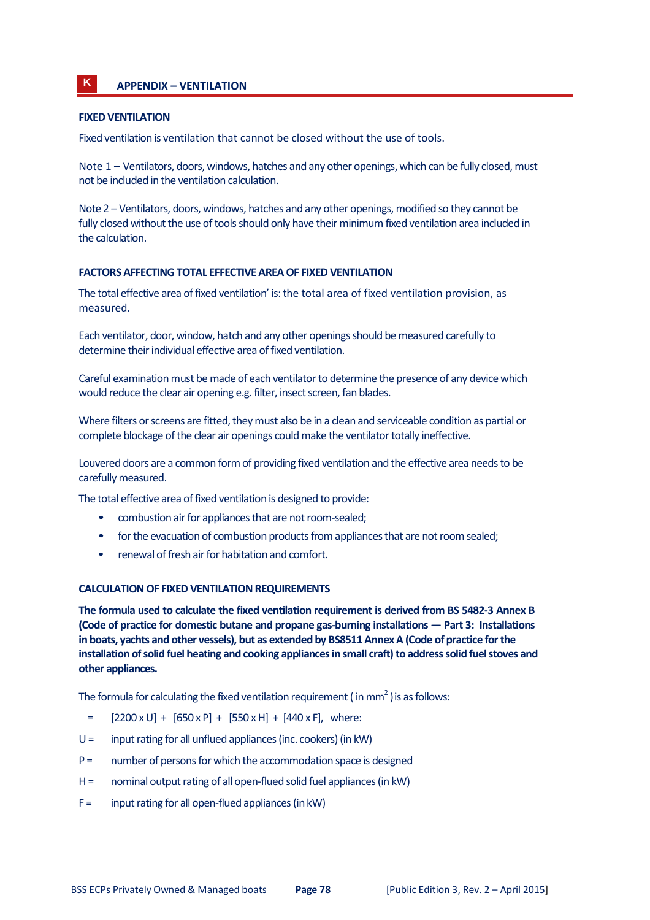# K APPENDIX – VENTILATION

## FIXED VENTILATION

Fixed ventilation is ventilation that cannot be closed without the use of tools.

Note 1 – Ventilators, doors, windows, hatches and any other openings, which can be fully closed, must not be included in the ventilation calculation.

Note 2 – Ventilators, doors, windows, hatches and any other openings, modified so they cannot be fully closed without the use of tools should only have their minimum fixed ventilation area included in the calculation.

## FACTORS AFFECTING TOTAL EFFECTIVE AREA OF FIXED VENTILATION

The total effective area of fixed ventilation' is: the total area of fixed ventilation provision, as measured.

Each ventilator, door, window, hatch and any other openings should be measured carefully to determine their individual effective area of fixed ventilation.

Careful examination must be made of each ventilator to determine the presence of any device which would reduce the clear air opening e.g. filter, insect screen, fan blades.

Where filters or screens are fitted, they must also be in a clean and serviceable condition as partial or complete blockage of the clear air openings could make the ventilator totally ineffective.

Louvered doors are a common form of providing fixed ventilation and the effective area needs to be carefully measured.

The total effective area of fixed ventilation is designed to provide:

- combustion air for appliances that are not room-sealed;
- for the evacuation of combustion products from appliances that are not room sealed;
- renewal of fresh air for habitation and comfort.

## CALCULATION OF FIXED VENTILATION REQUIREMENTS

**The formula used to calculate the fixed ventilation requirement is derived from BS 5482-3 Annex B (Code of practice for domestic butane and propane gas-burning installations — Part 3: Installations in boats, yachts and other vessels), but as extended by BS8511 Annex A (Code of practice for the installation of solid fuel heating and cooking appliances in small craft) to address solid fuel stoves and other appliances.**

The formula for calculating the fixed ventilation requirement ( in $mm^2$ ) is as follows:

= [2200 x U] + [650 x P] + [550 x H] + [440 x F], where:

U = input rating for all unflued appliances (inc. cookers) (in kW)

P = number of persons for which the accommodation space is designed

H = nominal output rating of all open-flued solid fuel appliances (in kW)

F = input rating for all open-flued appliances (in kW)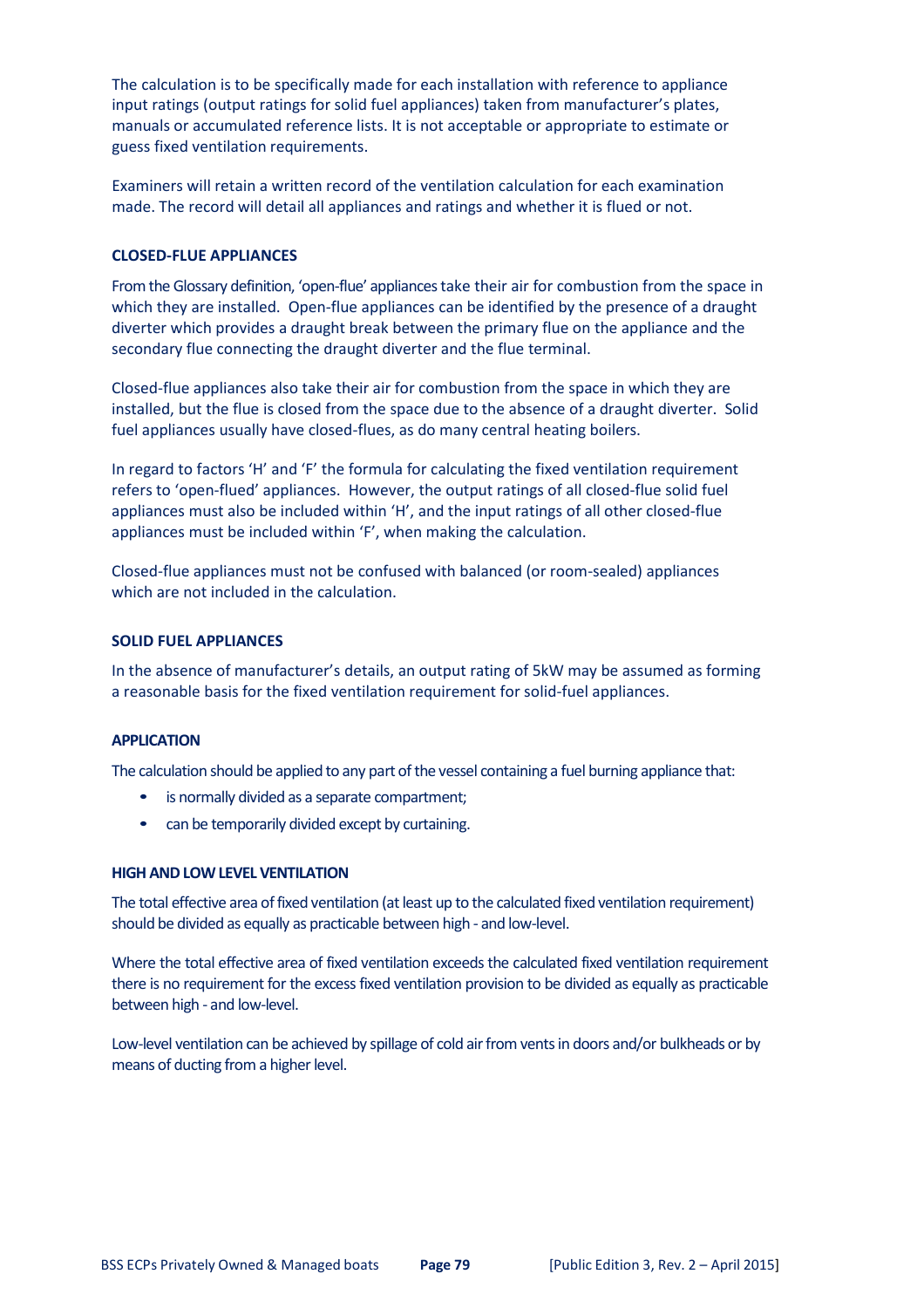The calculation is to be specifically made for each installation with reference to appliance input ratings (output ratings for solid fuel appliances) taken from manufacturer's plates, manuals or accumulated reference lists. It is not acceptable or appropriate to estimate or guess fixed ventilation requirements.

Examiners will retain a written record of the ventilation calculation for each examination made. The record will detail all appliances and ratings and whether it is flued or not.

#### CLOSED-FLUE APPLIANCES

From the Glossary definition, 'open-flue' appliances take their air for combustion from the space in which they are installed. Open-flue appliances can be identified by the presence of a draught diverter which provides a draught break between the primary flue on the appliance and the secondary flue connecting the draught diverter and the flue terminal.

Closed-flue appliances also take their air for combustion from the space in which they are installed, but the flue is closed from the space due to the absence of a draught diverter. Solid fuel appliances usually have closed-flues, as do many central heating boilers.

In regard to factors 'H' and 'F' the formula for calculating the fixed ventilation requirement refers to 'open-flued' appliances. However, the output ratings of all closed-flue solid fuel appliances must also be included within 'H', and the input ratings of all other closed-flue appliances must be included within 'F', when making the calculation.

Closed-flue appliances must not be confused with balanced (or room-sealed) appliances which are not included in the calculation.

#### SOLID FUEL APPLIANCES

In the absence of manufacturer's details, an output rating of 5kW may be assumed as forming a reasonable basis for the fixed ventilation requirement for solid-fuel appliances.

#### APPLICATION

The calculation should be applied to any part of the vessel containing a fuel burning appliance that:

- is normally divided as a separate compartment;
- can be temporarily divided except by curtaining.

#### HIGH AND LOW LEVEL VENTILATION

The total effective area of fixed ventilation (at least up to the calculated fixed ventilation requirement) should be divided as equally as practicable between high - and low-level.

Where the total effective area of fixed ventilation exceeds the calculated fixed ventilation requirement there is no requirement for the excess fixed ventilation provision to be divided as equally as practicable between high - and low-level.

Low-level ventilation can be achieved by spillage of cold air from vents in doors and/or bulkheads or by means of ducting from a higher level.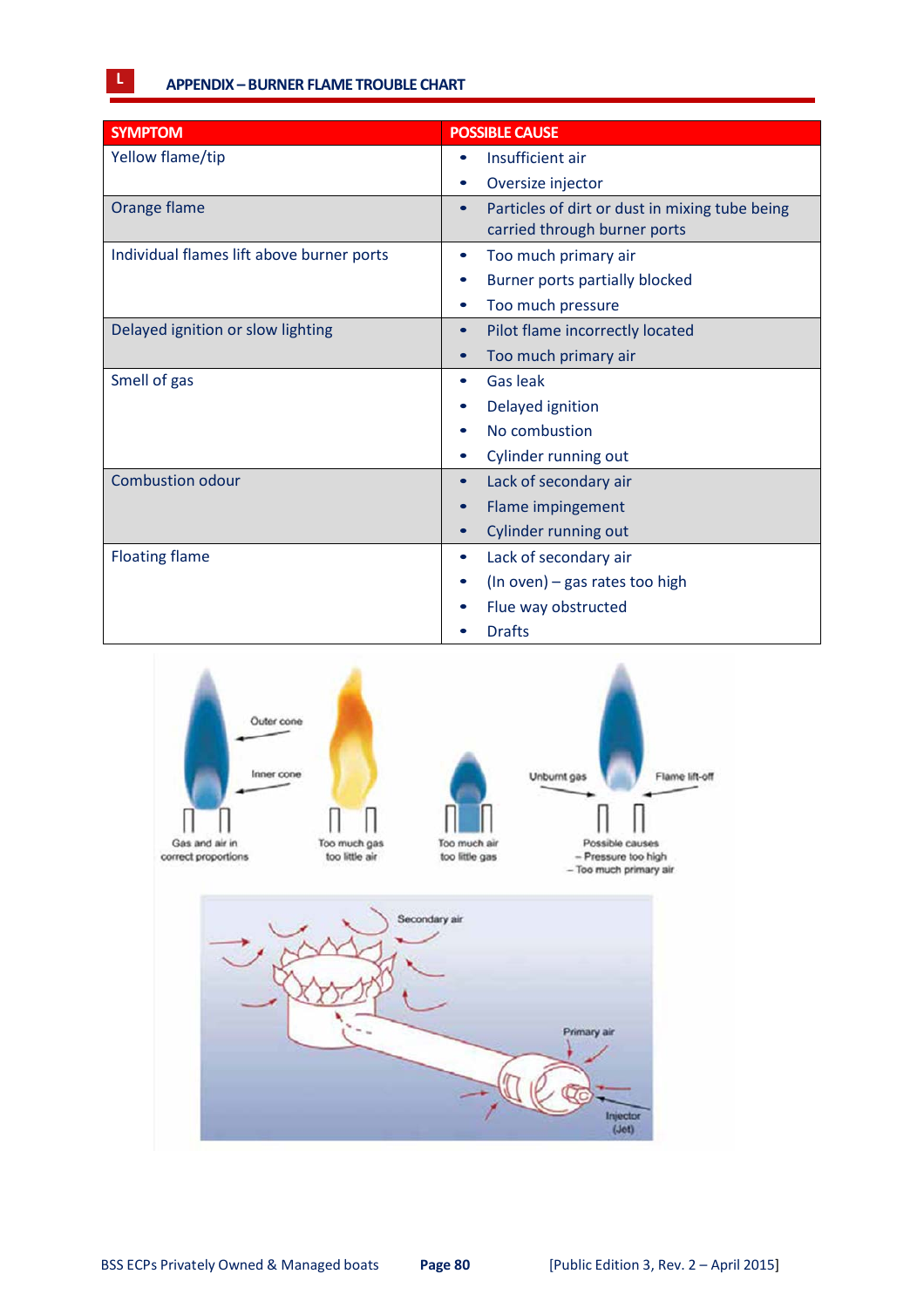## L APPENDIX – BURNER FLAME TROUBLE CHART

| SYMPTOM | POSSIBLE CAUSE |
|---|---|
| Yellow flame/tip | • Insufficient air<br>• Oversize injector |
| Orange flame | • Particles of dirt or dust in mixing tube being carried through burner ports |
| Individual flames lift above burner ports | • Too much primary air<br>• Burner ports partially blocked<br>• Too much pressure |
| Delayed ignition or slow lighting | • Pilot flame incorrectly located<br>• Too much primary air |
| Smell of gas | • Gas leak<br>• Delayed ignition<br>• No combustion<br>• Cylinder running out |
| Combustion odour | • Lack of secondary air<br>• Flame impingement<br>• Cylinder running out |
| Floating flame | • Lack of secondary air<br>• (In oven) – gas rates too high<br>• Flue way obstructed<br>• Drafts |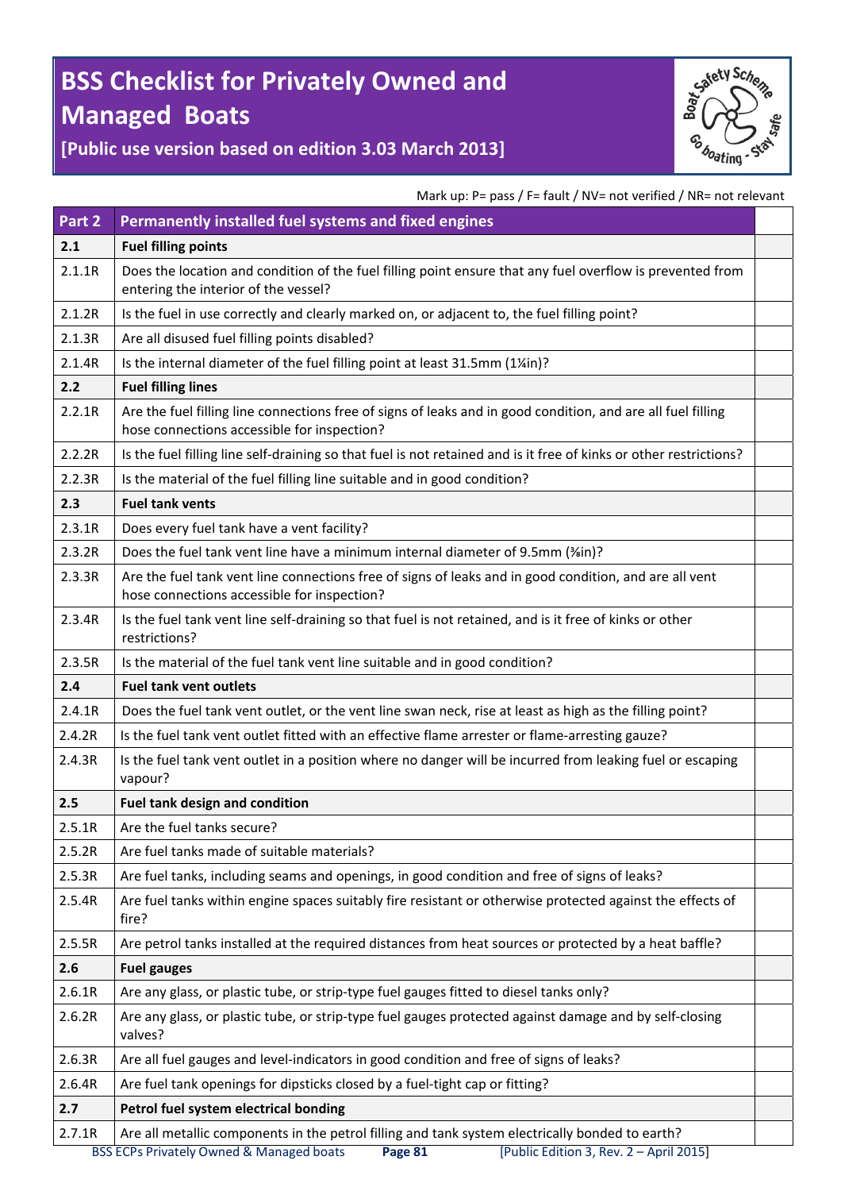# BSS Checklist for Privately Owned and Managed Boats

**[Public use version based on edition 3.03 March 2013]**

Mark up: P= pass / F= fault / NV= not verified / NR= not relevant

| **Part 2** | **Permanently installed fuel systems and fixed engines** | |
|---|---|---|
| **2.1** | **Fuel filling points** | |
| 2.1.1R | Does the location and condition of the fuel filling point ensure that any fuel overflow is prevented from entering the interior of the vessel? | |
| 2.1.2R | Is the fuel in use correctly and clearly marked on, or adjacent to, the fuel filling point? | |
| 2.1.3R | Are all disused fuel filling points disabled? | |
| 2.1.4R | Is the internal diameter of the fuel filling point at least 31.5mm (1¼in)? | |
| **2.2** | **Fuel filling lines** | |
| 2.2.1R | Are the fuel filling line connections free of signs of leaks and in good condition, and are all fuel filling hose connections accessible for inspection? | |
| 2.2.2R | Is the fuel filling line self-draining so that fuel is not retained and is it free of kinks or other restrictions? | |
| 2.2.3R | Is the material of the fuel filling line suitable and in good condition? | |
| **2.3** | **Fuel tank vents** | |
| 2.3.1R | Does every fuel tank have a vent facility? | |
| 2.3.2R | Does the fuel tank vent line have a minimum internal diameter of 9.5mm (⅜in)? | |
| 2.3.3R | Are the fuel tank vent line connections free of signs of leaks and in good condition, and are all vent hose connections accessible for inspection? | |
| 2.3.4R | Is the fuel tank vent line self-draining so that fuel is not retained, and is it free of kinks or other restrictions? | |
| 2.3.5R | Is the material of the fuel tank vent line suitable and in good condition? | |
| **2.4** | **Fuel tank vent outlets** | |
| 2.4.1R | Does the fuel tank vent outlet, or the vent line swan neck, rise at least as high as the filling point? | |
| 2.4.2R | Is the fuel tank vent outlet fitted with an effective flame arrester or flame-arresting gauze? | |
| 2.4.3R | Is the fuel tank vent outlet in a position where no danger will be incurred from leaking fuel or escaping vapour? | |
| **2.5** | **Fuel tank design and condition** | |
| 2.5.1R | Are the fuel tanks secure? | |
| 2.5.2R | Are fuel tanks made of suitable materials? | |
| 2.5.3R | Are fuel tanks, including seams and openings, in good condition and free of signs of leaks? | |
| 2.5.4R | Are fuel tanks within engine spaces suitably fire resistant or otherwise protected against the effects of fire? | |
| 2.5.5R | Are petrol tanks installed at the required distances from heat sources or protected by a heat baffle? | |
| **2.6** | **Fuel gauges** | |
| 2.6.1R | Are any glass, or plastic tube, or strip-type fuel gauges fitted to diesel tanks only? | |
| 2.6.2R | Are any glass, or plastic tube, or strip-type fuel gauges protected against damage and by self-closing valves? | |
| 2.6.3R | Are all fuel gauges and level-indicators in good condition and free of signs of leaks? | |
| 2.6.4R | Are fuel tank openings for dipsticks closed by a fuel-tight cap or fitting? | |
| **2.7** | **Petrol fuel system electrical bonding** | |
| 2.7.1R | Are all metallic components in the petrol filling and tank system electrically bonded to earth? | |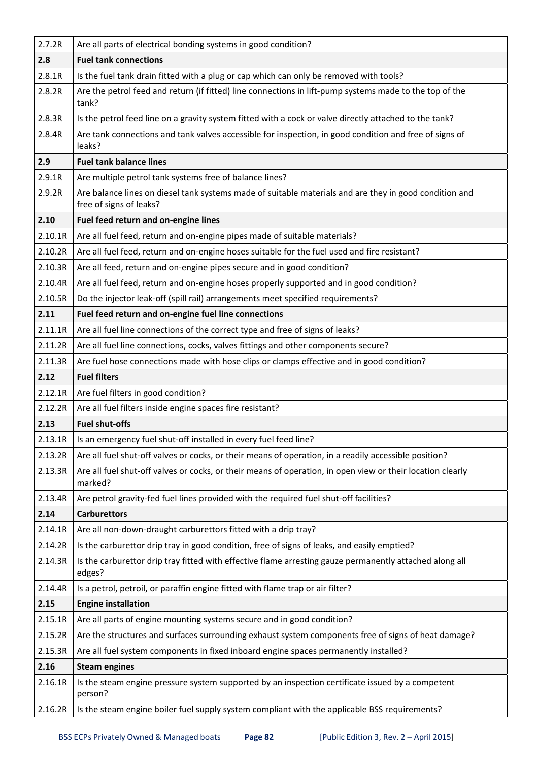| | | |
|---|---|---|
| 2.7.2R | Are all parts of electrical bonding systems in good condition? | |
| **2.8** | **Fuel tank connections** | |
| 2.8.1R | Is the fuel tank drain fitted with a plug or cap which can only be removed with tools? | |
| 2.8.2R | Are the petrol feed and return (if fitted) line connections in lift-pump systems made to the top of the tank? | |
| 2.8.3R | Is the petrol feed line on a gravity system fitted with a cock or valve directly attached to the tank? | |
| 2.8.4R | Are tank connections and tank valves accessible for inspection, in good condition and free of signs of leaks? | |
| **2.9** | **Fuel tank balance lines** | |
| 2.9.1R | Are multiple petrol tank systems free of balance lines? | |
| 2.9.2R | Are balance lines on diesel tank systems made of suitable materials and are they in good condition and free of signs of leaks? | |
| **2.10** | **Fuel feed return and on-engine lines** | |
| 2.10.1R | Are all fuel feed, return and on-engine pipes made of suitable materials? | |
| 2.10.2R | Are all fuel feed, return and on-engine hoses suitable for the fuel used and fire resistant? | |
| 2.10.3R | Are all feed, return and on-engine pipes secure and in good condition? | |
| 2.10.4R | Are all fuel feed, return and on-engine hoses properly supported and in good condition? | |
| 2.10.5R | Do the injector leak-off (spill rail) arrangements meet specified requirements? | |
| **2.11** | **Fuel feed return and on-engine fuel line connections** | |
| 2.11.1R | Are all fuel line connections of the correct type and free of signs of leaks? | |
| 2.11.2R | Are all fuel line connections, cocks, valves fittings and other components secure? | |
| 2.11.3R | Are fuel hose connections made with hose clips or clamps effective and in good condition? | |
| **2.12** | **Fuel filters** | |
| 2.12.1R | Are fuel filters in good condition? | |
| 2.12.2R | Are all fuel filters inside engine spaces fire resistant? | |
| **2.13** | **Fuel shut-offs** | |
| 2.13.1R | Is an emergency fuel shut-off installed in every fuel feed line? | |
| 2.13.2R | Are all fuel shut-off valves or cocks, or their means of operation, in a readily accessible position? | |
| 2.13.3R | Are all fuel shut-off valves or cocks, or their means of operation, in open view or their location clearly marked? | |
| 2.13.4R | Are petrol gravity-fed fuel lines provided with the required fuel shut-off facilities? | |
| **2.14** | **Carburettors** | |
| 2.14.1R | Are all non-down-draught carburettors fitted with a drip tray? | |
| 2.14.2R | Is the carburettor drip tray in good condition, free of signs of leaks, and easily emptied? | |
| 2.14.3R | Is the carburettor drip tray fitted with effective flame arresting gauze permanently attached along all edges? | |
| 2.14.4R | Is a petrol, petroil, or paraffin engine fitted with flame trap or air filter? | |
| **2.15** | **Engine installation** | |
| 2.15.1R | Are all parts of engine mounting systems secure and in good condition? | |
| 2.15.2R | Are the structures and surfaces surrounding exhaust system components free of signs of heat damage? | |
| 2.15.3R | Are all fuel system components in fixed inboard engine spaces permanently installed? | |
| **2.16** | **Steam engines** | |
| 2.16.1R | Is the steam engine pressure system supported by an inspection certificate issued by a competent person? | |
| 2.16.2R | Is the steam engine boiler fuel supply system compliant with the applicable BSS requirements? | |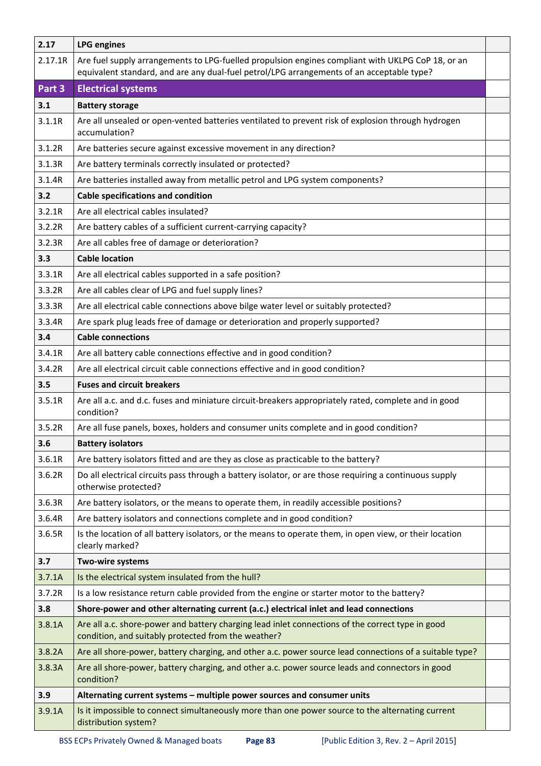| | | |
|---|---|---|
| **2.17** | **LPG engines** | |
| 2.17.1R | Are fuel supply arrangements to LPG-fuelled propulsion engines compliant with UKLPG CoP 18, or an equivalent standard, and are any dual-fuel petrol/LPG arrangements of an acceptable type? | |
| **Part 3** | **Electrical systems** | |
| **3.1** | **Battery storage** | |
| 3.1.1R | Are all unsealed or open-vented batteries ventilated to prevent risk of explosion through hydrogen accumulation? | |
| 3.1.2R | Are batteries secure against excessive movement in any direction? | |
| 3.1.3R | Are battery terminals correctly insulated or protected? | |
| 3.1.4R | Are batteries installed away from metallic petrol and LPG system components? | |
| **3.2** | **Cable specifications and condition** | |
| 3.2.1R | Are all electrical cables insulated? | |
| 3.2.2R | Are battery cables of a sufficient current-carrying capacity? | |
| 3.2.3R | Are all cables free of damage or deterioration? | |
| **3.3** | **Cable location** | |
| 3.3.1R | Are all electrical cables supported in a safe position? | |
| 3.3.2R | Are all cables clear of LPG and fuel supply lines? | |
| 3.3.3R | Are all electrical cable connections above bilge water level or suitably protected? | |
| 3.3.4R | Are spark plug leads free of damage or deterioration and properly supported? | |
| **3.4** | **Cable connections** | |
| 3.4.1R | Are all battery cable connections effective and in good condition? | |
| 3.4.2R | Are all electrical circuit cable connections effective and in good condition? | |
| **3.5** | **Fuses and circuit breakers** | |
| 3.5.1R | Are all a.c. and d.c. fuses and miniature circuit-breakers appropriately rated, complete and in good condition? | |
| 3.5.2R | Are all fuse panels, boxes, holders and consumer units complete and in good condition? | |
| **3.6** | **Battery isolators** | |
| 3.6.1R | Are battery isolators fitted and are they as close as practicable to the battery? | |
| 3.6.2R | Do all electrical circuits pass through a battery isolator, or are those requiring a continuous supply otherwise protected? | |
| 3.6.3R | Are battery isolators, or the means to operate them, in readily accessible positions? | |
| 3.6.4R | Are battery isolators and connections complete and in good condition? | |
| 3.6.5R | Is the location of all battery isolators, or the means to operate them, in open view, or their location clearly marked? | |
| **3.7** | **Two-wire systems** | |
| 3.7.1A | Is the electrical system insulated from the hull? | |
| 3.7.2R | Is a low resistance return cable provided from the engine or starter motor to the battery? | |
| **3.8** | **Shore-power and other alternating current (a.c.) electrical inlet and lead connections** | |
| 3.8.1A | Are all a.c. shore-power and battery charging lead inlet connections of the correct type in good condition, and suitably protected from the weather? | |
| 3.8.2A | Are all shore-power, battery charging, and other a.c. power source lead connections of a suitable type? | |
| 3.8.3A | Are all shore-power, battery charging, and other a.c. power source leads and connectors in good condition? | |
| **3.9** | **Alternating current systems – multiple power sources and consumer units** | |
| 3.9.1A | Is it impossible to connect simultaneously more than one power source to the alternating current distribution system? | |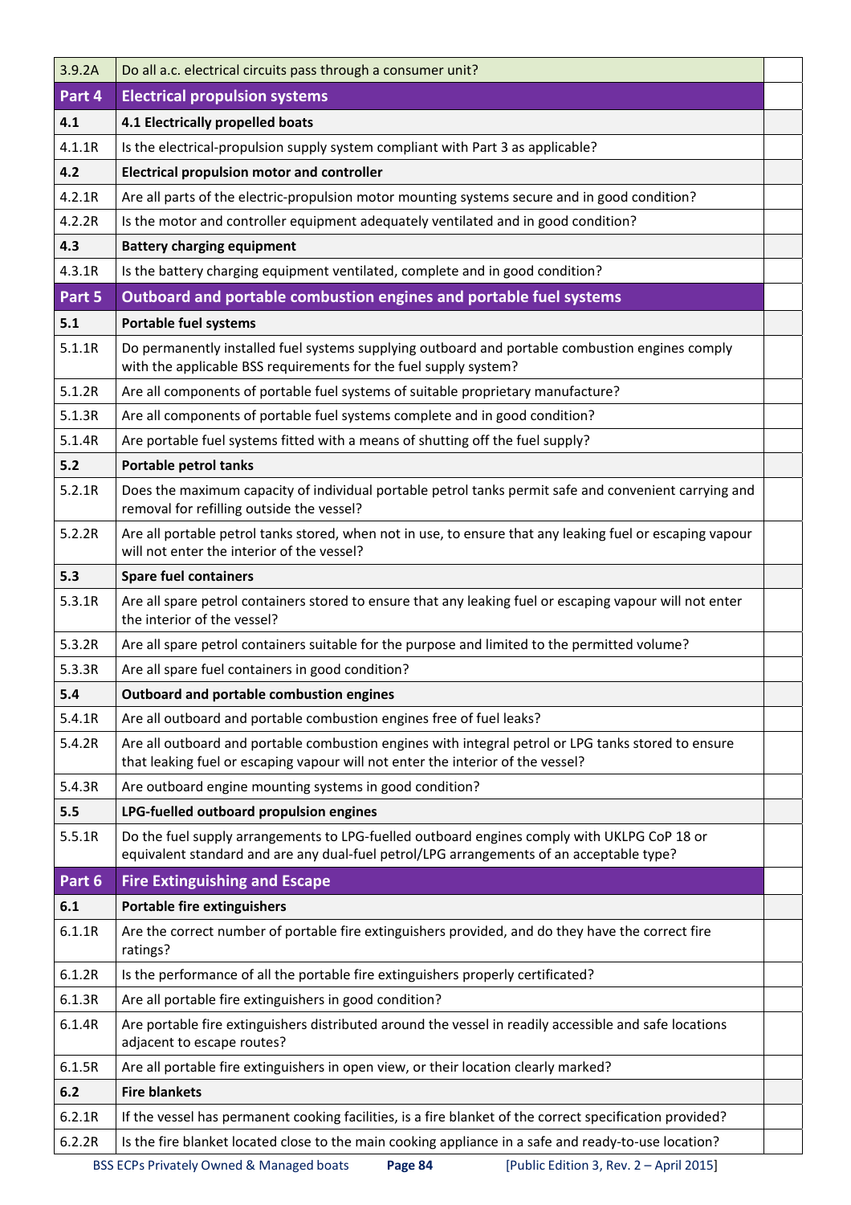| | | |
|---|---|---|
| 3.9.2A | Do all a.c. electrical circuits pass through a consumer unit? | |
| **Part 4** | **Electrical propulsion systems** | |
| **4.1** | **4.1 Electrically propelled boats** | |
| 4.1.1R | Is the electrical-propulsion supply system compliant with Part 3 as applicable? | |
| **4.2** | **Electrical propulsion motor and controller** | |
| 4.2.1R | Are all parts of the electric-propulsion motor mounting systems secure and in good condition? | |
| 4.2.2R | Is the motor and controller equipment adequately ventilated and in good condition? | |
| **4.3** | **Battery charging equipment** | |
| 4.3.1R | Is the battery charging equipment ventilated, complete and in good condition? | |
| **Part 5** | **Outboard and portable combustion engines and portable fuel systems** | |
| **5.1** | **Portable fuel systems** | |
| 5.1.1R | Do permanently installed fuel systems supplying outboard and portable combustion engines comply with the applicable BSS requirements for the fuel supply system? | |
| 5.1.2R | Are all components of portable fuel systems of suitable proprietary manufacture? | |
| 5.1.3R | Are all components of portable fuel systems complete and in good condition? | |
| 5.1.4R | Are portable fuel systems fitted with a means of shutting off the fuel supply? | |
| **5.2** | **Portable petrol tanks** | |
| 5.2.1R | Does the maximum capacity of individual portable petrol tanks permit safe and convenient carrying and removal for refilling outside the vessel? | |
| 5.2.2R | Are all portable petrol tanks stored, when not in use, to ensure that any leaking fuel or escaping vapour will not enter the interior of the vessel? | |
| **5.3** | **Spare fuel containers** | |
| 5.3.1R | Are all spare petrol containers stored to ensure that any leaking fuel or escaping vapour will not enter the interior of the vessel? | |
| 5.3.2R | Are all spare petrol containers suitable for the purpose and limited to the permitted volume? | |
| 5.3.3R | Are all spare fuel containers in good condition? | |
| **5.4** | **Outboard and portable combustion engines** | |
| 5.4.1R | Are all outboard and portable combustion engines free of fuel leaks? | |
| 5.4.2R | Are all outboard and portable combustion engines with integral petrol or LPG tanks stored to ensure that leaking fuel or escaping vapour will not enter the interior of the vessel? | |
| 5.4.3R | Are outboard engine mounting systems in good condition? | |
| **5.5** | **LPG-fuelled outboard propulsion engines** | |
| 5.5.1R | Do the fuel supply arrangements to LPG-fuelled outboard engines comply with UKLPG CoP 18 or equivalent standard and are any dual-fuel petrol/LPG arrangements of an acceptable type? | |
| **Part 6** | **Fire Extinguishing and Escape** | |
| **6.1** | **Portable fire extinguishers** | |
| 6.1.1R | Are the correct number of portable fire extinguishers provided, and do they have the correct fire ratings? | |
| 6.1.2R | Is the performance of all the portable fire extinguishers properly certificated? | |
| 6.1.3R | Are all portable fire extinguishers in good condition? | |
| 6.1.4R | Are portable fire extinguishers distributed around the vessel in readily accessible and safe locations adjacent to escape routes? | |
| 6.1.5R | Are all portable fire extinguishers in open view, or their location clearly marked? | |
| **6.2** | **Fire blankets** | |
| 6.2.1R | If the vessel has permanent cooking facilities, is a fire blanket of the correct specification provided? | |
| 6.2.2R | Is the fire blanket located close to the main cooking appliance in a safe and ready-to-use location? | |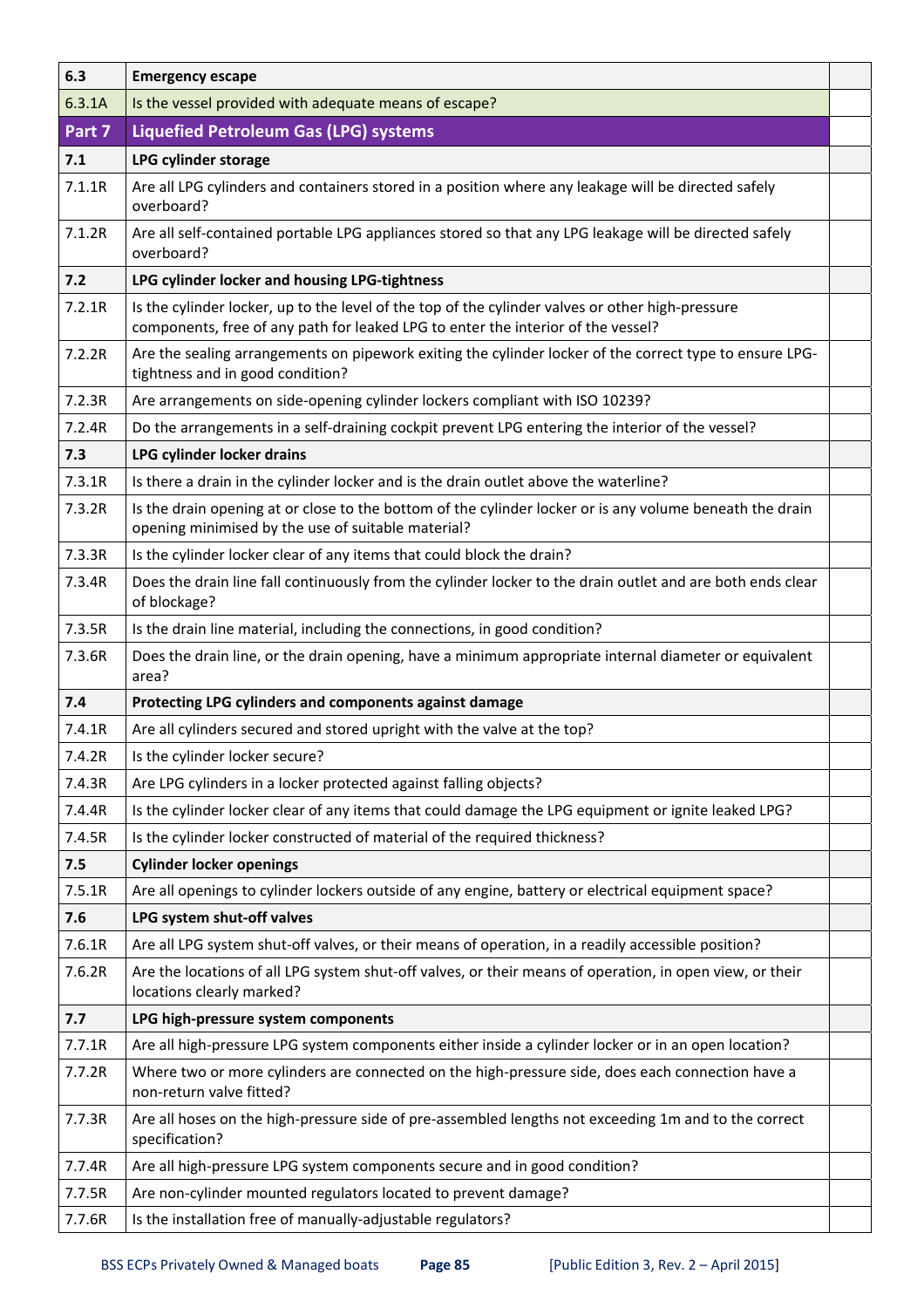| | | |
|---|---|---|
| **6.3** | **Emergency escape** | |
| 6.3.1A | Is the vessel provided with adequate means of escape? | |
| **Part 7** | **Liquefied Petroleum Gas (LPG) systems** | |
| **7.1** | **LPG cylinder storage** | |
| 7.1.1R | Are all LPG cylinders and containers stored in a position where any leakage will be directed safely overboard? | |
| 7.1.2R | Are all self-contained portable LPG appliances stored so that any LPG leakage will be directed safely overboard? | |
| **7.2** | **LPG cylinder locker and housing LPG-tightness** | |
| 7.2.1R | Is the cylinder locker, up to the level of the top of the cylinder valves or other high-pressure components, free of any path for leaked LPG to enter the interior of the vessel? | |
| 7.2.2R | Are the sealing arrangements on pipework exiting the cylinder locker of the correct type to ensure LPG-tightness and in good condition? | |
| 7.2.3R | Are arrangements on side-opening cylinder lockers compliant with ISO 10239? | |
| 7.2.4R | Do the arrangements in a self-draining cockpit prevent LPG entering the interior of the vessel? | |
| **7.3** | **LPG cylinder locker drains** | |
| 7.3.1R | Is there a drain in the cylinder locker and is the drain outlet above the waterline? | |
| 7.3.2R | Is the drain opening at or close to the bottom of the cylinder locker or is any volume beneath the drain opening minimised by the use of suitable material? | |
| 7.3.3R | Is the cylinder locker clear of any items that could block the drain? | |
| 7.3.4R | Does the drain line fall continuously from the cylinder locker to the drain outlet and are both ends clear of blockage? | |
| 7.3.5R | Is the drain line material, including the connections, in good condition? | |
| 7.3.6R | Does the drain line, or the drain opening, have a minimum appropriate internal diameter or equivalent area? | |
| **7.4** | **Protecting LPG cylinders and components against damage** | |
| 7.4.1R | Are all cylinders secured and stored upright with the valve at the top? | |
| 7.4.2R | Is the cylinder locker secure? | |
| 7.4.3R | Are LPG cylinders in a locker protected against falling objects? | |
| 7.4.4R | Is the cylinder locker clear of any items that could damage the LPG equipment or ignite leaked LPG? | |
| 7.4.5R | Is the cylinder locker constructed of material of the required thickness? | |
| **7.5** | **Cylinder locker openings** | |
| 7.5.1R | Are all openings to cylinder lockers outside of any engine, battery or electrical equipment space? | |
| **7.6** | **LPG system shut-off valves** | |
| 7.6.1R | Are all LPG system shut-off valves, or their means of operation, in a readily accessible position? | |
| 7.6.2R | Are the locations of all LPG system shut-off valves, or their means of operation, in open view, or their locations clearly marked? | |
| **7.7** | **LPG high-pressure system components** | |
| 7.7.1R | Are all high-pressure LPG system components either inside a cylinder locker or in an open location? | |
| 7.7.2R | Where two or more cylinders are connected on the high-pressure side, does each connection have a non-return valve fitted? | |
| 7.7.3R | Are all hoses on the high-pressure side of pre-assembled lengths not exceeding 1m and to the correct specification? | |
| 7.7.4R | Are all high-pressure LPG system components secure and in good condition? | |
| 7.7.5R | Are non-cylinder mounted regulators located to prevent damage? | |
| 7.7.6R | Is the installation free of manually-adjustable regulators? | |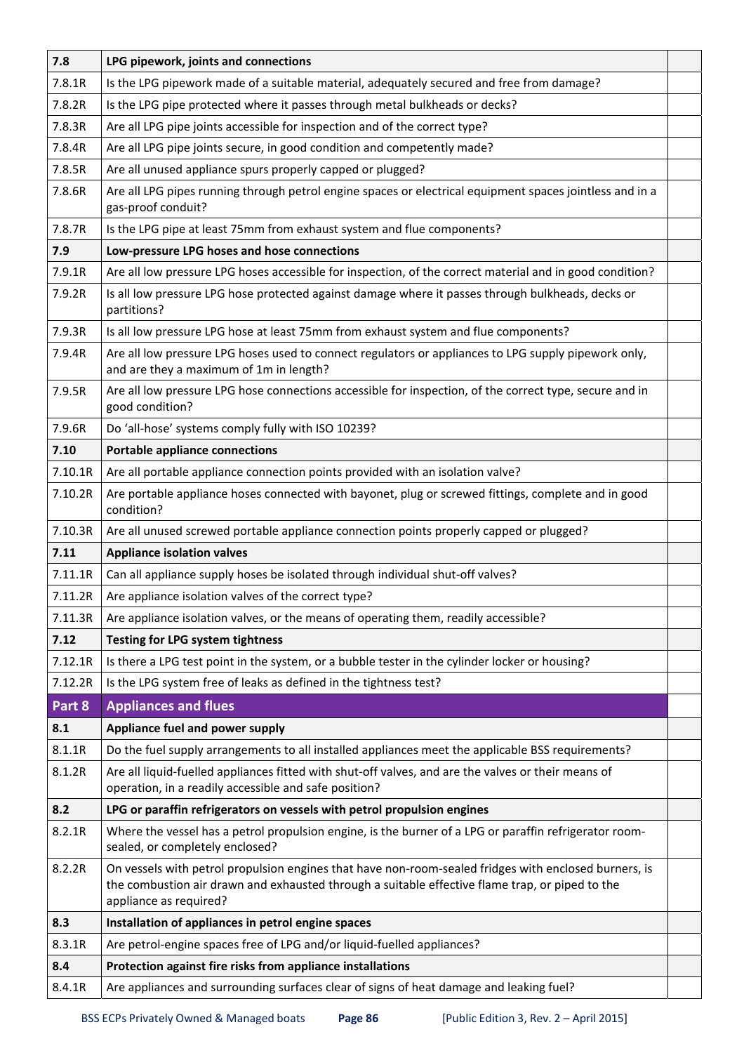| 7.8 | **LPG pipework, joints and connections** | |
|---|---|---|
| 7.8.1R | Is the LPG pipework made of a suitable material, adequately secured and free from damage? | |
| 7.8.2R | Is the LPG pipe protected where it passes through metal bulkheads or decks? | |
| 7.8.3R | Are all LPG pipe joints accessible for inspection and of the correct type? | |
| 7.8.4R | Are all LPG pipe joints secure, in good condition and competently made? | |
| 7.8.5R | Are all unused appliance spurs properly capped or plugged? | |
| 7.8.6R | Are all LPG pipes running through petrol engine spaces or electrical equipment spaces jointless and in a gas-proof conduit? | |
| 7.8.7R | Is the LPG pipe at least 75mm from exhaust system and flue components? | |
| **7.9** | **Low-pressure LPG hoses and hose connections** | |
| 7.9.1R | Are all low pressure LPG hoses accessible for inspection, of the correct material and in good condition? | |
| 7.9.2R | Is all low pressure LPG hose protected against damage where it passes through bulkheads, decks or partitions? | |
| 7.9.3R | Is all low pressure LPG hose at least 75mm from exhaust system and flue components? | |
| 7.9.4R | Are all low pressure LPG hoses used to connect regulators or appliances to LPG supply pipework only, and are they a maximum of 1m in length? | |
| 7.9.5R | Are all low pressure LPG hose connections accessible for inspection, of the correct type, secure and in good condition? | |
| 7.9.6R | Do 'all-hose' systems comply fully with ISO 10239? | |
| **7.10** | **Portable appliance connections** | |
| 7.10.1R | Are all portable appliance connection points provided with an isolation valve? | |
| 7.10.2R | Are portable appliance hoses connected with bayonet, plug or screwed fittings, complete and in good condition? | |
| 7.10.3R | Are all unused screwed portable appliance connection points properly capped or plugged? | |
| **7.11** | **Appliance isolation valves** | |
| 7.11.1R | Can all appliance supply hoses be isolated through individual shut-off valves? | |
| 7.11.2R | Are appliance isolation valves of the correct type? | |
| 7.11.3R | Are appliance isolation valves, or the means of operating them, readily accessible? | |
| **7.12** | **Testing for LPG system tightness** | |
| 7.12.1R | Is there a LPG test point in the system, or a bubble tester in the cylinder locker or housing? | |
| 7.12.2R | Is the LPG system free of leaks as defined in the tightness test? | |
| **Part 8** | **Appliances and flues** | |
| **8.1** | **Appliance fuel and power supply** | |
| 8.1.1R | Do the fuel supply arrangements to all installed appliances meet the applicable BSS requirements? | |
| 8.1.2R | Are all liquid-fuelled appliances fitted with shut-off valves, and are the valves or their means of operation, in a readily accessible and safe position? | |
| **8.2** | **LPG or paraffin refrigerators on vessels with petrol propulsion engines** | |
| 8.2.1R | Where the vessel has a petrol propulsion engine, is the burner of a LPG or paraffin refrigerator room-sealed, or completely enclosed? | |
| 8.2.2R | On vessels with petrol propulsion engines that have non-room-sealed fridges with enclosed burners, is the combustion air drawn and exhausted through a suitable effective flame trap, or piped to the appliance as required? | |
| **8.3** | **Installation of appliances in petrol engine spaces** | |
| 8.3.1R | Are petrol-engine spaces free of LPG and/or liquid-fuelled appliances? | |
| **8.4** | **Protection against fire risks from appliance installations** | |
| 8.4.1R | Are appliances and surrounding surfaces clear of signs of heat damage and leaking fuel? | |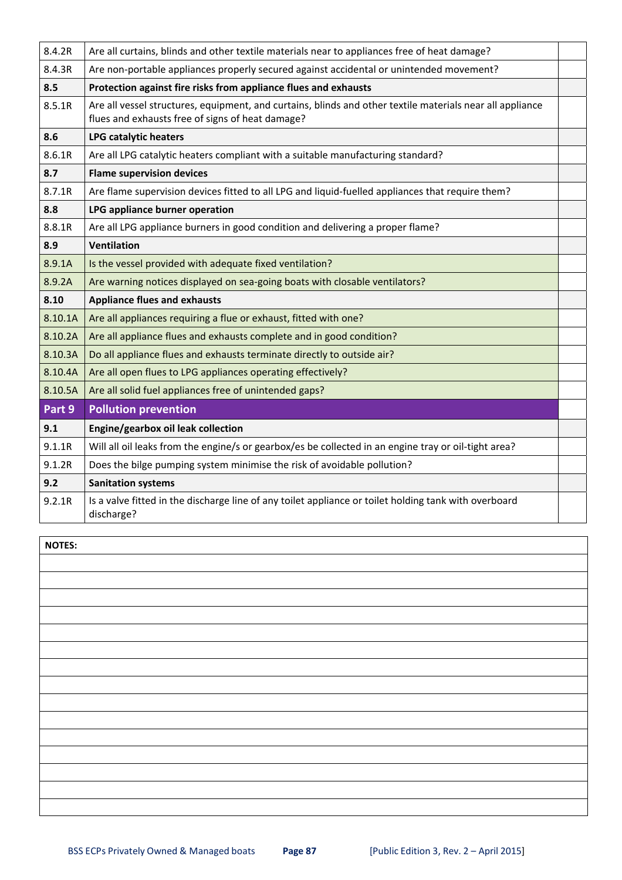| | | |
|---|---|---|
| 8.4.2R | Are all curtains, blinds and other textile materials near to appliances free of heat damage? | |
| 8.4.3R | Are non-portable appliances properly secured against accidental or unintended movement? | |
| **8.5** | **Protection against fire risks from appliance flues and exhausts** | |
| 8.5.1R | Are all vessel structures, equipment, and curtains, blinds and other textile materials near all appliance flues and exhausts free of signs of heat damage? | |
| **8.6** | **LPG catalytic heaters** | |
| 8.6.1R | Are all LPG catalytic heaters compliant with a suitable manufacturing standard? | |
| **8.7** | **Flame supervision devices** | |
| 8.7.1R | Are flame supervision devices fitted to all LPG and liquid-fuelled appliances that require them? | |
| **8.8** | **LPG appliance burner operation** | |
| 8.8.1R | Are all LPG appliance burners in good condition and delivering a proper flame? | |
| **8.9** | **Ventilation** | |
| 8.9.1A | Is the vessel provided with adequate fixed ventilation? | |
| 8.9.2A | Are warning notices displayed on sea-going boats with closable ventilators? | |
| **8.10** | **Appliance flues and exhausts** | |
| 8.10.1A | Are all appliances requiring a flue or exhaust, fitted with one? | |
| 8.10.2A | Are all appliance flues and exhausts complete and in good condition? | |
| 8.10.3A | Do all appliance flues and exhausts terminate directly to outside air? | |
| 8.10.4A | Are all open flues to LPG appliances operating effectively? | |
| 8.10.5A | Are all solid fuel appliances free of unintended gaps? | |
| **Part 9** | **Pollution prevention** | |
| **9.1** | **Engine/gearbox oil leak collection** | |
| 9.1.1R | Will all oil leaks from the engine/s or gearbox/es be collected in an engine tray or oil-tight area? | |
| 9.1.2R | Does the bilge pumping system minimise the risk of avoidable pollution? | |
| **9.2** | **Sanitation systems** | |
| 9.2.1R | Is a valve fitted in the discharge line of any toilet appliance or toilet holding tank with overboard discharge? | |

**NOTES:**